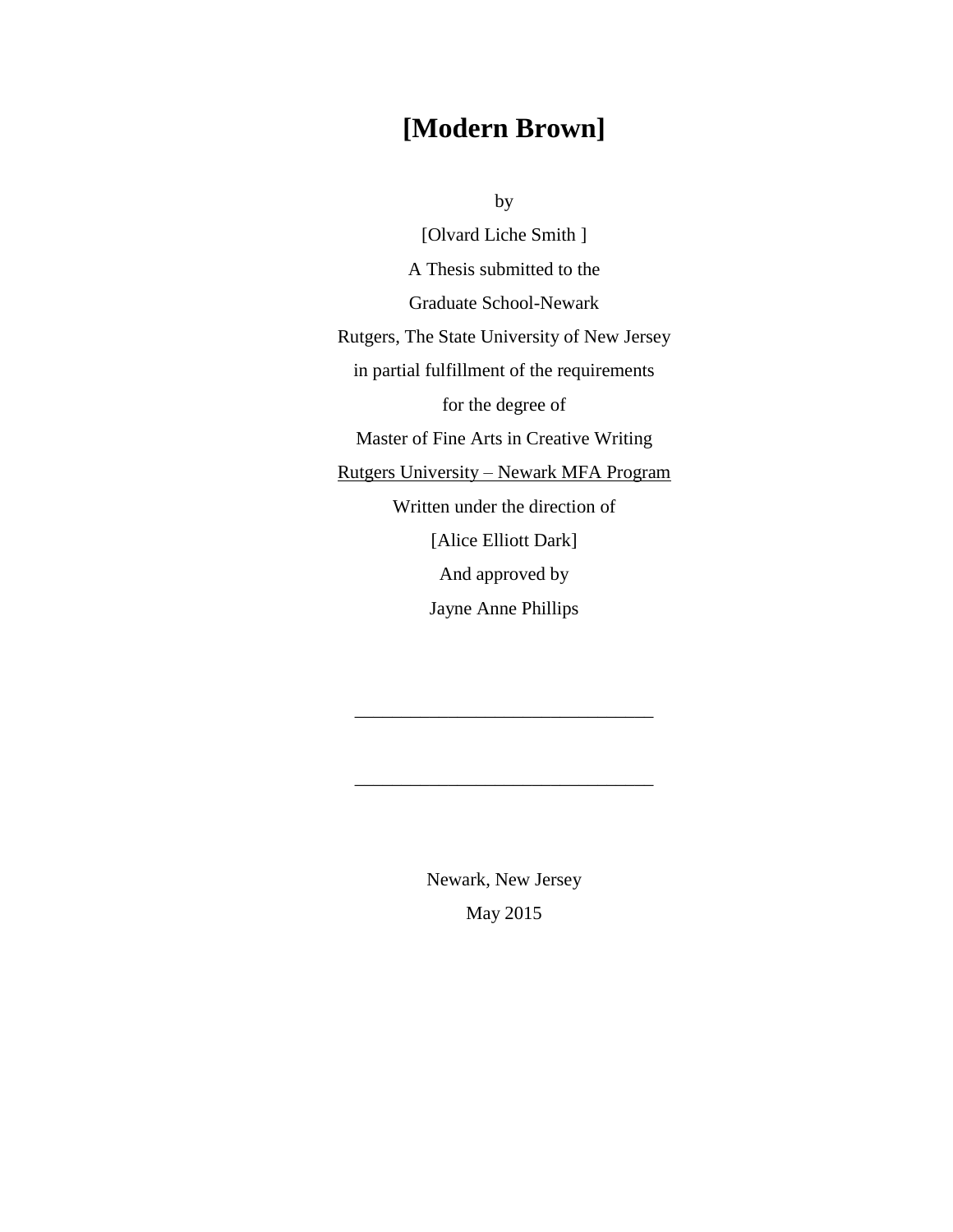# [Modern Brown]

by

[Olvard Liche Smith ]

A Thesis submitted to the

Graduate School-Newark

Rutgers, The State University of New Jersey

in partial fulfillment of the requirements

for the degree of

Master of Fine Arts in Creative Writing

Rutgers University – Newark MFA Program

Written under the direction of

[Alice Elliott Dark]

And approved by

Jayne Anne Phillips

_______________________________

_______________________________

Newark, New Jersey

May 2015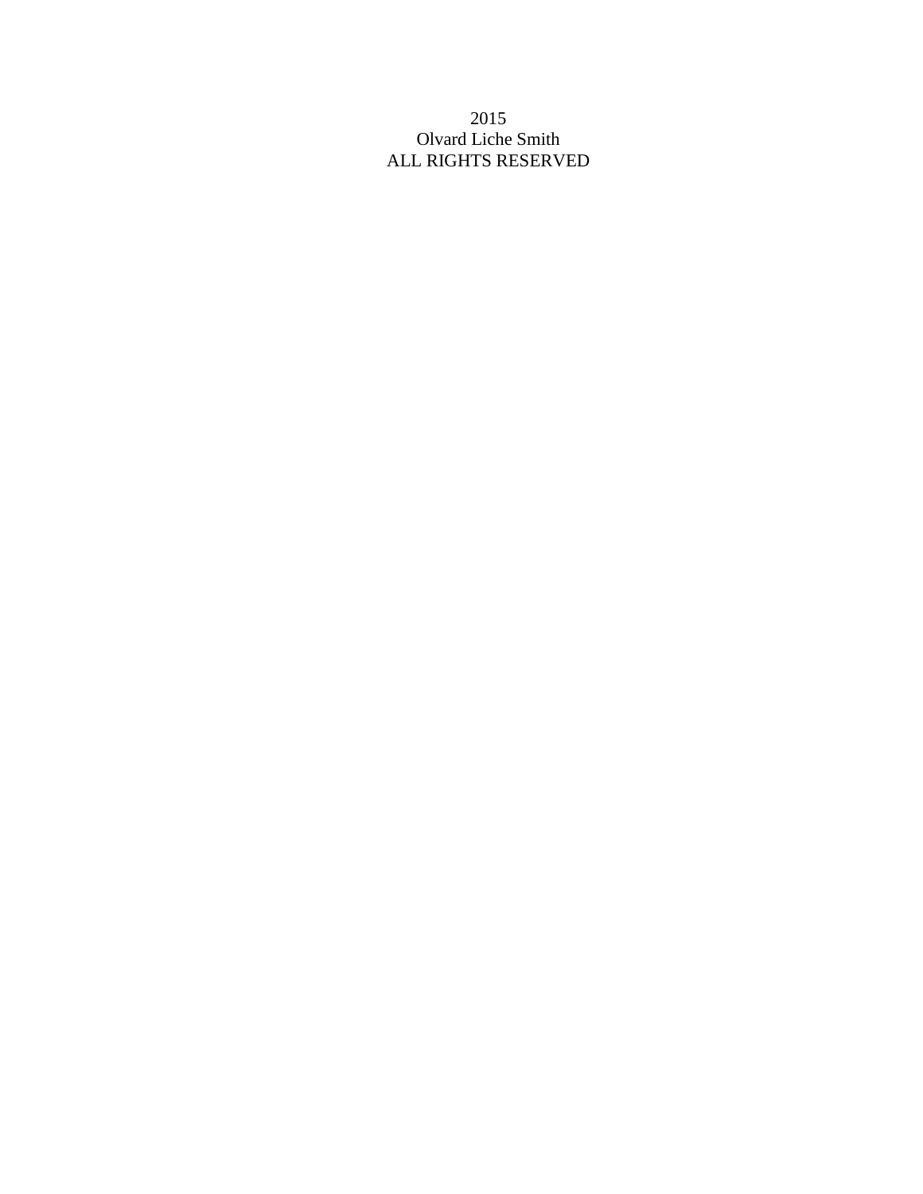2015
Olvard Liche Smith
ALL RIGHTS RESERVED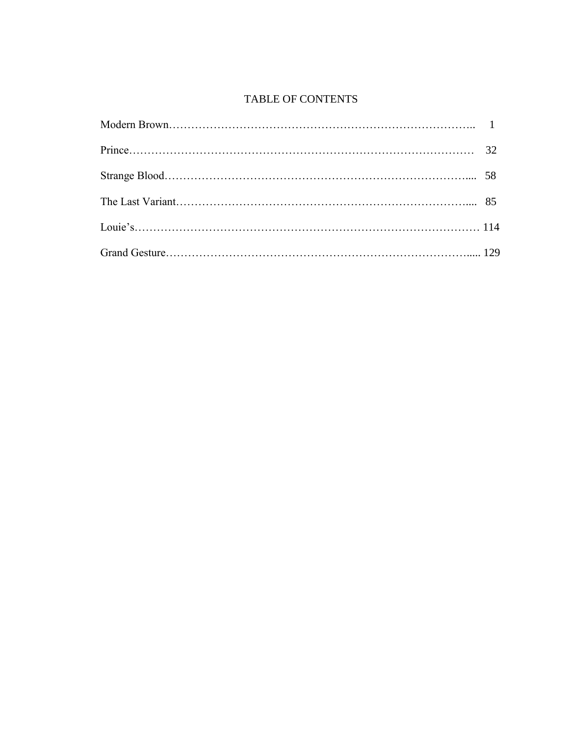# TABLE OF CONTENTS

Modern Brown………………………………………………………………………….. 1

Prince……………………………………………………………………………… 32

Strange Blood……………………………………………………………………..... 58

The Last Variant………………………………………………………………….... 85

Louie's………………………………………………………………………………… 114

Grand Gesture…………………………………………………………………….... 129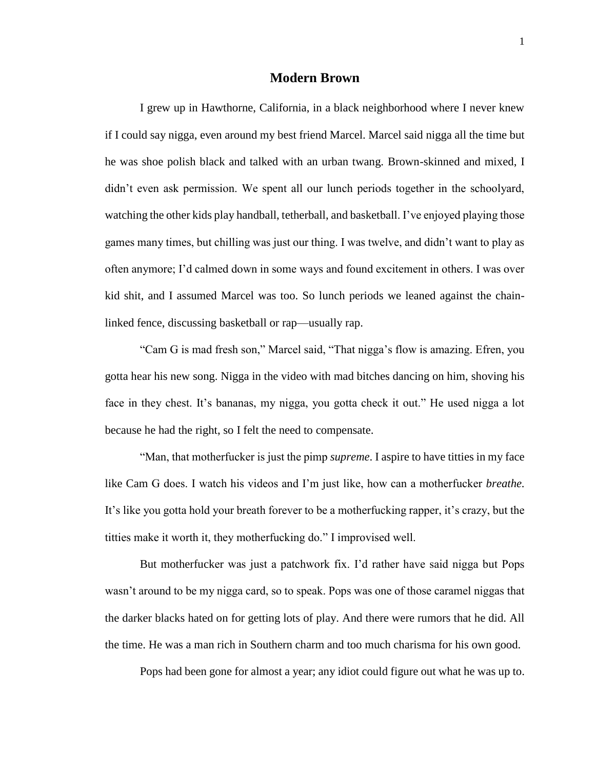## Modern Brown

I grew up in Hawthorne, California, in a black neighborhood where I never knew if I could say nigga, even around my best friend Marcel. Marcel said nigga all the time but he was shoe polish black and talked with an urban twang. Brown-skinned and mixed, I didn't even ask permission. We spent all our lunch periods together in the schoolyard, watching the other kids play handball, tetherball, and basketball. I've enjoyed playing those games many times, but chilling was just our thing. I was twelve, and didn't want to play as often anymore; I'd calmed down in some ways and found excitement in others. I was over kid shit, and I assumed Marcel was too. So lunch periods we leaned against the chain-linked fence, discussing basketball or rap—usually rap.

"Cam G is mad fresh son," Marcel said, "That nigga's flow is amazing. Efren, you gotta hear his new song. Nigga in the video with mad bitches dancing on him, shoving his face in they chest. It's bananas, my nigga, you gotta check it out." He used nigga a lot because he had the right, so I felt the need to compensate.

"Man, that motherfucker is just the pimp *supreme*. I aspire to have titties in my face like Cam G does. I watch his videos and I'm just like, how can a motherfucker *breathe.* It's like you gotta hold your breath forever to be a motherfucking rapper, it's crazy, but the titties make it worth it, they motherfucking do." I improvised well.

But motherfucker was just a patchwork fix. I'd rather have said nigga but Pops wasn't around to be my nigga card, so to speak. Pops was one of those caramel niggas that the darker blacks hated on for getting lots of play. And there were rumors that he did. All the time. He was a man rich in Southern charm and too much charisma for his own good.

Pops had been gone for almost a year; any idiot could figure out what he was up to.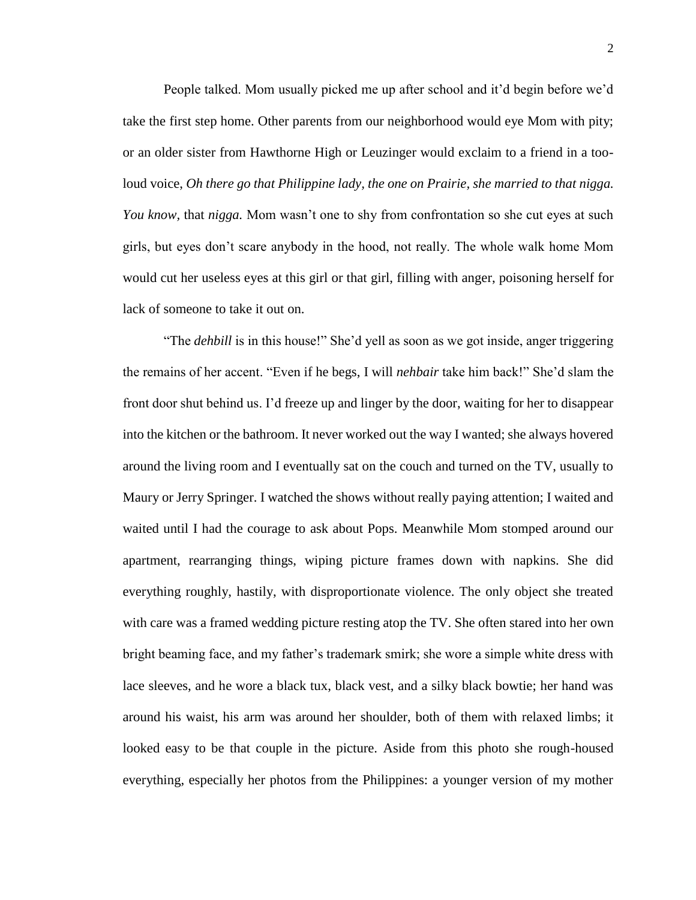People talked. Mom usually picked me up after school and it'd begin before we'd take the first step home. Other parents from our neighborhood would eye Mom with pity; or an older sister from Hawthorne High or Leuzinger would exclaim to a friend in a too-loud voice, *Oh there go that Philippine lady, the one on Prairie, she married to that nigga. You know,* that *nigga.* Mom wasn't one to shy from confrontation so she cut eyes at such girls, but eyes don't scare anybody in the hood, not really. The whole walk home Mom would cut her useless eyes at this girl or that girl, filling with anger, poisoning herself for lack of someone to take it out on.

"The *dehbill* is in this house!" She'd yell as soon as we got inside, anger triggering the remains of her accent. "Even if he begs, I will *nehbair* take him back!" She'd slam the front door shut behind us. I'd freeze up and linger by the door, waiting for her to disappear into the kitchen or the bathroom. It never worked out the way I wanted; she always hovered around the living room and I eventually sat on the couch and turned on the TV, usually to Maury or Jerry Springer. I watched the shows without really paying attention; I waited and waited until I had the courage to ask about Pops. Meanwhile Mom stomped around our apartment, rearranging things, wiping picture frames down with napkins. She did everything roughly, hastily, with disproportionate violence. The only object she treated with care was a framed wedding picture resting atop the TV. She often stared into her own bright beaming face, and my father's trademark smirk; she wore a simple white dress with lace sleeves, and he wore a black tux, black vest, and a silky black bowtie; her hand was around his waist, his arm was around her shoulder, both of them with relaxed limbs; it looked easy to be that couple in the picture. Aside from this photo she rough-housed everything, especially her photos from the Philippines: a younger version of my mother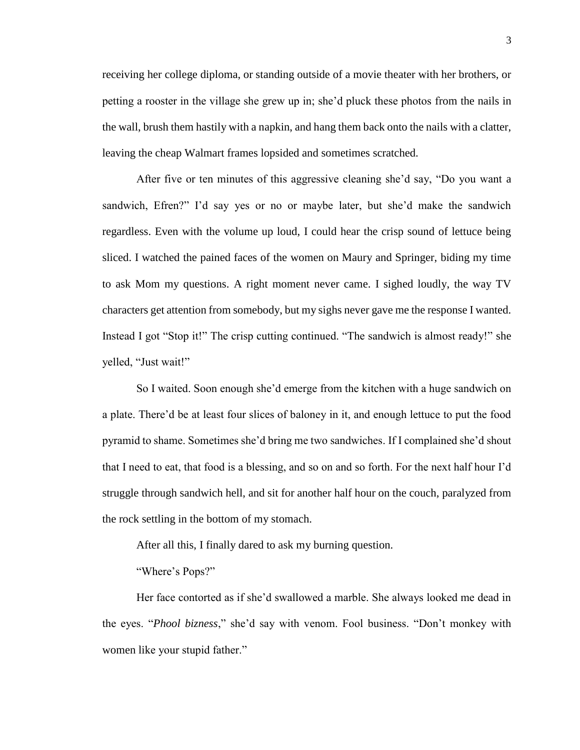receiving her college diploma, or standing outside of a movie theater with her brothers, or petting a rooster in the village she grew up in; she'd pluck these photos from the nails in the wall, brush them hastily with a napkin, and hang them back onto the nails with a clatter, leaving the cheap Walmart frames lopsided and sometimes scratched.

After five or ten minutes of this aggressive cleaning she'd say, "Do you want a sandwich, Efren?" I'd say yes or no or maybe later, but she'd make the sandwich regardless. Even with the volume up loud, I could hear the crisp sound of lettuce being sliced. I watched the pained faces of the women on Maury and Springer, biding my time to ask Mom my questions. A right moment never came. I sighed loudly, the way TV characters get attention from somebody, but my sighs never gave me the response I wanted. Instead I got "Stop it!" The crisp cutting continued. "The sandwich is almost ready!" she yelled, "Just wait!"

So I waited. Soon enough she'd emerge from the kitchen with a huge sandwich on a plate. There'd be at least four slices of baloney in it, and enough lettuce to put the food pyramid to shame. Sometimes she'd bring me two sandwiches. If I complained she'd shout that I need to eat, that food is a blessing, and so on and so forth. For the next half hour I'd struggle through sandwich hell, and sit for another half hour on the couch, paralyzed from the rock settling in the bottom of my stomach.

After all this, I finally dared to ask my burning question.

"Where's Pops?"

Her face contorted as if she'd swallowed a marble. She always looked me dead in the eyes. "*Phool bizness*," she'd say with venom. Fool business. "Don't monkey with women like your stupid father."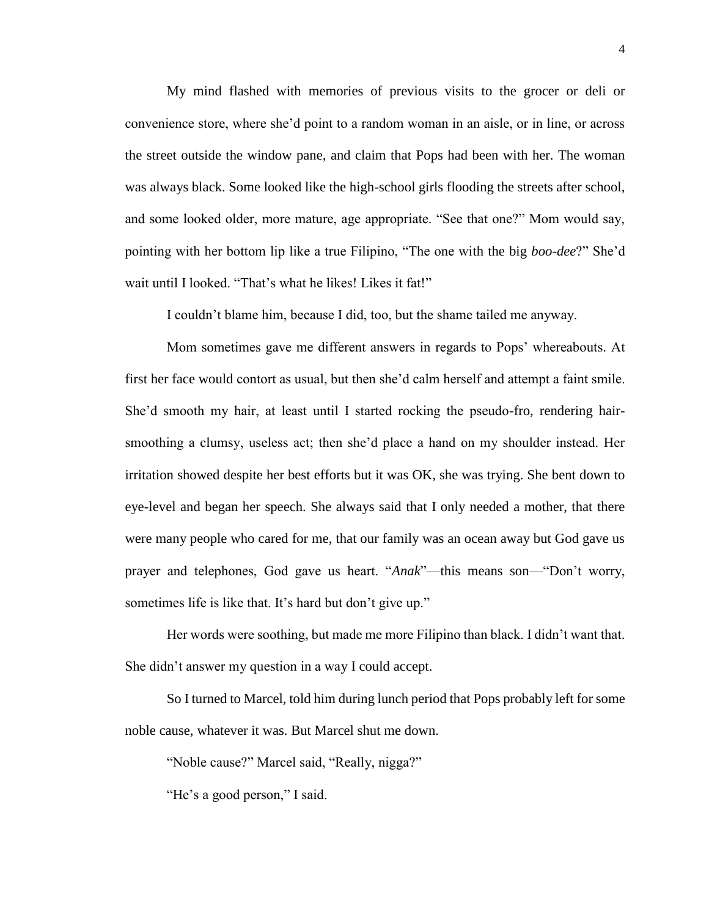My mind flashed with memories of previous visits to the grocer or deli or convenience store, where she'd point to a random woman in an aisle, or in line, or across the street outside the window pane, and claim that Pops had been with her. The woman was always black. Some looked like the high-school girls flooding the streets after school, and some looked older, more mature, age appropriate. "See that one?" Mom would say, pointing with her bottom lip like a true Filipino, "The one with the big *boo-dee*?" She'd wait until I looked. "That's what he likes! Likes it fat!"

I couldn't blame him, because I did, too, but the shame tailed me anyway.

Mom sometimes gave me different answers in regards to Pops' whereabouts. At first her face would contort as usual, but then she'd calm herself and attempt a faint smile. She'd smooth my hair, at least until I started rocking the pseudo-fro, rendering hair-smoothing a clumsy, useless act; then she'd place a hand on my shoulder instead. Her irritation showed despite her best efforts but it was OK, she was trying. She bent down to eye-level and began her speech. She always said that I only needed a mother, that there were many people who cared for me, that our family was an ocean away but God gave us prayer and telephones, God gave us heart. "*Anak*"—this means son—"Don't worry, sometimes life is like that. It's hard but don't give up."

Her words were soothing, but made me more Filipino than black. I didn't want that. She didn't answer my question in a way I could accept.

So I turned to Marcel, told him during lunch period that Pops probably left for some noble cause, whatever it was. But Marcel shut me down.

"Noble cause?" Marcel said, "Really, nigga?"

"He's a good person," I said.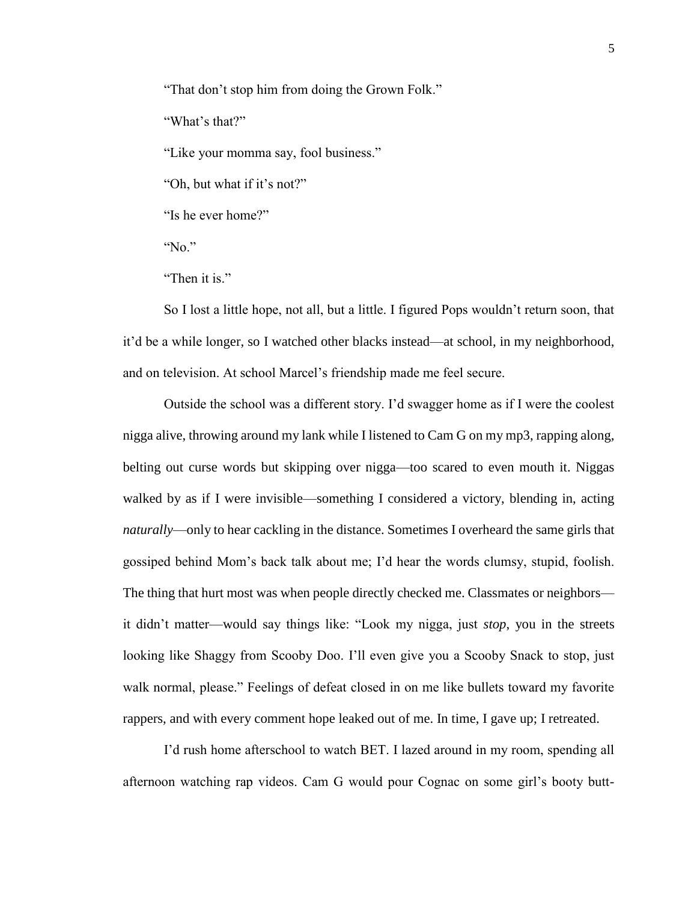"That don't stop him from doing the Grown Folk."

"What's that?"

"Like your momma say, fool business."

"Oh, but what if it's not?"

"Is he ever home?"

"No."

"Then it is."

So I lost a little hope, not all, but a little. I figured Pops wouldn't return soon, that it'd be a while longer, so I watched other blacks instead—at school, in my neighborhood, and on television. At school Marcel's friendship made me feel secure.

Outside the school was a different story. I'd swagger home as if I were the coolest nigga alive, throwing around my lank while I listened to Cam G on my mp3, rapping along, belting out curse words but skipping over nigga—too scared to even mouth it. Niggas walked by as if I were invisible—something I considered a victory, blending in, acting *naturally*—only to hear cackling in the distance. Sometimes I overheard the same girls that gossiped behind Mom's back talk about me; I'd hear the words clumsy, stupid, foolish. The thing that hurt most was when people directly checked me. Classmates or neighbors—it didn't matter—would say things like: "Look my nigga, just *stop*, you in the streets looking like Shaggy from Scooby Doo. I'll even give you a Scooby Snack to stop, just walk normal, please." Feelings of defeat closed in on me like bullets toward my favorite rappers, and with every comment hope leaked out of me. In time, I gave up; I retreated.

I'd rush home afterschool to watch BET. I lazed around in my room, spending all afternoon watching rap videos. Cam G would pour Cognac on some girl's booty butt-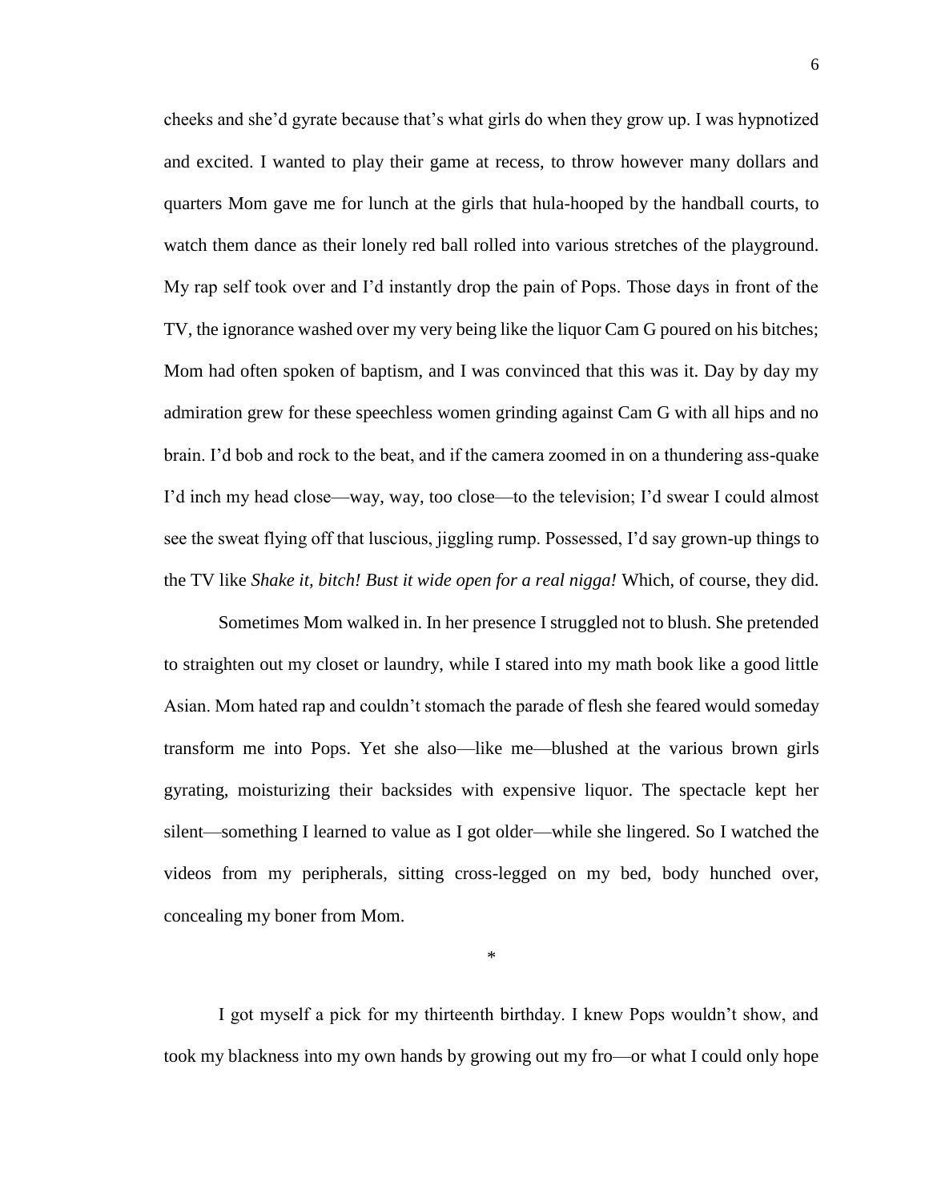cheeks and she'd gyrate because that's what girls do when they grow up. I was hypnotized and excited. I wanted to play their game at recess, to throw however many dollars and quarters Mom gave me for lunch at the girls that hula-hooped by the handball courts, to watch them dance as their lonely red ball rolled into various stretches of the playground. My rap self took over and I'd instantly drop the pain of Pops. Those days in front of the TV, the ignorance washed over my very being like the liquor Cam G poured on his bitches; Mom had often spoken of baptism, and I was convinced that this was it. Day by day my admiration grew for these speechless women grinding against Cam G with all hips and no brain. I'd bob and rock to the beat, and if the camera zoomed in on a thundering ass-quake I'd inch my head close—way, way, too close—to the television; I'd swear I could almost see the sweat flying off that luscious, jiggling rump. Possessed, I'd say grown-up things to the TV like *Shake it, bitch! Bust it wide open for a real nigga!* Which, of course, they did.

Sometimes Mom walked in. In her presence I struggled not to blush. She pretended to straighten out my closet or laundry, while I stared into my math book like a good little Asian. Mom hated rap and couldn't stomach the parade of flesh she feared would someday transform me into Pops. Yet she also—like me—blushed at the various brown girls gyrating, moisturizing their backsides with expensive liquor. The spectacle kept her silent—something I learned to value as I got older—while she lingered. So I watched the videos from my peripherals, sitting cross-legged on my bed, body hunched over, concealing my boner from Mom.

*

I got myself a pick for my thirteenth birthday. I knew Pops wouldn't show, and took my blackness into my own hands by growing out my fro—or what I could only hope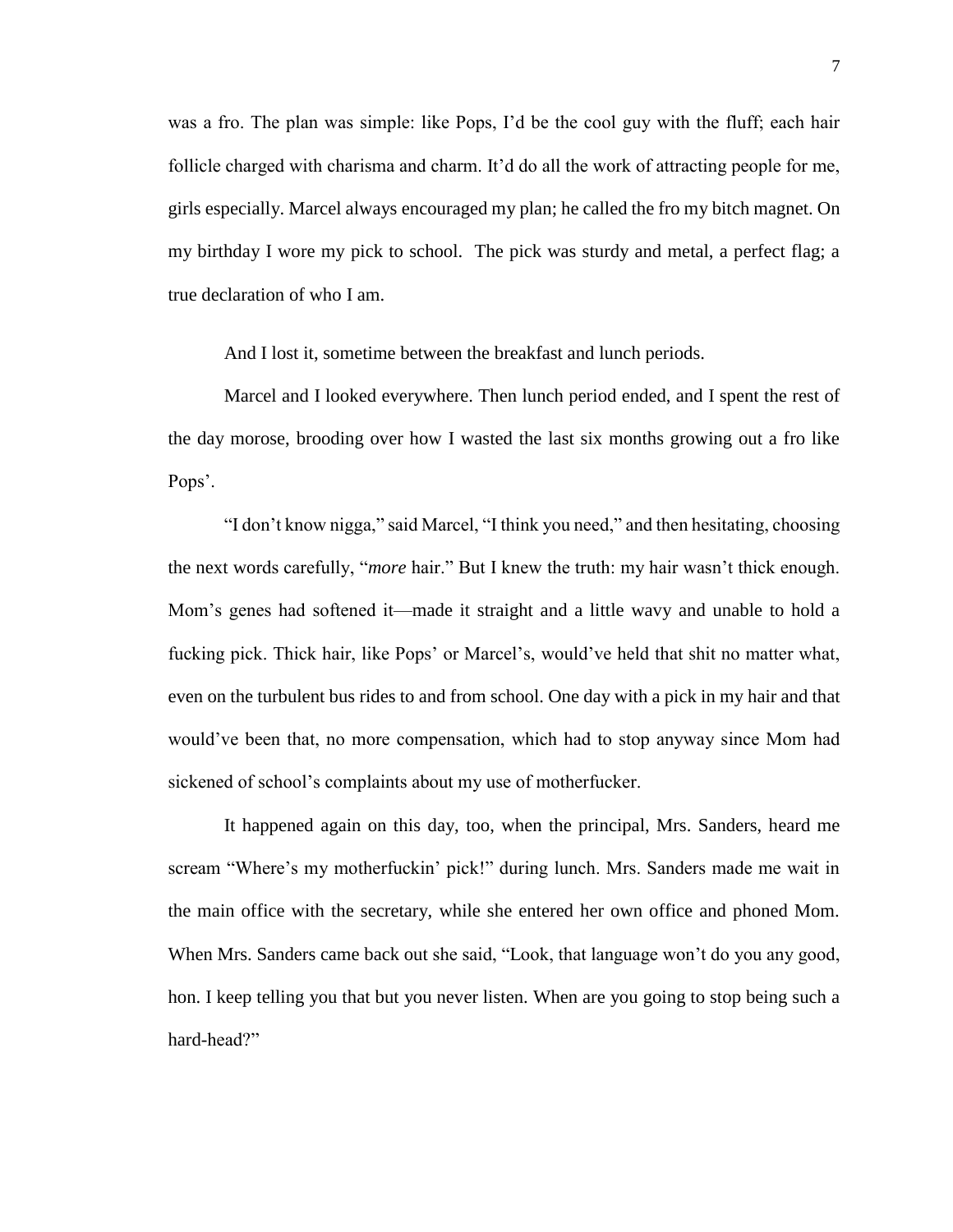was a fro. The plan was simple: like Pops, I'd be the cool guy with the fluff; each hair follicle charged with charisma and charm. It'd do all the work of attracting people for me, girls especially. Marcel always encouraged my plan; he called the fro my bitch magnet. On my birthday I wore my pick to school. The pick was sturdy and metal, a perfect flag; a true declaration of who I am.

And I lost it, sometime between the breakfast and lunch periods.

Marcel and I looked everywhere. Then lunch period ended, and I spent the rest of the day morose, brooding over how I wasted the last six months growing out a fro like Pops'.

"I don't know nigga," said Marcel, "I think you need," and then hesitating, choosing the next words carefully, "*more* hair." But I knew the truth: my hair wasn't thick enough. Mom's genes had softened it—made it straight and a little wavy and unable to hold a fucking pick. Thick hair, like Pops' or Marcel's, would've held that shit no matter what, even on the turbulent bus rides to and from school. One day with a pick in my hair and that would've been that, no more compensation, which had to stop anyway since Mom had sickened of school's complaints about my use of motherfucker.

It happened again on this day, too, when the principal, Mrs. Sanders, heard me scream "Where's my motherfuckin' pick!" during lunch. Mrs. Sanders made me wait in the main office with the secretary, while she entered her own office and phoned Mom. When Mrs. Sanders came back out she said, "Look, that language won't do you any good, hon. I keep telling you that but you never listen. When are you going to stop being such a hard-head?"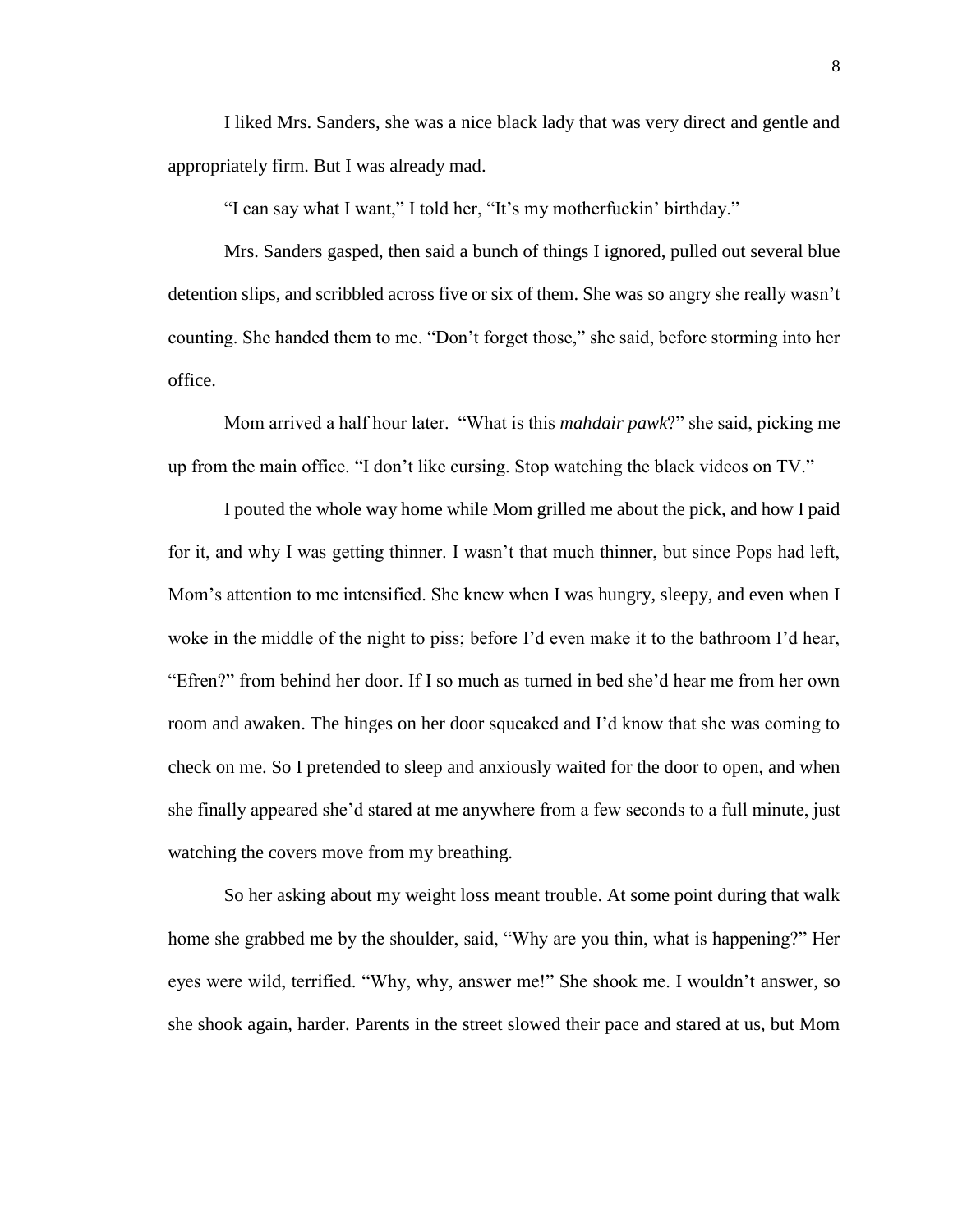I liked Mrs. Sanders, she was a nice black lady that was very direct and gentle and appropriately firm. But I was already mad.

"I can say what I want," I told her, "It's my motherfuckin' birthday."

Mrs. Sanders gasped, then said a bunch of things I ignored, pulled out several blue detention slips, and scribbled across five or six of them. She was so angry she really wasn't counting. She handed them to me. "Don't forget those," she said, before storming into her office.

Mom arrived a half hour later. "What is this *mahdair pawk*?" she said, picking me up from the main office. "I don't like cursing. Stop watching the black videos on TV."

I pouted the whole way home while Mom grilled me about the pick, and how I paid for it, and why I was getting thinner. I wasn't that much thinner, but since Pops had left, Mom's attention to me intensified. She knew when I was hungry, sleepy, and even when I woke in the middle of the night to piss; before I'd even make it to the bathroom I'd hear, "Efren?" from behind her door. If I so much as turned in bed she'd hear me from her own room and awaken. The hinges on her door squeaked and I'd know that she was coming to check on me. So I pretended to sleep and anxiously waited for the door to open, and when she finally appeared she'd stared at me anywhere from a few seconds to a full minute, just watching the covers move from my breathing.

So her asking about my weight loss meant trouble. At some point during that walk home she grabbed me by the shoulder, said, "Why are you thin, what is happening?" Her eyes were wild, terrified. "Why, why, answer me!" She shook me. I wouldn't answer, so she shook again, harder. Parents in the street slowed their pace and stared at us, but Mom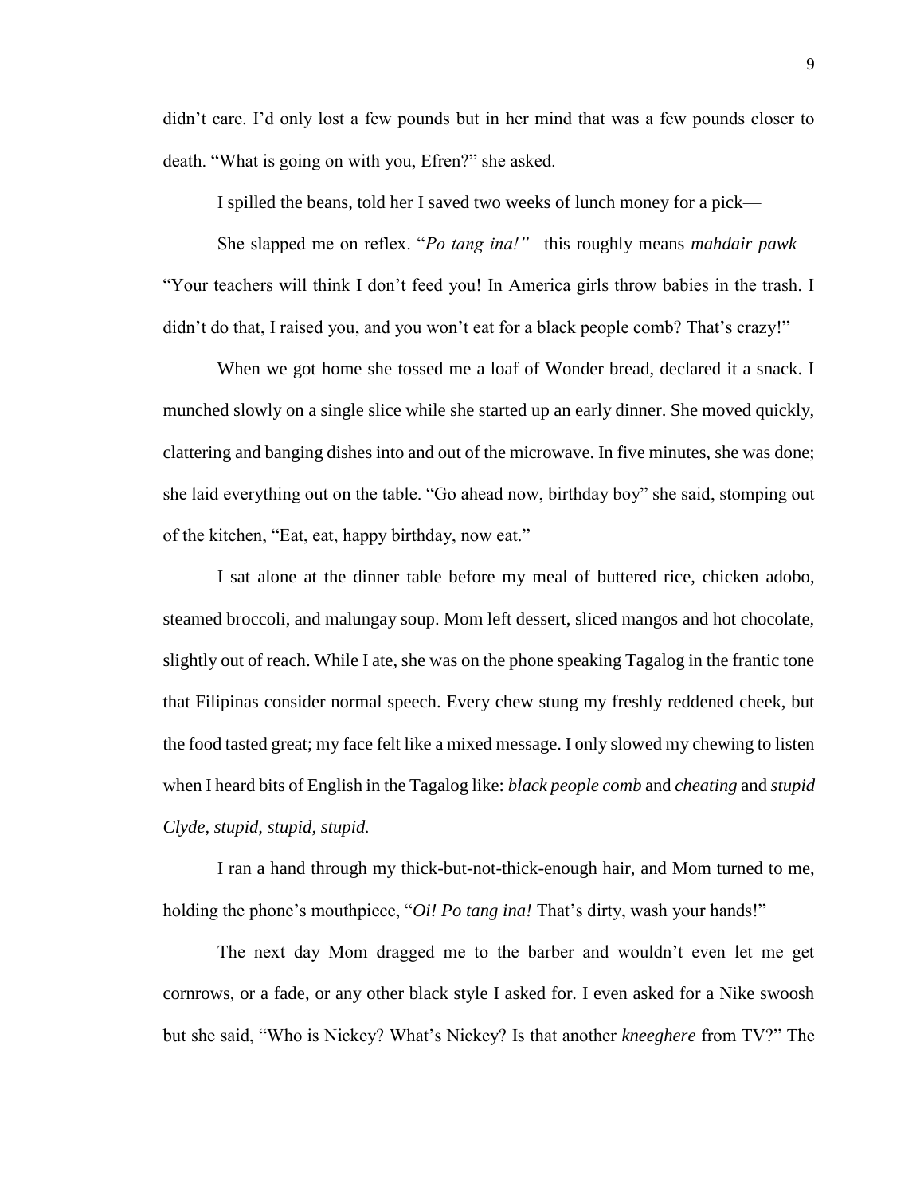didn’t care. I’d only lost a few pounds but in her mind that was a few pounds closer to death. “What is going on with you, Efren?” she asked.

I spilled the beans, told her I saved two weeks of lunch money for a pick—

She slapped me on reflex. “*Po tang ina!”* –this roughly means *mahdair pawk*—“Your teachers will think I don’t feed you! In America girls throw babies in the trash. I didn’t do that, I raised you, and you won’t eat for a black people comb? That’s crazy!”

When we got home she tossed me a loaf of Wonder bread, declared it a snack. I munched slowly on a single slice while she started up an early dinner. She moved quickly, clattering and banging dishes into and out of the microwave. In five minutes, she was done; she laid everything out on the table. “Go ahead now, birthday boy” she said, stomping out of the kitchen, “Eat, eat, happy birthday, now eat.”

I sat alone at the dinner table before my meal of buttered rice, chicken adobo, steamed broccoli, and malungay soup. Mom left dessert, sliced mangos and hot chocolate, slightly out of reach. While I ate, she was on the phone speaking Tagalog in the frantic tone that Filipinas consider normal speech. Every chew stung my freshly reddened cheek, but the food tasted great; my face felt like a mixed message. I only slowed my chewing to listen when I heard bits of English in the Tagalog like: *black people comb* and *cheating* and *stupid Clyde, stupid, stupid, stupid.*

I ran a hand through my thick-but-not-thick-enough hair, and Mom turned to me, holding the phone’s mouthpiece, “*Oi! Po tang ina!* That’s dirty, wash your hands!”

The next day Mom dragged me to the barber and wouldn’t even let me get cornrows, or a fade, or any other black style I asked for. I even asked for a Nike swoosh but she said, “Who is Nickey? What’s Nickey? Is that another *kneeghere* from TV?” The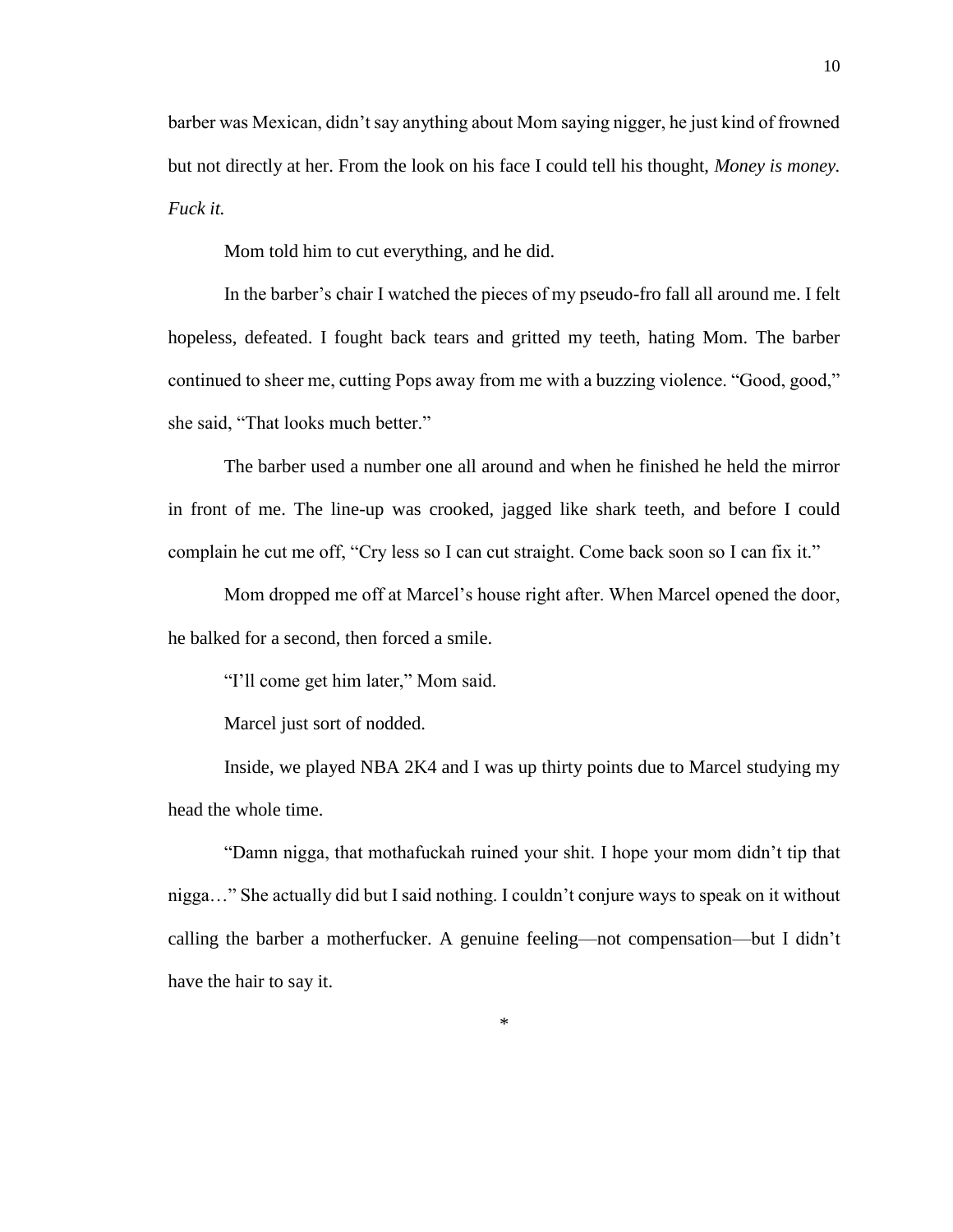barber was Mexican, didn't say anything about Mom saying nigger, he just kind of frowned but not directly at her. From the look on his face I could tell his thought, *Money is money. Fuck it.*

Mom told him to cut everything, and he did.

In the barber's chair I watched the pieces of my pseudo-fro fall all around me. I felt hopeless, defeated. I fought back tears and gritted my teeth, hating Mom. The barber continued to sheer me, cutting Pops away from me with a buzzing violence. "Good, good," she said, "That looks much better."

The barber used a number one all around and when he finished he held the mirror in front of me. The line-up was crooked, jagged like shark teeth, and before I could complain he cut me off, "Cry less so I can cut straight. Come back soon so I can fix it."

Mom dropped me off at Marcel's house right after. When Marcel opened the door, he balked for a second, then forced a smile.

"I'll come get him later," Mom said.

Marcel just sort of nodded.

Inside, we played NBA 2K4 and I was up thirty points due to Marcel studying my head the whole time.

"Damn nigga, that mothafuckah ruined your shit. I hope your mom didn't tip that nigga…" She actually did but I said nothing. I couldn't conjure ways to speak on it without calling the barber a motherfucker. A genuine feeling—not compensation—but I didn't have the hair to say it.

*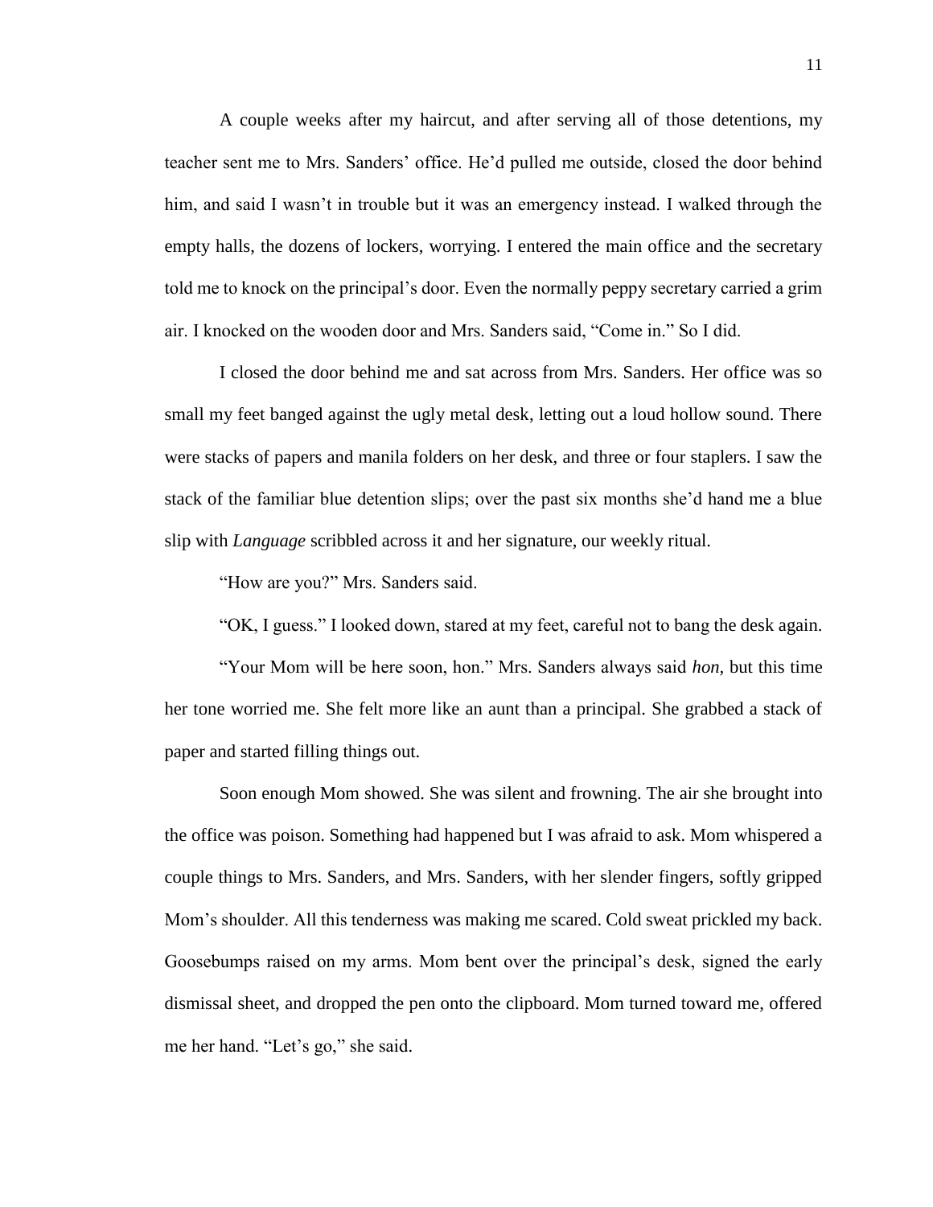A couple weeks after my haircut, and after serving all of those detentions, my teacher sent me to Mrs. Sanders' office. He'd pulled me outside, closed the door behind him, and said I wasn't in trouble but it was an emergency instead. I walked through the empty halls, the dozens of lockers, worrying. I entered the main office and the secretary told me to knock on the principal's door. Even the normally peppy secretary carried a grim air. I knocked on the wooden door and Mrs. Sanders said, "Come in." So I did.

I closed the door behind me and sat across from Mrs. Sanders. Her office was so small my feet banged against the ugly metal desk, letting out a loud hollow sound. There were stacks of papers and manila folders on her desk, and three or four staplers. I saw the stack of the familiar blue detention slips; over the past six months she'd hand me a blue slip with *Language* scribbled across it and her signature, our weekly ritual.

"How are you?" Mrs. Sanders said.

"OK, I guess." I looked down, stared at my feet, careful not to bang the desk again.

"Your Mom will be here soon, hon." Mrs. Sanders always said *hon,* but this time her tone worried me. She felt more like an aunt than a principal. She grabbed a stack of paper and started filling things out.

Soon enough Mom showed. She was silent and frowning. The air she brought into the office was poison. Something had happened but I was afraid to ask. Mom whispered a couple things to Mrs. Sanders, and Mrs. Sanders, with her slender fingers, softly gripped Mom's shoulder. All this tenderness was making me scared. Cold sweat prickled my back. Goosebumps raised on my arms. Mom bent over the principal's desk, signed the early dismissal sheet, and dropped the pen onto the clipboard. Mom turned toward me, offered me her hand. "Let's go," she said.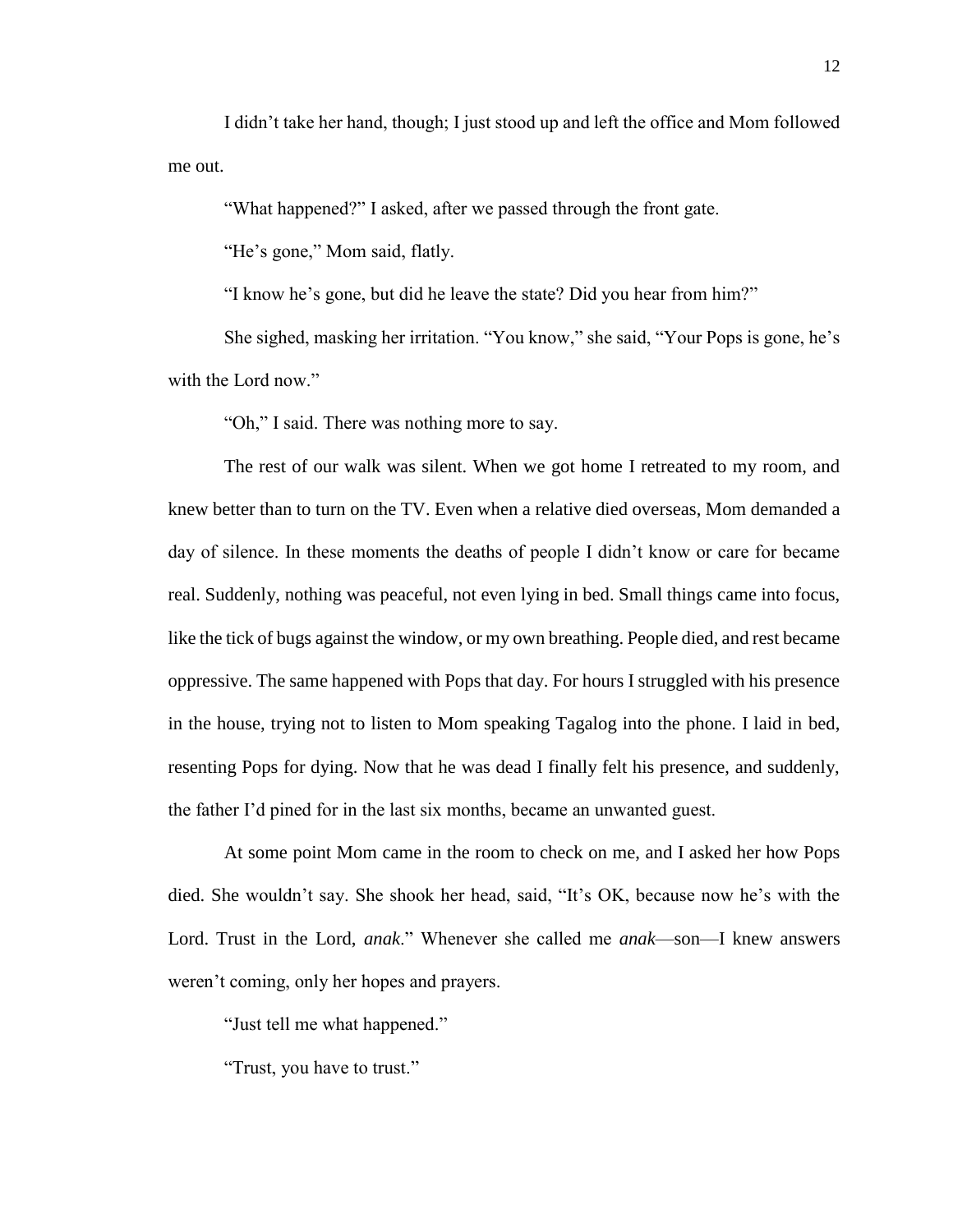I didn't take her hand, though; I just stood up and left the office and Mom followed me out.

"What happened?" I asked, after we passed through the front gate.

"He's gone," Mom said, flatly.

"I know he's gone, but did he leave the state? Did you hear from him?"

She sighed, masking her irritation. "You know," she said, "Your Pops is gone, he's with the Lord now."

"Oh," I said. There was nothing more to say.

The rest of our walk was silent. When we got home I retreated to my room, and knew better than to turn on the TV. Even when a relative died overseas, Mom demanded a day of silence. In these moments the deaths of people I didn't know or care for became real. Suddenly, nothing was peaceful, not even lying in bed. Small things came into focus, like the tick of bugs against the window, or my own breathing. People died, and rest became oppressive. The same happened with Pops that day. For hours I struggled with his presence in the house, trying not to listen to Mom speaking Tagalog into the phone. I laid in bed, resenting Pops for dying. Now that he was dead I finally felt his presence, and suddenly, the father I'd pined for in the last six months, became an unwanted guest.

At some point Mom came in the room to check on me, and I asked her how Pops died. She wouldn't say. She shook her head, said, "It's OK, because now he's with the Lord. Trust in the Lord, *anak*." Whenever she called me *anak*—son—I knew answers weren't coming, only her hopes and prayers.

"Just tell me what happened."

"Trust, you have to trust."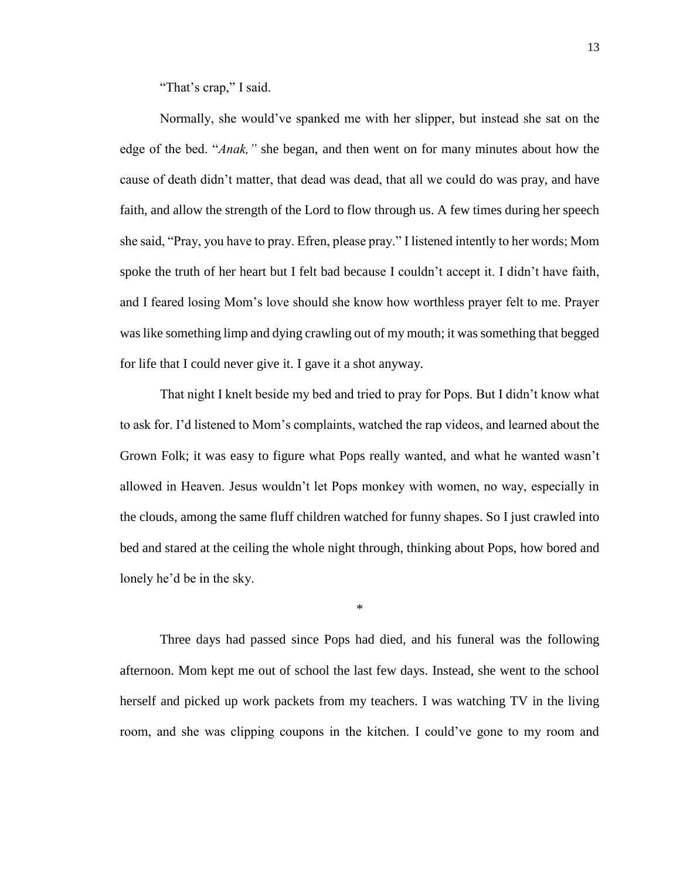“That’s crap,” I said.

Normally, she would’ve spanked me with her slipper, but instead she sat on the edge of the bed. “*Anak,”* she began, and then went on for many minutes about how the cause of death didn’t matter, that dead was dead, that all we could do was pray, and have faith, and allow the strength of the Lord to flow through us. A few times during her speech she said, “Pray, you have to pray. Efren, please pray.” I listened intently to her words; Mom spoke the truth of her heart but I felt bad because I couldn’t accept it. I didn’t have faith, and I feared losing Mom’s love should she know how worthless prayer felt to me. Prayer was like something limp and dying crawling out of my mouth; it was something that begged for life that I could never give it. I gave it a shot anyway.

That night I knelt beside my bed and tried to pray for Pops. But I didn’t know what to ask for. I’d listened to Mom’s complaints, watched the rap videos, and learned about the Grown Folk; it was easy to figure what Pops really wanted, and what he wanted wasn’t allowed in Heaven. Jesus wouldn’t let Pops monkey with women, no way, especially in the clouds, among the same fluff children watched for funny shapes. So I just crawled into bed and stared at the ceiling the whole night through, thinking about Pops, how bored and lonely he’d be in the sky.

*

Three days had passed since Pops had died, and his funeral was the following afternoon. Mom kept me out of school the last few days. Instead, she went to the school herself and picked up work packets from my teachers. I was watching TV in the living room, and she was clipping coupons in the kitchen. I could’ve gone to my room and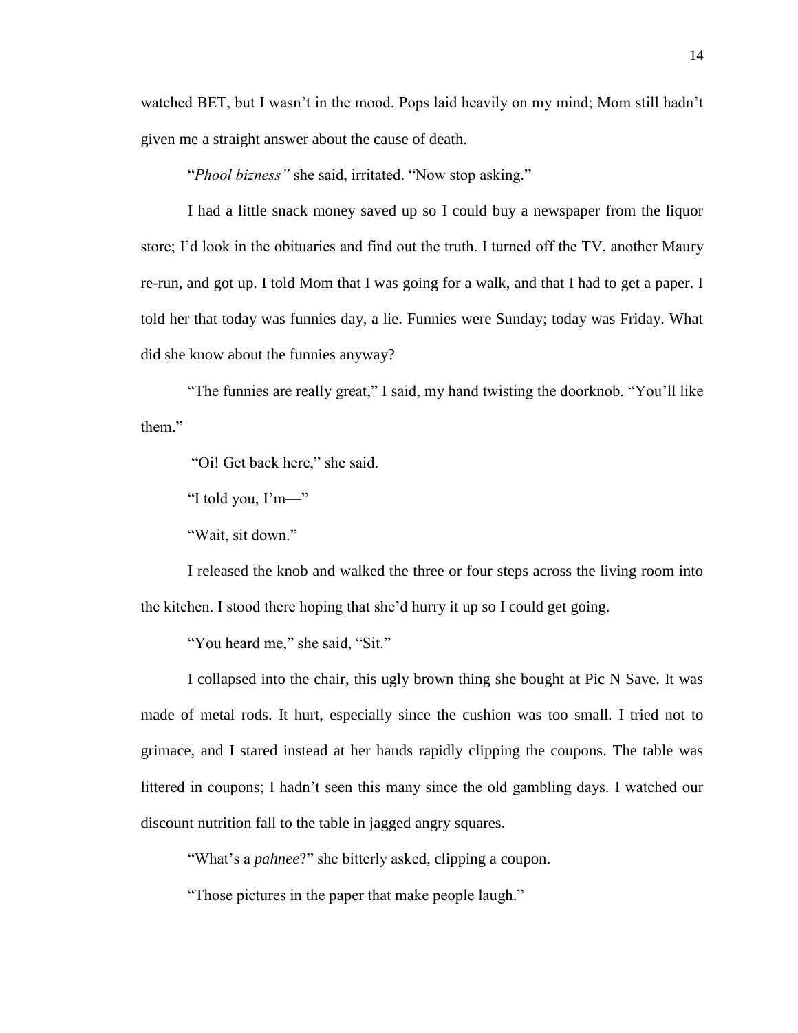watched BET, but I wasn't in the mood. Pops laid heavily on my mind; Mom still hadn't given me a straight answer about the cause of death.

"*Phool bizness"* she said, irritated. "Now stop asking."

I had a little snack money saved up so I could buy a newspaper from the liquor store; I'd look in the obituaries and find out the truth. I turned off the TV, another Maury re-run, and got up. I told Mom that I was going for a walk, and that I had to get a paper. I told her that today was funnies day, a lie. Funnies were Sunday; today was Friday. What did she know about the funnies anyway?

"The funnies are really great," I said, my hand twisting the doorknob. "You'll like them."

"Oi! Get back here," she said.

"I told you, I'm—"

"Wait, sit down."

I released the knob and walked the three or four steps across the living room into the kitchen. I stood there hoping that she'd hurry it up so I could get going.

"You heard me," she said, "Sit."

I collapsed into the chair, this ugly brown thing she bought at Pic N Save. It was made of metal rods. It hurt, especially since the cushion was too small. I tried not to grimace, and I stared instead at her hands rapidly clipping the coupons. The table was littered in coupons; I hadn't seen this many since the old gambling days. I watched our discount nutrition fall to the table in jagged angry squares.

"What's a *pahnee*?" she bitterly asked, clipping a coupon.

"Those pictures in the paper that make people laugh."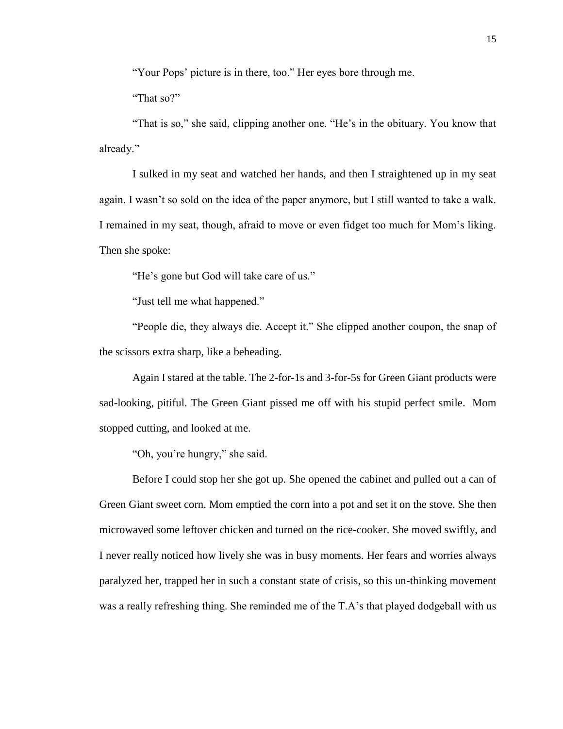"Your Pops' picture is in there, too." Her eyes bore through me.

"That so?"

"That is so," she said, clipping another one. "He's in the obituary. You know that already."

I sulked in my seat and watched her hands, and then I straightened up in my seat again. I wasn't so sold on the idea of the paper anymore, but I still wanted to take a walk. I remained in my seat, though, afraid to move or even fidget too much for Mom's liking. Then she spoke:

"He's gone but God will take care of us."

"Just tell me what happened."

"People die, they always die. Accept it." She clipped another coupon, the snap of the scissors extra sharp, like a beheading.

Again I stared at the table. The 2-for-1s and 3-for-5s for Green Giant products were sad-looking, pitiful. The Green Giant pissed me off with his stupid perfect smile. Mom stopped cutting, and looked at me.

"Oh, you're hungry," she said.

Before I could stop her she got up. She opened the cabinet and pulled out a can of Green Giant sweet corn. Mom emptied the corn into a pot and set it on the stove. She then microwaved some leftover chicken and turned on the rice-cooker. She moved swiftly, and I never really noticed how lively she was in busy moments. Her fears and worries always paralyzed her, trapped her in such a constant state of crisis, so this un-thinking movement was a really refreshing thing. She reminded me of the T.A's that played dodgeball with us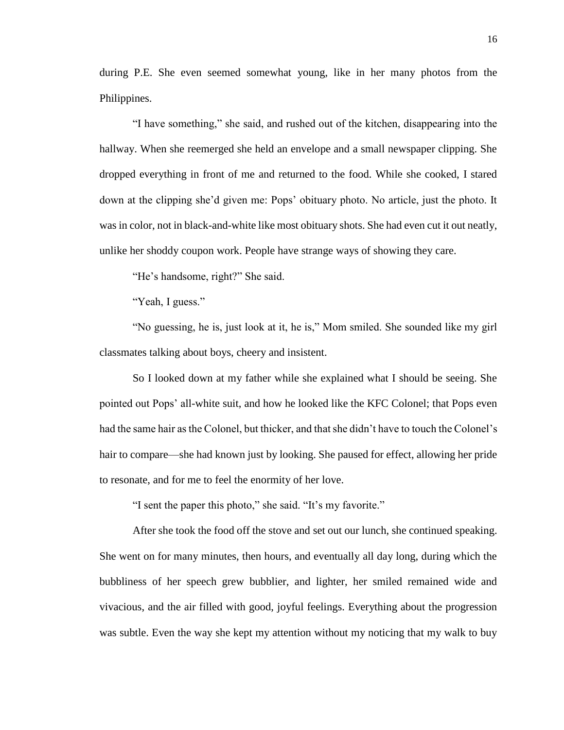during P.E. She even seemed somewhat young, like in her many photos from the Philippines.

"I have something," she said, and rushed out of the kitchen, disappearing into the hallway. When she reemerged she held an envelope and a small newspaper clipping. She dropped everything in front of me and returned to the food. While she cooked, I stared down at the clipping she'd given me: Pops' obituary photo. No article, just the photo. It was in color, not in black-and-white like most obituary shots. She had even cut it out neatly, unlike her shoddy coupon work. People have strange ways of showing they care.

"He's handsome, right?" She said.

"Yeah, I guess."

"No guessing, he is, just look at it, he is," Mom smiled. She sounded like my girl classmates talking about boys, cheery and insistent.

So I looked down at my father while she explained what I should be seeing. She pointed out Pops' all-white suit, and how he looked like the KFC Colonel; that Pops even had the same hair as the Colonel, but thicker, and that she didn't have to touch the Colonel's hair to compare—she had known just by looking. She paused for effect, allowing her pride to resonate, and for me to feel the enormity of her love.

"I sent the paper this photo," she said. "It's my favorite."

After she took the food off the stove and set out our lunch, she continued speaking. She went on for many minutes, then hours, and eventually all day long, during which the bubbliness of her speech grew bubblier, and lighter, her smiled remained wide and vivacious, and the air filled with good, joyful feelings. Everything about the progression was subtle. Even the way she kept my attention without my noticing that my walk to buy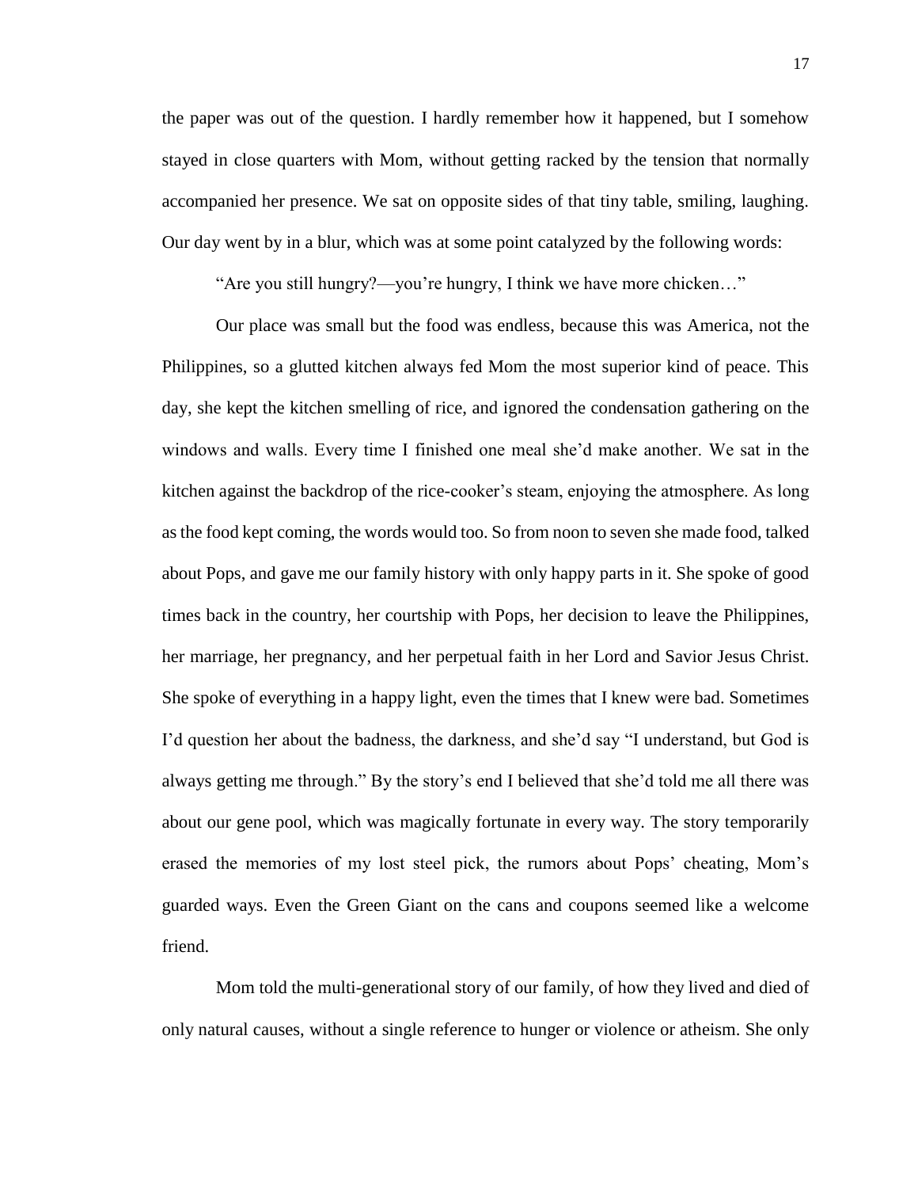the paper was out of the question. I hardly remember how it happened, but I somehow stayed in close quarters with Mom, without getting racked by the tension that normally accompanied her presence. We sat on opposite sides of that tiny table, smiling, laughing. Our day went by in a blur, which was at some point catalyzed by the following words:

"Are you still hungry?—you're hungry, I think we have more chicken…"

Our place was small but the food was endless, because this was America, not the Philippines, so a glutted kitchen always fed Mom the most superior kind of peace. This day, she kept the kitchen smelling of rice, and ignored the condensation gathering on the windows and walls. Every time I finished one meal she'd make another. We sat in the kitchen against the backdrop of the rice-cooker's steam, enjoying the atmosphere. As long as the food kept coming, the words would too. So from noon to seven she made food, talked about Pops, and gave me our family history with only happy parts in it. She spoke of good times back in the country, her courtship with Pops, her decision to leave the Philippines, her marriage, her pregnancy, and her perpetual faith in her Lord and Savior Jesus Christ. She spoke of everything in a happy light, even the times that I knew were bad. Sometimes I'd question her about the badness, the darkness, and she'd say "I understand, but God is always getting me through." By the story's end I believed that she'd told me all there was about our gene pool, which was magically fortunate in every way. The story temporarily erased the memories of my lost steel pick, the rumors about Pops' cheating, Mom's guarded ways. Even the Green Giant on the cans and coupons seemed like a welcome friend.

Mom told the multi-generational story of our family, of how they lived and died of only natural causes, without a single reference to hunger or violence or atheism. She only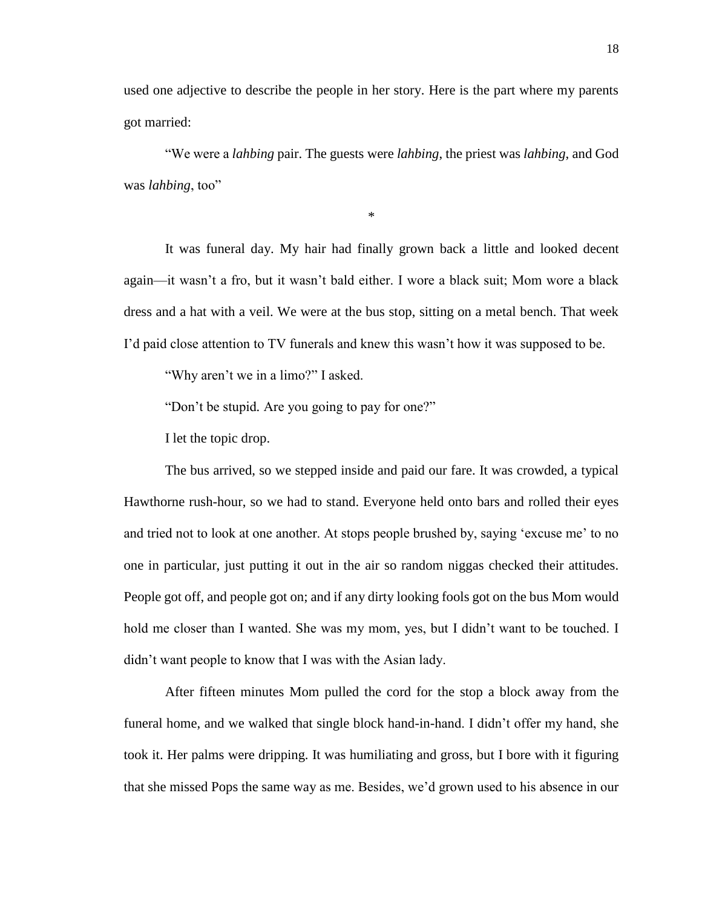used one adjective to describe the people in her story. Here is the part where my parents got married:

"We were a *lahbing* pair. The guests were *lahbing*, the priest was *lahbing*, and God was *lahbing*, too"

*

It was funeral day. My hair had finally grown back a little and looked decent again—it wasn't a fro, but it wasn't bald either. I wore a black suit; Mom wore a black dress and a hat with a veil. We were at the bus stop, sitting on a metal bench. That week I'd paid close attention to TV funerals and knew this wasn't how it was supposed to be.

"Why aren't we in a limo?" I asked.

"Don't be stupid. Are you going to pay for one?"

I let the topic drop.

The bus arrived, so we stepped inside and paid our fare. It was crowded, a typical Hawthorne rush-hour, so we had to stand. Everyone held onto bars and rolled their eyes and tried not to look at one another. At stops people brushed by, saying 'excuse me' to no one in particular, just putting it out in the air so random niggas checked their attitudes. People got off, and people got on; and if any dirty looking fools got on the bus Mom would hold me closer than I wanted. She was my mom, yes, but I didn't want to be touched. I didn't want people to know that I was with the Asian lady.

After fifteen minutes Mom pulled the cord for the stop a block away from the funeral home, and we walked that single block hand-in-hand. I didn't offer my hand, she took it. Her palms were dripping. It was humiliating and gross, but I bore with it figuring that she missed Pops the same way as me. Besides, we'd grown used to his absence in our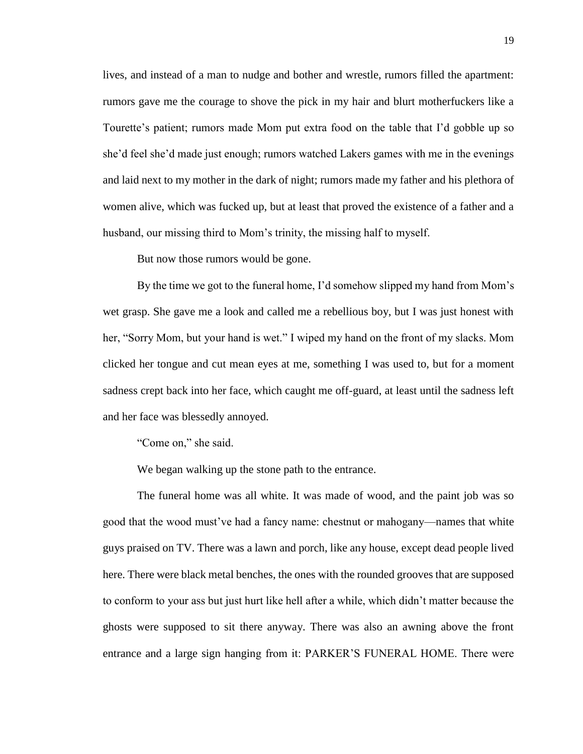lives, and instead of a man to nudge and bother and wrestle, rumors filled the apartment: rumors gave me the courage to shove the pick in my hair and blurt motherfuckers like a Tourette's patient; rumors made Mom put extra food on the table that I'd gobble up so she'd feel she'd made just enough; rumors watched Lakers games with me in the evenings and laid next to my mother in the dark of night; rumors made my father and his plethora of women alive, which was fucked up, but at least that proved the existence of a father and a husband, our missing third to Mom's trinity, the missing half to myself.

But now those rumors would be gone.

By the time we got to the funeral home, I'd somehow slipped my hand from Mom's wet grasp. She gave me a look and called me a rebellious boy, but I was just honest with her, "Sorry Mom, but your hand is wet." I wiped my hand on the front of my slacks. Mom clicked her tongue and cut mean eyes at me, something I was used to, but for a moment sadness crept back into her face, which caught me off-guard, at least until the sadness left and her face was blessedly annoyed.

"Come on," she said.

We began walking up the stone path to the entrance.

The funeral home was all white. It was made of wood, and the paint job was so good that the wood must've had a fancy name: chestnut or mahogany—names that white guys praised on TV. There was a lawn and porch, like any house, except dead people lived here. There were black metal benches, the ones with the rounded grooves that are supposed to conform to your ass but just hurt like hell after a while, which didn't matter because the ghosts were supposed to sit there anyway. There was also an awning above the front entrance and a large sign hanging from it: PARKER'S FUNERAL HOME. There were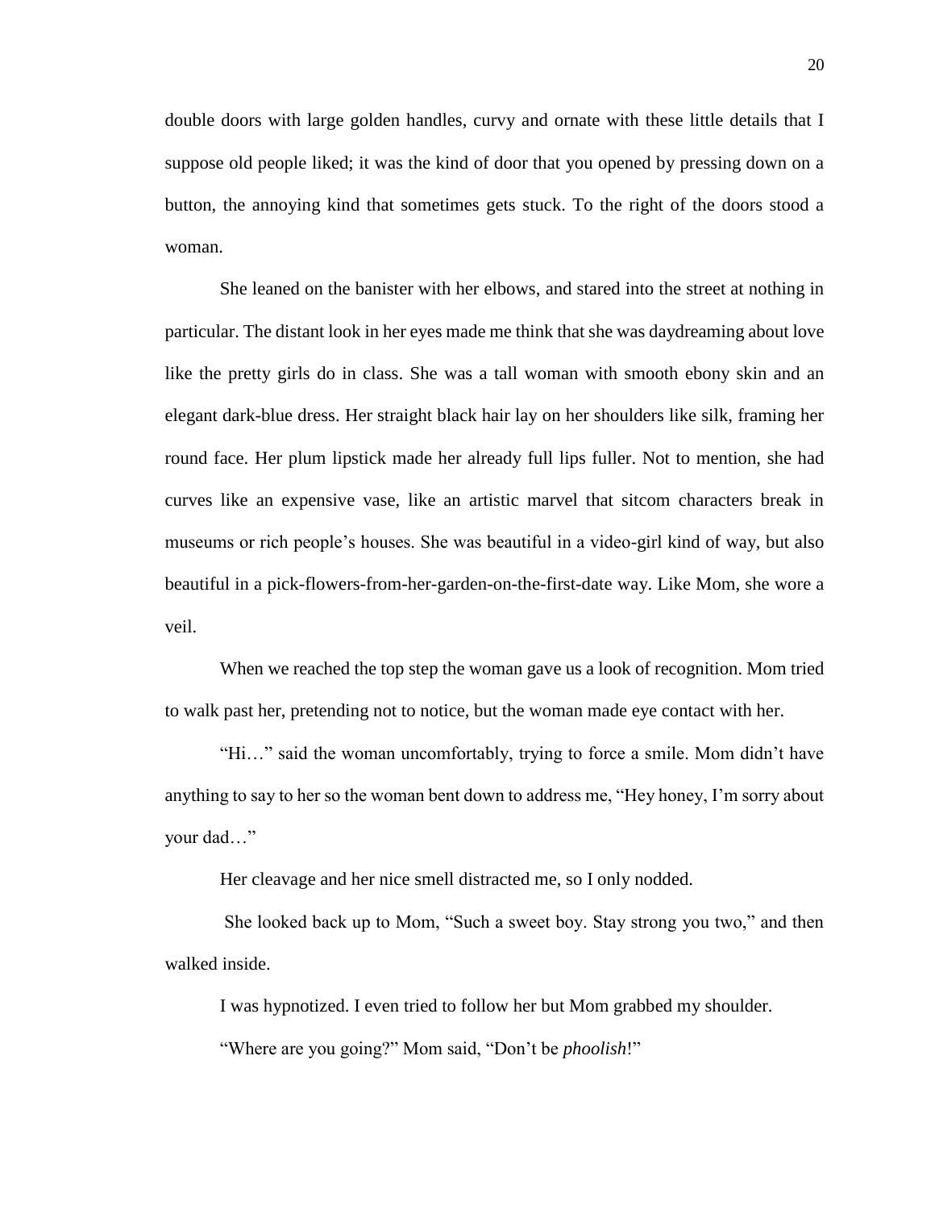double doors with large golden handles, curvy and ornate with these little details that I suppose old people liked; it was the kind of door that you opened by pressing down on a button, the annoying kind that sometimes gets stuck. To the right of the doors stood a woman.

She leaned on the banister with her elbows, and stared into the street at nothing in particular. The distant look in her eyes made me think that she was daydreaming about love like the pretty girls do in class. She was a tall woman with smooth ebony skin and an elegant dark-blue dress. Her straight black hair lay on her shoulders like silk, framing her round face. Her plum lipstick made her already full lips fuller. Not to mention, she had curves like an expensive vase, like an artistic marvel that sitcom characters break in museums or rich people's houses. She was beautiful in a video-girl kind of way, but also beautiful in a pick-flowers-from-her-garden-on-the-first-date way. Like Mom, she wore a veil.

When we reached the top step the woman gave us a look of recognition. Mom tried to walk past her, pretending not to notice, but the woman made eye contact with her.

"Hi…" said the woman uncomfortably, trying to force a smile. Mom didn't have anything to say to her so the woman bent down to address me, "Hey honey, I'm sorry about your dad…"

Her cleavage and her nice smell distracted me, so I only nodded.

She looked back up to Mom, "Such a sweet boy. Stay strong you two," and then walked inside.

I was hypnotized. I even tried to follow her but Mom grabbed my shoulder.

"Where are you going?" Mom said, "Don't be *phoolish*!"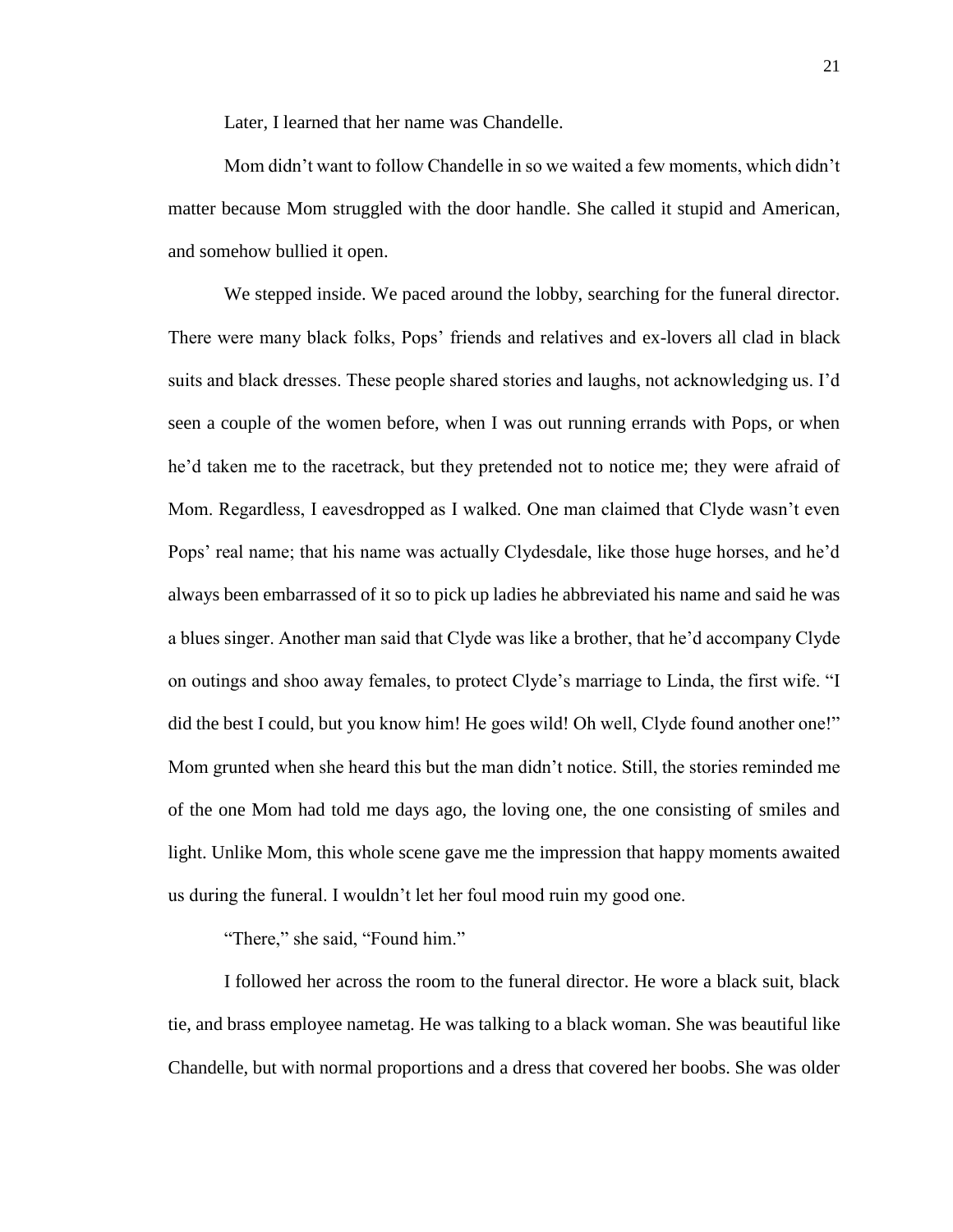Later, I learned that her name was Chandelle.

Mom didn't want to follow Chandelle in so we waited a few moments, which didn't matter because Mom struggled with the door handle. She called it stupid and American, and somehow bullied it open.

We stepped inside. We paced around the lobby, searching for the funeral director. There were many black folks, Pops' friends and relatives and ex-lovers all clad in black suits and black dresses. These people shared stories and laughs, not acknowledging us. I'd seen a couple of the women before, when I was out running errands with Pops, or when he'd taken me to the racetrack, but they pretended not to notice me; they were afraid of Mom. Regardless, I eavesdropped as I walked. One man claimed that Clyde wasn't even Pops' real name; that his name was actually Clydesdale, like those huge horses, and he'd always been embarrassed of it so to pick up ladies he abbreviated his name and said he was a blues singer. Another man said that Clyde was like a brother, that he'd accompany Clyde on outings and shoo away females, to protect Clyde's marriage to Linda, the first wife. "I did the best I could, but you know him! He goes wild! Oh well, Clyde found another one!" Mom grunted when she heard this but the man didn't notice. Still, the stories reminded me of the one Mom had told me days ago, the loving one, the one consisting of smiles and light. Unlike Mom, this whole scene gave me the impression that happy moments awaited us during the funeral. I wouldn't let her foul mood ruin my good one.

"There," she said, "Found him."

I followed her across the room to the funeral director. He wore a black suit, black tie, and brass employee nametag. He was talking to a black woman. She was beautiful like Chandelle, but with normal proportions and a dress that covered her boobs. She was older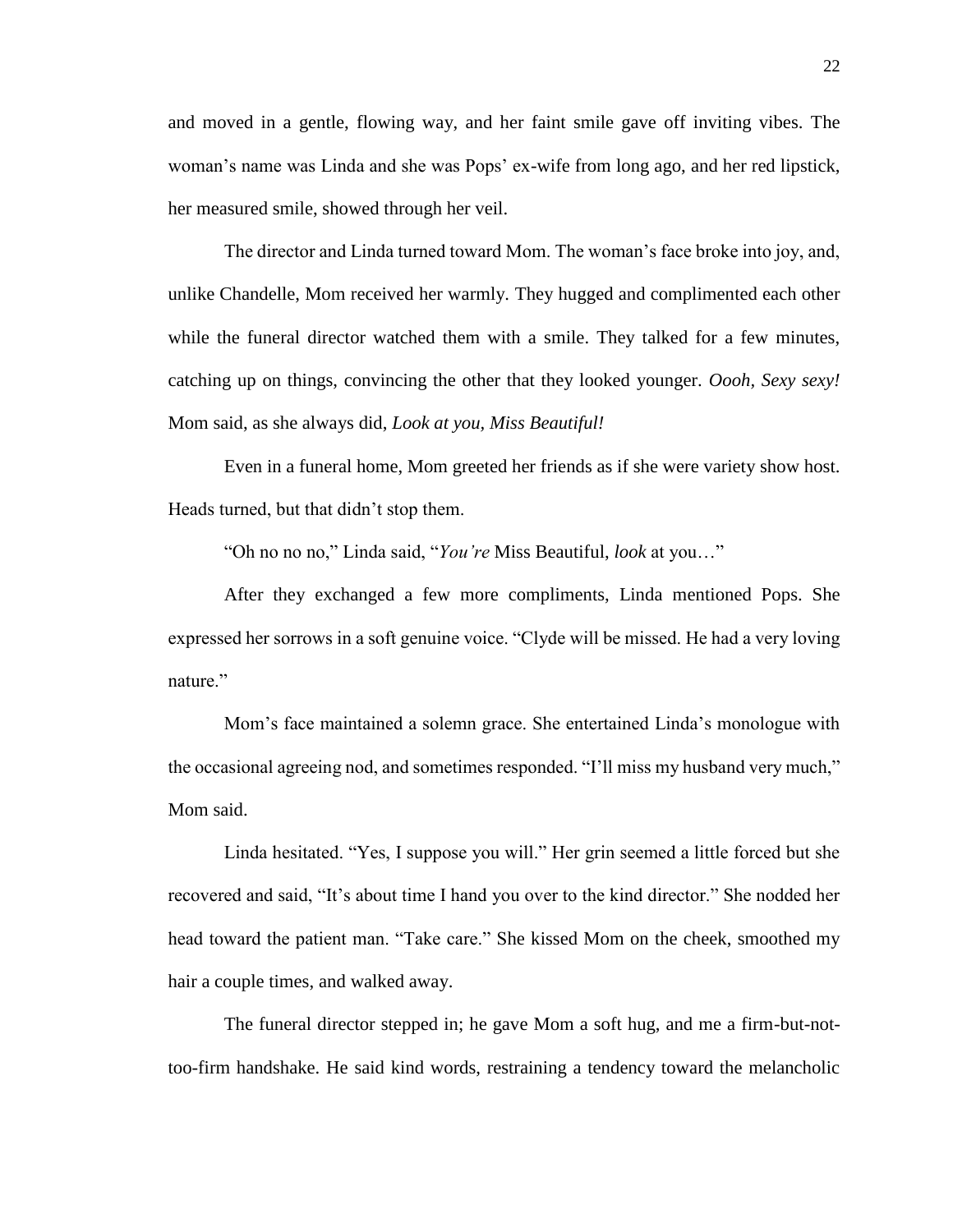and moved in a gentle, flowing way, and her faint smile gave off inviting vibes. The woman's name was Linda and she was Pops' ex-wife from long ago, and her red lipstick, her measured smile, showed through her veil.

The director and Linda turned toward Mom. The woman's face broke into joy, and, unlike Chandelle, Mom received her warmly. They hugged and complimented each other while the funeral director watched them with a smile. They talked for a few minutes, catching up on things, convincing the other that they looked younger. *Oooh, Sexy sexy!* Mom said, as she always did, *Look at you, Miss Beautiful!*

Even in a funeral home, Mom greeted her friends as if she were variety show host. Heads turned, but that didn't stop them.

"Oh no no no," Linda said, "*You're* Miss Beautiful, *look* at you…"

After they exchanged a few more compliments, Linda mentioned Pops. She expressed her sorrows in a soft genuine voice. "Clyde will be missed. He had a very loving nature."

Mom's face maintained a solemn grace. She entertained Linda's monologue with the occasional agreeing nod, and sometimes responded. "I'll miss my husband very much," Mom said.

Linda hesitated. "Yes, I suppose you will." Her grin seemed a little forced but she recovered and said, "It's about time I hand you over to the kind director." She nodded her head toward the patient man. "Take care." She kissed Mom on the cheek, smoothed my hair a couple times, and walked away.

The funeral director stepped in; he gave Mom a soft hug, and me a firm-but-not-too-firm handshake. He said kind words, restraining a tendency toward the melancholic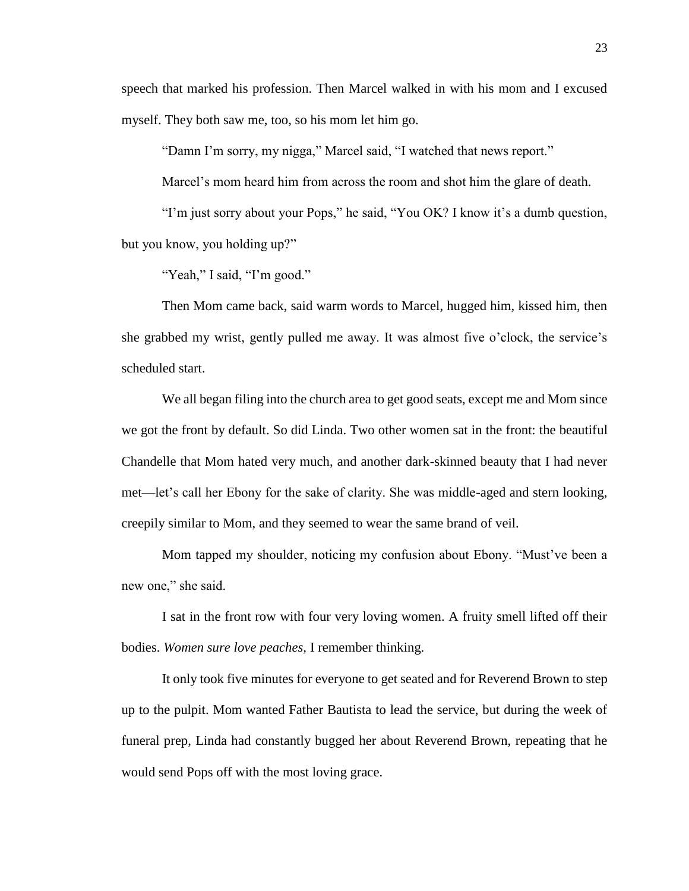speech that marked his profession. Then Marcel walked in with his mom and I excused myself. They both saw me, too, so his mom let him go.

"Damn I'm sorry, my nigga," Marcel said, "I watched that news report."

Marcel's mom heard him from across the room and shot him the glare of death.

"I'm just sorry about your Pops," he said, "You OK? I know it's a dumb question, but you know, you holding up?"

"Yeah," I said, "I'm good."

Then Mom came back, said warm words to Marcel, hugged him, kissed him, then she grabbed my wrist, gently pulled me away. It was almost five o'clock, the service's scheduled start.

We all began filing into the church area to get good seats, except me and Mom since we got the front by default. So did Linda. Two other women sat in the front: the beautiful Chandelle that Mom hated very much, and another dark-skinned beauty that I had never met—let's call her Ebony for the sake of clarity. She was middle-aged and stern looking, creepily similar to Mom, and they seemed to wear the same brand of veil.

Mom tapped my shoulder, noticing my confusion about Ebony. "Must've been a new one," she said.

I sat in the front row with four very loving women. A fruity smell lifted off their bodies. *Women sure love peaches,* I remember thinking.

It only took five minutes for everyone to get seated and for Reverend Brown to step up to the pulpit. Mom wanted Father Bautista to lead the service, but during the week of funeral prep, Linda had constantly bugged her about Reverend Brown, repeating that he would send Pops off with the most loving grace.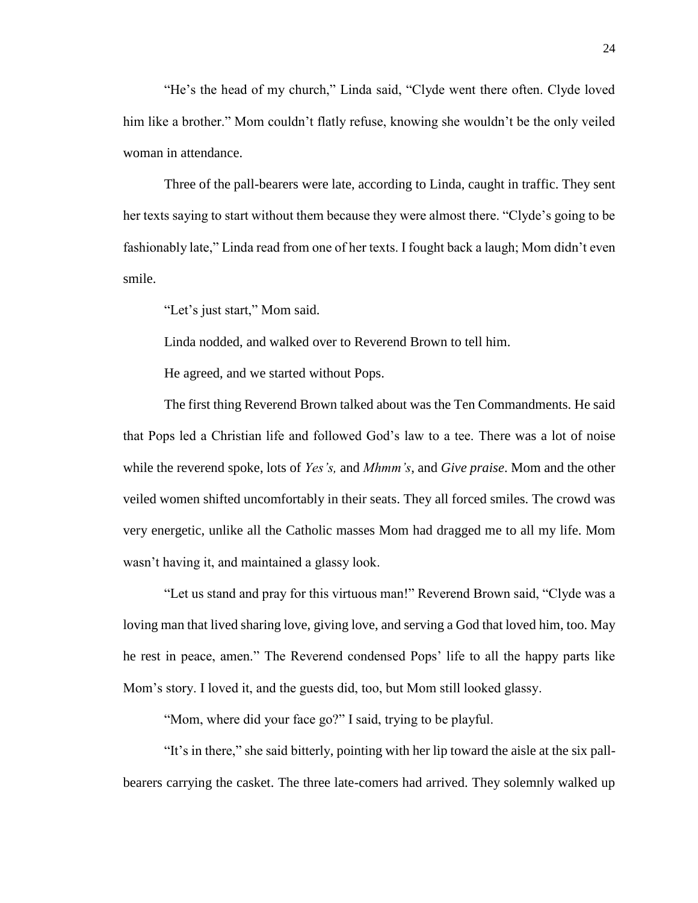"He's the head of my church," Linda said, "Clyde went there often. Clyde loved him like a brother." Mom couldn't flatly refuse, knowing she wouldn't be the only veiled woman in attendance.

Three of the pall-bearers were late, according to Linda, caught in traffic. They sent her texts saying to start without them because they were almost there. "Clyde's going to be fashionably late," Linda read from one of her texts. I fought back a laugh; Mom didn't even smile.

"Let's just start," Mom said.

Linda nodded, and walked over to Reverend Brown to tell him.

He agreed, and we started without Pops.

The first thing Reverend Brown talked about was the Ten Commandments. He said that Pops led a Christian life and followed God's law to a tee. There was a lot of noise while the reverend spoke, lots of *Yes's,* and *Mhmm's*, and *Give praise*. Mom and the other veiled women shifted uncomfortably in their seats. They all forced smiles. The crowd was very energetic, unlike all the Catholic masses Mom had dragged me to all my life. Mom wasn't having it, and maintained a glassy look.

"Let us stand and pray for this virtuous man!" Reverend Brown said, "Clyde was a loving man that lived sharing love, giving love, and serving a God that loved him, too. May he rest in peace, amen." The Reverend condensed Pops' life to all the happy parts like Mom's story. I loved it, and the guests did, too, but Mom still looked glassy.

"Mom, where did your face go?" I said, trying to be playful.

"It's in there," she said bitterly, pointing with her lip toward the aisle at the six pall-bearers carrying the casket. The three late-comers had arrived. They solemnly walked up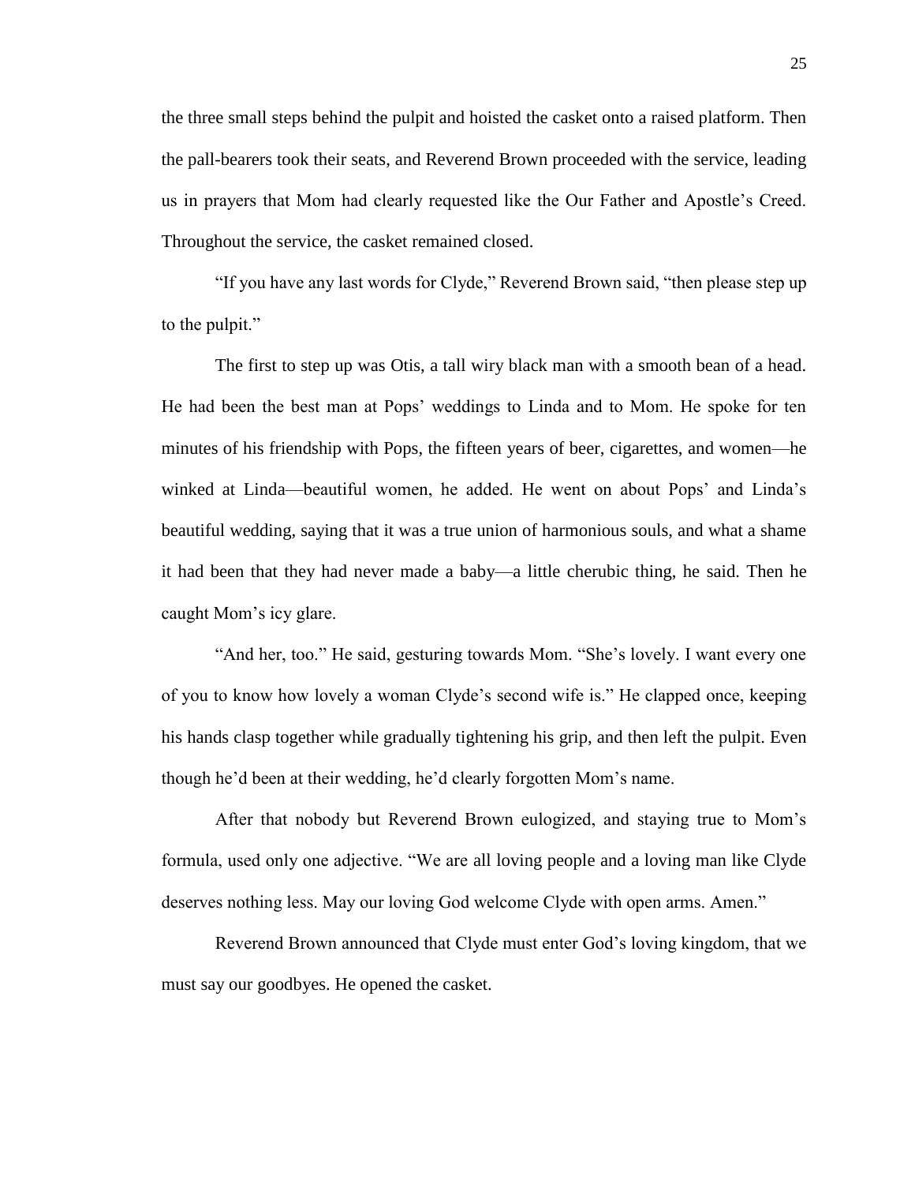the three small steps behind the pulpit and hoisted the casket onto a raised platform. Then the pall-bearers took their seats, and Reverend Brown proceeded with the service, leading us in prayers that Mom had clearly requested like the Our Father and Apostle's Creed. Throughout the service, the casket remained closed.

"If you have any last words for Clyde," Reverend Brown said, "then please step up to the pulpit."

The first to step up was Otis, a tall wiry black man with a smooth bean of a head. He had been the best man at Pops' weddings to Linda and to Mom. He spoke for ten minutes of his friendship with Pops, the fifteen years of beer, cigarettes, and women—he winked at Linda—beautiful women, he added. He went on about Pops' and Linda's beautiful wedding, saying that it was a true union of harmonious souls, and what a shame it had been that they had never made a baby—a little cherubic thing, he said. Then he caught Mom's icy glare.

"And her, too." He said, gesturing towards Mom. "She's lovely. I want every one of you to know how lovely a woman Clyde's second wife is." He clapped once, keeping his hands clasp together while gradually tightening his grip, and then left the pulpit. Even though he'd been at their wedding, he'd clearly forgotten Mom's name.

After that nobody but Reverend Brown eulogized, and staying true to Mom's formula, used only one adjective. "We are all loving people and a loving man like Clyde deserves nothing less. May our loving God welcome Clyde with open arms. Amen."

Reverend Brown announced that Clyde must enter God's loving kingdom, that we must say our goodbyes. He opened the casket.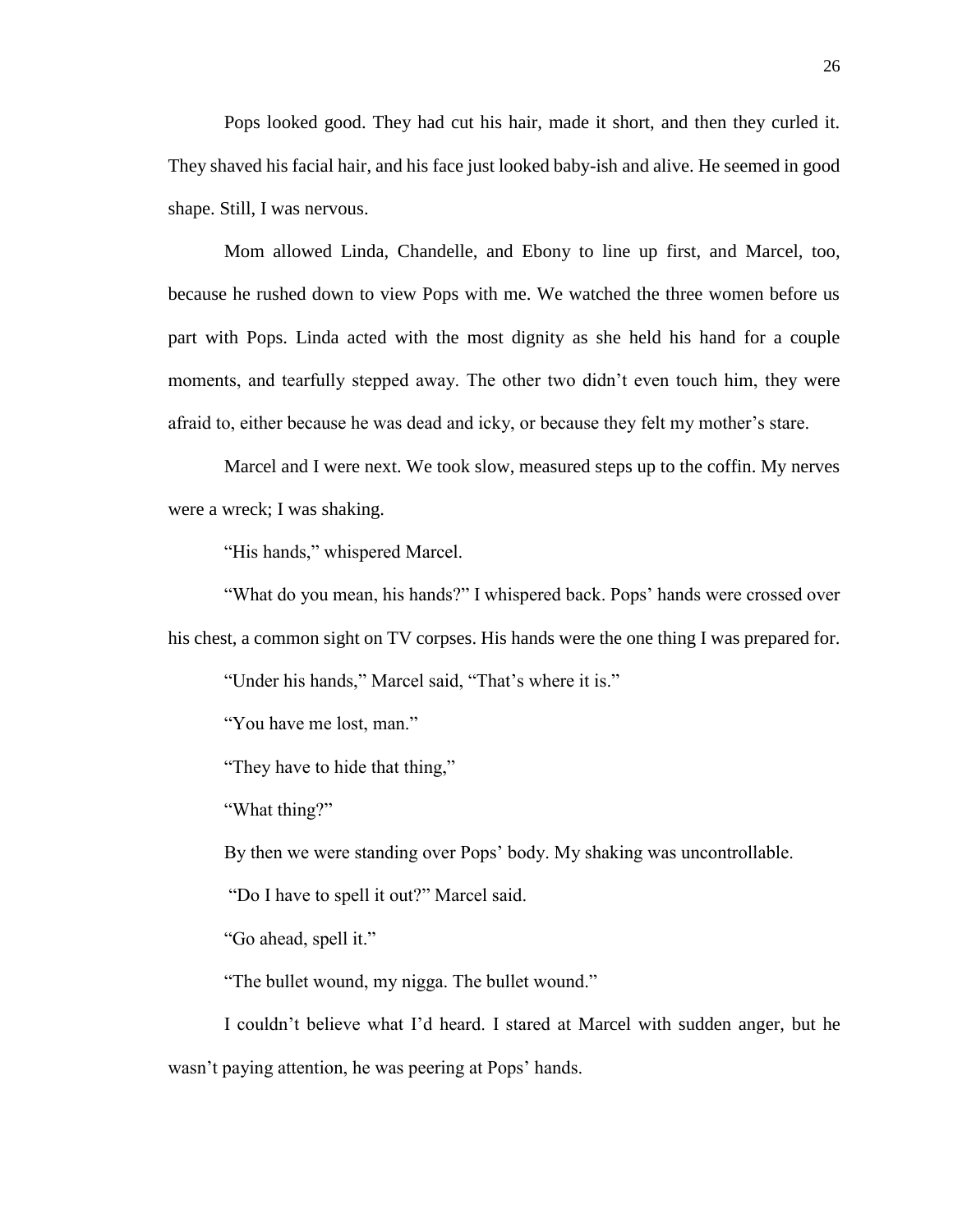Pops looked good. They had cut his hair, made it short, and then they curled it. They shaved his facial hair, and his face just looked baby-ish and alive. He seemed in good shape. Still, I was nervous.

Mom allowed Linda, Chandelle, and Ebony to line up first, and Marcel, too, because he rushed down to view Pops with me. We watched the three women before us part with Pops. Linda acted with the most dignity as she held his hand for a couple moments, and tearfully stepped away. The other two didn't even touch him, they were afraid to, either because he was dead and icky, or because they felt my mother's stare.

Marcel and I were next. We took slow, measured steps up to the coffin. My nerves were a wreck; I was shaking.

"His hands," whispered Marcel.

"What do you mean, his hands?" I whispered back. Pops' hands were crossed over his chest, a common sight on TV corpses. His hands were the one thing I was prepared for.

"Under his hands," Marcel said, "That's where it is."

"You have me lost, man."

"They have to hide that thing,"

"What thing?"

By then we were standing over Pops' body. My shaking was uncontrollable.

"Do I have to spell it out?" Marcel said.

"Go ahead, spell it."

"The bullet wound, my nigga. The bullet wound."

I couldn't believe what I'd heard. I stared at Marcel with sudden anger, but he wasn't paying attention, he was peering at Pops' hands.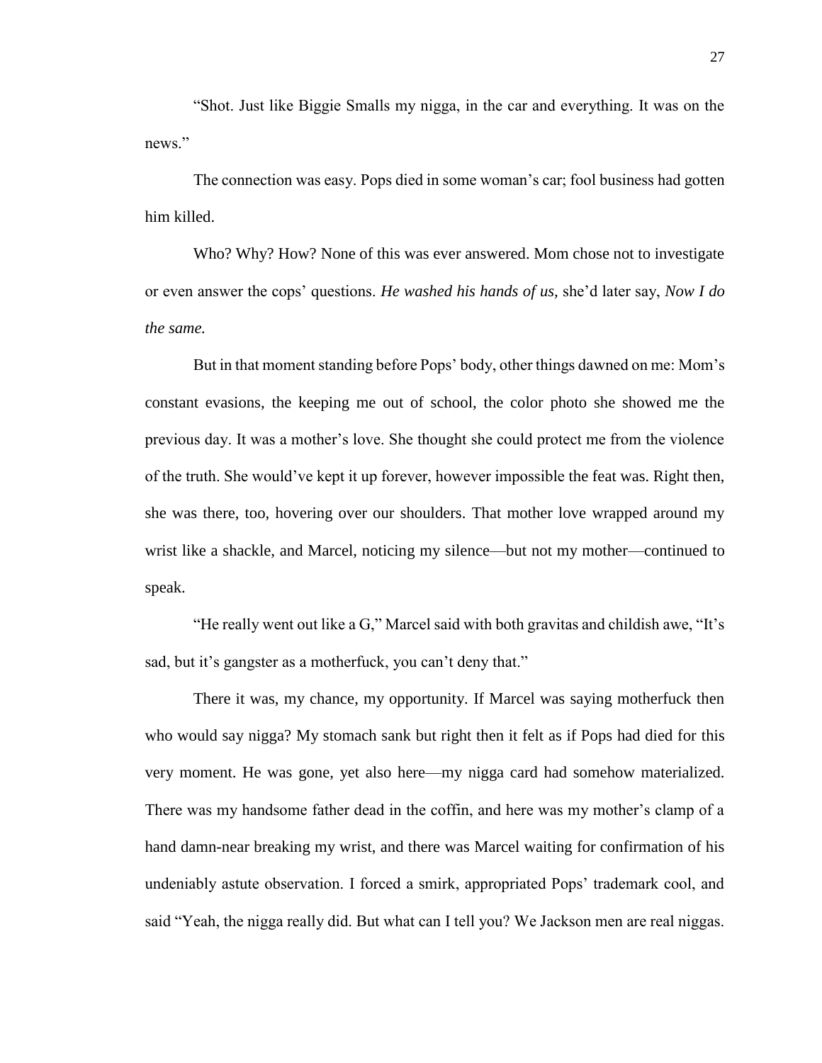"Shot. Just like Biggie Smalls my nigga, in the car and everything. It was on the news."

The connection was easy. Pops died in some woman's car; fool business had gotten him killed.

Who? Why? How? None of this was ever answered. Mom chose not to investigate or even answer the cops' questions. *He washed his hands of us,* she'd later say, *Now I do the same.*

But in that moment standing before Pops' body, other things dawned on me: Mom's constant evasions, the keeping me out of school, the color photo she showed me the previous day. It was a mother's love. She thought she could protect me from the violence of the truth. She would've kept it up forever, however impossible the feat was. Right then, she was there, too, hovering over our shoulders. That mother love wrapped around my wrist like a shackle, and Marcel, noticing my silence—but not my mother—continued to speak.

"He really went out like a G," Marcel said with both gravitas and childish awe, "It's sad, but it's gangster as a motherfuck, you can't deny that."

There it was, my chance, my opportunity. If Marcel was saying motherfuck then who would say nigga? My stomach sank but right then it felt as if Pops had died for this very moment. He was gone, yet also here—my nigga card had somehow materialized. There was my handsome father dead in the coffin, and here was my mother's clamp of a hand damn-near breaking my wrist, and there was Marcel waiting for confirmation of his undeniably astute observation. I forced a smirk, appropriated Pops' trademark cool, and said "Yeah, the nigga really did. But what can I tell you? We Jackson men are real niggas.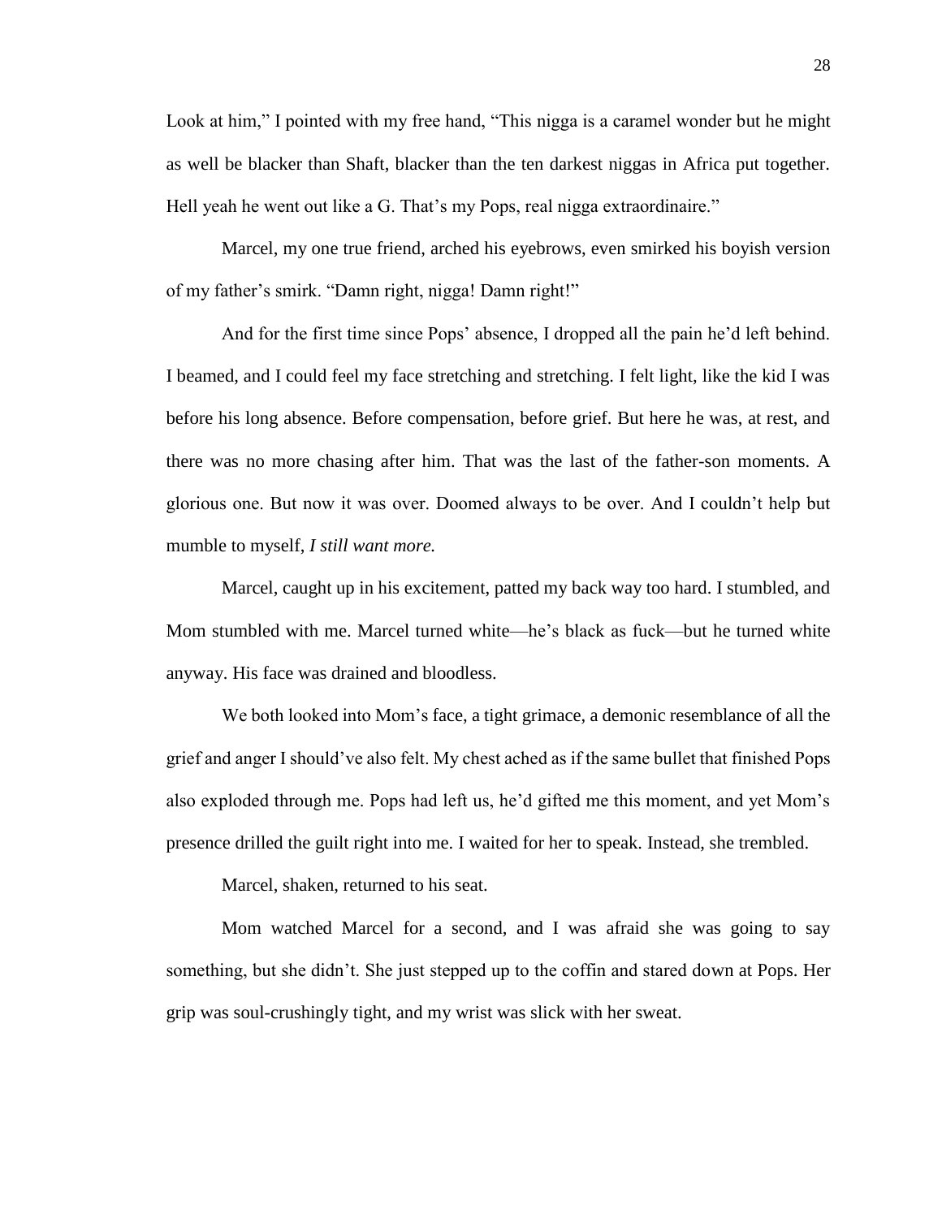Look at him," I pointed with my free hand, "This nigga is a caramel wonder but he might as well be blacker than Shaft, blacker than the ten darkest niggas in Africa put together. Hell yeah he went out like a G. That's my Pops, real nigga extraordinaire."

Marcel, my one true friend, arched his eyebrows, even smirked his boyish version of my father's smirk. "Damn right, nigga! Damn right!"

And for the first time since Pops' absence, I dropped all the pain he'd left behind. I beamed, and I could feel my face stretching and stretching. I felt light, like the kid I was before his long absence. Before compensation, before grief. But here he was, at rest, and there was no more chasing after him. That was the last of the father-son moments. A glorious one. But now it was over. Doomed always to be over. And I couldn't help but mumble to myself, *I still want more.*

Marcel, caught up in his excitement, patted my back way too hard. I stumbled, and Mom stumbled with me. Marcel turned white—he's black as fuck—but he turned white anyway. His face was drained and bloodless.

We both looked into Mom's face, a tight grimace, a demonic resemblance of all the grief and anger I should've also felt. My chest ached as if the same bullet that finished Pops also exploded through me. Pops had left us, he'd gifted me this moment, and yet Mom's presence drilled the guilt right into me. I waited for her to speak. Instead, she trembled.

Marcel, shaken, returned to his seat.

Mom watched Marcel for a second, and I was afraid she was going to say something, but she didn't. She just stepped up to the coffin and stared down at Pops. Her grip was soul-crushingly tight, and my wrist was slick with her sweat.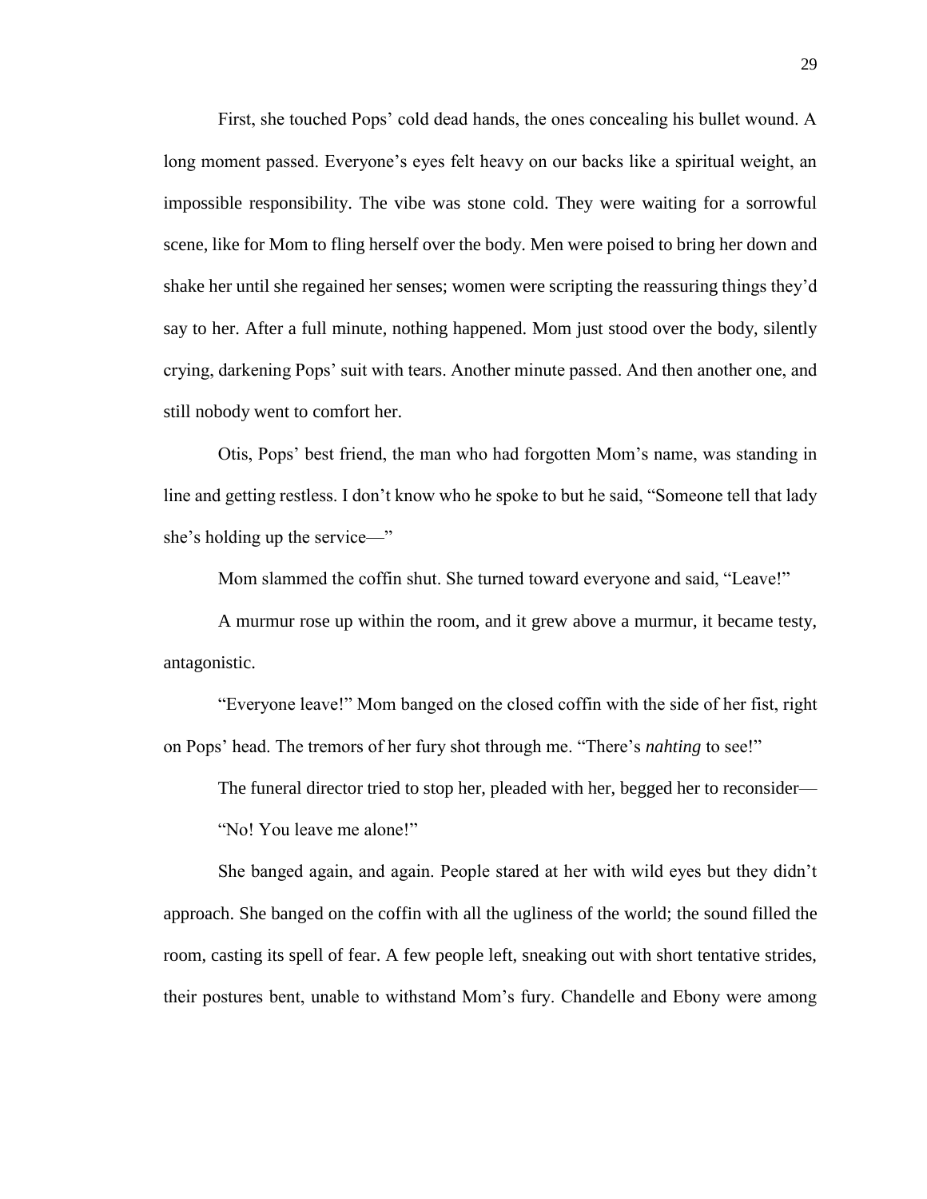First, she touched Pops' cold dead hands, the ones concealing his bullet wound. A long moment passed. Everyone's eyes felt heavy on our backs like a spiritual weight, an impossible responsibility. The vibe was stone cold. They were waiting for a sorrowful scene, like for Mom to fling herself over the body. Men were poised to bring her down and shake her until she regained her senses; women were scripting the reassuring things they'd say to her. After a full minute, nothing happened. Mom just stood over the body, silently crying, darkening Pops' suit with tears. Another minute passed. And then another one, and still nobody went to comfort her.

Otis, Pops' best friend, the man who had forgotten Mom's name, was standing in line and getting restless. I don't know who he spoke to but he said, "Someone tell that lady she's holding up the service—"

Mom slammed the coffin shut. She turned toward everyone and said, "Leave!"

A murmur rose up within the room, and it grew above a murmur, it became testy, antagonistic.

"Everyone leave!" Mom banged on the closed coffin with the side of her fist, right on Pops' head. The tremors of her fury shot through me. "There's *nahting* to see!"

The funeral director tried to stop her, pleaded with her, begged her to reconsider—

"No! You leave me alone!"

She banged again, and again. People stared at her with wild eyes but they didn't approach. She banged on the coffin with all the ugliness of the world; the sound filled the room, casting its spell of fear. A few people left, sneaking out with short tentative strides, their postures bent, unable to withstand Mom's fury. Chandelle and Ebony were among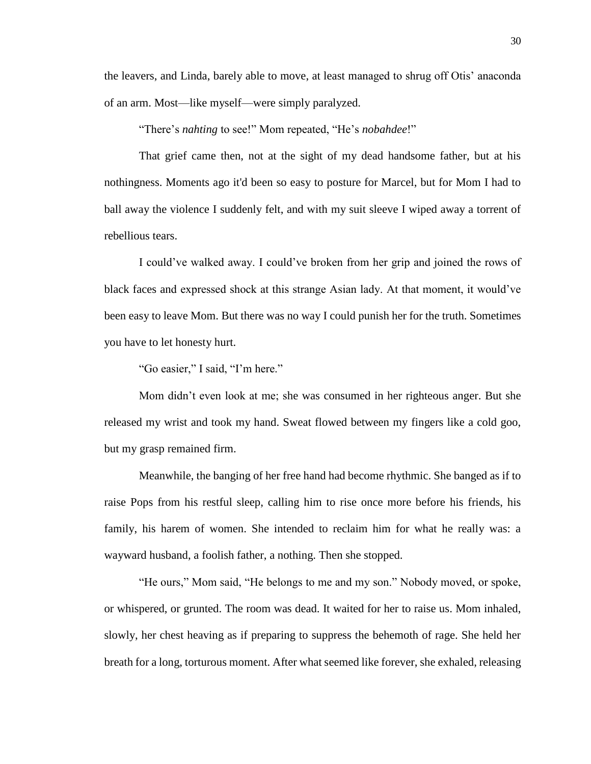the leavers, and Linda, barely able to move, at least managed to shrug off Otis' anaconda of an arm. Most—like myself—were simply paralyzed.

"There's *nahting* to see!" Mom repeated, "He's *nobahdee*!"

That grief came then, not at the sight of my dead handsome father, but at his nothingness. Moments ago it'd been so easy to posture for Marcel, but for Mom I had to ball away the violence I suddenly felt, and with my suit sleeve I wiped away a torrent of rebellious tears.

I could've walked away. I could've broken from her grip and joined the rows of black faces and expressed shock at this strange Asian lady. At that moment, it would've been easy to leave Mom. But there was no way I could punish her for the truth. Sometimes you have to let honesty hurt.

"Go easier," I said, "I'm here."

Mom didn't even look at me; she was consumed in her righteous anger. But she released my wrist and took my hand. Sweat flowed between my fingers like a cold goo, but my grasp remained firm.

Meanwhile, the banging of her free hand had become rhythmic. She banged as if to raise Pops from his restful sleep, calling him to rise once more before his friends, his family, his harem of women. She intended to reclaim him for what he really was: a wayward husband, a foolish father, a nothing. Then she stopped.

"He ours," Mom said, "He belongs to me and my son." Nobody moved, or spoke, or whispered, or grunted. The room was dead. It waited for her to raise us. Mom inhaled, slowly, her chest heaving as if preparing to suppress the behemoth of rage. She held her breath for a long, torturous moment. After what seemed like forever, she exhaled, releasing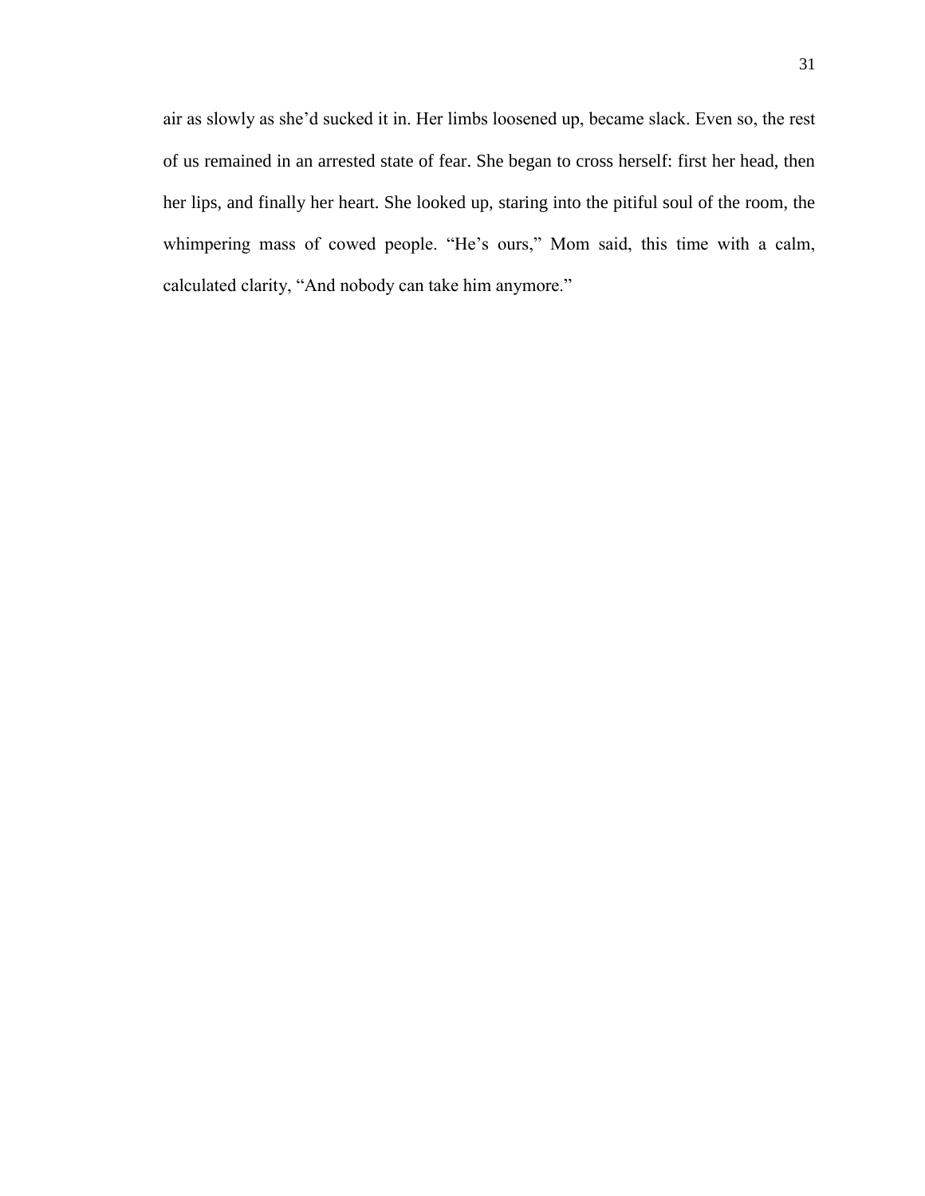air as slowly as she'd sucked it in. Her limbs loosened up, became slack. Even so, the rest of us remained in an arrested state of fear. She began to cross herself: first her head, then her lips, and finally her heart. She looked up, staring into the pitiful soul of the room, the whimpering mass of cowed people. "He's ours," Mom said, this time with a calm, calculated clarity, "And nobody can take him anymore."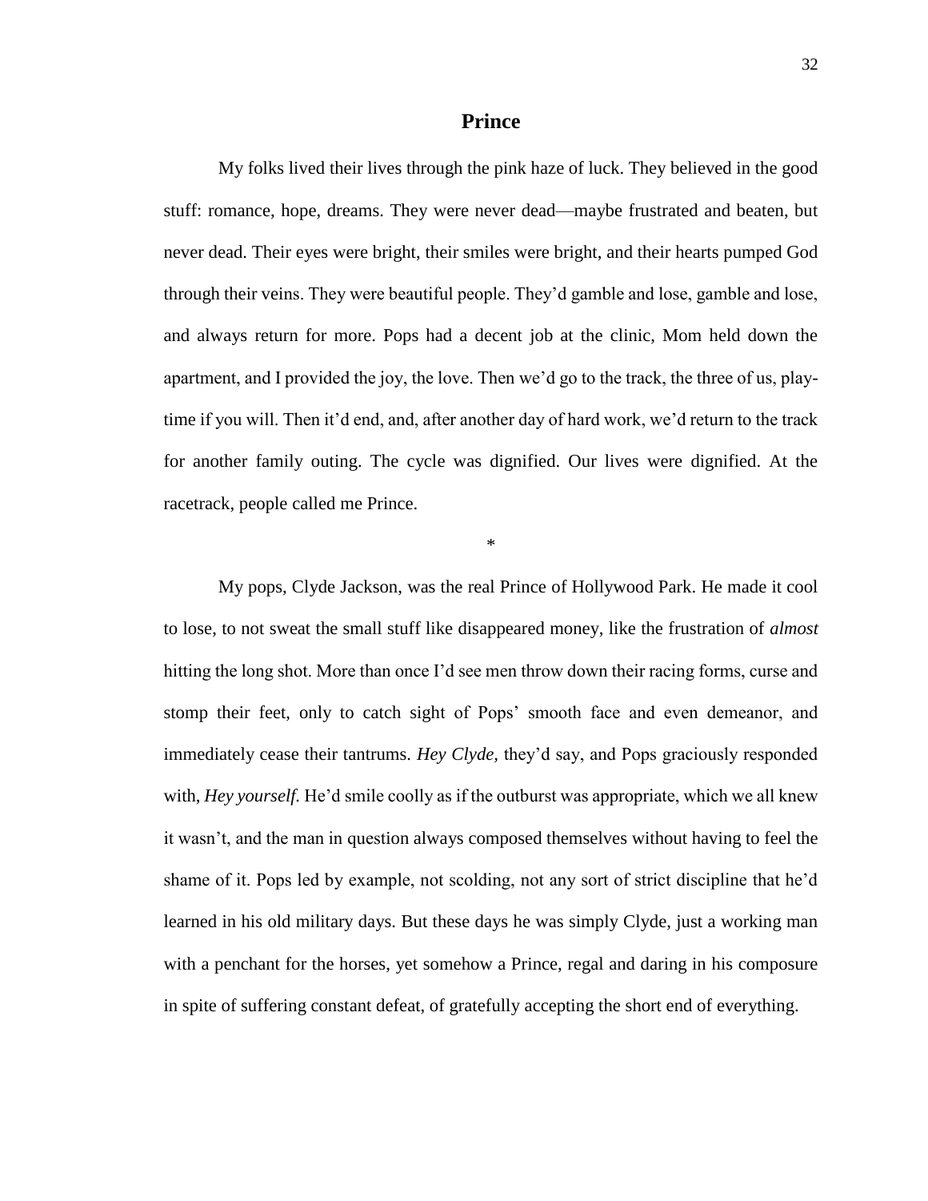## Prince

My folks lived their lives through the pink haze of luck. They believed in the good stuff: romance, hope, dreams. They were never dead—maybe frustrated and beaten, but never dead. Their eyes were bright, their smiles were bright, and their hearts pumped God through their veins. They were beautiful people. They'd gamble and lose, gamble and lose, and always return for more. Pops had a decent job at the clinic, Mom held down the apartment, and I provided the joy, the love. Then we'd go to the track, the three of us, play-time if you will. Then it'd end, and, after another day of hard work, we'd return to the track for another family outing. The cycle was dignified. Our lives were dignified. At the racetrack, people called me Prince.

*

My pops, Clyde Jackson, was the real Prince of Hollywood Park. He made it cool to lose, to not sweat the small stuff like disappeared money, like the frustration of *almost* hitting the long shot. More than once I'd see men throw down their racing forms, curse and stomp their feet, only to catch sight of Pops' smooth face and even demeanor, and immediately cease their tantrums. *Hey Clyde,* they'd say, and Pops graciously responded with, *Hey yourself.* He'd smile coolly as if the outburst was appropriate, which we all knew it wasn't, and the man in question always composed themselves without having to feel the shame of it. Pops led by example, not scolding, not any sort of strict discipline that he'd learned in his old military days. But these days he was simply Clyde, just a working man with a penchant for the horses, yet somehow a Prince, regal and daring in his composure in spite of suffering constant defeat, of gratefully accepting the short end of everything.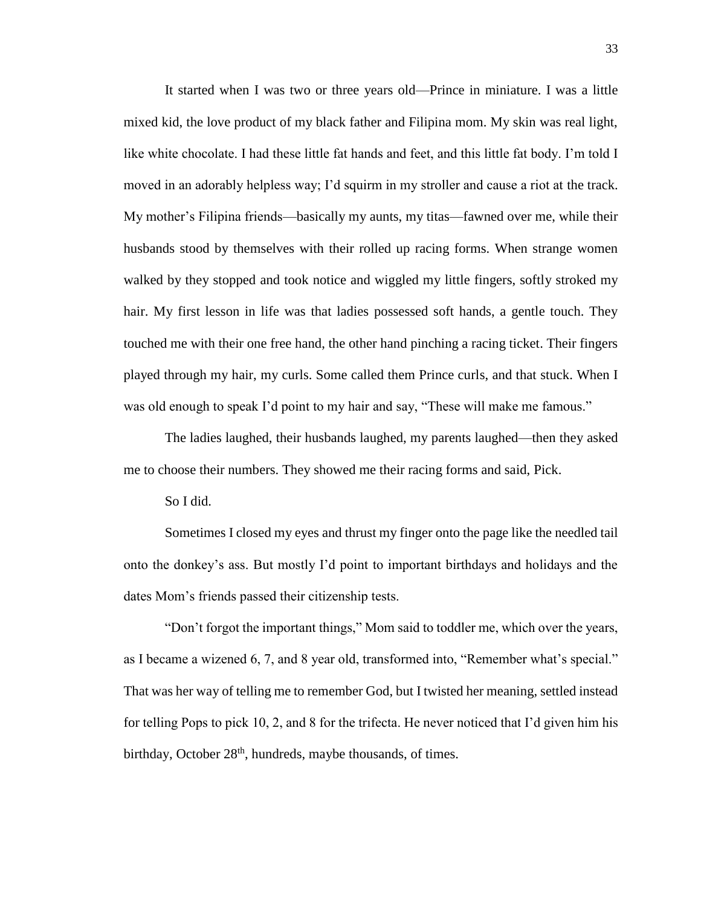It started when I was two or three years old—Prince in miniature. I was a little mixed kid, the love product of my black father and Filipina mom. My skin was real light, like white chocolate. I had these little fat hands and feet, and this little fat body. I'm told I moved in an adorably helpless way; I'd squirm in my stroller and cause a riot at the track. My mother's Filipina friends—basically my aunts, my titas—fawned over me, while their husbands stood by themselves with their rolled up racing forms. When strange women walked by they stopped and took notice and wiggled my little fingers, softly stroked my hair. My first lesson in life was that ladies possessed soft hands, a gentle touch. They touched me with their one free hand, the other hand pinching a racing ticket. Their fingers played through my hair, my curls. Some called them Prince curls, and that stuck. When I was old enough to speak I'd point to my hair and say, "These will make me famous."

The ladies laughed, their husbands laughed, my parents laughed—then they asked me to choose their numbers. They showed me their racing forms and said, Pick.

So I did.

Sometimes I closed my eyes and thrust my finger onto the page like the needled tail onto the donkey's ass. But mostly I'd point to important birthdays and holidays and the dates Mom's friends passed their citizenship tests.

"Don't forgot the important things," Mom said to toddler me, which over the years, as I became a wizened 6, 7, and 8 year old, transformed into, "Remember what's special." That was her way of telling me to remember God, but I twisted her meaning, settled instead for telling Pops to pick 10, 2, and 8 for the trifecta. He never noticed that I'd given him his birthday, October 28th, hundreds, maybe thousands, of times.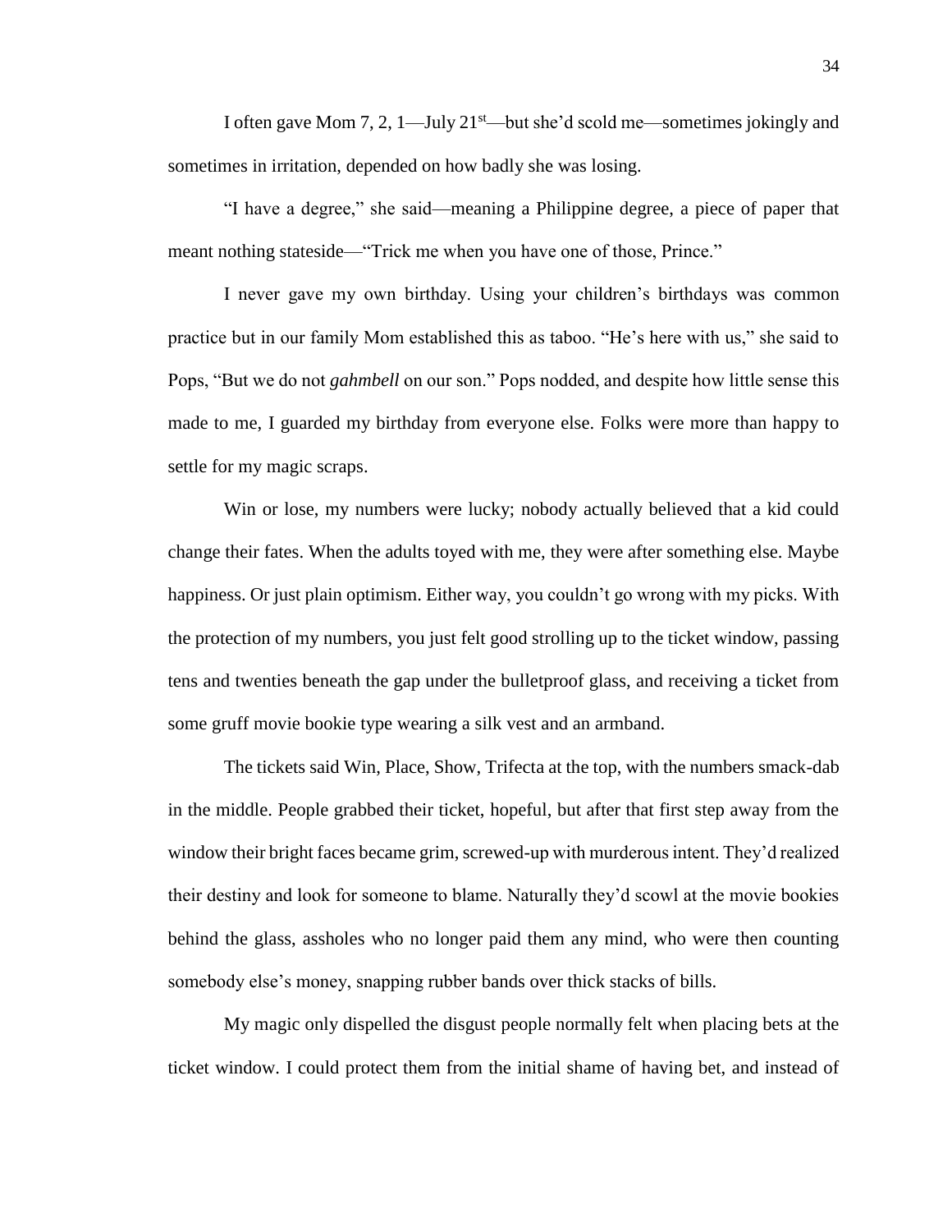I often gave Mom 7, 2, 1—July 21st—but she'd scold me—sometimes jokingly and sometimes in irritation, depended on how badly she was losing.

"I have a degree," she said—meaning a Philippine degree, a piece of paper that meant nothing stateside—"Trick me when you have one of those, Prince."

I never gave my own birthday. Using your children's birthdays was common practice but in our family Mom established this as taboo. "He's here with us," she said to Pops, "But we do not *gahmbell* on our son." Pops nodded, and despite how little sense this made to me, I guarded my birthday from everyone else. Folks were more than happy to settle for my magic scraps.

Win or lose, my numbers were lucky; nobody actually believed that a kid could change their fates. When the adults toyed with me, they were after something else. Maybe happiness. Or just plain optimism. Either way, you couldn't go wrong with my picks. With the protection of my numbers, you just felt good strolling up to the ticket window, passing tens and twenties beneath the gap under the bulletproof glass, and receiving a ticket from some gruff movie bookie type wearing a silk vest and an armband.

The tickets said Win, Place, Show, Trifecta at the top, with the numbers smack-dab in the middle. People grabbed their ticket, hopeful, but after that first step away from the window their bright faces became grim, screwed-up with murderous intent. They'd realized their destiny and look for someone to blame. Naturally they'd scowl at the movie bookies behind the glass, assholes who no longer paid them any mind, who were then counting somebody else's money, snapping rubber bands over thick stacks of bills.

My magic only dispelled the disgust people normally felt when placing bets at the ticket window. I could protect them from the initial shame of having bet, and instead of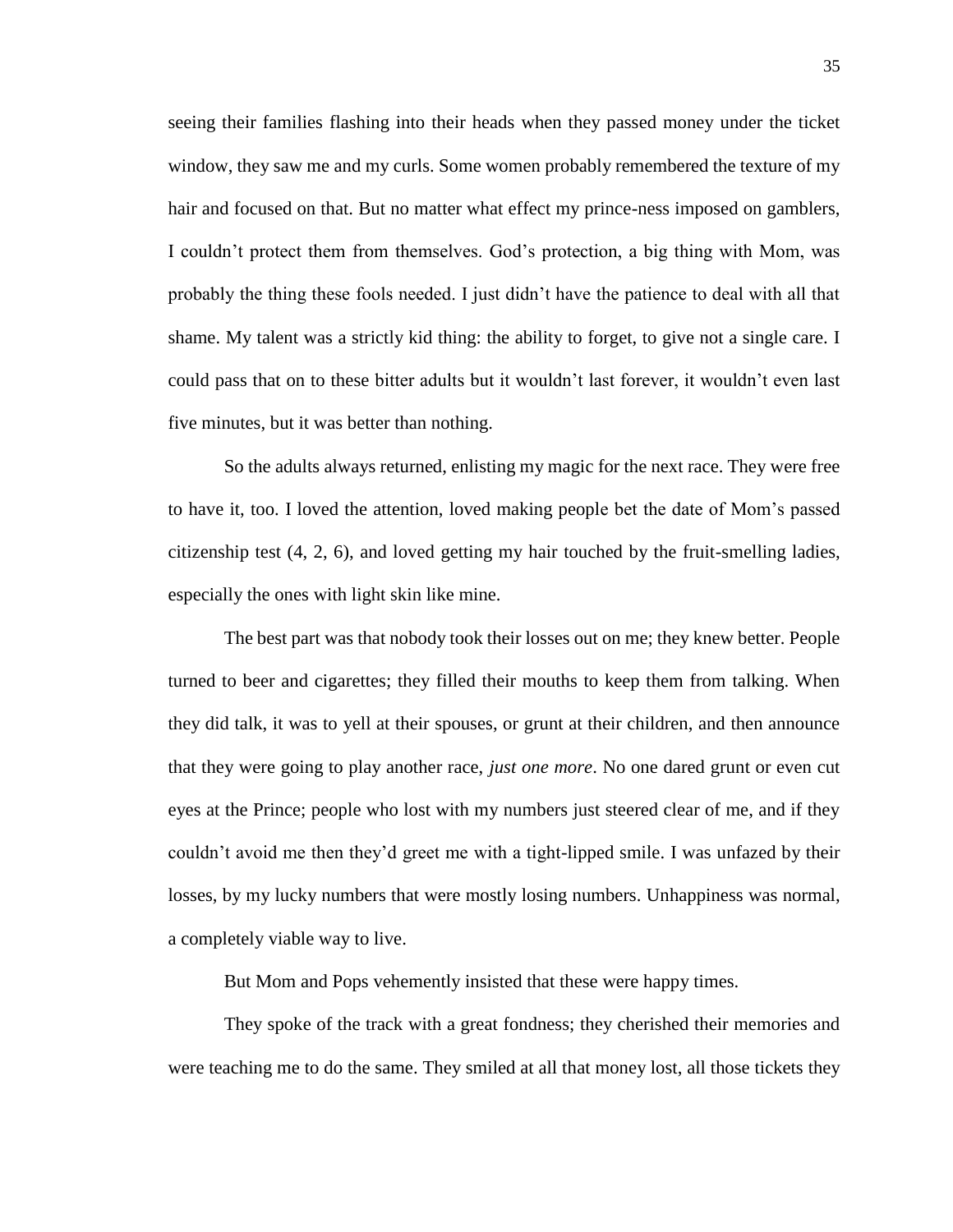seeing their families flashing into their heads when they passed money under the ticket window, they saw me and my curls. Some women probably remembered the texture of my hair and focused on that. But no matter what effect my prince-ness imposed on gamblers, I couldn't protect them from themselves. God's protection, a big thing with Mom, was probably the thing these fools needed. I just didn't have the patience to deal with all that shame. My talent was a strictly kid thing: the ability to forget, to give not a single care. I could pass that on to these bitter adults but it wouldn't last forever, it wouldn't even last five minutes, but it was better than nothing.

So the adults always returned, enlisting my magic for the next race. They were free to have it, too. I loved the attention, loved making people bet the date of Mom's passed citizenship test (4, 2, 6), and loved getting my hair touched by the fruit-smelling ladies, especially the ones with light skin like mine.

The best part was that nobody took their losses out on me; they knew better. People turned to beer and cigarettes; they filled their mouths to keep them from talking. When they did talk, it was to yell at their spouses, or grunt at their children, and then announce that they were going to play another race, *just one more*. No one dared grunt or even cut eyes at the Prince; people who lost with my numbers just steered clear of me, and if they couldn't avoid me then they'd greet me with a tight-lipped smile. I was unfazed by their losses, by my lucky numbers that were mostly losing numbers. Unhappiness was normal, a completely viable way to live.

But Mom and Pops vehemently insisted that these were happy times.

They spoke of the track with a great fondness; they cherished their memories and were teaching me to do the same. They smiled at all that money lost, all those tickets they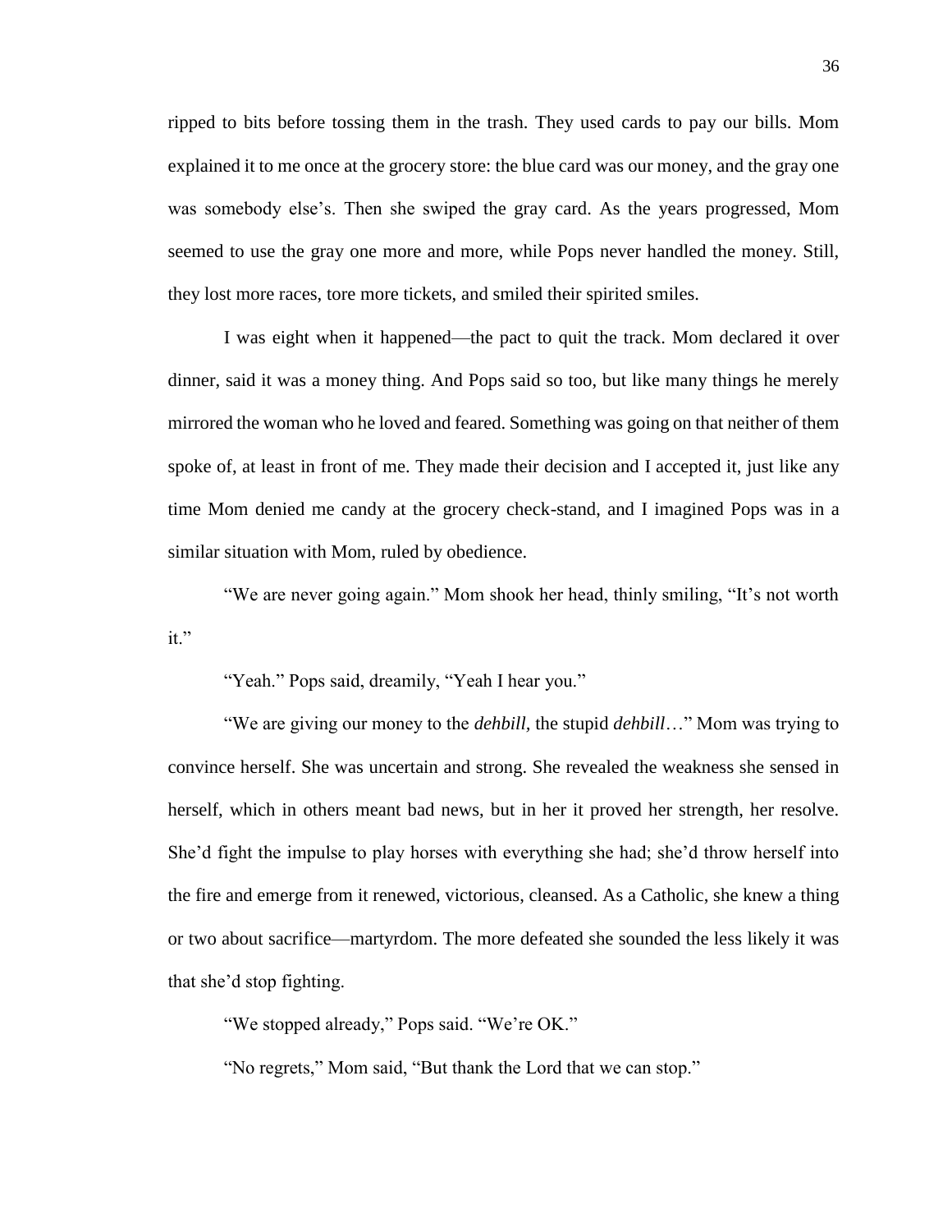ripped to bits before tossing them in the trash. They used cards to pay our bills. Mom explained it to me once at the grocery store: the blue card was our money, and the gray one was somebody else's. Then she swiped the gray card. As the years progressed, Mom seemed to use the gray one more and more, while Pops never handled the money. Still, they lost more races, tore more tickets, and smiled their spirited smiles.

I was eight when it happened—the pact to quit the track. Mom declared it over dinner, said it was a money thing. And Pops said so too, but like many things he merely mirrored the woman who he loved and feared. Something was going on that neither of them spoke of, at least in front of me. They made their decision and I accepted it, just like any time Mom denied me candy at the grocery check-stand, and I imagined Pops was in a similar situation with Mom, ruled by obedience.

"We are never going again." Mom shook her head, thinly smiling, "It's not worth it."

"Yeah." Pops said, dreamily, "Yeah I hear you."

"We are giving our money to the *dehbill,* the stupid *dehbill*…" Mom was trying to convince herself. She was uncertain and strong. She revealed the weakness she sensed in herself, which in others meant bad news, but in her it proved her strength, her resolve. She'd fight the impulse to play horses with everything she had; she'd throw herself into the fire and emerge from it renewed, victorious, cleansed. As a Catholic, she knew a thing or two about sacrifice—martyrdom. The more defeated she sounded the less likely it was that she'd stop fighting.

"We stopped already," Pops said. "We're OK."

"No regrets," Mom said, "But thank the Lord that we can stop."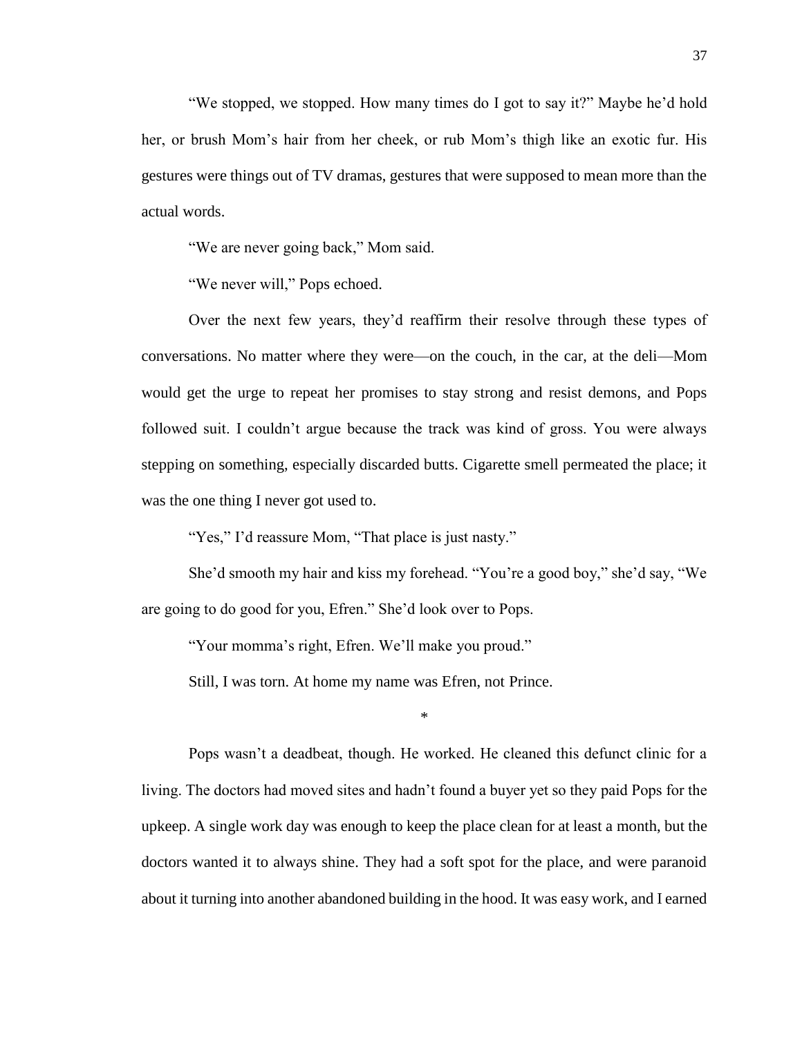"We stopped, we stopped. How many times do I got to say it?" Maybe he'd hold her, or brush Mom's hair from her cheek, or rub Mom's thigh like an exotic fur. His gestures were things out of TV dramas, gestures that were supposed to mean more than the actual words.

"We are never going back," Mom said.

"We never will," Pops echoed.

Over the next few years, they'd reaffirm their resolve through these types of conversations. No matter where they were—on the couch, in the car, at the deli—Mom would get the urge to repeat her promises to stay strong and resist demons, and Pops followed suit. I couldn't argue because the track was kind of gross. You were always stepping on something, especially discarded butts. Cigarette smell permeated the place; it was the one thing I never got used to.

"Yes," I'd reassure Mom, "That place is just nasty."

She'd smooth my hair and kiss my forehead. "You're a good boy," she'd say, "We are going to do good for you, Efren." She'd look over to Pops.

"Your momma's right, Efren. We'll make you proud."

Still, I was torn. At home my name was Efren, not Prince.

*

Pops wasn't a deadbeat, though. He worked. He cleaned this defunct clinic for a living. The doctors had moved sites and hadn't found a buyer yet so they paid Pops for the upkeep. A single work day was enough to keep the place clean for at least a month, but the doctors wanted it to always shine. They had a soft spot for the place, and were paranoid about it turning into another abandoned building in the hood. It was easy work, and I earned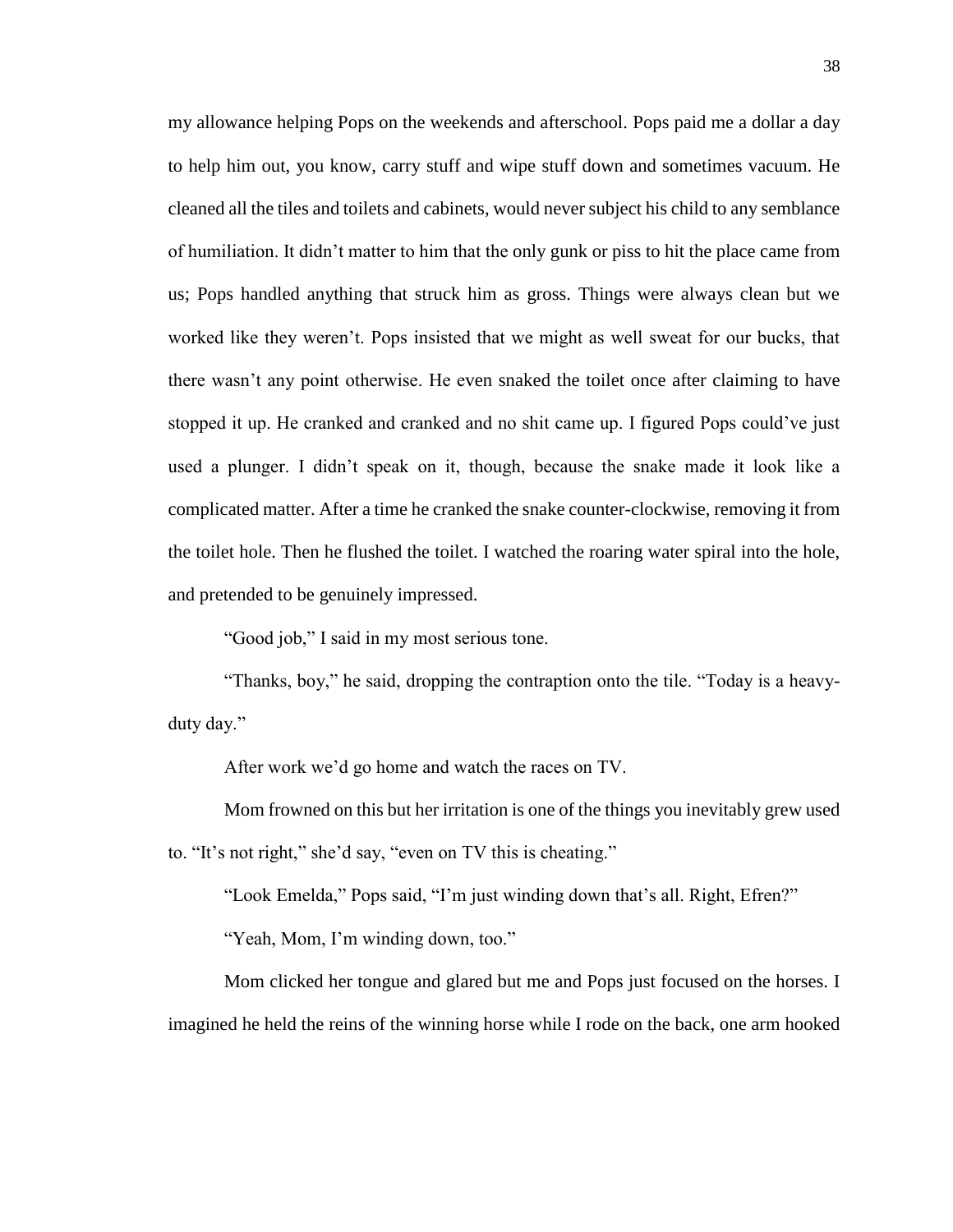my allowance helping Pops on the weekends and afterschool. Pops paid me a dollar a day to help him out, you know, carry stuff and wipe stuff down and sometimes vacuum. He cleaned all the tiles and toilets and cabinets, would never subject his child to any semblance of humiliation. It didn't matter to him that the only gunk or piss to hit the place came from us; Pops handled anything that struck him as gross. Things were always clean but we worked like they weren't. Pops insisted that we might as well sweat for our bucks, that there wasn't any point otherwise. He even snaked the toilet once after claiming to have stopped it up. He cranked and cranked and no shit came up. I figured Pops could've just used a plunger. I didn't speak on it, though, because the snake made it look like a complicated matter. After a time he cranked the snake counter-clockwise, removing it from the toilet hole. Then he flushed the toilet. I watched the roaring water spiral into the hole, and pretended to be genuinely impressed.

"Good job," I said in my most serious tone.

"Thanks, boy," he said, dropping the contraption onto the tile. "Today is a heavy-duty day."

After work we'd go home and watch the races on TV.

Mom frowned on this but her irritation is one of the things you inevitably grew used to. "It's not right," she'd say, "even on TV this is cheating."

"Look Emelda," Pops said, "I'm just winding down that's all. Right, Efren?"

"Yeah, Mom, I'm winding down, too."

Mom clicked her tongue and glared but me and Pops just focused on the horses. I imagined he held the reins of the winning horse while I rode on the back, one arm hooked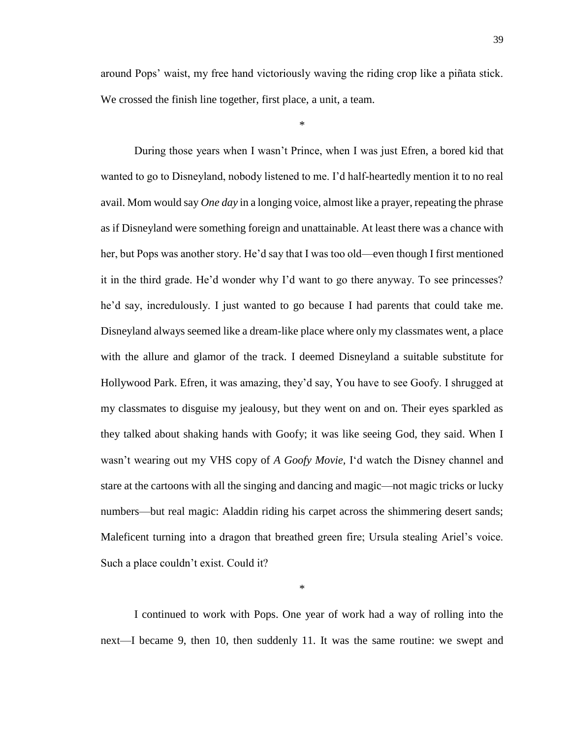around Pops' waist, my free hand victoriously waving the riding crop like a piñata stick. We crossed the finish line together, first place, a unit, a team.

*

During those years when I wasn't Prince, when I was just Efren, a bored kid that wanted to go to Disneyland, nobody listened to me. I'd half-heartedly mention it to no real avail. Mom would say *One day* in a longing voice, almost like a prayer, repeating the phrase as if Disneyland were something foreign and unattainable. At least there was a chance with her, but Pops was another story. He'd say that I was too old—even though I first mentioned it in the third grade. He'd wonder why I'd want to go there anyway. To see princesses? he'd say, incredulously. I just wanted to go because I had parents that could take me. Disneyland always seemed like a dream-like place where only my classmates went, a place with the allure and glamor of the track. I deemed Disneyland a suitable substitute for Hollywood Park. Efren, it was amazing, they'd say, You have to see Goofy. I shrugged at my classmates to disguise my jealousy, but they went on and on. Their eyes sparkled as they talked about shaking hands with Goofy; it was like seeing God, they said. When I wasn't wearing out my VHS copy of *A Goofy Movie*, I'd watch the Disney channel and stare at the cartoons with all the singing and dancing and magic—not magic tricks or lucky numbers—but real magic: Aladdin riding his carpet across the shimmering desert sands; Maleficent turning into a dragon that breathed green fire; Ursula stealing Ariel's voice. Such a place couldn't exist. Could it?

*

I continued to work with Pops. One year of work had a way of rolling into the next—I became 9, then 10, then suddenly 11. It was the same routine: we swept and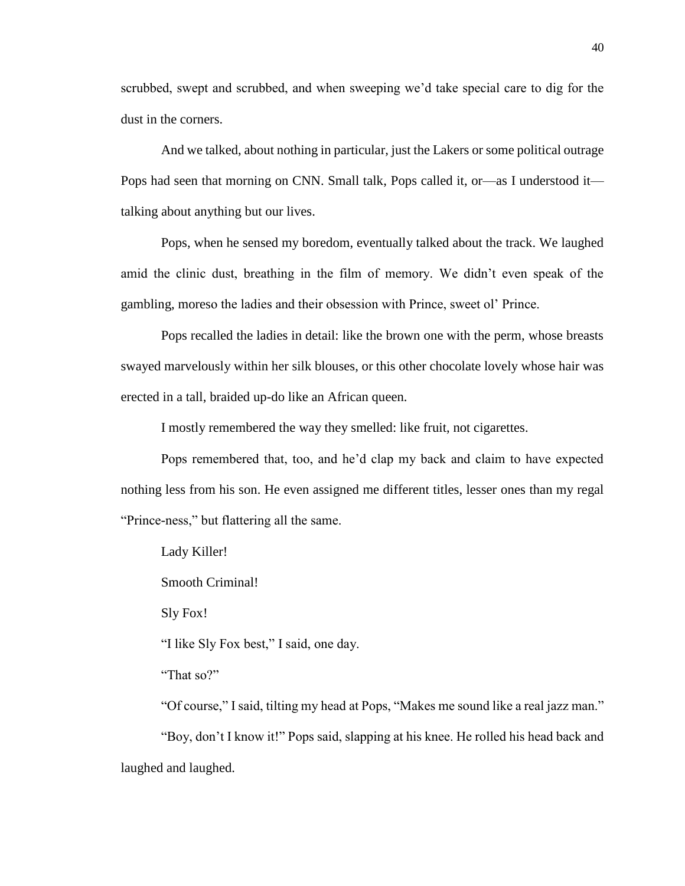scrubbed, swept and scrubbed, and when sweeping we'd take special care to dig for the dust in the corners.

And we talked, about nothing in particular, just the Lakers or some political outrage Pops had seen that morning on CNN. Small talk, Pops called it, or—as I understood it—talking about anything but our lives.

Pops, when he sensed my boredom, eventually talked about the track. We laughed amid the clinic dust, breathing in the film of memory. We didn't even speak of the gambling, moreso the ladies and their obsession with Prince, sweet ol' Prince.

Pops recalled the ladies in detail: like the brown one with the perm, whose breasts swayed marvelously within her silk blouses, or this other chocolate lovely whose hair was erected in a tall, braided up-do like an African queen.

I mostly remembered the way they smelled: like fruit, not cigarettes.

Pops remembered that, too, and he'd clap my back and claim to have expected nothing less from his son. He even assigned me different titles, lesser ones than my regal "Prince-ness," but flattering all the same.

Lady Killer!

Smooth Criminal!

Sly Fox!

"I like Sly Fox best," I said, one day.

"That so?"

"Of course," I said, tilting my head at Pops, "Makes me sound like a real jazz man."

"Boy, don't I know it!" Pops said, slapping at his knee. He rolled his head back and laughed and laughed.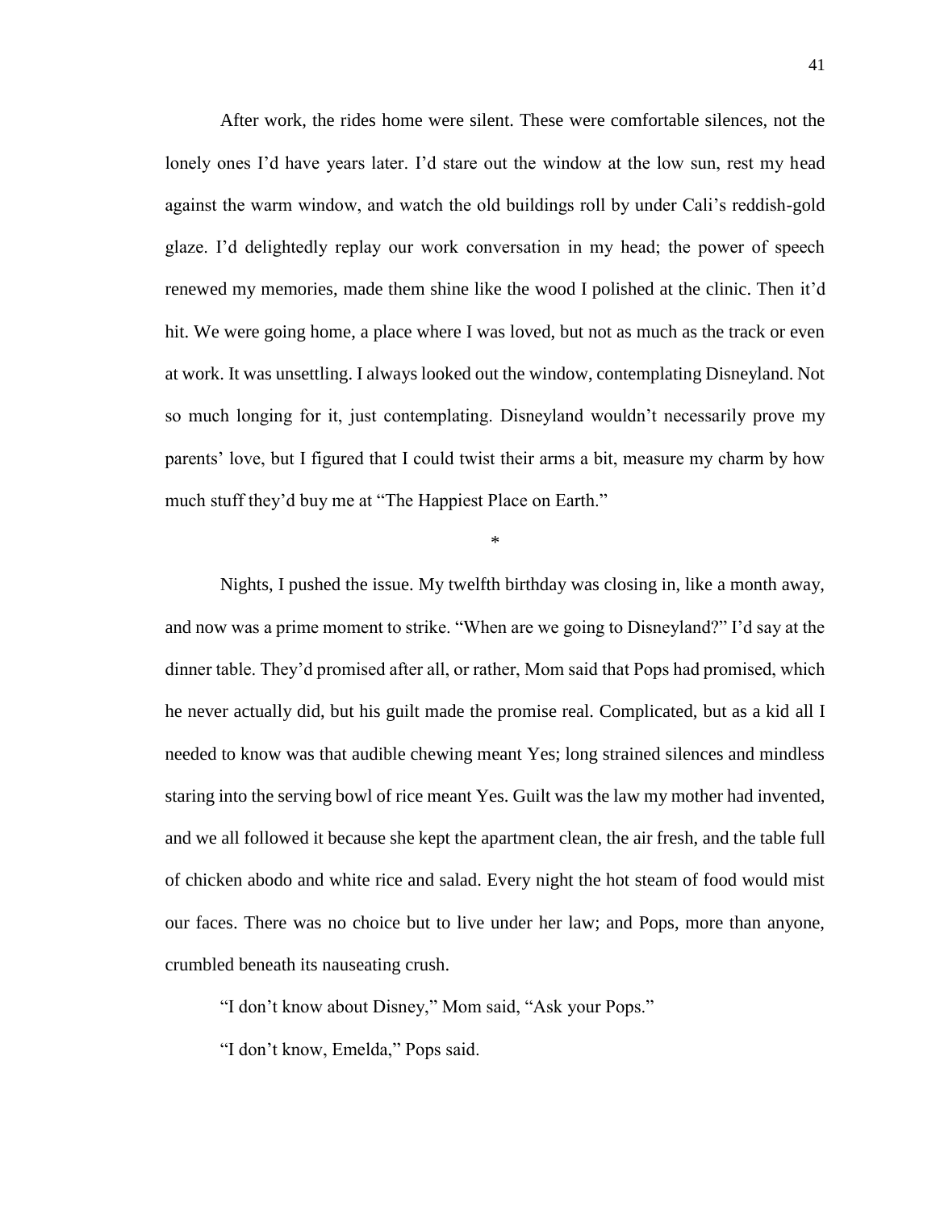After work, the rides home were silent. These were comfortable silences, not the lonely ones I'd have years later. I'd stare out the window at the low sun, rest my head against the warm window, and watch the old buildings roll by under Cali's reddish-gold glaze. I'd delightedly replay our work conversation in my head; the power of speech renewed my memories, made them shine like the wood I polished at the clinic. Then it'd hit. We were going home, a place where I was loved, but not as much as the track or even at work. It was unsettling. I always looked out the window, contemplating Disneyland. Not so much longing for it, just contemplating. Disneyland wouldn't necessarily prove my parents' love, but I figured that I could twist their arms a bit, measure my charm by how much stuff they'd buy me at "The Happiest Place on Earth."

*

Nights, I pushed the issue. My twelfth birthday was closing in, like a month away, and now was a prime moment to strike. "When are we going to Disneyland?" I'd say at the dinner table. They'd promised after all, or rather, Mom said that Pops had promised, which he never actually did, but his guilt made the promise real. Complicated, but as a kid all I needed to know was that audible chewing meant Yes; long strained silences and mindless staring into the serving bowl of rice meant Yes. Guilt was the law my mother had invented, and we all followed it because she kept the apartment clean, the air fresh, and the table full of chicken abodo and white rice and salad. Every night the hot steam of food would mist our faces. There was no choice but to live under her law; and Pops, more than anyone, crumbled beneath its nauseating crush.

"I don't know about Disney," Mom said, "Ask your Pops."

"I don't know, Emelda," Pops said.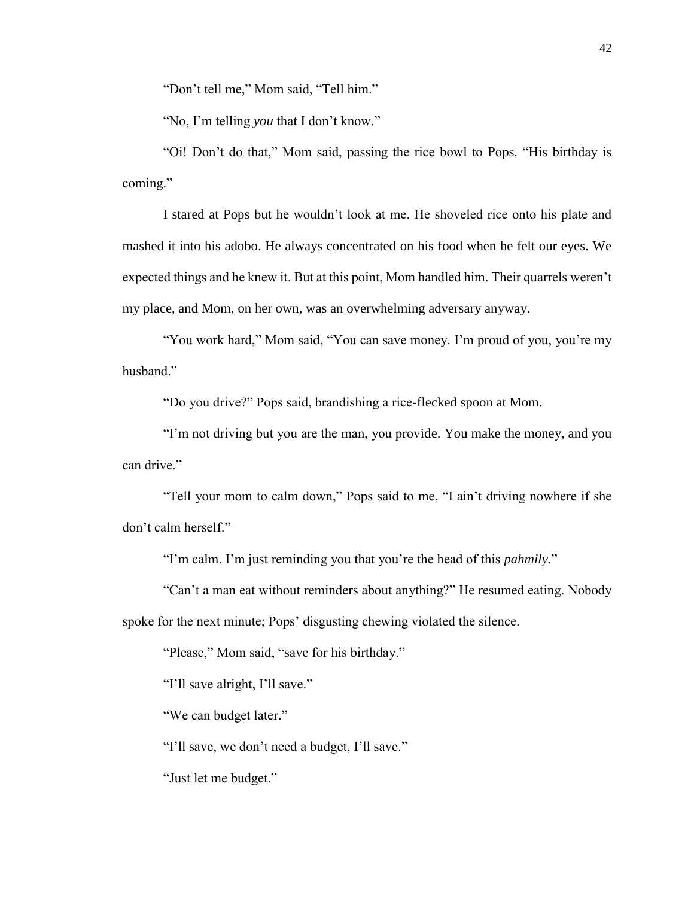"Don't tell me," Mom said, "Tell him."

"No, I'm telling *you* that I don't know."

"Oi! Don't do that," Mom said, passing the rice bowl to Pops. "His birthday is coming."

I stared at Pops but he wouldn't look at me. He shoveled rice onto his plate and mashed it into his adobo. He always concentrated on his food when he felt our eyes. We expected things and he knew it. But at this point, Mom handled him. Their quarrels weren't my place, and Mom, on her own, was an overwhelming adversary anyway.

"You work hard," Mom said, "You can save money. I'm proud of you, you're my husband."

"Do you drive?" Pops said, brandishing a rice-flecked spoon at Mom.

"I'm not driving but you are the man, you provide. You make the money, and you can drive."

"Tell your mom to calm down," Pops said to me, "I ain't driving nowhere if she don't calm herself."

"I'm calm. I'm just reminding you that you're the head of this *pahmily.*"

"Can't a man eat without reminders about anything?" He resumed eating. Nobody spoke for the next minute; Pops' disgusting chewing violated the silence.

"Please," Mom said, "save for his birthday."

"I'll save alright, I'll save."

"We can budget later."

"I'll save, we don't need a budget, I'll save."

"Just let me budget."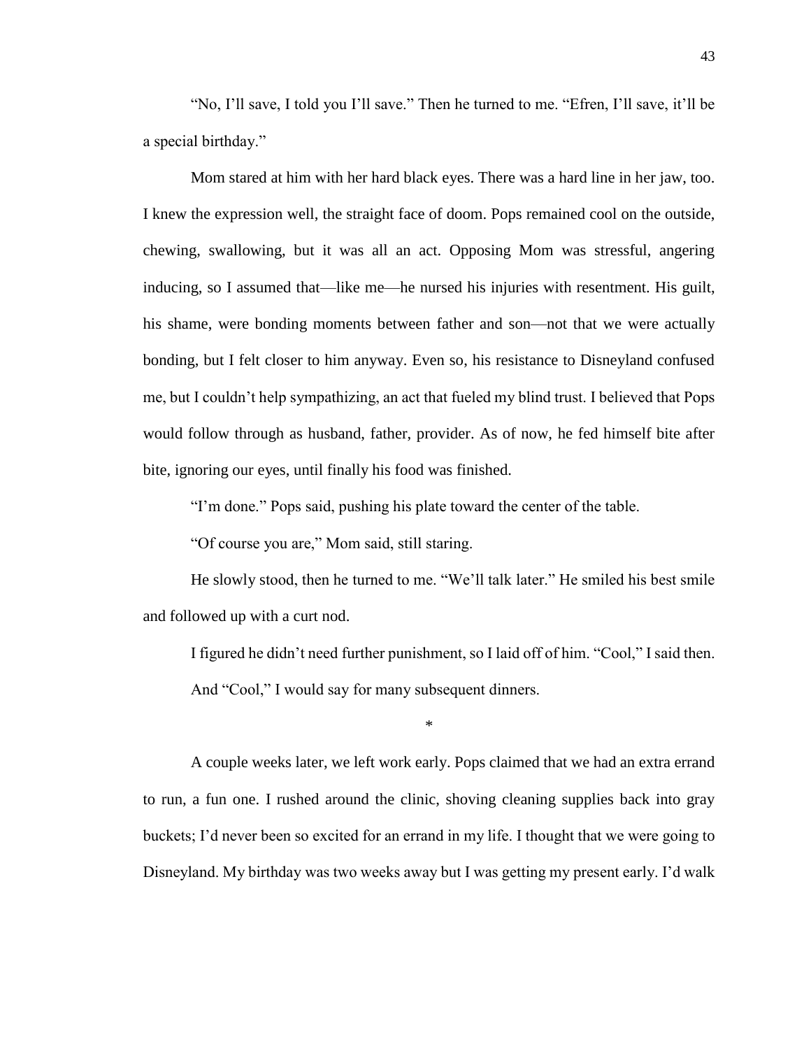"No, I'll save, I told you I'll save." Then he turned to me. "Efren, I'll save, it'll be a special birthday."

Mom stared at him with her hard black eyes. There was a hard line in her jaw, too. I knew the expression well, the straight face of doom. Pops remained cool on the outside, chewing, swallowing, but it was all an act. Opposing Mom was stressful, angering inducing, so I assumed that—like me—he nursed his injuries with resentment. His guilt, his shame, were bonding moments between father and son—not that we were actually bonding, but I felt closer to him anyway. Even so, his resistance to Disneyland confused me, but I couldn't help sympathizing, an act that fueled my blind trust. I believed that Pops would follow through as husband, father, provider. As of now, he fed himself bite after bite, ignoring our eyes, until finally his food was finished.

"I'm done." Pops said, pushing his plate toward the center of the table.

"Of course you are," Mom said, still staring.

He slowly stood, then he turned to me. "We'll talk later." He smiled his best smile and followed up with a curt nod.

I figured he didn't need further punishment, so I laid off of him. "Cool," I said then. And "Cool," I would say for many subsequent dinners.

*

A couple weeks later, we left work early. Pops claimed that we had an extra errand to run, a fun one. I rushed around the clinic, shoving cleaning supplies back into gray buckets; I'd never been so excited for an errand in my life. I thought that we were going to Disneyland. My birthday was two weeks away but I was getting my present early. I'd walk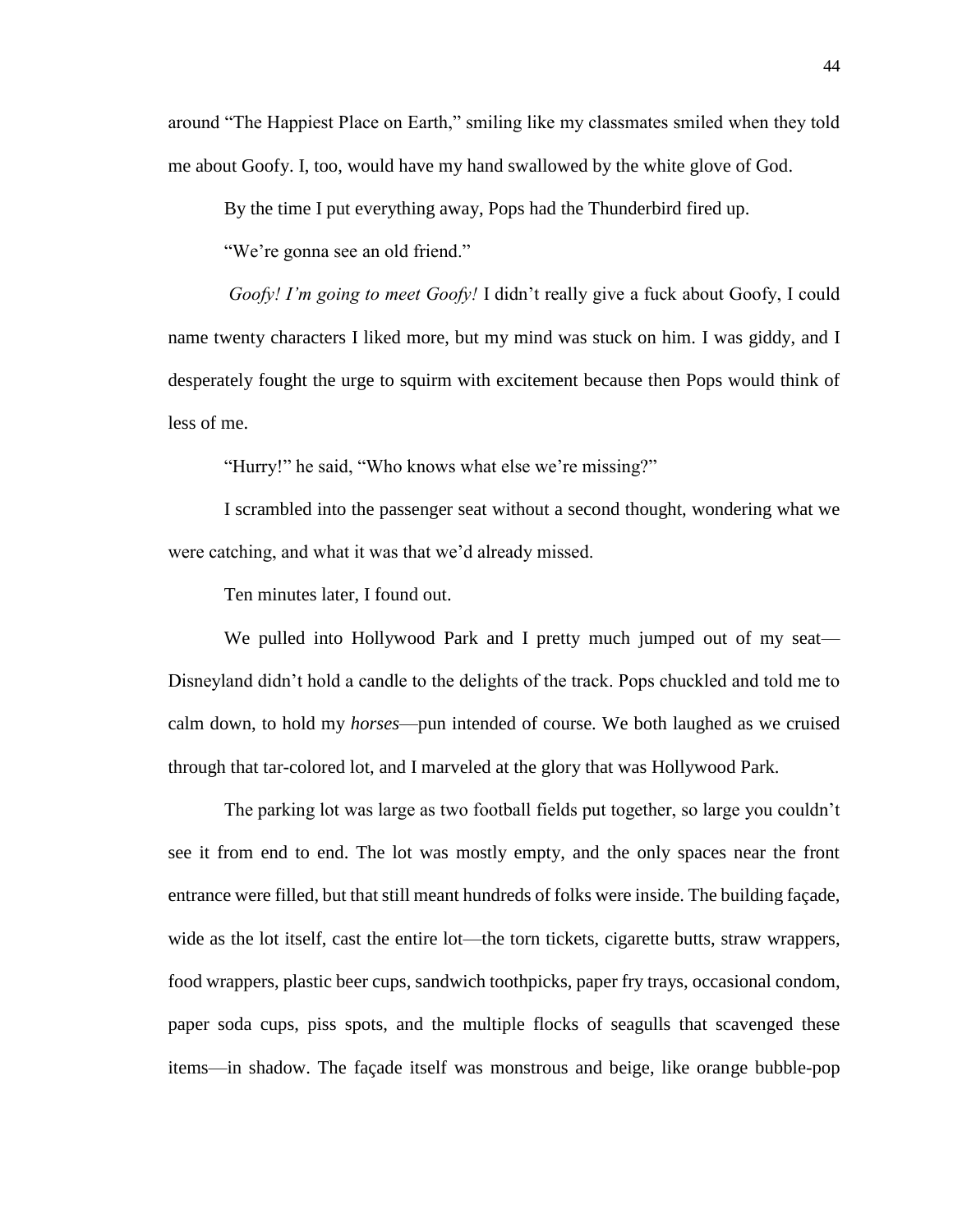around "The Happiest Place on Earth," smiling like my classmates smiled when they told me about Goofy. I, too, would have my hand swallowed by the white glove of God.

By the time I put everything away, Pops had the Thunderbird fired up.

"We're gonna see an old friend."

*Goofy! I'm going to meet Goofy!* I didn't really give a fuck about Goofy, I could name twenty characters I liked more, but my mind was stuck on him. I was giddy, and I desperately fought the urge to squirm with excitement because then Pops would think of less of me.

"Hurry!" he said, "Who knows what else we're missing?"

I scrambled into the passenger seat without a second thought, wondering what we were catching, and what it was that we'd already missed.

Ten minutes later, I found out.

We pulled into Hollywood Park and I pretty much jumped out of my seat—Disneyland didn't hold a candle to the delights of the track. Pops chuckled and told me to calm down, to hold my *horses*—pun intended of course. We both laughed as we cruised through that tar-colored lot, and I marveled at the glory that was Hollywood Park.

The parking lot was large as two football fields put together, so large you couldn't see it from end to end. The lot was mostly empty, and the only spaces near the front entrance were filled, but that still meant hundreds of folks were inside. The building façade, wide as the lot itself, cast the entire lot—the torn tickets, cigarette butts, straw wrappers, food wrappers, plastic beer cups, sandwich toothpicks, paper fry trays, occasional condom, paper soda cups, piss spots, and the multiple flocks of seagulls that scavenged these items—in shadow. The façade itself was monstrous and beige, like orange bubble-pop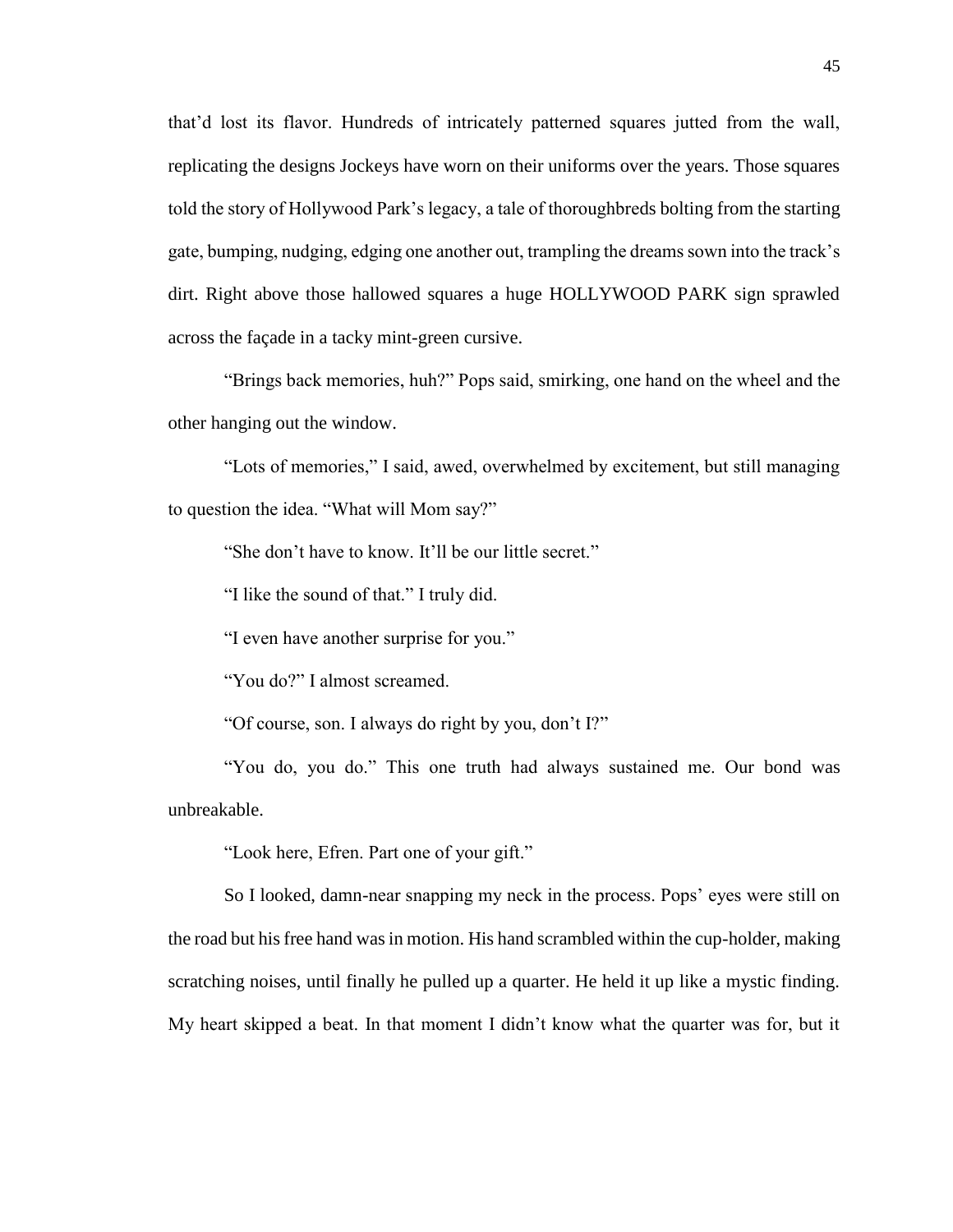that'd lost its flavor. Hundreds of intricately patterned squares jutted from the wall, replicating the designs Jockeys have worn on their uniforms over the years. Those squares told the story of Hollywood Park's legacy, a tale of thoroughbreds bolting from the starting gate, bumping, nudging, edging one another out, trampling the dreams sown into the track's dirt. Right above those hallowed squares a huge HOLLYWOOD PARK sign sprawled across the façade in a tacky mint-green cursive.

"Brings back memories, huh?" Pops said, smirking, one hand on the wheel and the other hanging out the window.

"Lots of memories," I said, awed, overwhelmed by excitement, but still managing to question the idea. "What will Mom say?"

"She don't have to know. It'll be our little secret."

"I like the sound of that." I truly did.

"I even have another surprise for you."

"You do?" I almost screamed.

"Of course, son. I always do right by you, don't I?"

"You do, you do." This one truth had always sustained me. Our bond was unbreakable.

"Look here, Efren. Part one of your gift."

So I looked, damn-near snapping my neck in the process. Pops' eyes were still on the road but his free hand was in motion. His hand scrambled within the cup-holder, making scratching noises, until finally he pulled up a quarter. He held it up like a mystic finding. My heart skipped a beat. In that moment I didn't know what the quarter was for, but it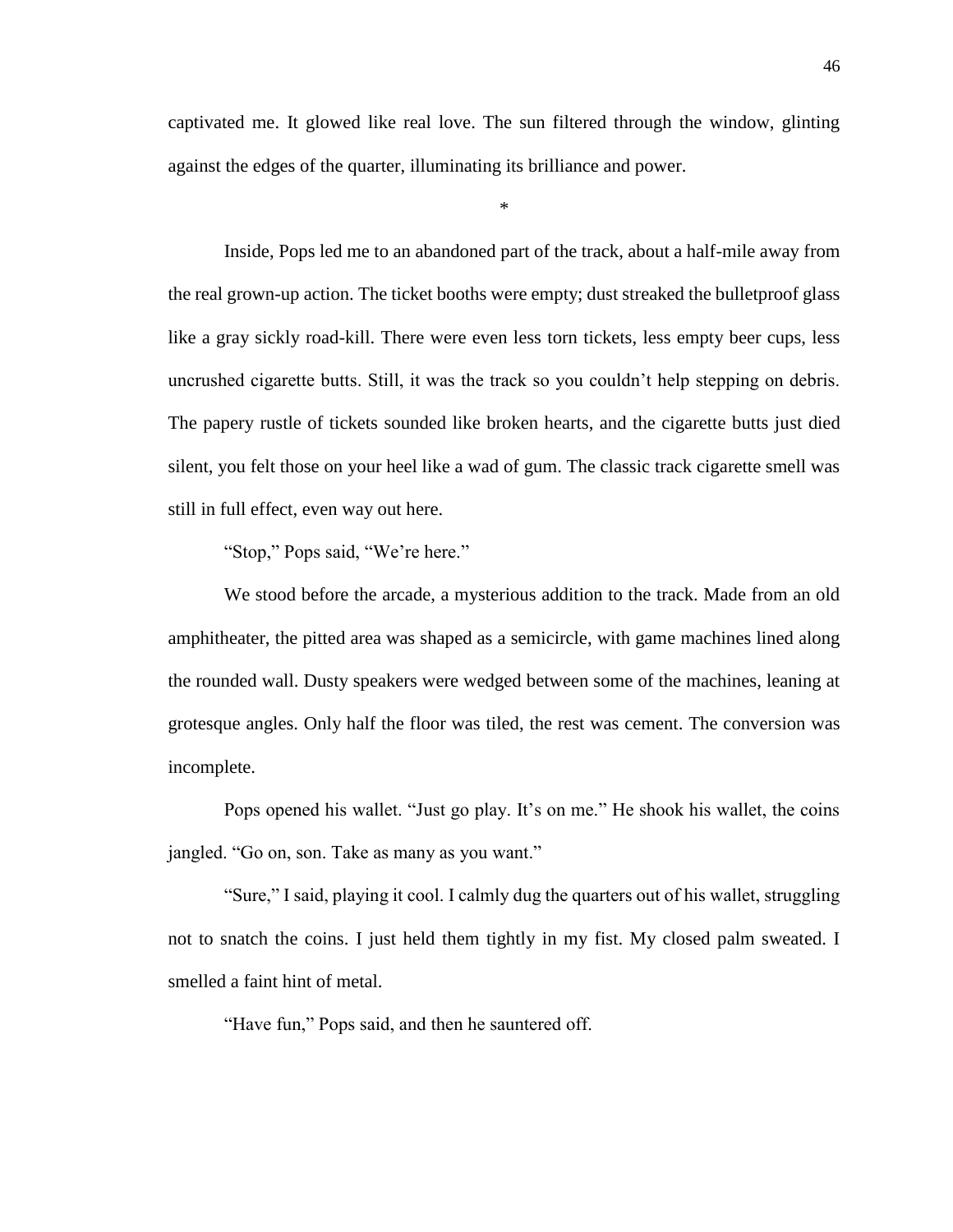captivated me. It glowed like real love. The sun filtered through the window, glinting against the edges of the quarter, illuminating its brilliance and power.

*

Inside, Pops led me to an abandoned part of the track, about a half-mile away from the real grown-up action. The ticket booths were empty; dust streaked the bulletproof glass like a gray sickly road-kill. There were even less torn tickets, less empty beer cups, less uncrushed cigarette butts. Still, it was the track so you couldn't help stepping on debris. The papery rustle of tickets sounded like broken hearts, and the cigarette butts just died silent, you felt those on your heel like a wad of gum. The classic track cigarette smell was still in full effect, even way out here.

"Stop," Pops said, "We're here."

We stood before the arcade, a mysterious addition to the track. Made from an old amphitheater, the pitted area was shaped as a semicircle, with game machines lined along the rounded wall. Dusty speakers were wedged between some of the machines, leaning at grotesque angles. Only half the floor was tiled, the rest was cement. The conversion was incomplete.

Pops opened his wallet. "Just go play. It's on me." He shook his wallet, the coins jangled. "Go on, son. Take as many as you want."

"Sure," I said, playing it cool. I calmly dug the quarters out of his wallet, struggling not to snatch the coins. I just held them tightly in my fist. My closed palm sweated. I smelled a faint hint of metal.

"Have fun," Pops said, and then he sauntered off.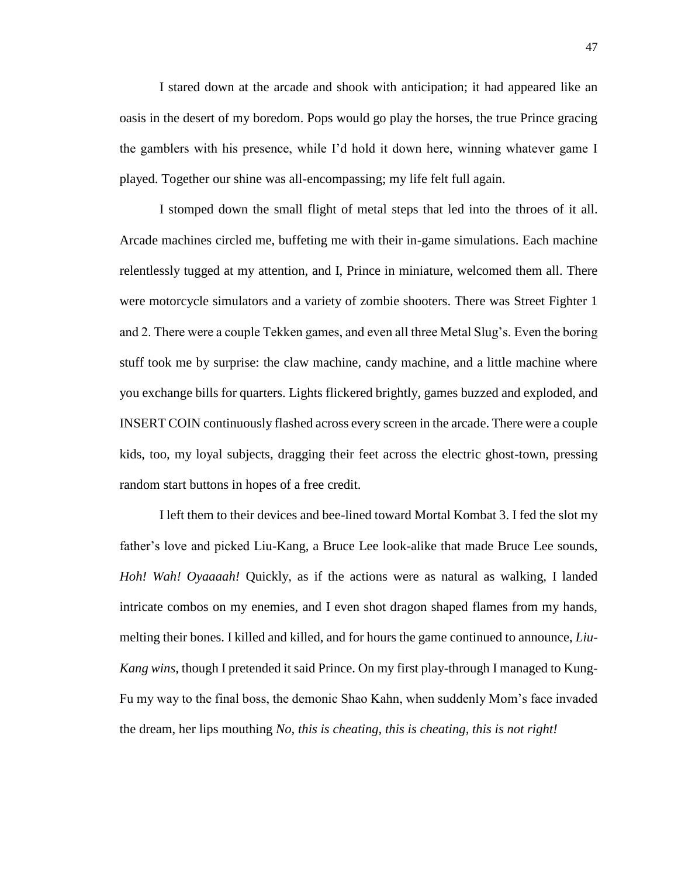I stared down at the arcade and shook with anticipation; it had appeared like an oasis in the desert of my boredom. Pops would go play the horses, the true Prince gracing the gamblers with his presence, while I'd hold it down here, winning whatever game I played. Together our shine was all-encompassing; my life felt full again.

I stomped down the small flight of metal steps that led into the throes of it all. Arcade machines circled me, buffeting me with their in-game simulations. Each machine relentlessly tugged at my attention, and I, Prince in miniature, welcomed them all. There were motorcycle simulators and a variety of zombie shooters. There was Street Fighter 1 and 2. There were a couple Tekken games, and even all three Metal Slug's. Even the boring stuff took me by surprise: the claw machine, candy machine, and a little machine where you exchange bills for quarters. Lights flickered brightly, games buzzed and exploded, and INSERT COIN continuously flashed across every screen in the arcade. There were a couple kids, too, my loyal subjects, dragging their feet across the electric ghost-town, pressing random start buttons in hopes of a free credit.

I left them to their devices and bee-lined toward Mortal Kombat 3. I fed the slot my father's love and picked Liu-Kang, a Bruce Lee look-alike that made Bruce Lee sounds, *Hoh! Wah! Oyaaaah!* Quickly, as if the actions were as natural as walking, I landed intricate combos on my enemies, and I even shot dragon shaped flames from my hands, melting their bones. I killed and killed, and for hours the game continued to announce, *Liu-Kang wins*, though I pretended it said Prince. On my first play-through I managed to Kung-Fu my way to the final boss, the demonic Shao Kahn, when suddenly Mom's face invaded the dream, her lips mouthing *No, this is cheating, this is cheating, this is not right!*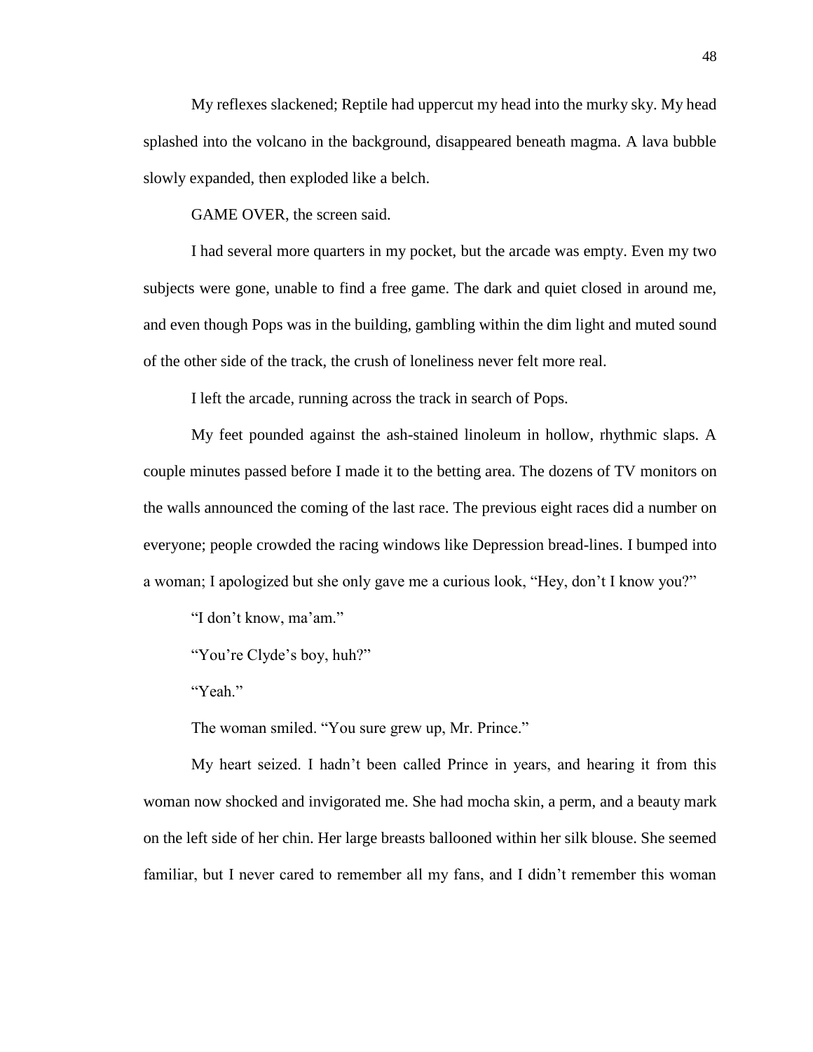My reflexes slackened; Reptile had uppercut my head into the murky sky. My head splashed into the volcano in the background, disappeared beneath magma. A lava bubble slowly expanded, then exploded like a belch.

GAME OVER, the screen said.

I had several more quarters in my pocket, but the arcade was empty. Even my two subjects were gone, unable to find a free game. The dark and quiet closed in around me, and even though Pops was in the building, gambling within the dim light and muted sound of the other side of the track, the crush of loneliness never felt more real.

I left the arcade, running across the track in search of Pops.

My feet pounded against the ash-stained linoleum in hollow, rhythmic slaps. A couple minutes passed before I made it to the betting area. The dozens of TV monitors on the walls announced the coming of the last race. The previous eight races did a number on everyone; people crowded the racing windows like Depression bread-lines. I bumped into a woman; I apologized but she only gave me a curious look, "Hey, don't I know you?"

"I don't know, ma'am."

"You're Clyde's boy, huh?"

"Yeah."

The woman smiled. "You sure grew up, Mr. Prince."

My heart seized. I hadn't been called Prince in years, and hearing it from this woman now shocked and invigorated me. She had mocha skin, a perm, and a beauty mark on the left side of her chin. Her large breasts ballooned within her silk blouse. She seemed familiar, but I never cared to remember all my fans, and I didn't remember this woman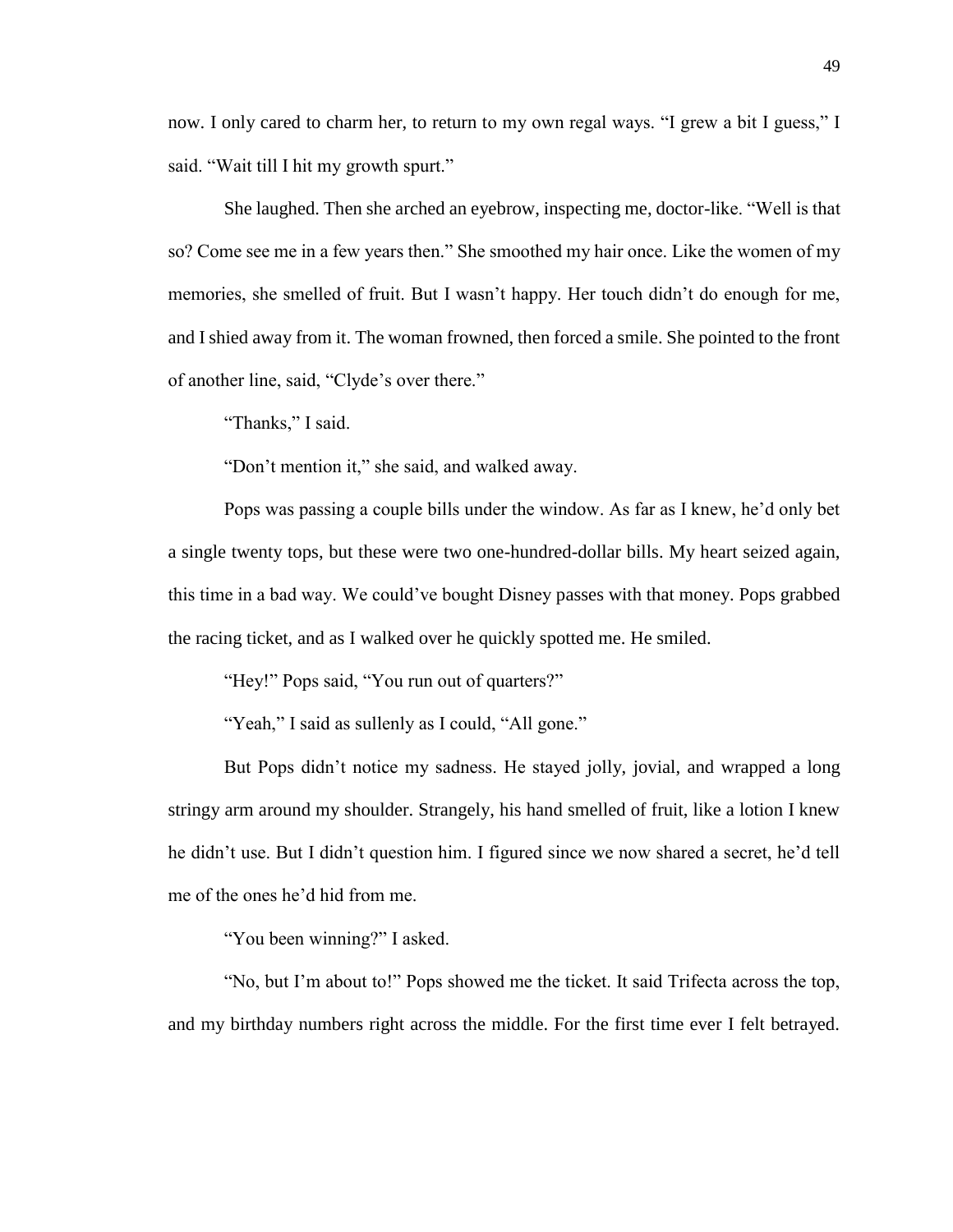now. I only cared to charm her, to return to my own regal ways. "I grew a bit I guess," I said. "Wait till I hit my growth spurt."

She laughed. Then she arched an eyebrow, inspecting me, doctor-like. "Well is that so? Come see me in a few years then." She smoothed my hair once. Like the women of my memories, she smelled of fruit. But I wasn't happy. Her touch didn't do enough for me, and I shied away from it. The woman frowned, then forced a smile. She pointed to the front of another line, said, "Clyde's over there."

"Thanks," I said.

"Don't mention it," she said, and walked away.

Pops was passing a couple bills under the window. As far as I knew, he'd only bet a single twenty tops, but these were two one-hundred-dollar bills. My heart seized again, this time in a bad way. We could've bought Disney passes with that money. Pops grabbed the racing ticket, and as I walked over he quickly spotted me. He smiled.

"Hey!" Pops said, "You run out of quarters?"

"Yeah," I said as sullenly as I could, "All gone."

But Pops didn't notice my sadness. He stayed jolly, jovial, and wrapped a long stringy arm around my shoulder. Strangely, his hand smelled of fruit, like a lotion I knew he didn't use. But I didn't question him. I figured since we now shared a secret, he'd tell me of the ones he'd hid from me.

"You been winning?" I asked.

"No, but I'm about to!" Pops showed me the ticket. It said Trifecta across the top, and my birthday numbers right across the middle. For the first time ever I felt betrayed.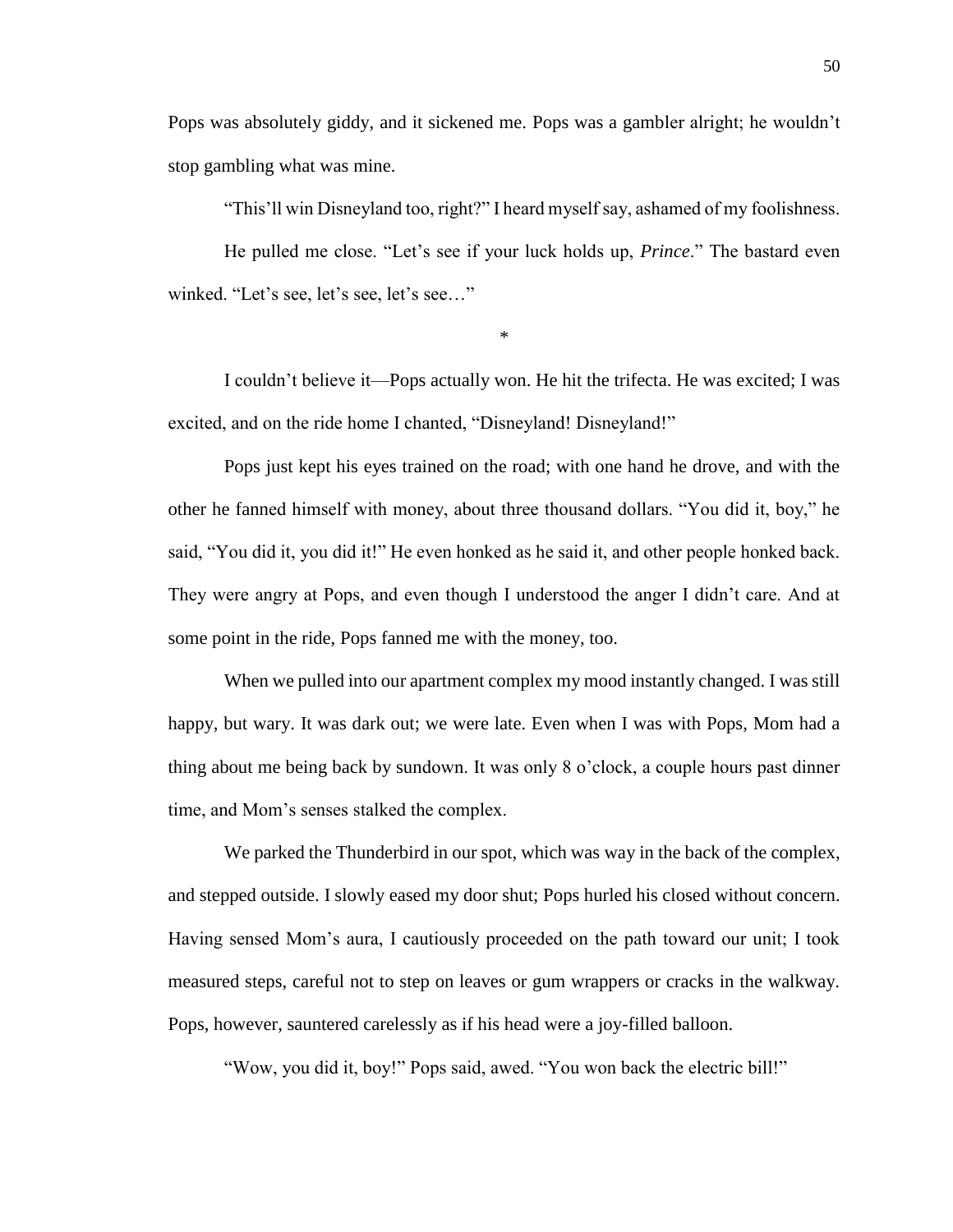Pops was absolutely giddy, and it sickened me. Pops was a gambler alright; he wouldn't stop gambling what was mine.

"This'll win Disneyland too, right?" I heard myself say, ashamed of my foolishness.

He pulled me close. "Let's see if your luck holds up, *Prince*." The bastard even winked. "Let's see, let's see, let's see…"

*

I couldn't believe it—Pops actually won. He hit the trifecta. He was excited; I was excited, and on the ride home I chanted, "Disneyland! Disneyland!"

Pops just kept his eyes trained on the road; with one hand he drove, and with the other he fanned himself with money, about three thousand dollars. "You did it, boy," he said, "You did it, you did it!" He even honked as he said it, and other people honked back. They were angry at Pops, and even though I understood the anger I didn't care. And at some point in the ride, Pops fanned me with the money, too.

When we pulled into our apartment complex my mood instantly changed. I was still happy, but wary. It was dark out; we were late. Even when I was with Pops, Mom had a thing about me being back by sundown. It was only 8 o'clock, a couple hours past dinner time, and Mom's senses stalked the complex.

We parked the Thunderbird in our spot, which was way in the back of the complex, and stepped outside. I slowly eased my door shut; Pops hurled his closed without concern. Having sensed Mom's aura, I cautiously proceeded on the path toward our unit; I took measured steps, careful not to step on leaves or gum wrappers or cracks in the walkway. Pops, however, sauntered carelessly as if his head were a joy-filled balloon.

"Wow, you did it, boy!" Pops said, awed. "You won back the electric bill!"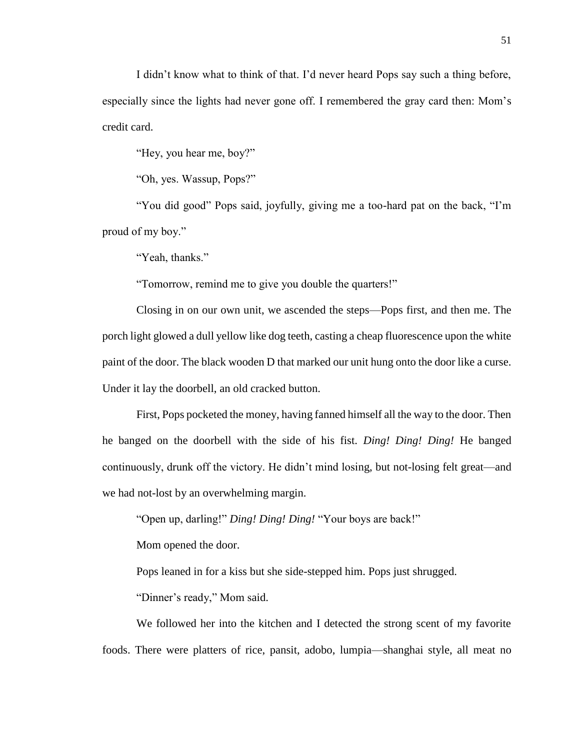I didn’t know what to think of that. I’d never heard Pops say such a thing before, especially since the lights had never gone off. I remembered the gray card then: Mom’s credit card.

“Hey, you hear me, boy?”

“Oh, yes. Wassup, Pops?”

“You did good” Pops said, joyfully, giving me a too-hard pat on the back, “I’m proud of my boy.”

“Yeah, thanks.”

“Tomorrow, remind me to give you double the quarters!”

Closing in on our own unit, we ascended the steps—Pops first, and then me. The porch light glowed a dull yellow like dog teeth, casting a cheap fluorescence upon the white paint of the door. The black wooden D that marked our unit hung onto the door like a curse. Under it lay the doorbell, an old cracked button.

First, Pops pocketed the money, having fanned himself all the way to the door. Then he banged on the doorbell with the side of his fist. *Ding! Ding! Ding!* He banged continuously, drunk off the victory. He didn’t mind losing, but not-losing felt great—and we had not-lost by an overwhelming margin.

“Open up, darling!” *Ding! Ding! Ding!* “Your boys are back!”

Mom opened the door.

Pops leaned in for a kiss but she side-stepped him. Pops just shrugged.

“Dinner’s ready,” Mom said.

We followed her into the kitchen and I detected the strong scent of my favorite foods. There were platters of rice, pansit, adobo, lumpia—shanghai style, all meat no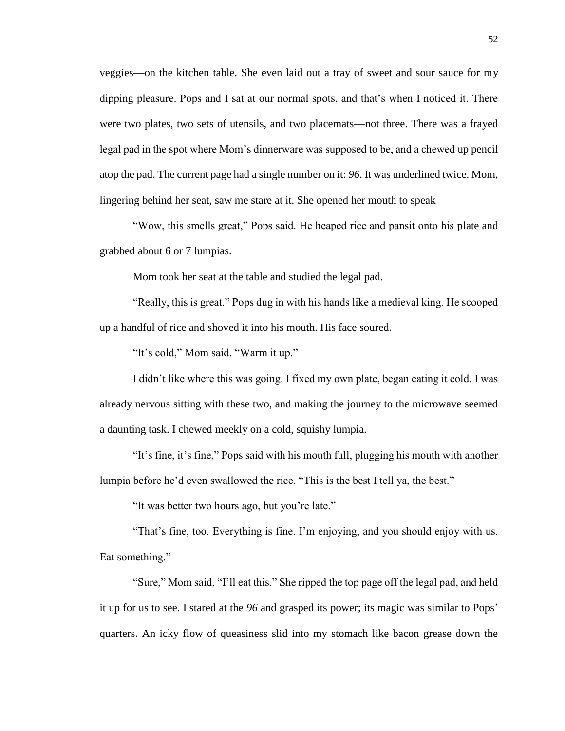veggies—on the kitchen table. She even laid out a tray of sweet and sour sauce for my dipping pleasure. Pops and I sat at our normal spots, and that's when I noticed it. There were two plates, two sets of utensils, and two placemats—not three. There was a frayed legal pad in the spot where Mom's dinnerware was supposed to be, and a chewed up pencil atop the pad. The current page had a single number on it: *96*. It was underlined twice. Mom, lingering behind her seat, saw me stare at it. She opened her mouth to speak—

"Wow, this smells great," Pops said. He heaped rice and pansit onto his plate and grabbed about 6 or 7 lumpias.

Mom took her seat at the table and studied the legal pad.

"Really, this is great." Pops dug in with his hands like a medieval king. He scooped up a handful of rice and shoved it into his mouth. His face soured.

"It's cold," Mom said. "Warm it up."

I didn't like where this was going. I fixed my own plate, began eating it cold. I was already nervous sitting with these two, and making the journey to the microwave seemed a daunting task. I chewed meekly on a cold, squishy lumpia.

"It's fine, it's fine," Pops said with his mouth full, plugging his mouth with another lumpia before he'd even swallowed the rice. "This is the best I tell ya, the best."

"It was better two hours ago, but you're late."

"That's fine, too. Everything is fine. I'm enjoying, and you should enjoy with us. Eat something."

"Sure," Mom said, "I'll eat this." She ripped the top page off the legal pad, and held it up for us to see. I stared at the *96* and grasped its power; its magic was similar to Pops' quarters. An icky flow of queasiness slid into my stomach like bacon grease down the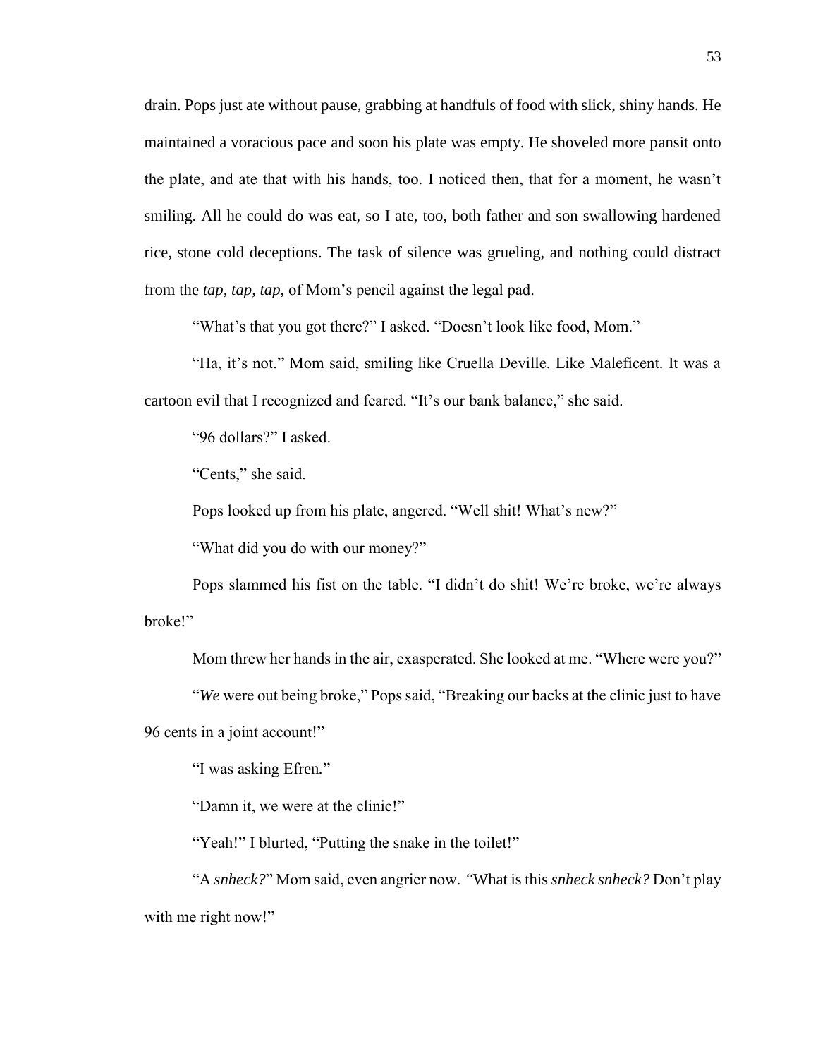drain. Pops just ate without pause, grabbing at handfuls of food with slick, shiny hands. He maintained a voracious pace and soon his plate was empty. He shoveled more pansit onto the plate, and ate that with his hands, too. I noticed then, that for a moment, he wasn't smiling. All he could do was eat, so I ate, too, both father and son swallowing hardened rice, stone cold deceptions. The task of silence was grueling, and nothing could distract from the *tap, tap, tap,* of Mom's pencil against the legal pad.

"What's that you got there?" I asked. "Doesn't look like food, Mom."

"Ha, it's not." Mom said, smiling like Cruella Deville. Like Maleficent. It was a cartoon evil that I recognized and feared. "It's our bank balance," she said.

"96 dollars?" I asked.

"Cents," she said.

Pops looked up from his plate, angered. "Well shit! What's new?"

"What did you do with our money?"

Pops slammed his fist on the table. "I didn't do shit! We're broke, we're always broke!"

Mom threw her hands in the air, exasperated. She looked at me. "Where were you?"

"*We* were out being broke," Pops said, "Breaking our backs at the clinic just to have 96 cents in a joint account!"

"I was asking Efren."

"Damn it, we were at the clinic!"

"Yeah!" I blurted, "Putting the snake in the toilet!"

"A *snheck?*" Mom said, even angrier now. "What is this *snheck snheck?* Don't play with me right now!"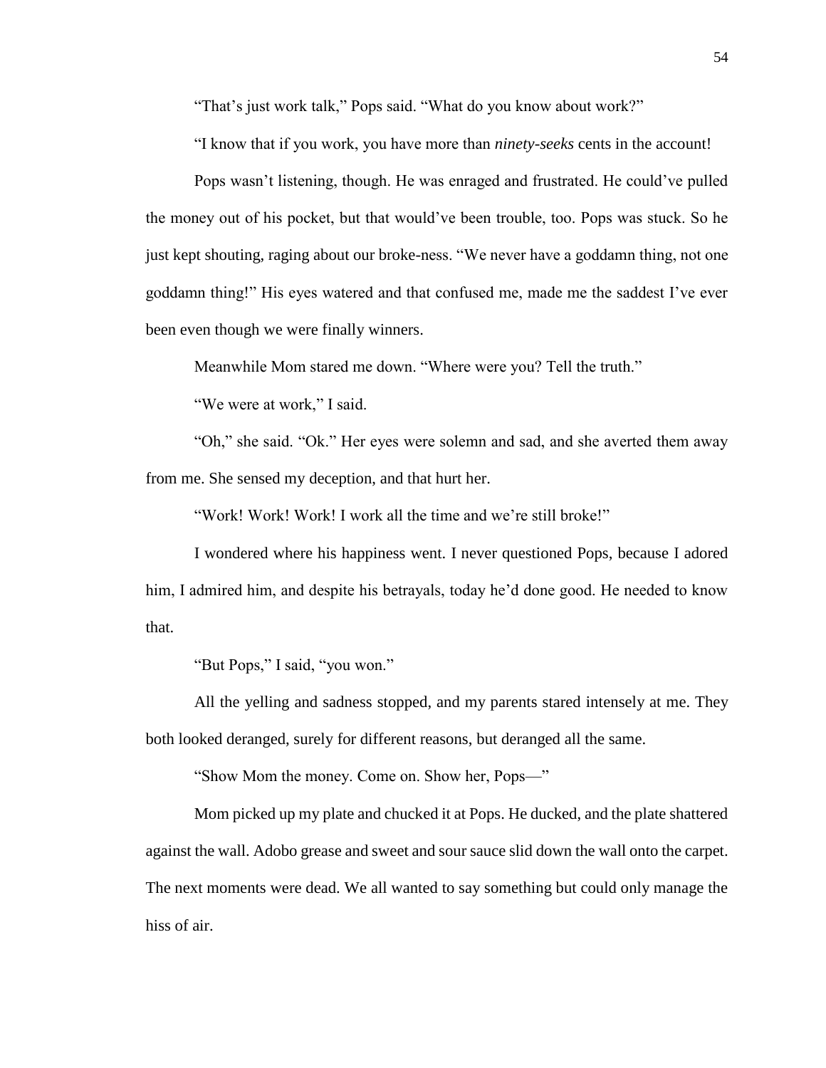"That's just work talk," Pops said. "What do you know about work?"

"I know that if you work, you have more than *ninety-seeks* cents in the account!

Pops wasn't listening, though. He was enraged and frustrated. He could've pulled the money out of his pocket, but that would've been trouble, too. Pops was stuck. So he just kept shouting, raging about our broke-ness. "We never have a goddamn thing, not one goddamn thing!" His eyes watered and that confused me, made me the saddest I've ever been even though we were finally winners.

Meanwhile Mom stared me down. "Where were you? Tell the truth."

"We were at work," I said.

"Oh," she said. "Ok." Her eyes were solemn and sad, and she averted them away from me. She sensed my deception, and that hurt her.

"Work! Work! Work! I work all the time and we're still broke!"

I wondered where his happiness went. I never questioned Pops, because I adored him, I admired him, and despite his betrayals, today he'd done good. He needed to know that.

"But Pops," I said, "you won."

All the yelling and sadness stopped, and my parents stared intensely at me. They both looked deranged, surely for different reasons, but deranged all the same.

"Show Mom the money. Come on. Show her, Pops—"

Mom picked up my plate and chucked it at Pops. He ducked, and the plate shattered against the wall. Adobo grease and sweet and sour sauce slid down the wall onto the carpet. The next moments were dead. We all wanted to say something but could only manage the hiss of air.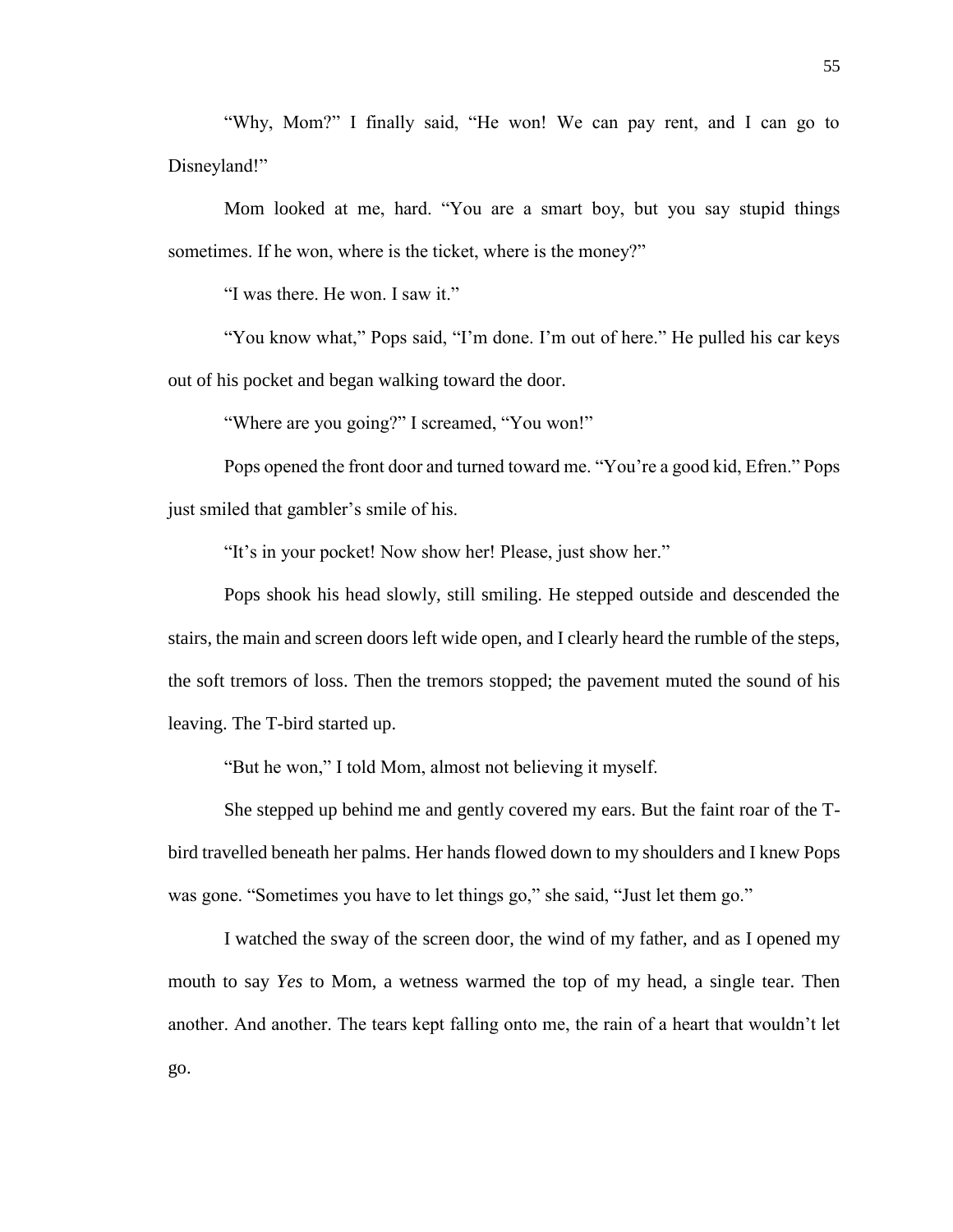"Why, Mom?" I finally said, "He won! We can pay rent, and I can go to Disneyland!"

Mom looked at me, hard. "You are a smart boy, but you say stupid things sometimes. If he won, where is the ticket, where is the money?"

"I was there. He won. I saw it."

"You know what," Pops said, "I'm done. I'm out of here." He pulled his car keys out of his pocket and began walking toward the door.

"Where are you going?" I screamed, "You won!"

Pops opened the front door and turned toward me. "You're a good kid, Efren." Pops just smiled that gambler's smile of his.

"It's in your pocket! Now show her! Please, just show her."

Pops shook his head slowly, still smiling. He stepped outside and descended the stairs, the main and screen doors left wide open, and I clearly heard the rumble of the steps, the soft tremors of loss. Then the tremors stopped; the pavement muted the sound of his leaving. The T-bird started up.

"But he won," I told Mom, almost not believing it myself.

She stepped up behind me and gently covered my ears. But the faint roar of the T-bird travelled beneath her palms. Her hands flowed down to my shoulders and I knew Pops was gone. "Sometimes you have to let things go," she said, "Just let them go."

I watched the sway of the screen door, the wind of my father, and as I opened my mouth to say *Yes* to Mom, a wetness warmed the top of my head, a single tear. Then another. And another. The tears kept falling onto me, the rain of a heart that wouldn't let go.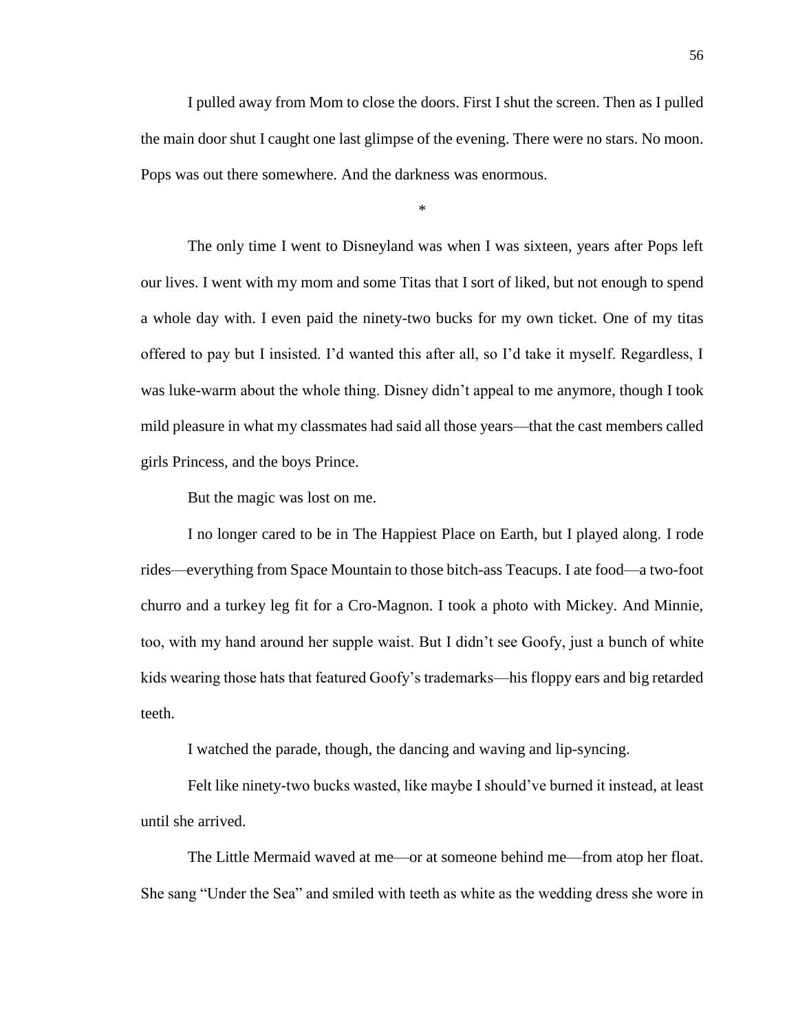I pulled away from Mom to close the doors. First I shut the screen. Then as I pulled the main door shut I caught one last glimpse of the evening. There were no stars. No moon. Pops was out there somewhere. And the darkness was enormous.

*

The only time I went to Disneyland was when I was sixteen, years after Pops left our lives. I went with my mom and some Titas that I sort of liked, but not enough to spend a whole day with. I even paid the ninety-two bucks for my own ticket. One of my titas offered to pay but I insisted. I'd wanted this after all, so I'd take it myself. Regardless, I was luke-warm about the whole thing. Disney didn't appeal to me anymore, though I took mild pleasure in what my classmates had said all those years—that the cast members called girls Princess, and the boys Prince.

But the magic was lost on me.

I no longer cared to be in The Happiest Place on Earth, but I played along. I rode rides—everything from Space Mountain to those bitch-ass Teacups. I ate food—a two-foot churro and a turkey leg fit for a Cro-Magnon. I took a photo with Mickey. And Minnie, too, with my hand around her supple waist. But I didn't see Goofy, just a bunch of white kids wearing those hats that featured Goofy's trademarks—his floppy ears and big retarded teeth.

I watched the parade, though, the dancing and waving and lip-syncing.

Felt like ninety-two bucks wasted, like maybe I should've burned it instead, at least until she arrived.

The Little Mermaid waved at me—or at someone behind me—from atop her float. She sang "Under the Sea" and smiled with teeth as white as the wedding dress she wore in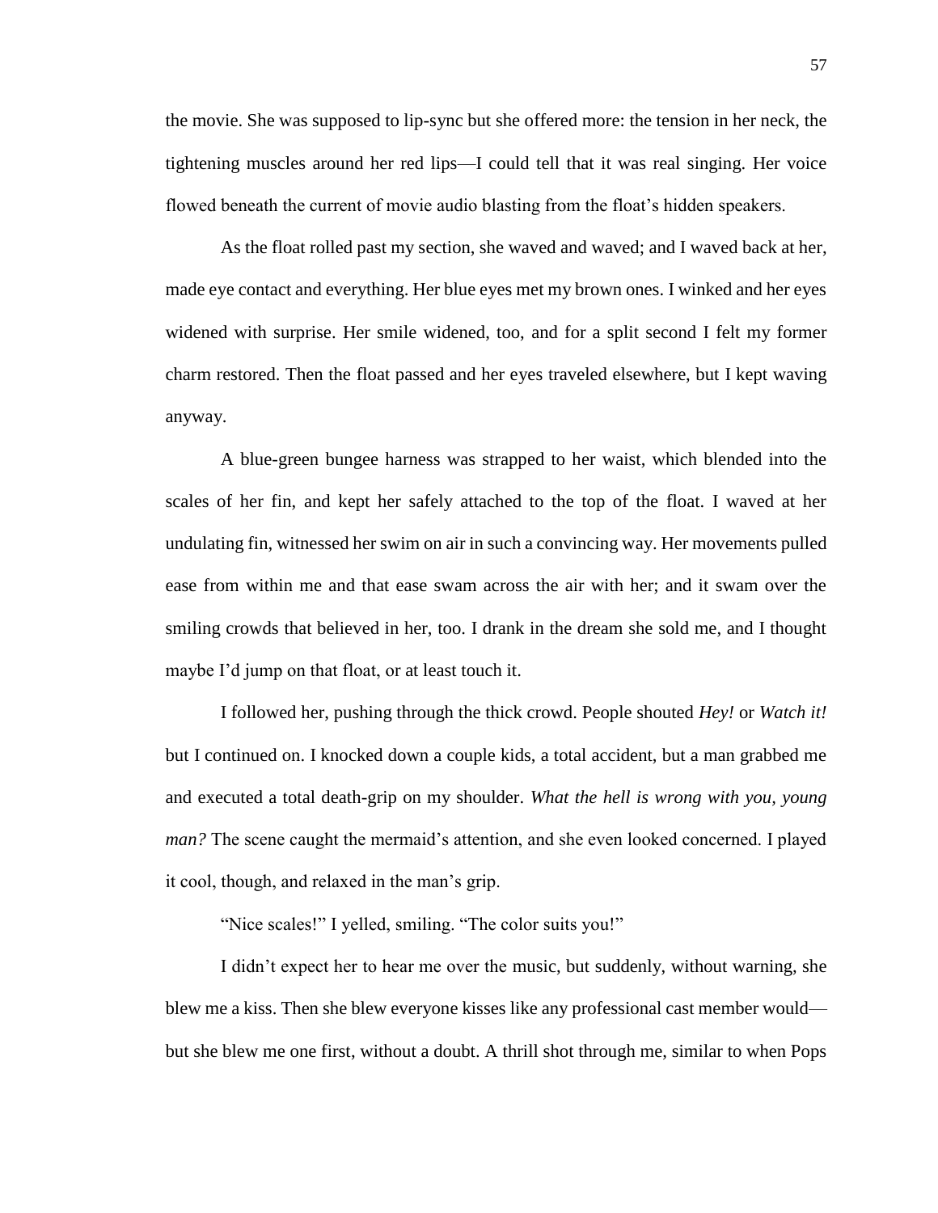the movie. She was supposed to lip-sync but she offered more: the tension in her neck, the tightening muscles around her red lips—I could tell that it was real singing. Her voice flowed beneath the current of movie audio blasting from the float's hidden speakers.

As the float rolled past my section, she waved and waved; and I waved back at her, made eye contact and everything. Her blue eyes met my brown ones. I winked and her eyes widened with surprise. Her smile widened, too, and for a split second I felt my former charm restored. Then the float passed and her eyes traveled elsewhere, but I kept waving anyway.

A blue-green bungee harness was strapped to her waist, which blended into the scales of her fin, and kept her safely attached to the top of the float. I waved at her undulating fin, witnessed her swim on air in such a convincing way. Her movements pulled ease from within me and that ease swam across the air with her; and it swam over the smiling crowds that believed in her, too. I drank in the dream she sold me, and I thought maybe I'd jump on that float, or at least touch it.

I followed her, pushing through the thick crowd. People shouted *Hey!* or *Watch it!* but I continued on. I knocked down a couple kids, a total accident, but a man grabbed me and executed a total death-grip on my shoulder. *What the hell is wrong with you, young man?* The scene caught the mermaid's attention, and she even looked concerned. I played it cool, though, and relaxed in the man's grip.

"Nice scales!" I yelled, smiling. "The color suits you!"

I didn't expect her to hear me over the music, but suddenly, without warning, she blew me a kiss. Then she blew everyone kisses like any professional cast member would—but she blew me one first, without a doubt. A thrill shot through me, similar to when Pops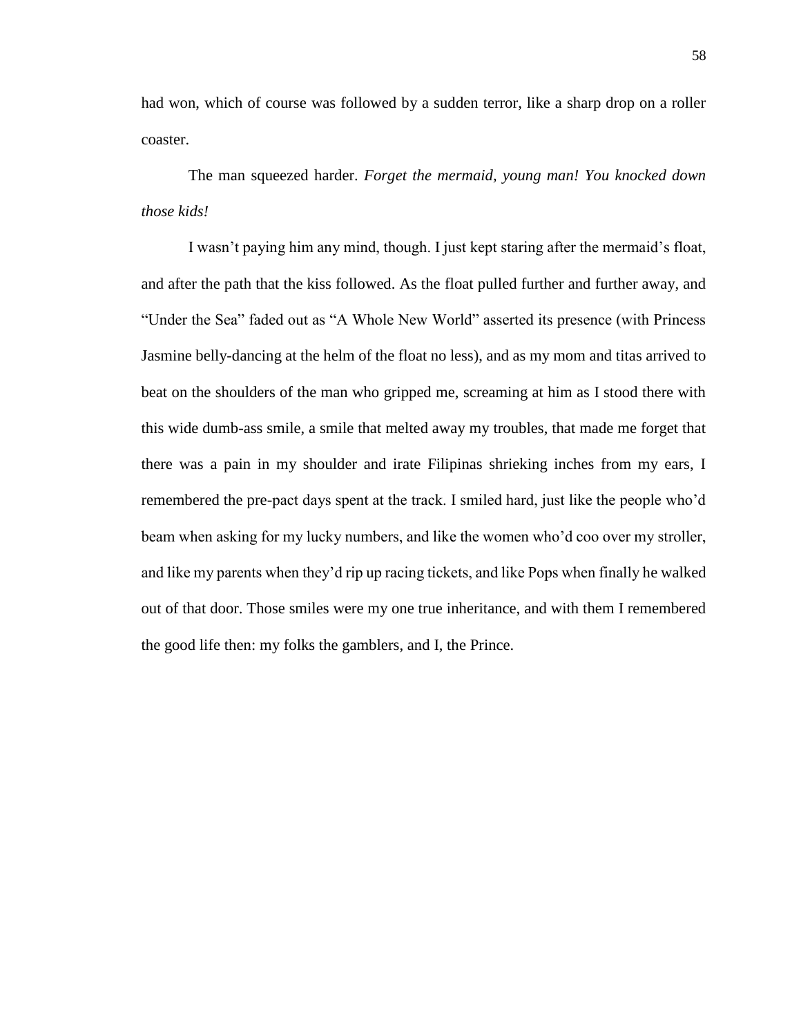had won, which of course was followed by a sudden terror, like a sharp drop on a roller coaster.

The man squeezed harder. *Forget the mermaid, young man! You knocked down those kids!*

I wasn't paying him any mind, though. I just kept staring after the mermaid's float, and after the path that the kiss followed. As the float pulled further and further away, and "Under the Sea" faded out as "A Whole New World" asserted its presence (with Princess Jasmine belly-dancing at the helm of the float no less), and as my mom and titas arrived to beat on the shoulders of the man who gripped me, screaming at him as I stood there with this wide dumb-ass smile, a smile that melted away my troubles, that made me forget that there was a pain in my shoulder and irate Filipinas shrieking inches from my ears, I remembered the pre-pact days spent at the track. I smiled hard, just like the people who'd beam when asking for my lucky numbers, and like the women who'd coo over my stroller, and like my parents when they'd rip up racing tickets, and like Pops when finally he walked out of that door. Those smiles were my one true inheritance, and with them I remembered the good life then: my folks the gamblers, and I, the Prince.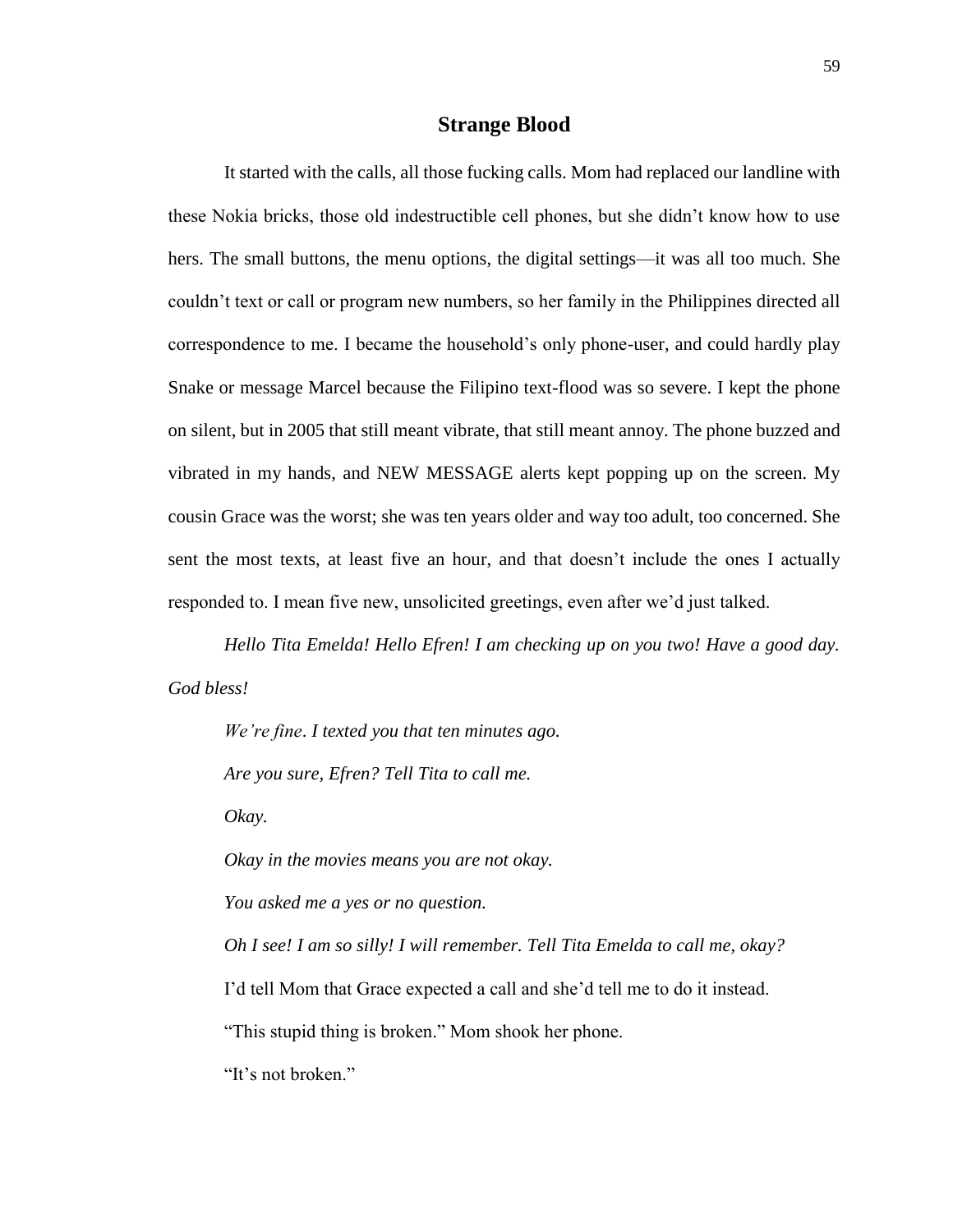## Strange Blood

It started with the calls, all those fucking calls. Mom had replaced our landline with these Nokia bricks, those old indestructible cell phones, but she didn't know how to use hers. The small buttons, the menu options, the digital settings—it was all too much. She couldn't text or call or program new numbers, so her family in the Philippines directed all correspondence to me. I became the household's only phone-user, and could hardly play Snake or message Marcel because the Filipino text-flood was so severe. I kept the phone on silent, but in 2005 that still meant vibrate, that still meant annoy. The phone buzzed and vibrated in my hands, and NEW MESSAGE alerts kept popping up on the screen. My cousin Grace was the worst; she was ten years older and way too adult, too concerned. She sent the most texts, at least five an hour, and that doesn't include the ones I actually responded to. I mean five new, unsolicited greetings, even after we'd just talked.

*Hello Tita Emelda! Hello Efren! I am checking up on you two! Have a good day. God bless!*

*We're fine. I texted you that ten minutes ago.*

*Are you sure, Efren? Tell Tita to call me.*

*Okay.*

*Okay in the movies means you are not okay.*

*You asked me a yes or no question.*

*Oh I see! I am so silly! I will remember. Tell Tita Emelda to call me, okay?*

I'd tell Mom that Grace expected a call and she'd tell me to do it instead.

"This stupid thing is broken." Mom shook her phone.

"It's not broken."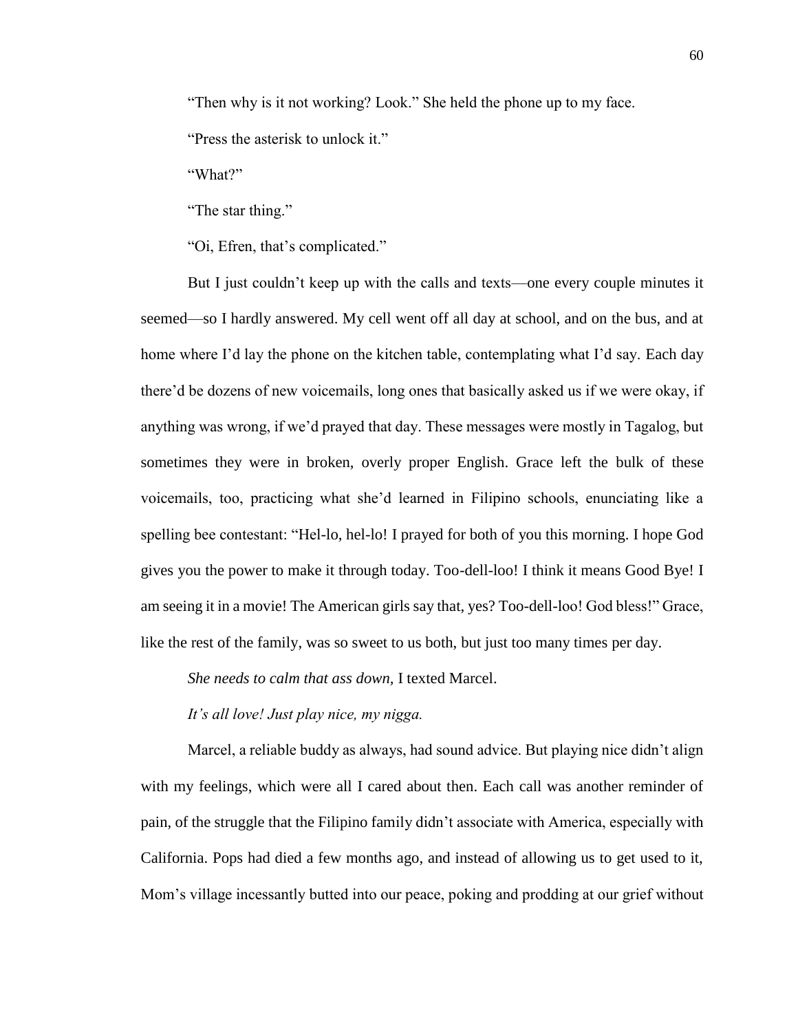"Then why is it not working? Look." She held the phone up to my face.

"Press the asterisk to unlock it."

"What?"

"The star thing."

"Oi, Efren, that's complicated."

But I just couldn't keep up with the calls and texts—one every couple minutes it seemed—so I hardly answered. My cell went off all day at school, and on the bus, and at home where I'd lay the phone on the kitchen table, contemplating what I'd say. Each day there'd be dozens of new voicemails, long ones that basically asked us if we were okay, if anything was wrong, if we'd prayed that day. These messages were mostly in Tagalog, but sometimes they were in broken, overly proper English. Grace left the bulk of these voicemails, too, practicing what she'd learned in Filipino schools, enunciating like a spelling bee contestant: "Hel-lo, hel-lo! I prayed for both of you this morning. I hope God gives you the power to make it through today. Too-dell-loo! I think it means Good Bye! I am seeing it in a movie! The American girls say that, yes? Too-dell-loo! God bless!" Grace, like the rest of the family, was so sweet to us both, but just too many times per day.

*She needs to calm that ass down,* I texted Marcel.

*It's all love! Just play nice, my nigga.*

Marcel, a reliable buddy as always, had sound advice. But playing nice didn't align with my feelings, which were all I cared about then. Each call was another reminder of pain, of the struggle that the Filipino family didn't associate with America, especially with California. Pops had died a few months ago, and instead of allowing us to get used to it, Mom's village incessantly butted into our peace, poking and prodding at our grief without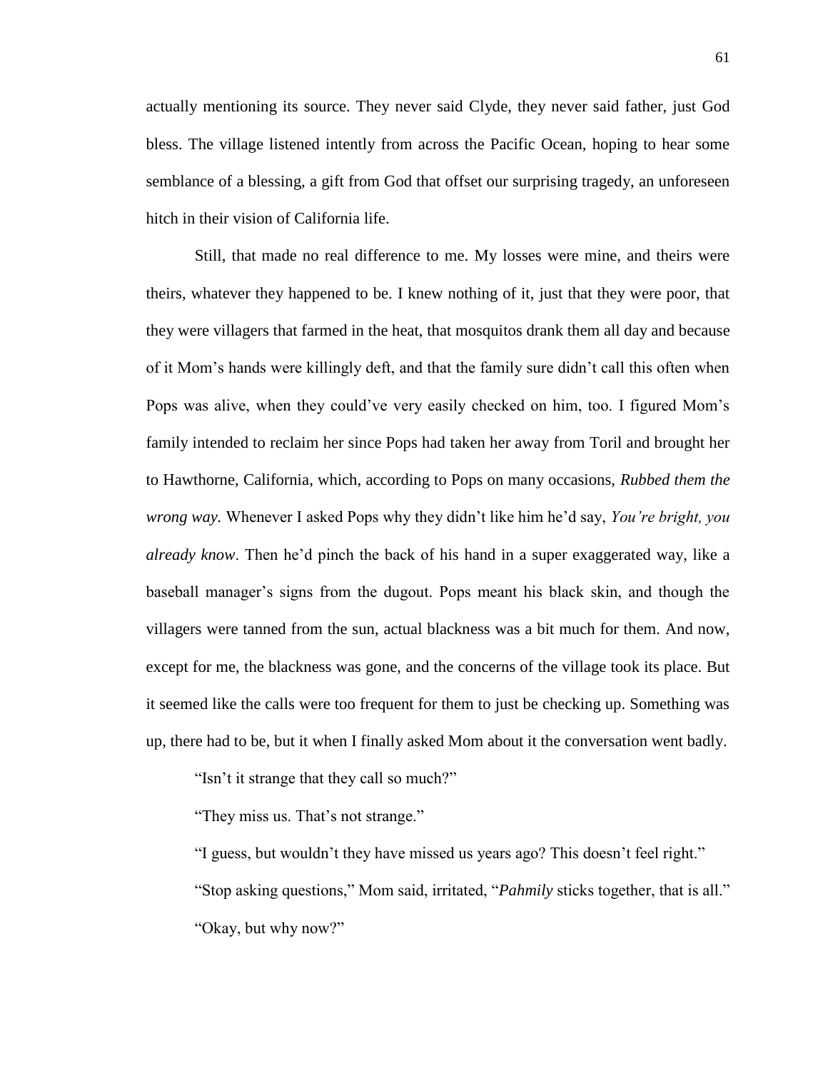actually mentioning its source. They never said Clyde, they never said father, just God bless. The village listened intently from across the Pacific Ocean, hoping to hear some semblance of a blessing, a gift from God that offset our surprising tragedy, an unforeseen hitch in their vision of California life.

Still, that made no real difference to me. My losses were mine, and theirs were theirs, whatever they happened to be. I knew nothing of it, just that they were poor, that they were villagers that farmed in the heat, that mosquitos drank them all day and because of it Mom's hands were killingly deft, and that the family sure didn't call this often when Pops was alive, when they could've very easily checked on him, too. I figured Mom's family intended to reclaim her since Pops had taken her away from Toril and brought her to Hawthorne, California, which, according to Pops on many occasions, *Rubbed them the wrong way.* Whenever I asked Pops why they didn't like him he'd say, *You're bright, you already know*. Then he'd pinch the back of his hand in a super exaggerated way, like a baseball manager's signs from the dugout. Pops meant his black skin, and though the villagers were tanned from the sun, actual blackness was a bit much for them. And now, except for me, the blackness was gone, and the concerns of the village took its place. But it seemed like the calls were too frequent for them to just be checking up. Something was up, there had to be, but it when I finally asked Mom about it the conversation went badly.

"Isn't it strange that they call so much?"

"They miss us. That's not strange."

"I guess, but wouldn't they have missed us years ago? This doesn't feel right."

"Stop asking questions," Mom said, irritated, "*Pahmily* sticks together, that is all."

"Okay, but why now?"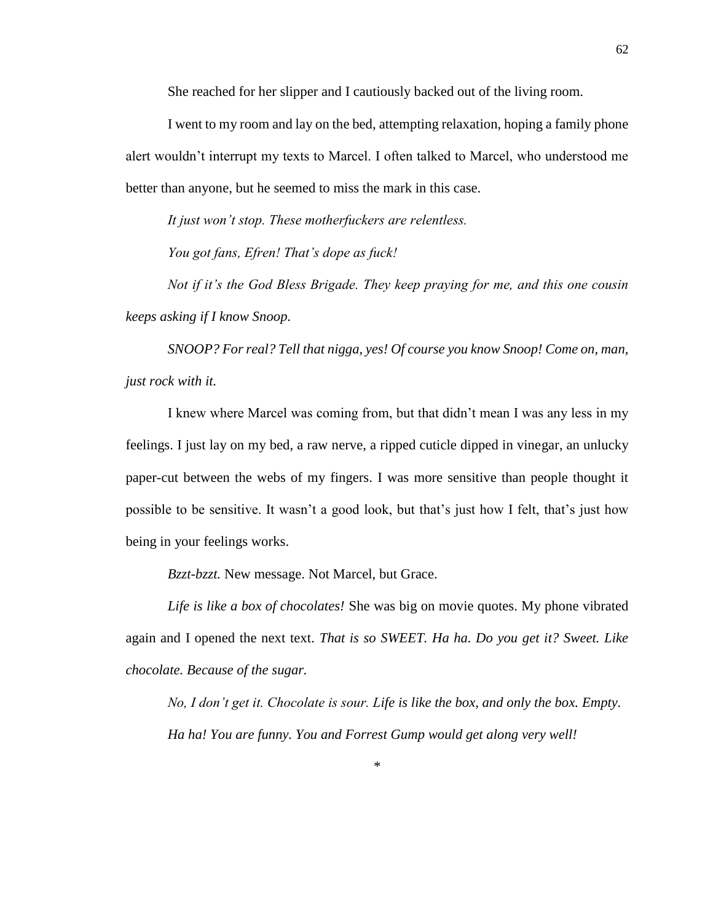She reached for her slipper and I cautiously backed out of the living room.

I went to my room and lay on the bed, attempting relaxation, hoping a family phone alert wouldn't interrupt my texts to Marcel. I often talked to Marcel, who understood me better than anyone, but he seemed to miss the mark in this case.

*It just won't stop. These motherfuckers are relentless.*

*You got fans, Efren! That's dope as fuck!*

*Not if it's the God Bless Brigade. They keep praying for me, and this one cousin keeps asking if I know Snoop.*

*SNOOP? For real? Tell that nigga, yes! Of course you know Snoop! Come on, man, just rock with it.*

I knew where Marcel was coming from, but that didn't mean I was any less in my feelings. I just lay on my bed, a raw nerve, a ripped cuticle dipped in vinegar, an unlucky paper-cut between the webs of my fingers. I was more sensitive than people thought it possible to be sensitive. It wasn't a good look, but that's just how I felt, that's just how being in your feelings works.

*Bzzt-bzzt.* New message. Not Marcel, but Grace.

*Life is like a box of chocolates!* She was big on movie quotes. My phone vibrated again and I opened the next text. *That is so SWEET. Ha ha. Do you get it? Sweet. Like chocolate. Because of the sugar.*

*No, I don't get it. Chocolate is sour. Life is like the box, and only the box. Empty.*

*Ha ha! You are funny. You and Forrest Gump would get along very well!*

*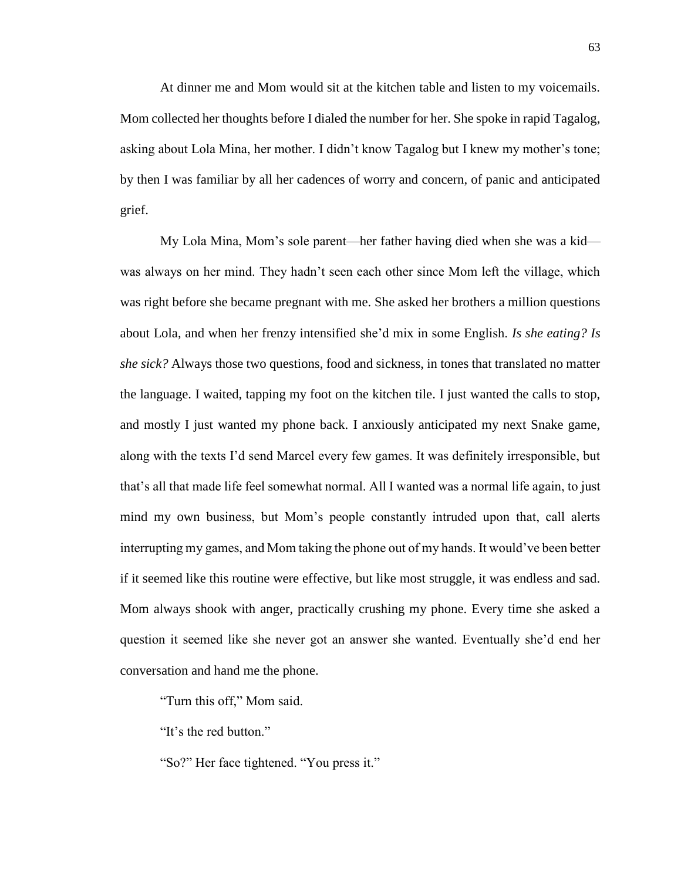At dinner me and Mom would sit at the kitchen table and listen to my voicemails. Mom collected her thoughts before I dialed the number for her. She spoke in rapid Tagalog, asking about Lola Mina, her mother. I didn't know Tagalog but I knew my mother's tone; by then I was familiar by all her cadences of worry and concern, of panic and anticipated grief.

My Lola Mina, Mom's sole parent—her father having died when she was a kid—was always on her mind. They hadn't seen each other since Mom left the village, which was right before she became pregnant with me. She asked her brothers a million questions about Lola, and when her frenzy intensified she'd mix in some English. *Is she eating? Is she sick?* Always those two questions, food and sickness, in tones that translated no matter the language. I waited, tapping my foot on the kitchen tile. I just wanted the calls to stop, and mostly I just wanted my phone back. I anxiously anticipated my next Snake game, along with the texts I'd send Marcel every few games. It was definitely irresponsible, but that's all that made life feel somewhat normal. All I wanted was a normal life again, to just mind my own business, but Mom's people constantly intruded upon that, call alerts interrupting my games, and Mom taking the phone out of my hands. It would've been better if it seemed like this routine were effective, but like most struggle, it was endless and sad. Mom always shook with anger, practically crushing my phone. Every time she asked a question it seemed like she never got an answer she wanted. Eventually she'd end her conversation and hand me the phone.

"Turn this off," Mom said.

"It's the red button."

"So?" Her face tightened. "You press it."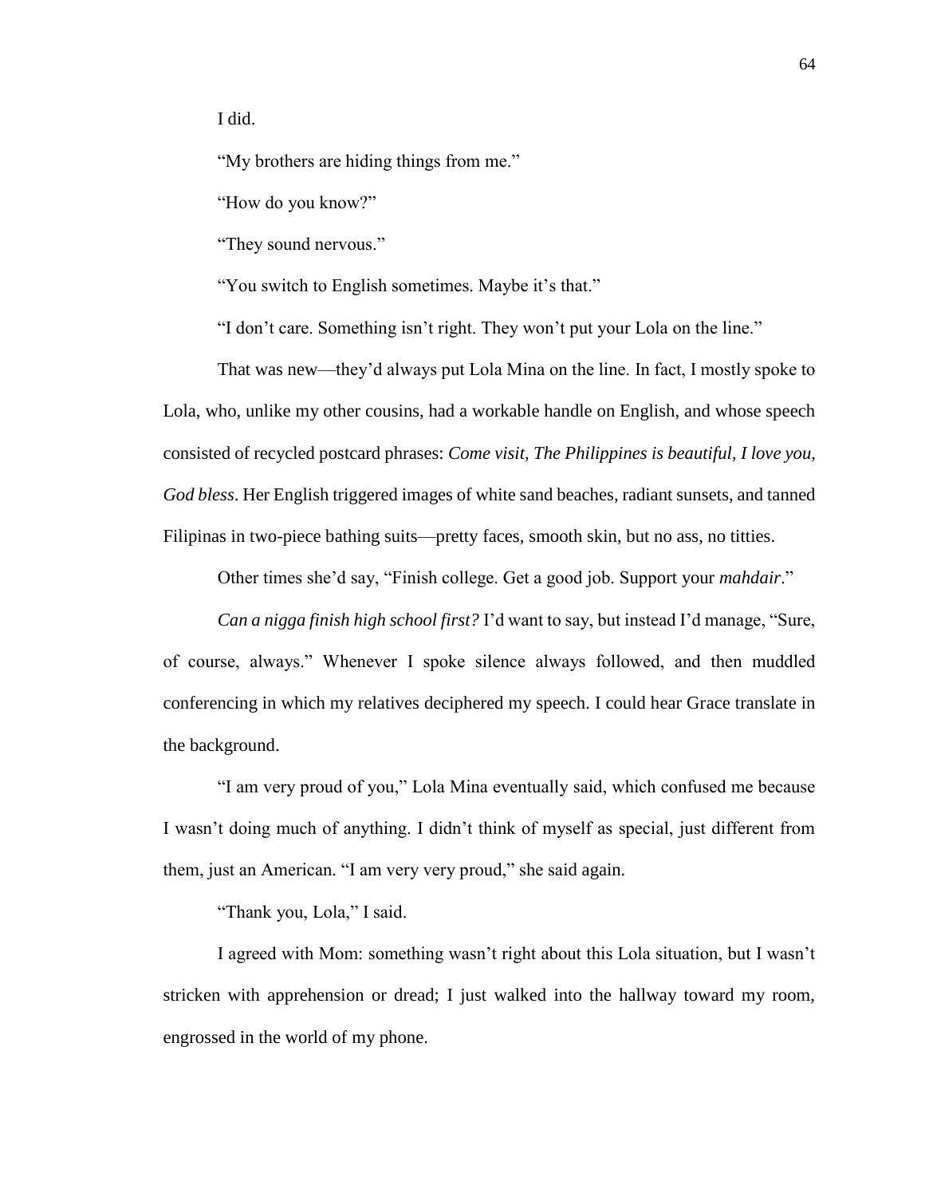I did.

“My brothers are hiding things from me.”

“How do you know?”

“They sound nervous.”

“You switch to English sometimes. Maybe it’s that.”

“I don’t care. Something isn’t right. They won’t put your Lola on the line.”

That was new—they’d always put Lola Mina on the line. In fact, I mostly spoke to Lola, who, unlike my other cousins, had a workable handle on English, and whose speech consisted of recycled postcard phrases: *Come visit, The Philippines is beautiful, I love you, God bless*. Her English triggered images of white sand beaches, radiant sunsets, and tanned Filipinas in two-piece bathing suits—pretty faces, smooth skin, but no ass, no titties.

Other times she’d say, “Finish college. Get a good job. Support your *mahdair*.”

*Can a nigga finish high school first?* I’d want to say, but instead I’d manage, “Sure, of course, always.” Whenever I spoke silence always followed, and then muddled conferencing in which my relatives deciphered my speech. I could hear Grace translate in the background.

“I am very proud of you,” Lola Mina eventually said, which confused me because I wasn’t doing much of anything. I didn’t think of myself as special, just different from them, just an American. “I am very very proud,” she said again.

“Thank you, Lola,” I said.

I agreed with Mom: something wasn’t right about this Lola situation, but I wasn’t stricken with apprehension or dread; I just walked into the hallway toward my room, engrossed in the world of my phone.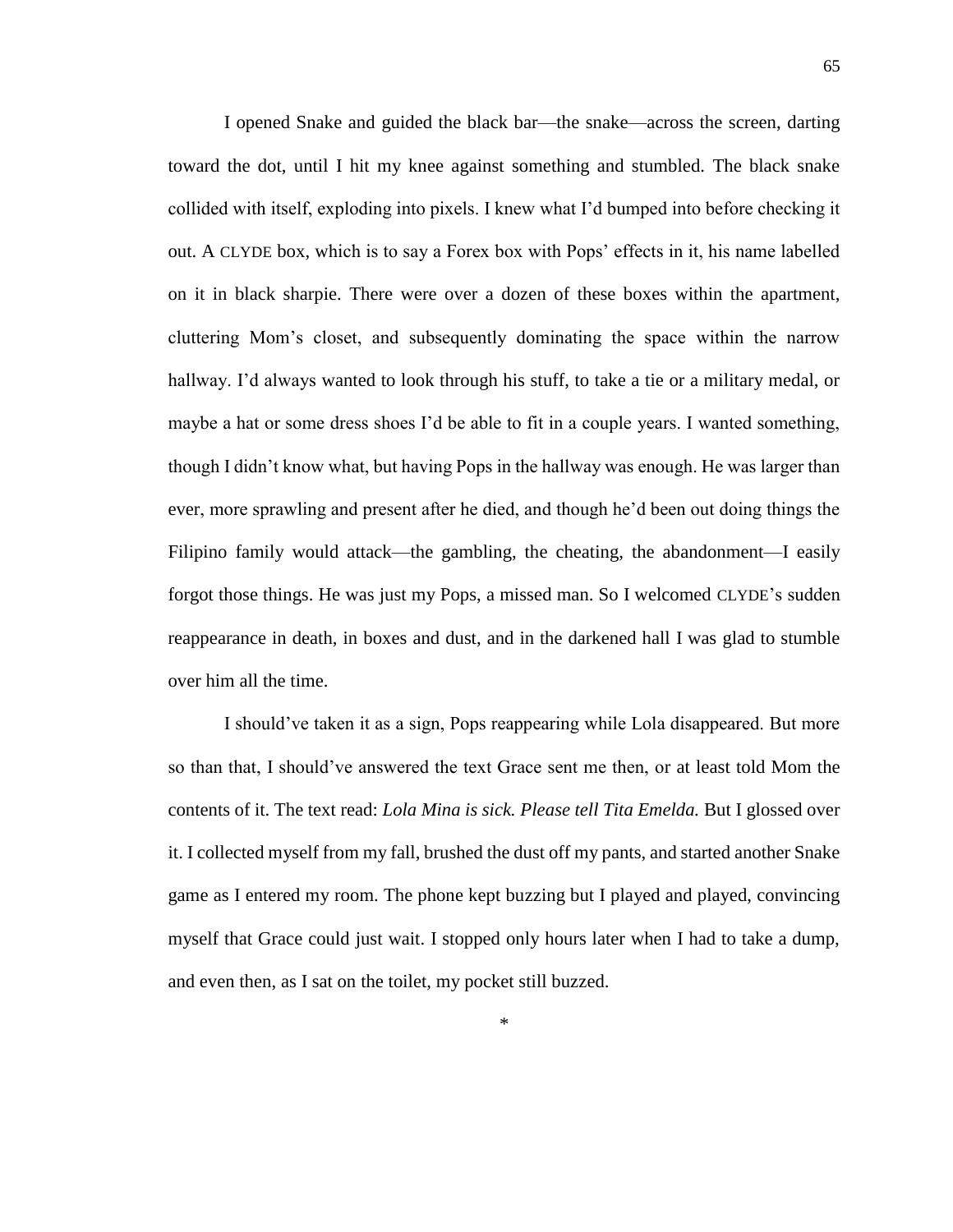I opened Snake and guided the black bar—the snake—across the screen, darting toward the dot, until I hit my knee against something and stumbled. The black snake collided with itself, exploding into pixels. I knew what I'd bumped into before checking it out. A CLYDE box, which is to say a Forex box with Pops' effects in it, his name labelled on it in black sharpie. There were over a dozen of these boxes within the apartment, cluttering Mom's closet, and subsequently dominating the space within the narrow hallway. I'd always wanted to look through his stuff, to take a tie or a military medal, or maybe a hat or some dress shoes I'd be able to fit in a couple years. I wanted something, though I didn't know what, but having Pops in the hallway was enough. He was larger than ever, more sprawling and present after he died, and though he'd been out doing things the Filipino family would attack—the gambling, the cheating, the abandonment—I easily forgot those things. He was just my Pops, a missed man. So I welcomed CLYDE's sudden reappearance in death, in boxes and dust, and in the darkened hall I was glad to stumble over him all the time.

I should've taken it as a sign, Pops reappearing while Lola disappeared. But more so than that, I should've answered the text Grace sent me then, or at least told Mom the contents of it. The text read: *Lola Mina is sick. Please tell Tita Emelda.* But I glossed over it. I collected myself from my fall, brushed the dust off my pants, and started another Snake game as I entered my room. The phone kept buzzing but I played and played, convincing myself that Grace could just wait. I stopped only hours later when I had to take a dump, and even then, as I sat on the toilet, my pocket still buzzed.

*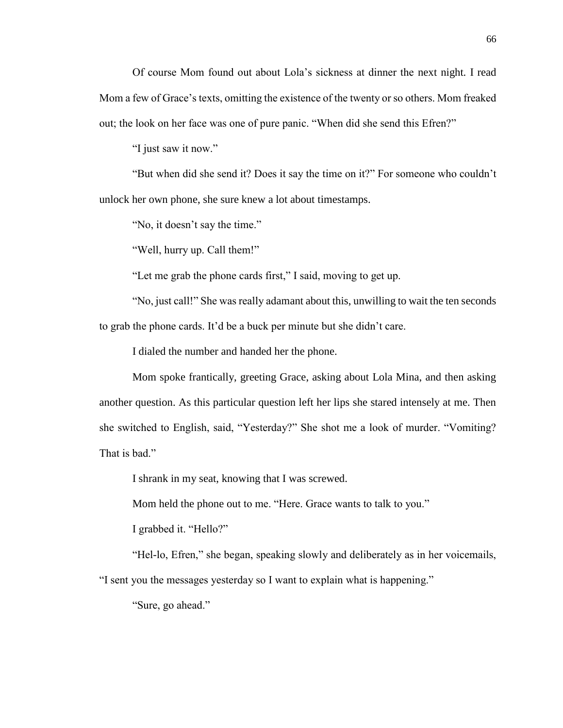Of course Mom found out about Lola's sickness at dinner the next night. I read Mom a few of Grace's texts, omitting the existence of the twenty or so others. Mom freaked out; the look on her face was one of pure panic. "When did she send this Efren?"

"I just saw it now."

"But when did she send it? Does it say the time on it?" For someone who couldn't unlock her own phone, she sure knew a lot about timestamps.

"No, it doesn't say the time."

"Well, hurry up. Call them!"

"Let me grab the phone cards first," I said, moving to get up.

"No, just call!" She was really adamant about this, unwilling to wait the ten seconds to grab the phone cards. It'd be a buck per minute but she didn't care.

I dialed the number and handed her the phone.

Mom spoke frantically, greeting Grace, asking about Lola Mina, and then asking another question. As this particular question left her lips she stared intensely at me. Then she switched to English, said, "Yesterday?" She shot me a look of murder. "Vomiting? That is bad."

I shrank in my seat, knowing that I was screwed.

Mom held the phone out to me. "Here. Grace wants to talk to you."

I grabbed it. "Hello?"

"Hel-lo, Efren," she began, speaking slowly and deliberately as in her voicemails, "I sent you the messages yesterday so I want to explain what is happening."

"Sure, go ahead."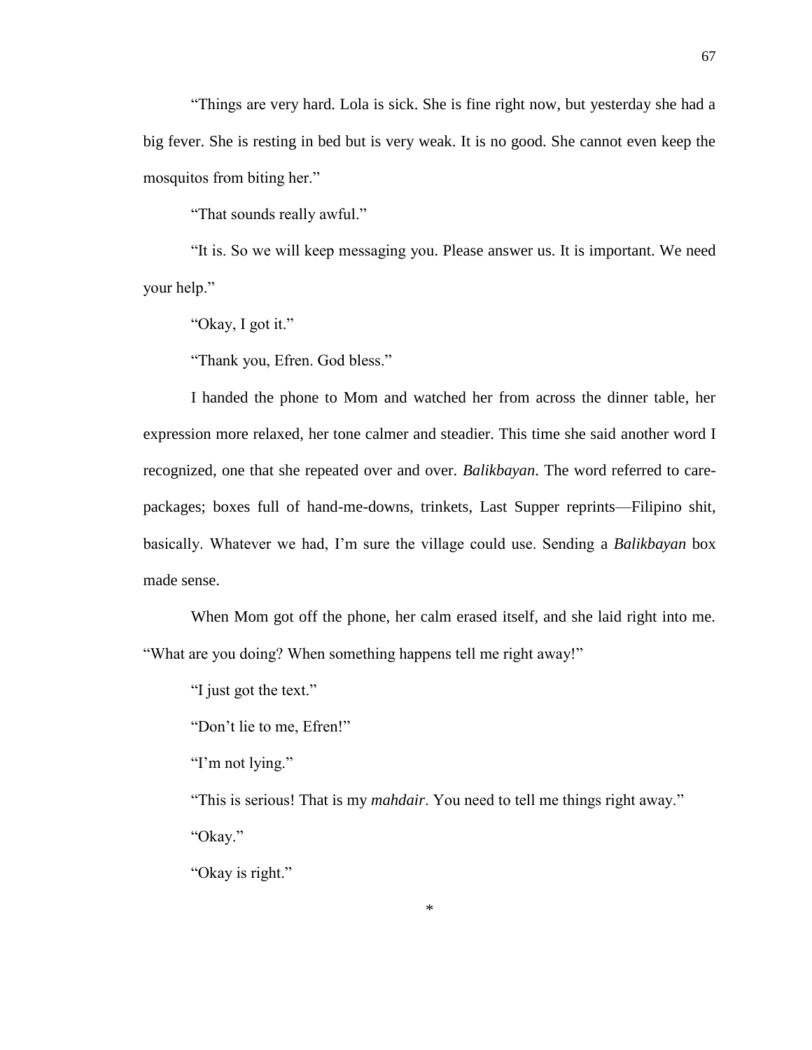"Things are very hard. Lola is sick. She is fine right now, but yesterday she had a big fever. She is resting in bed but is very weak. It is no good. She cannot even keep the mosquitos from biting her."

"That sounds really awful."

"It is. So we will keep messaging you. Please answer us. It is important. We need your help."

"Okay, I got it."

"Thank you, Efren. God bless."

I handed the phone to Mom and watched her from across the dinner table, her expression more relaxed, her tone calmer and steadier. This time she said another word I recognized, one that she repeated over and over. *Balikbayan*. The word referred to care-packages; boxes full of hand-me-downs, trinkets, Last Supper reprints—Filipino shit, basically. Whatever we had, I'm sure the village could use. Sending a *Balikbayan* box made sense.

When Mom got off the phone, her calm erased itself, and she laid right into me. "What are you doing? When something happens tell me right away!"

"I just got the text."

"Don't lie to me, Efren!"

"I'm not lying."

"This is serious! That is my *mahdair*. You need to tell me things right away."

"Okay."

"Okay is right."

*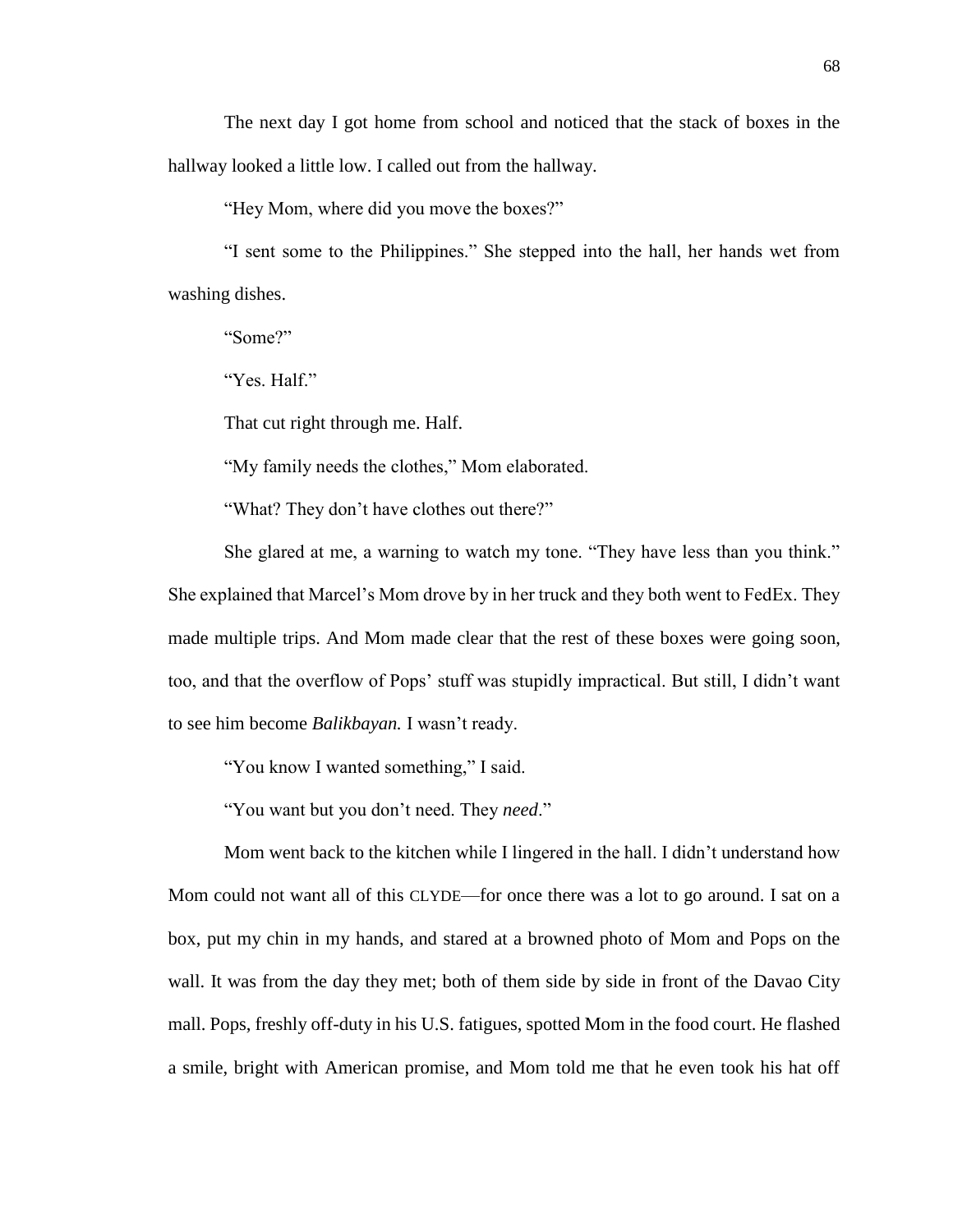The next day I got home from school and noticed that the stack of boxes in the hallway looked a little low. I called out from the hallway.

"Hey Mom, where did you move the boxes?"

"I sent some to the Philippines." She stepped into the hall, her hands wet from washing dishes.

"Some?"

"Yes. Half."

That cut right through me. Half.

"My family needs the clothes," Mom elaborated.

"What? They don't have clothes out there?"

She glared at me, a warning to watch my tone. "They have less than you think." She explained that Marcel's Mom drove by in her truck and they both went to FedEx. They made multiple trips. And Mom made clear that the rest of these boxes were going soon, too, and that the overflow of Pops' stuff was stupidly impractical. But still, I didn't want to see him become *Balikbayan.* I wasn't ready.

"You know I wanted something," I said.

"You want but you don't need. They *need*."

Mom went back to the kitchen while I lingered in the hall. I didn't understand how Mom could not want all of this CLYDE—for once there was a lot to go around. I sat on a box, put my chin in my hands, and stared at a browned photo of Mom and Pops on the wall. It was from the day they met; both of them side by side in front of the Davao City mall. Pops, freshly off-duty in his U.S. fatigues, spotted Mom in the food court. He flashed a smile, bright with American promise, and Mom told me that he even took his hat off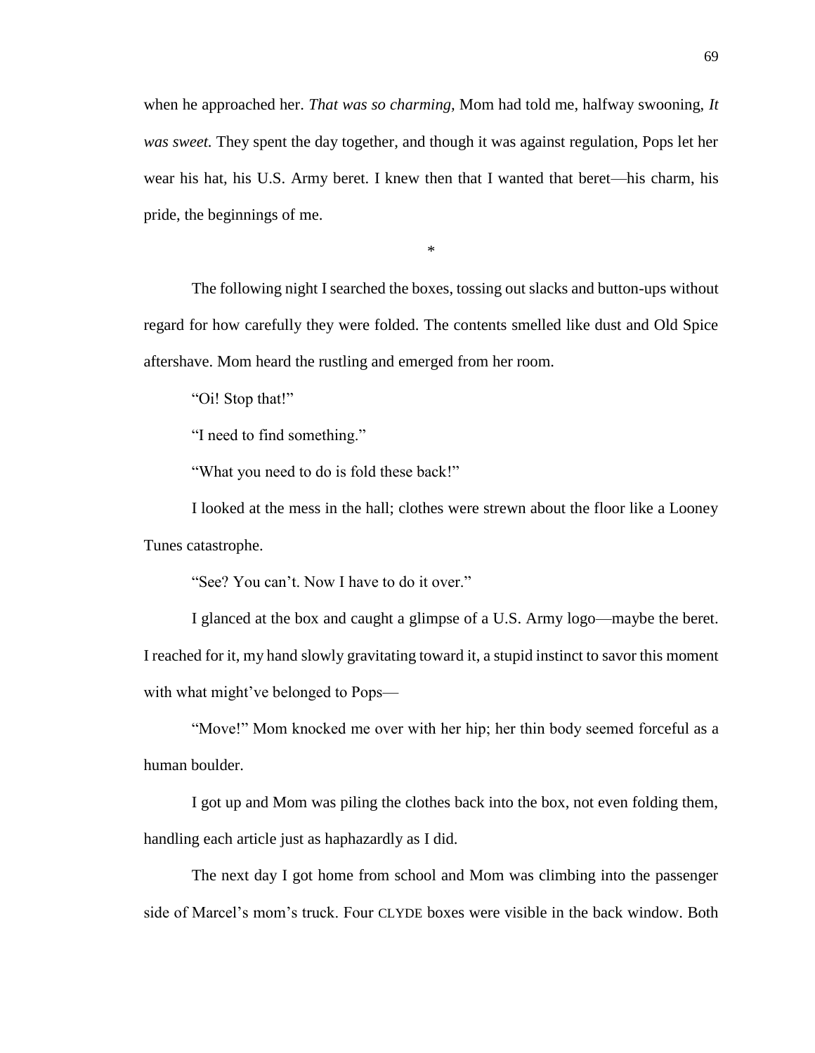when he approached her. *That was so charming,* Mom had told me, halfway swooning, *It was sweet.* They spent the day together, and though it was against regulation, Pops let her wear his hat, his U.S. Army beret. I knew then that I wanted that beret—his charm, his pride, the beginnings of me.

*

The following night I searched the boxes, tossing out slacks and button-ups without regard for how carefully they were folded. The contents smelled like dust and Old Spice aftershave. Mom heard the rustling and emerged from her room.

"Oi! Stop that!"

"I need to find something."

"What you need to do is fold these back!"

I looked at the mess in the hall; clothes were strewn about the floor like a Looney Tunes catastrophe.

"See? You can't. Now I have to do it over."

I glanced at the box and caught a glimpse of a U.S. Army logo—maybe the beret. I reached for it, my hand slowly gravitating toward it, a stupid instinct to savor this moment with what might've belonged to Pops—

"Move!" Mom knocked me over with her hip; her thin body seemed forceful as a human boulder.

I got up and Mom was piling the clothes back into the box, not even folding them, handling each article just as haphazardly as I did.

The next day I got home from school and Mom was climbing into the passenger side of Marcel's mom's truck. Four CLYDE boxes were visible in the back window. Both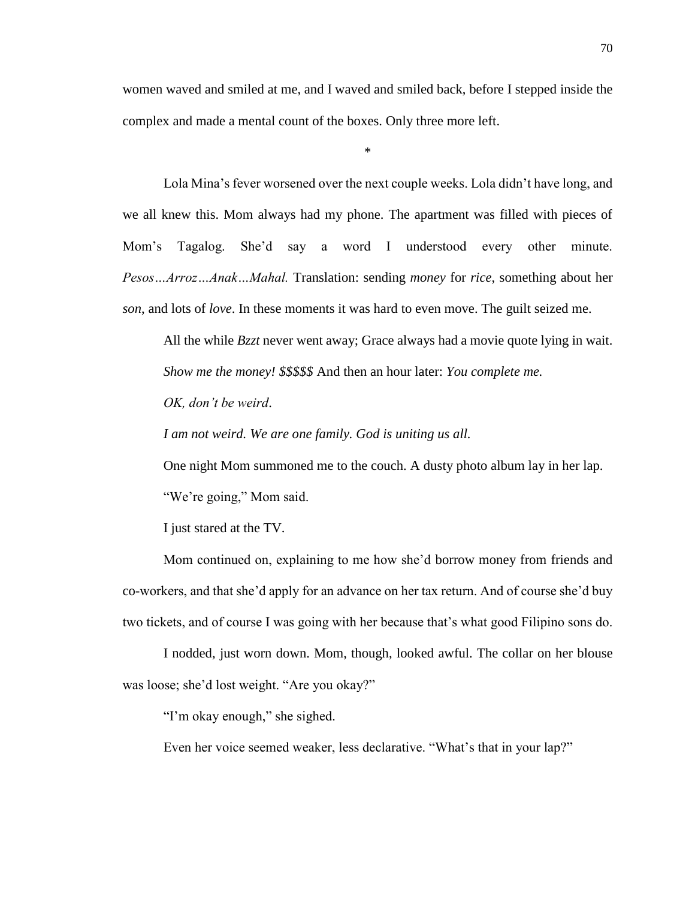women waved and smiled at me, and I waved and smiled back, before I stepped inside the complex and made a mental count of the boxes. Only three more left.

*

Lola Mina's fever worsened over the next couple weeks. Lola didn't have long, and we all knew this. Mom always had my phone. The apartment was filled with pieces of Mom's Tagalog. She'd say a word I understood every other minute. *Pesos…Arroz…Anak…Mahal.* Translation: sending *money* for *rice*, something about her *son*, and lots of *love*. In these moments it was hard to even move. The guilt seized me.

All the while *Bzzt* never went away; Grace always had a movie quote lying in wait. *Show me the money! $$$$$* And then an hour later: *You complete me.*

*OK, don't be weird*.

*I am not weird. We are one family. God is uniting us all.*

One night Mom summoned me to the couch. A dusty photo album lay in her lap.

"We're going," Mom said.

I just stared at the TV.

Mom continued on, explaining to me how she'd borrow money from friends and co-workers, and that she'd apply for an advance on her tax return. And of course she'd buy two tickets, and of course I was going with her because that's what good Filipino sons do.

I nodded, just worn down. Mom, though, looked awful. The collar on her blouse was loose; she'd lost weight. "Are you okay?"

"I'm okay enough," she sighed.

Even her voice seemed weaker, less declarative. "What's that in your lap?"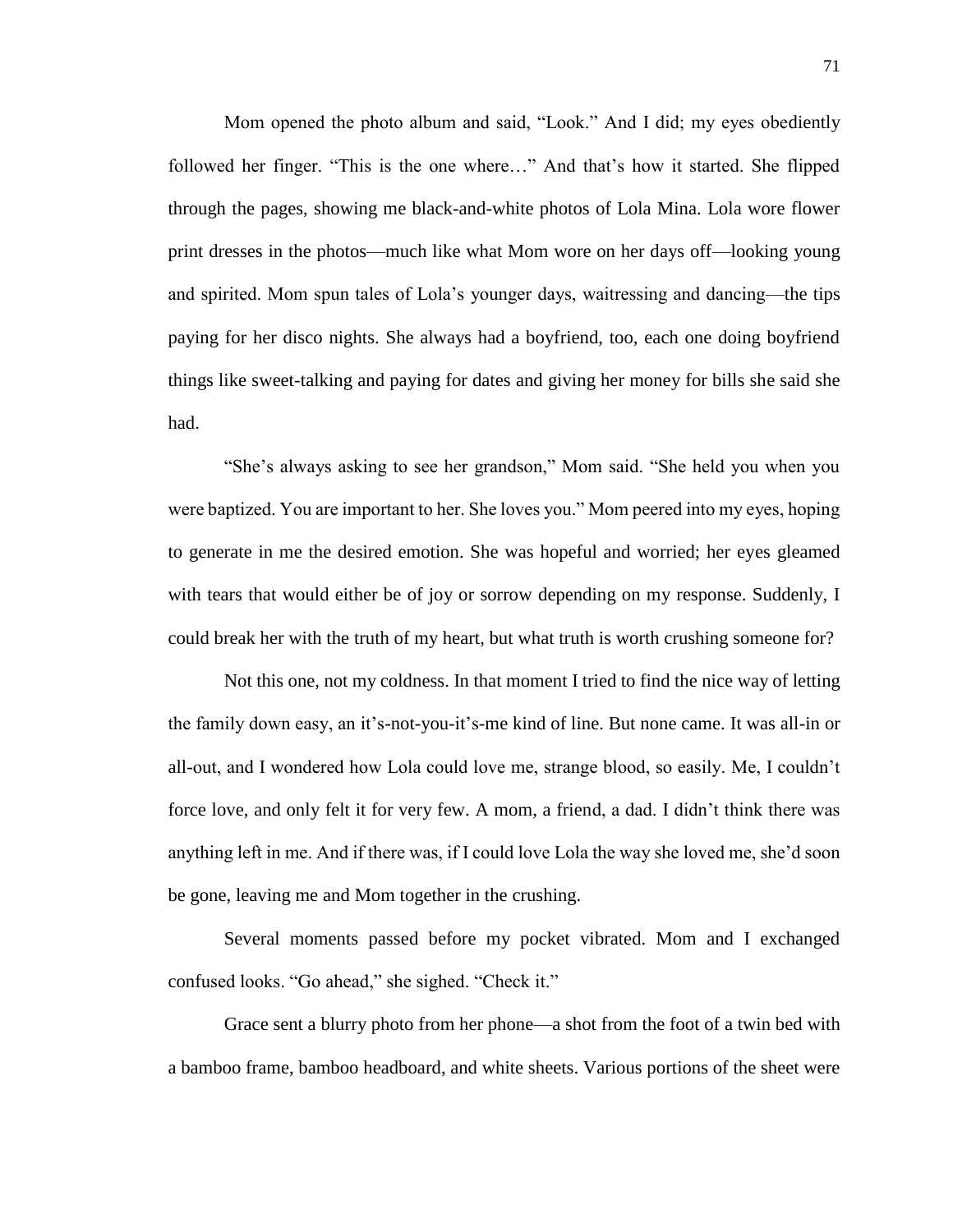Mom opened the photo album and said, "Look." And I did; my eyes obediently followed her finger. "This is the one where…" And that's how it started. She flipped through the pages, showing me black-and-white photos of Lola Mina. Lola wore flower print dresses in the photos—much like what Mom wore on her days off—looking young and spirited. Mom spun tales of Lola's younger days, waitressing and dancing—the tips paying for her disco nights. She always had a boyfriend, too, each one doing boyfriend things like sweet-talking and paying for dates and giving her money for bills she said she had.

"She's always asking to see her grandson," Mom said. "She held you when you were baptized. You are important to her. She loves you." Mom peered into my eyes, hoping to generate in me the desired emotion. She was hopeful and worried; her eyes gleamed with tears that would either be of joy or sorrow depending on my response. Suddenly, I could break her with the truth of my heart, but what truth is worth crushing someone for?

Not this one, not my coldness. In that moment I tried to find the nice way of letting the family down easy, an it's-not-you-it's-me kind of line. But none came. It was all-in or all-out, and I wondered how Lola could love me, strange blood, so easily. Me, I couldn't force love, and only felt it for very few. A mom, a friend, a dad. I didn't think there was anything left in me. And if there was, if I could love Lola the way she loved me, she'd soon be gone, leaving me and Mom together in the crushing.

Several moments passed before my pocket vibrated. Mom and I exchanged confused looks. "Go ahead," she sighed. "Check it."

Grace sent a blurry photo from her phone—a shot from the foot of a twin bed with a bamboo frame, bamboo headboard, and white sheets. Various portions of the sheet were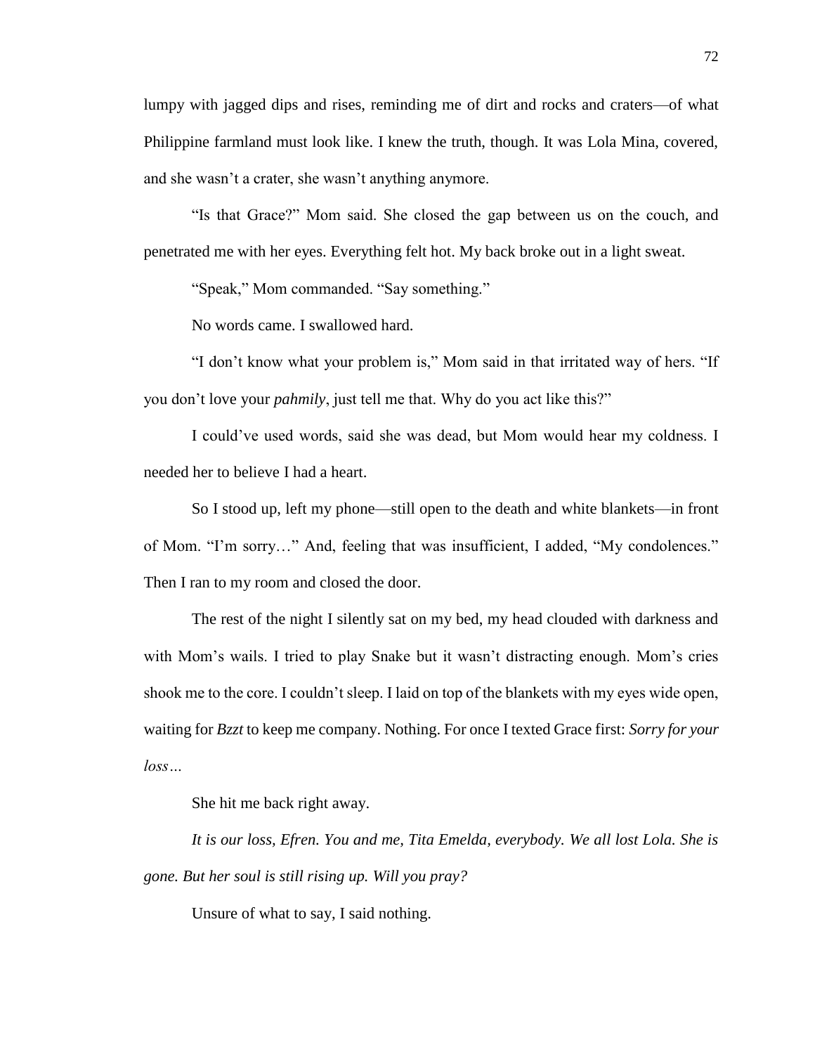lumpy with jagged dips and rises, reminding me of dirt and rocks and craters—of what Philippine farmland must look like. I knew the truth, though. It was Lola Mina, covered, and she wasn't a crater, she wasn't anything anymore.

"Is that Grace?" Mom said. She closed the gap between us on the couch, and penetrated me with her eyes. Everything felt hot. My back broke out in a light sweat.

"Speak," Mom commanded. "Say something."

No words came. I swallowed hard.

"I don't know what your problem is," Mom said in that irritated way of hers. "If you don't love your *pahmily*, just tell me that. Why do you act like this?"

I could've used words, said she was dead, but Mom would hear my coldness. I needed her to believe I had a heart.

So I stood up, left my phone—still open to the death and white blankets—in front of Mom. "I'm sorry…" And, feeling that was insufficient, I added, "My condolences." Then I ran to my room and closed the door.

The rest of the night I silently sat on my bed, my head clouded with darkness and with Mom's wails. I tried to play Snake but it wasn't distracting enough. Mom's cries shook me to the core. I couldn't sleep. I laid on top of the blankets with my eyes wide open, waiting for *Bzzt* to keep me company. Nothing. For once I texted Grace first: *Sorry for your loss…*

She hit me back right away.

*It is our loss, Efren. You and me, Tita Emelda, everybody. We all lost Lola. She is gone. But her soul is still rising up. Will you pray?*

Unsure of what to say, I said nothing.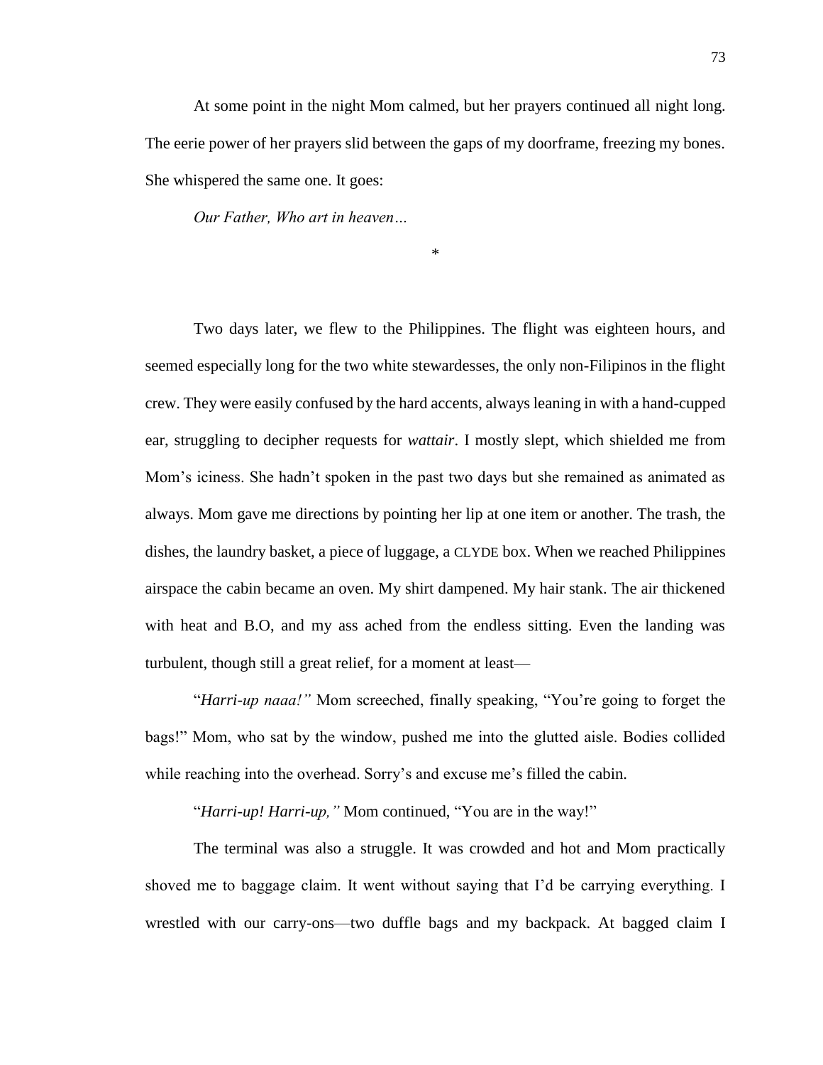At some point in the night Mom calmed, but her prayers continued all night long. The eerie power of her prayers slid between the gaps of my doorframe, freezing my bones. She whispered the same one. It goes:

*Our Father, Who art in heaven…*

*

Two days later, we flew to the Philippines. The flight was eighteen hours, and seemed especially long for the two white stewardesses, the only non-Filipinos in the flight crew. They were easily confused by the hard accents, always leaning in with a hand-cupped ear, struggling to decipher requests for *wattair*. I mostly slept, which shielded me from Mom's iciness. She hadn't spoken in the past two days but she remained as animated as always. Mom gave me directions by pointing her lip at one item or another. The trash, the dishes, the laundry basket, a piece of luggage, a CLYDE box. When we reached Philippines airspace the cabin became an oven. My shirt dampened. My hair stank. The air thickened with heat and B.O, and my ass ached from the endless sitting. Even the landing was turbulent, though still a great relief, for a moment at least—

"*Harri-up naaa!"* Mom screeched, finally speaking, "You're going to forget the bags!" Mom, who sat by the window, pushed me into the glutted aisle. Bodies collided while reaching into the overhead. Sorry's and excuse me's filled the cabin.

"*Harri-up! Harri-up,"* Mom continued, "You are in the way!"

The terminal was also a struggle. It was crowded and hot and Mom practically shoved me to baggage claim. It went without saying that I'd be carrying everything. I wrestled with our carry-ons—two duffle bags and my backpack. At bagged claim I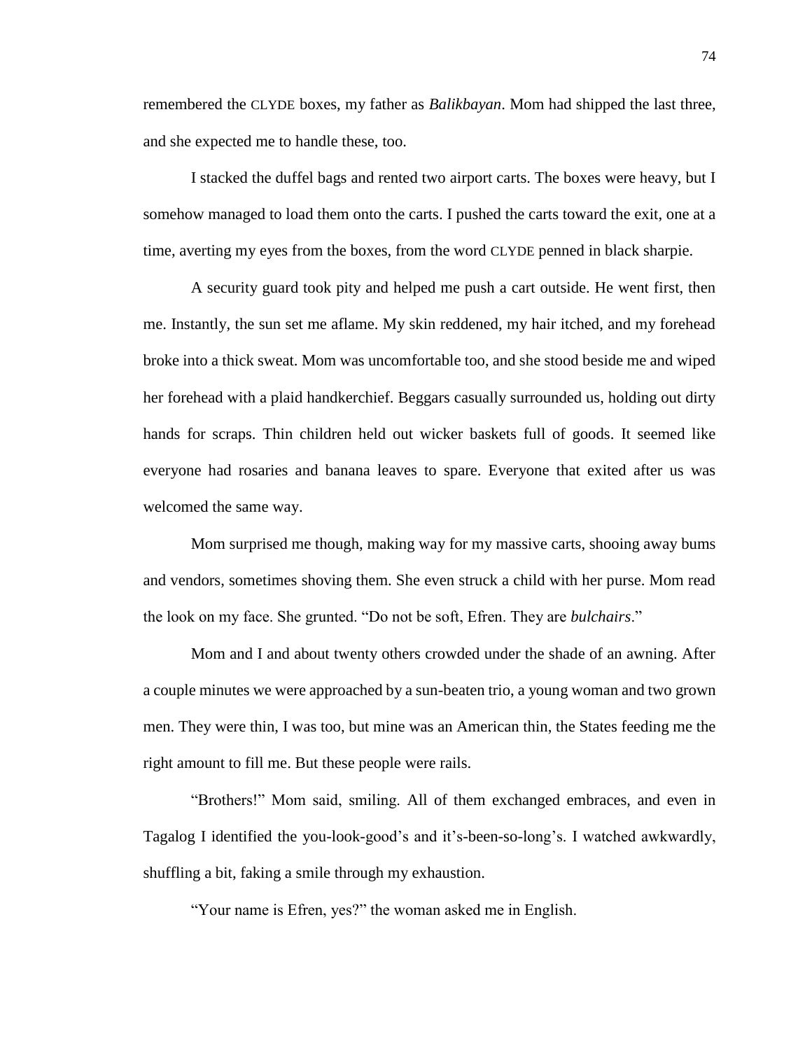remembered the CLYDE boxes, my father as *Balikbayan*. Mom had shipped the last three, and she expected me to handle these, too.

I stacked the duffel bags and rented two airport carts. The boxes were heavy, but I somehow managed to load them onto the carts. I pushed the carts toward the exit, one at a time, averting my eyes from the boxes, from the word CLYDE penned in black sharpie.

A security guard took pity and helped me push a cart outside. He went first, then me. Instantly, the sun set me aflame. My skin reddened, my hair itched, and my forehead broke into a thick sweat. Mom was uncomfortable too, and she stood beside me and wiped her forehead with a plaid handkerchief. Beggars casually surrounded us, holding out dirty hands for scraps. Thin children held out wicker baskets full of goods. It seemed like everyone had rosaries and banana leaves to spare. Everyone that exited after us was welcomed the same way.

Mom surprised me though, making way for my massive carts, shooing away bums and vendors, sometimes shoving them. She even struck a child with her purse. Mom read the look on my face. She grunted. “Do not be soft, Efren. They are *bulchairs*.”

Mom and I and about twenty others crowded under the shade of an awning. After a couple minutes we were approached by a sun-beaten trio, a young woman and two grown men. They were thin, I was too, but mine was an American thin, the States feeding me the right amount to fill me. But these people were rails.

“Brothers!” Mom said, smiling. All of them exchanged embraces, and even in Tagalog I identified the you-look-good’s and it’s-been-so-long’s. I watched awkwardly, shuffling a bit, faking a smile through my exhaustion.

“Your name is Efren, yes?” the woman asked me in English.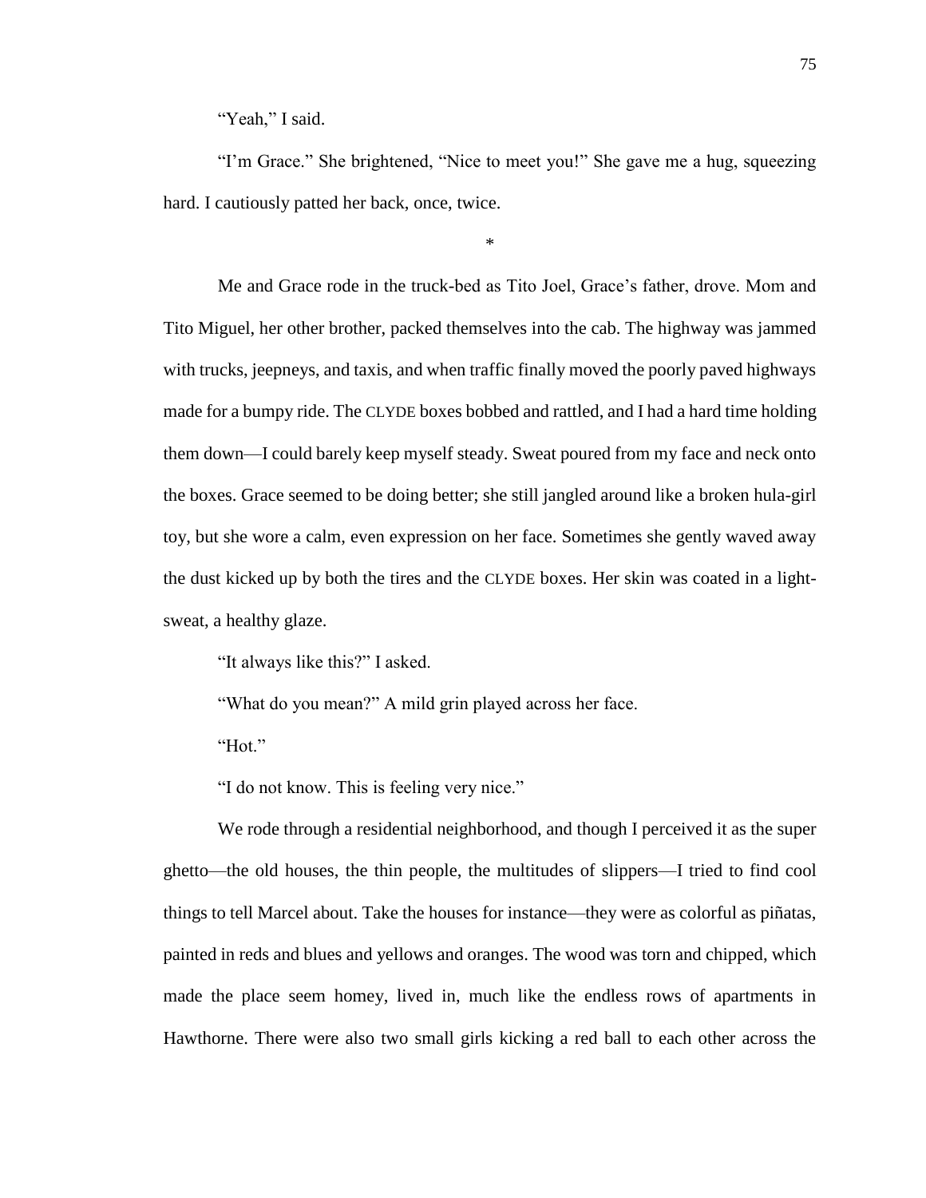"Yeah," I said.

"I'm Grace." She brightened, "Nice to meet you!" She gave me a hug, squeezing hard. I cautiously patted her back, once, twice.

*

Me and Grace rode in the truck-bed as Tito Joel, Grace's father, drove. Mom and Tito Miguel, her other brother, packed themselves into the cab. The highway was jammed with trucks, jeepneys, and taxis, and when traffic finally moved the poorly paved highways made for a bumpy ride. The CLYDE boxes bobbed and rattled, and I had a hard time holding them down—I could barely keep myself steady. Sweat poured from my face and neck onto the boxes. Grace seemed to be doing better; she still jangled around like a broken hula-girl toy, but she wore a calm, even expression on her face. Sometimes she gently waved away the dust kicked up by both the tires and the CLYDE boxes. Her skin was coated in a light-sweat, a healthy glaze.

"It always like this?" I asked.

"What do you mean?" A mild grin played across her face.

"Hot."

"I do not know. This is feeling very nice."

We rode through a residential neighborhood, and though I perceived it as the super ghetto—the old houses, the thin people, the multitudes of slippers—I tried to find cool things to tell Marcel about. Take the houses for instance—they were as colorful as piñatas, painted in reds and blues and yellows and oranges. The wood was torn and chipped, which made the place seem homey, lived in, much like the endless rows of apartments in Hawthorne. There were also two small girls kicking a red ball to each other across the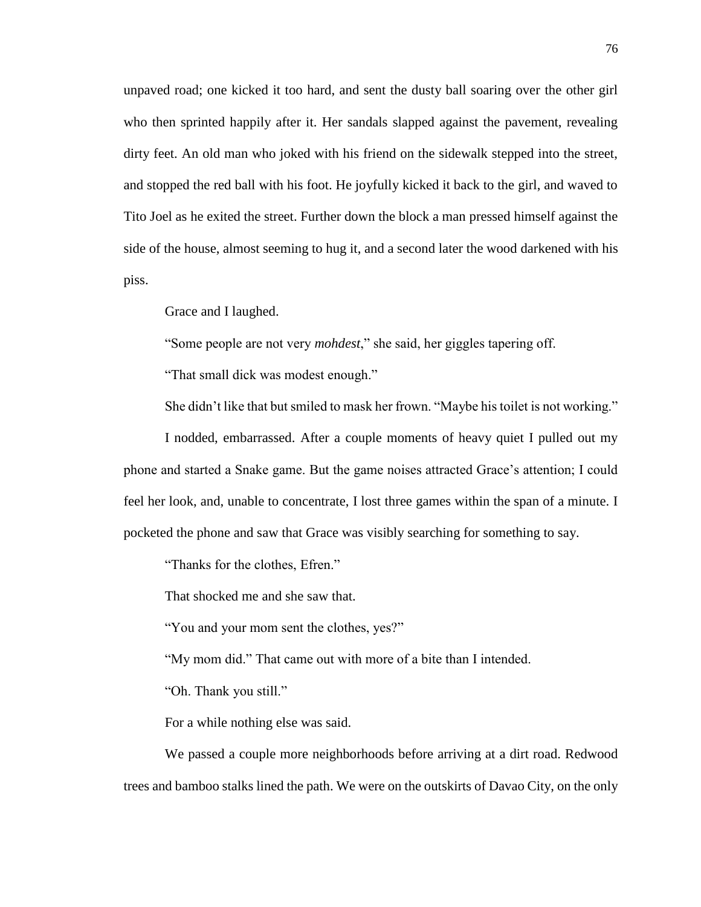unpaved road; one kicked it too hard, and sent the dusty ball soaring over the other girl who then sprinted happily after it. Her sandals slapped against the pavement, revealing dirty feet. An old man who joked with his friend on the sidewalk stepped into the street, and stopped the red ball with his foot. He joyfully kicked it back to the girl, and waved to Tito Joel as he exited the street. Further down the block a man pressed himself against the side of the house, almost seeming to hug it, and a second later the wood darkened with his piss.

Grace and I laughed.

"Some people are not very *mohdest*," she said, her giggles tapering off.

"That small dick was modest enough."

She didn't like that but smiled to mask her frown. "Maybe his toilet is not working."

I nodded, embarrassed. After a couple moments of heavy quiet I pulled out my phone and started a Snake game. But the game noises attracted Grace's attention; I could feel her look, and, unable to concentrate, I lost three games within the span of a minute. I pocketed the phone and saw that Grace was visibly searching for something to say.

"Thanks for the clothes, Efren."

That shocked me and she saw that.

"You and your mom sent the clothes, yes?"

"My mom did." That came out with more of a bite than I intended.

"Oh. Thank you still."

For a while nothing else was said.

We passed a couple more neighborhoods before arriving at a dirt road. Redwood trees and bamboo stalks lined the path. We were on the outskirts of Davao City, on the only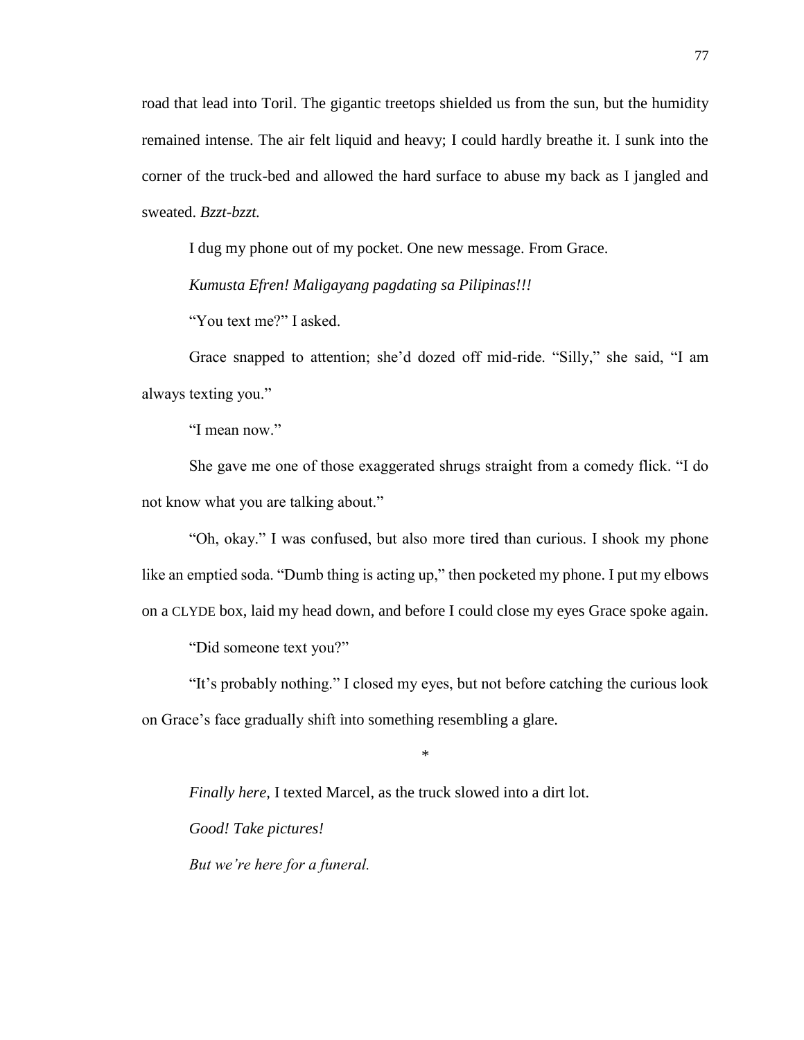road that lead into Toril. The gigantic treetops shielded us from the sun, but the humidity remained intense. The air felt liquid and heavy; I could hardly breathe it. I sunk into the corner of the truck-bed and allowed the hard surface to abuse my back as I jangled and sweated. *Bzzt-bzzt.*

I dug my phone out of my pocket. One new message. From Grace.

*Kumusta Efren! Maligayang pagdating sa Pilipinas!!!*

"You text me?" I asked.

Grace snapped to attention; she'd dozed off mid-ride. "Silly," she said, "I am always texting you."

"I mean now."

She gave me one of those exaggerated shrugs straight from a comedy flick. "I do not know what you are talking about."

"Oh, okay." I was confused, but also more tired than curious. I shook my phone like an emptied soda. "Dumb thing is acting up," then pocketed my phone. I put my elbows on a CLYDE box, laid my head down, and before I could close my eyes Grace spoke again.

"Did someone text you?"

"It's probably nothing." I closed my eyes, but not before catching the curious look on Grace's face gradually shift into something resembling a glare.

*

*Finally here,* I texted Marcel, as the truck slowed into a dirt lot.

*Good! Take pictures!*

*But we're here for a funeral.*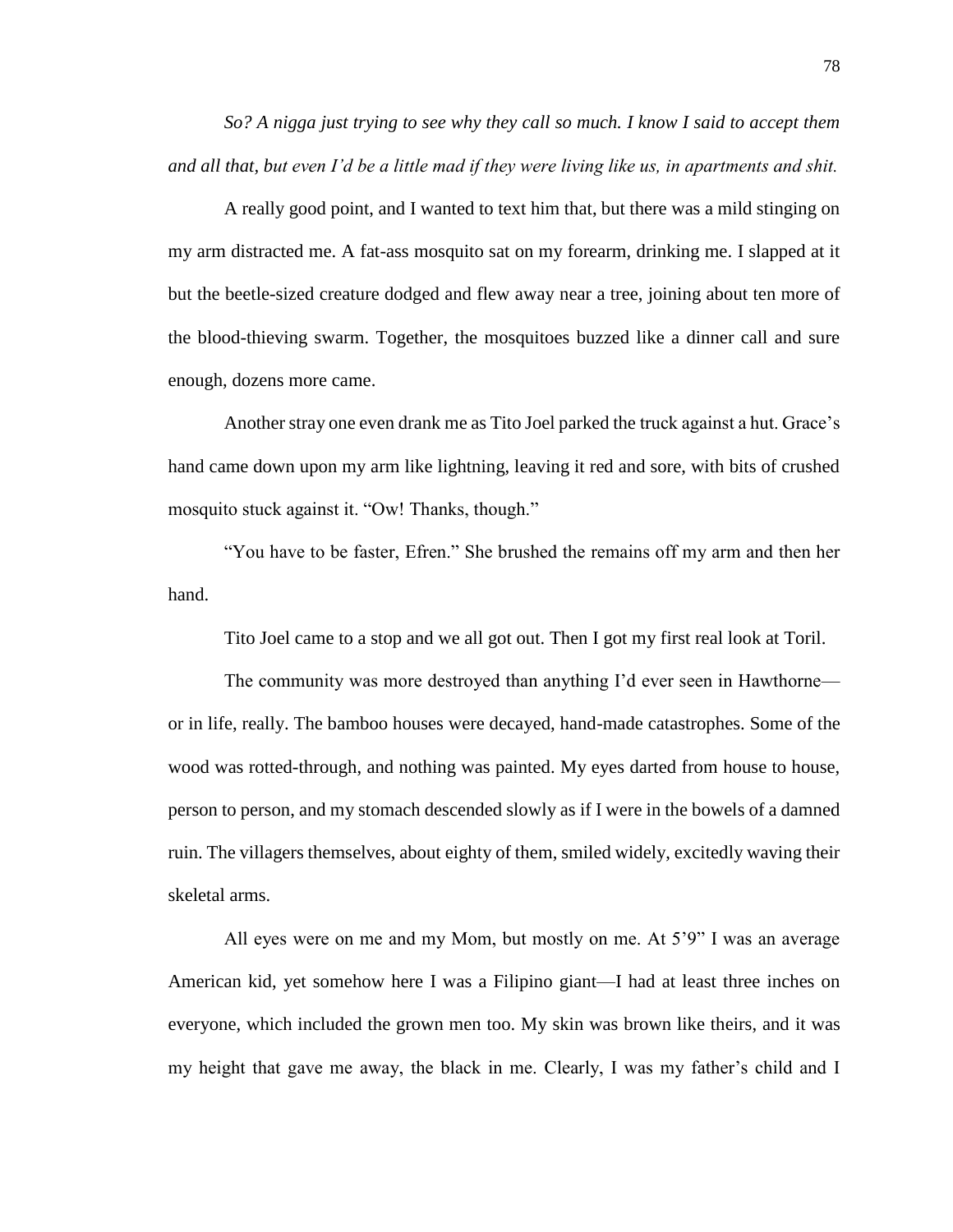*So? A nigga just trying to see why they call so much. I know I said to accept them and all that, but even I'd be a little mad if they were living like us, in apartments and shit.*

A really good point, and I wanted to text him that, but there was a mild stinging on my arm distracted me. A fat-ass mosquito sat on my forearm, drinking me. I slapped at it but the beetle-sized creature dodged and flew away near a tree, joining about ten more of the blood-thieving swarm. Together, the mosquitoes buzzed like a dinner call and sure enough, dozens more came.

Another stray one even drank me as Tito Joel parked the truck against a hut. Grace's hand came down upon my arm like lightning, leaving it red and sore, with bits of crushed mosquito stuck against it. "Ow! Thanks, though."

"You have to be faster, Efren." She brushed the remains off my arm and then her hand.

Tito Joel came to a stop and we all got out. Then I got my first real look at Toril.

The community was more destroyed than anything I'd ever seen in Hawthorne—or in life, really. The bamboo houses were decayed, hand-made catastrophes. Some of the wood was rotted-through, and nothing was painted. My eyes darted from house to house, person to person, and my stomach descended slowly as if I were in the bowels of a damned ruin. The villagers themselves, about eighty of them, smiled widely, excitedly waving their skeletal arms.

All eyes were on me and my Mom, but mostly on me. At 5'9" I was an average American kid, yet somehow here I was a Filipino giant—I had at least three inches on everyone, which included the grown men too. My skin was brown like theirs, and it was my height that gave me away, the black in me. Clearly, I was my father's child and I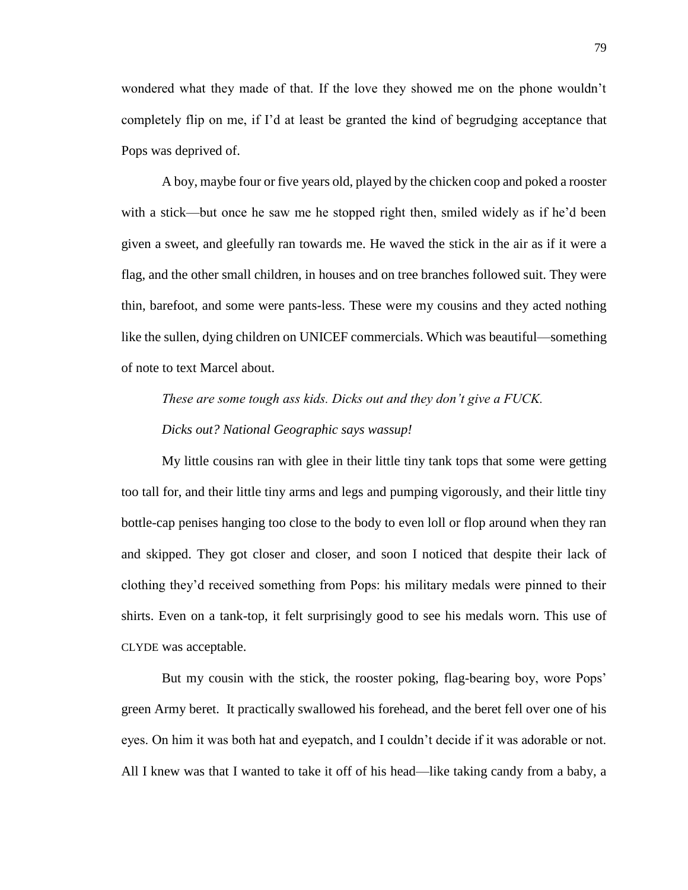wondered what they made of that. If the love they showed me on the phone wouldn't completely flip on me, if I'd at least be granted the kind of begrudging acceptance that Pops was deprived of.

A boy, maybe four or five years old, played by the chicken coop and poked a rooster with a stick—but once he saw me he stopped right then, smiled widely as if he'd been given a sweet, and gleefully ran towards me. He waved the stick in the air as if it were a flag, and the other small children, in houses and on tree branches followed suit. They were thin, barefoot, and some were pants-less. These were my cousins and they acted nothing like the sullen, dying children on UNICEF commercials. Which was beautiful—something of note to text Marcel about.

*These are some tough ass kids. Dicks out and they don't give a FUCK.*

*Dicks out? National Geographic says wassup!*

My little cousins ran with glee in their little tiny tank tops that some were getting too tall for, and their little tiny arms and legs and pumping vigorously, and their little tiny bottle-cap penises hanging too close to the body to even loll or flop around when they ran and skipped. They got closer and closer, and soon I noticed that despite their lack of clothing they'd received something from Pops: his military medals were pinned to their shirts. Even on a tank-top, it felt surprisingly good to see his medals worn. This use of CLYDE was acceptable.

But my cousin with the stick, the rooster poking, flag-bearing boy, wore Pops' green Army beret. It practically swallowed his forehead, and the beret fell over one of his eyes. On him it was both hat and eyepatch, and I couldn't decide if it was adorable or not. All I knew was that I wanted to take it off of his head—like taking candy from a baby, a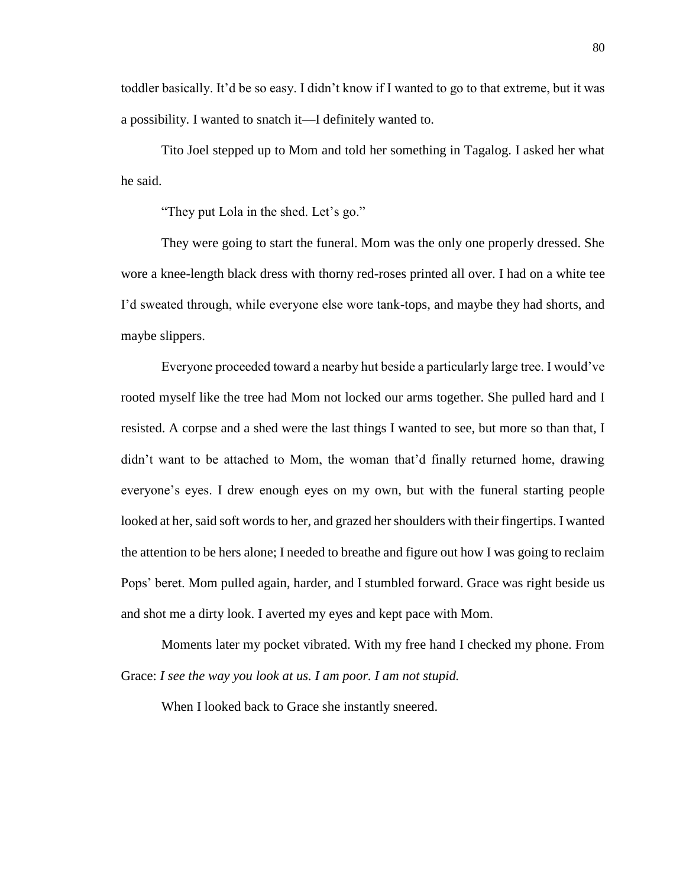toddler basically. It'd be so easy. I didn't know if I wanted to go to that extreme, but it was a possibility. I wanted to snatch it—I definitely wanted to.

Tito Joel stepped up to Mom and told her something in Tagalog. I asked her what he said.

"They put Lola in the shed. Let's go."

They were going to start the funeral. Mom was the only one properly dressed. She wore a knee-length black dress with thorny red-roses printed all over. I had on a white tee I'd sweated through, while everyone else wore tank-tops, and maybe they had shorts, and maybe slippers.

Everyone proceeded toward a nearby hut beside a particularly large tree. I would've rooted myself like the tree had Mom not locked our arms together. She pulled hard and I resisted. A corpse and a shed were the last things I wanted to see, but more so than that, I didn't want to be attached to Mom, the woman that'd finally returned home, drawing everyone's eyes. I drew enough eyes on my own, but with the funeral starting people looked at her, said soft words to her, and grazed her shoulders with their fingertips. I wanted the attention to be hers alone; I needed to breathe and figure out how I was going to reclaim Pops' beret. Mom pulled again, harder, and I stumbled forward. Grace was right beside us and shot me a dirty look. I averted my eyes and kept pace with Mom.

Moments later my pocket vibrated. With my free hand I checked my phone. From Grace: *I see the way you look at us. I am poor. I am not stupid.*

When I looked back to Grace she instantly sneered.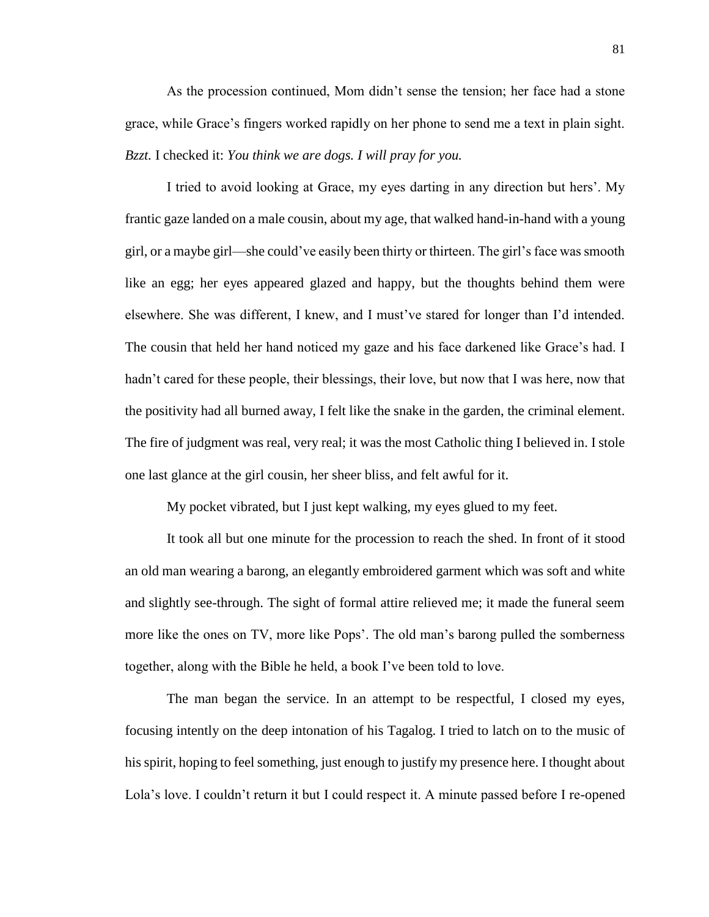As the procession continued, Mom didn't sense the tension; her face had a stone grace, while Grace's fingers worked rapidly on her phone to send me a text in plain sight. *Bzzt.* I checked it: *You think we are dogs. I will pray for you.*

I tried to avoid looking at Grace, my eyes darting in any direction but hers'. My frantic gaze landed on a male cousin, about my age, that walked hand-in-hand with a young girl, or a maybe girl—she could've easily been thirty or thirteen. The girl's face was smooth like an egg; her eyes appeared glazed and happy, but the thoughts behind them were elsewhere. She was different, I knew, and I must've stared for longer than I'd intended. The cousin that held her hand noticed my gaze and his face darkened like Grace's had. I hadn't cared for these people, their blessings, their love, but now that I was here, now that the positivity had all burned away, I felt like the snake in the garden, the criminal element. The fire of judgment was real, very real; it was the most Catholic thing I believed in. I stole one last glance at the girl cousin, her sheer bliss, and felt awful for it.

My pocket vibrated, but I just kept walking, my eyes glued to my feet.

It took all but one minute for the procession to reach the shed. In front of it stood an old man wearing a barong, an elegantly embroidered garment which was soft and white and slightly see-through. The sight of formal attire relieved me; it made the funeral seem more like the ones on TV, more like Pops'. The old man's barong pulled the somberness together, along with the Bible he held, a book I've been told to love.

The man began the service. In an attempt to be respectful, I closed my eyes, focusing intently on the deep intonation of his Tagalog. I tried to latch on to the music of his spirit, hoping to feel something, just enough to justify my presence here. I thought about Lola's love. I couldn't return it but I could respect it. A minute passed before I re-opened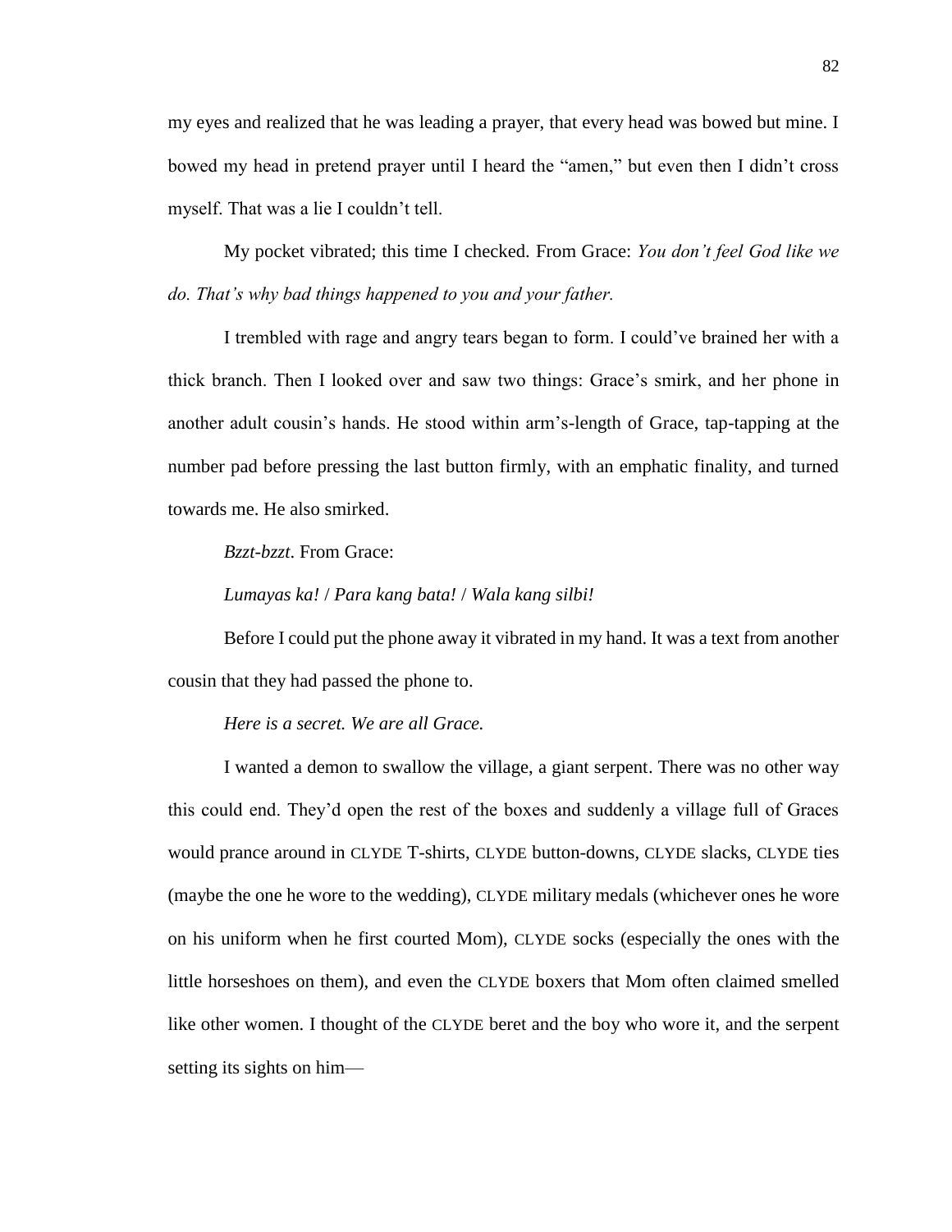my eyes and realized that he was leading a prayer, that every head was bowed but mine. I bowed my head in pretend prayer until I heard the "amen," but even then I didn't cross myself. That was a lie I couldn't tell.

My pocket vibrated; this time I checked. From Grace: *You don't feel God like we do. That's why bad things happened to you and your father.*

I trembled with rage and angry tears began to form. I could've brained her with a thick branch. Then I looked over and saw two things: Grace's smirk, and her phone in another adult cousin's hands. He stood within arm's-length of Grace, tap-tapping at the number pad before pressing the last button firmly, with an emphatic finality, and turned towards me. He also smirked.

*Bzzt-bzzt*. From Grace:

*Lumayas ka!* / *Para kang bata!* / *Wala kang silbi!*

Before I could put the phone away it vibrated in my hand. It was a text from another cousin that they had passed the phone to.

*Here is a secret. We are all Grace.*

I wanted a demon to swallow the village, a giant serpent. There was no other way this could end. They'd open the rest of the boxes and suddenly a village full of Graces would prance around in CLYDE T-shirts, CLYDE button-downs, CLYDE slacks, CLYDE ties (maybe the one he wore to the wedding), CLYDE military medals (whichever ones he wore on his uniform when he first courted Mom), CLYDE socks (especially the ones with the little horseshoes on them), and even the CLYDE boxers that Mom often claimed smelled like other women. I thought of the CLYDE beret and the boy who wore it, and the serpent setting its sights on him—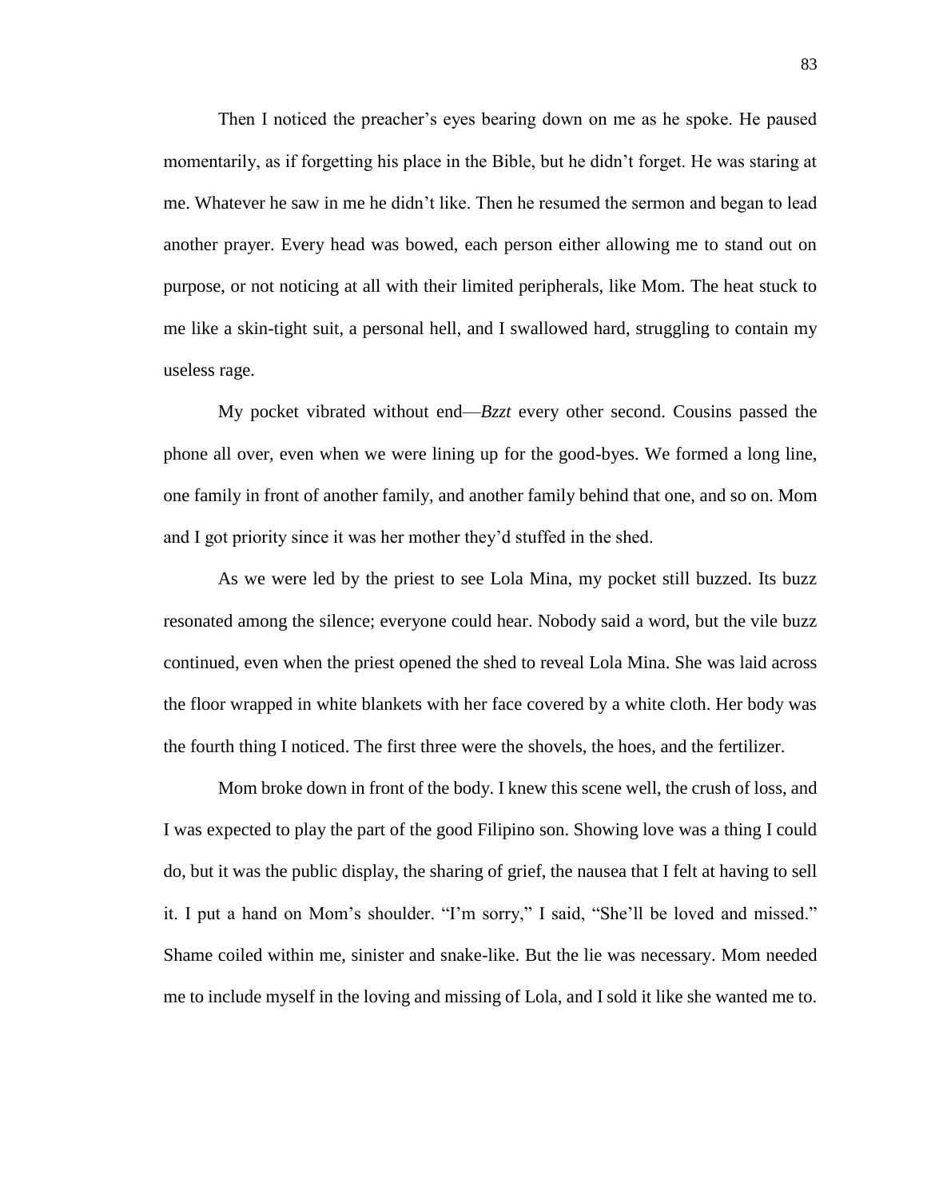Then I noticed the preacher's eyes bearing down on me as he spoke. He paused momentarily, as if forgetting his place in the Bible, but he didn't forget. He was staring at me. Whatever he saw in me he didn't like. Then he resumed the sermon and began to lead another prayer. Every head was bowed, each person either allowing me to stand out on purpose, or not noticing at all with their limited peripherals, like Mom. The heat stuck to me like a skin-tight suit, a personal hell, and I swallowed hard, struggling to contain my useless rage.

My pocket vibrated without end—*Bzzt* every other second. Cousins passed the phone all over, even when we were lining up for the good-byes. We formed a long line, one family in front of another family, and another family behind that one, and so on. Mom and I got priority since it was her mother they'd stuffed in the shed.

As we were led by the priest to see Lola Mina, my pocket still buzzed. Its buzz resonated among the silence; everyone could hear. Nobody said a word, but the vile buzz continued, even when the priest opened the shed to reveal Lola Mina. She was laid across the floor wrapped in white blankets with her face covered by a white cloth. Her body was the fourth thing I noticed. The first three were the shovels, the hoes, and the fertilizer.

Mom broke down in front of the body. I knew this scene well, the crush of loss, and I was expected to play the part of the good Filipino son. Showing love was a thing I could do, but it was the public display, the sharing of grief, the nausea that I felt at having to sell it. I put a hand on Mom's shoulder. "I'm sorry," I said, "She'll be loved and missed." Shame coiled within me, sinister and snake-like. But the lie was necessary. Mom needed me to include myself in the loving and missing of Lola, and I sold it like she wanted me to.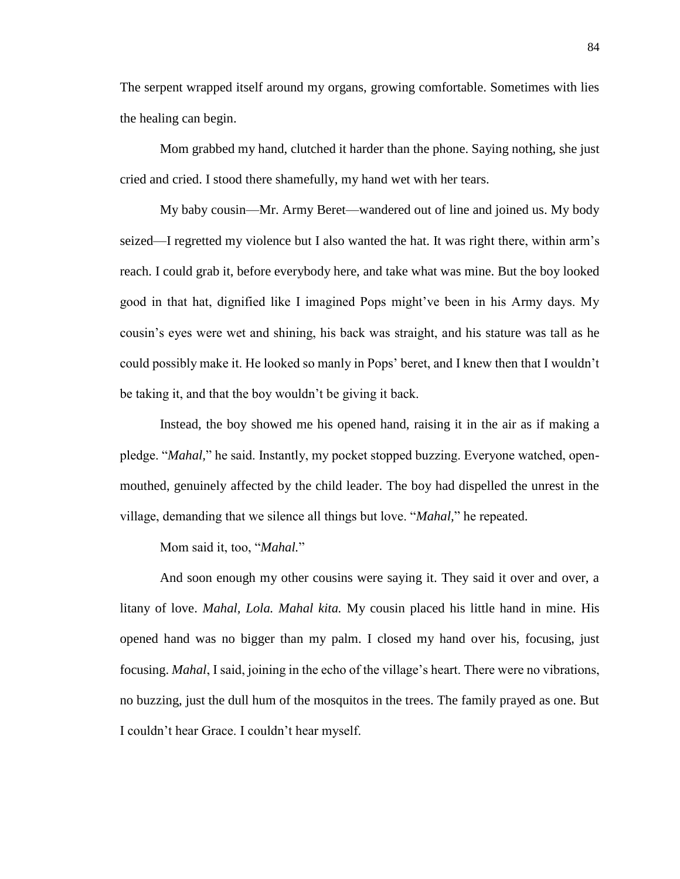The serpent wrapped itself around my organs, growing comfortable. Sometimes with lies the healing can begin.

Mom grabbed my hand, clutched it harder than the phone. Saying nothing, she just cried and cried. I stood there shamefully, my hand wet with her tears.

My baby cousin—Mr. Army Beret—wandered out of line and joined us. My body seized—I regretted my violence but I also wanted the hat. It was right there, within arm's reach. I could grab it, before everybody here, and take what was mine. But the boy looked good in that hat, dignified like I imagined Pops might've been in his Army days. My cousin's eyes were wet and shining, his back was straight, and his stature was tall as he could possibly make it. He looked so manly in Pops' beret, and I knew then that I wouldn't be taking it, and that the boy wouldn't be giving it back.

Instead, the boy showed me his opened hand, raising it in the air as if making a pledge. "*Mahal,*" he said. Instantly, my pocket stopped buzzing. Everyone watched, open-mouthed, genuinely affected by the child leader. The boy had dispelled the unrest in the village, demanding that we silence all things but love. "*Mahal,*" he repeated.

Mom said it, too, "*Mahal.*"

And soon enough my other cousins were saying it. They said it over and over, a litany of love. *Mahal, Lola. Mahal kita.* My cousin placed his little hand in mine. His opened hand was no bigger than my palm. I closed my hand over his, focusing, just focusing. *Mahal*, I said, joining in the echo of the village's heart. There were no vibrations, no buzzing, just the dull hum of the mosquitos in the trees. The family prayed as one. But I couldn't hear Grace. I couldn't hear myself.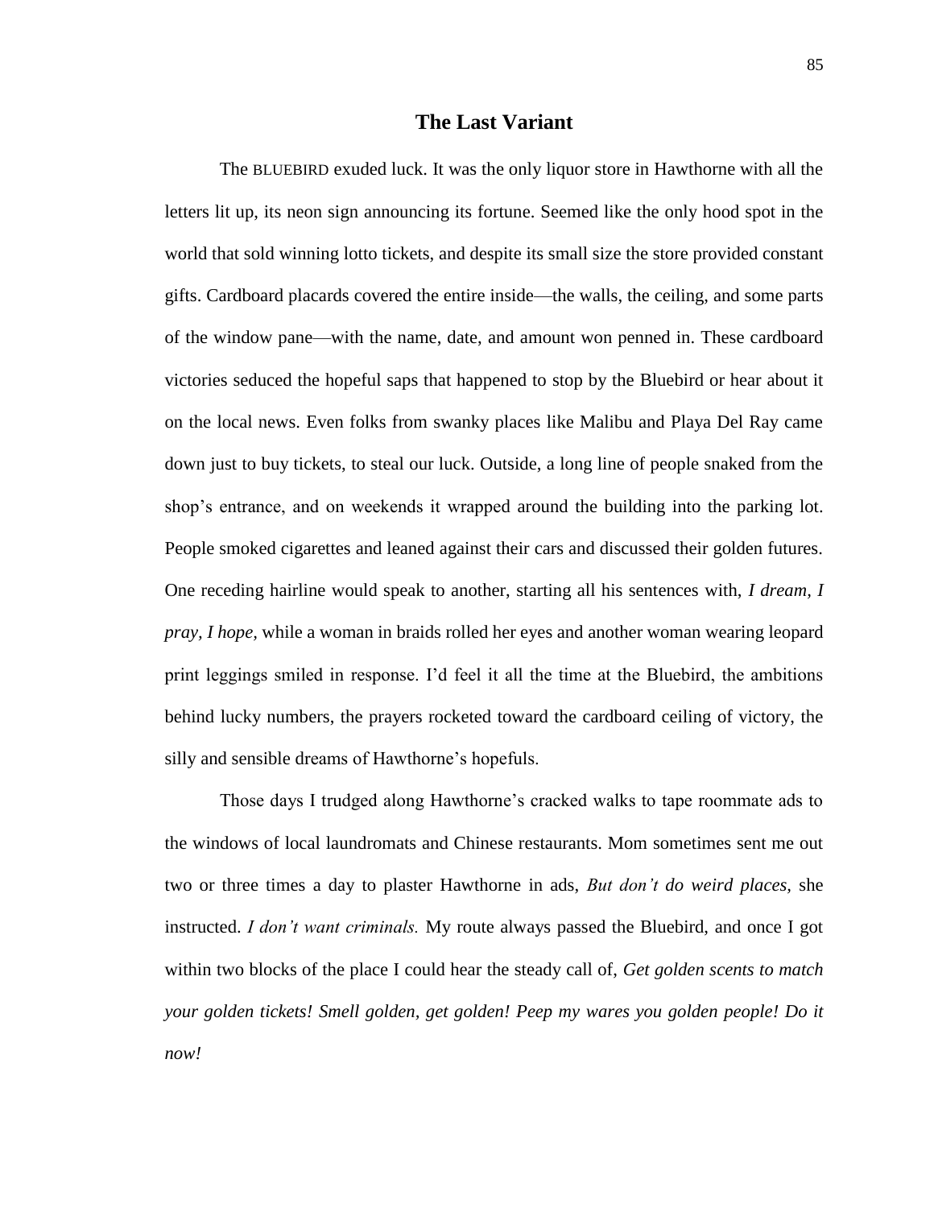## The Last Variant

The BLUEBIRD exuded luck. It was the only liquor store in Hawthorne with all the letters lit up, its neon sign announcing its fortune. Seemed like the only hood spot in the world that sold winning lotto tickets, and despite its small size the store provided constant gifts. Cardboard placards covered the entire inside—the walls, the ceiling, and some parts of the window pane—with the name, date, and amount won penned in. These cardboard victories seduced the hopeful saps that happened to stop by the Bluebird or hear about it on the local news. Even folks from swanky places like Malibu and Playa Del Ray came down just to buy tickets, to steal our luck. Outside, a long line of people snaked from the shop's entrance, and on weekends it wrapped around the building into the parking lot. People smoked cigarettes and leaned against their cars and discussed their golden futures. One receding hairline would speak to another, starting all his sentences with, *I dream, I pray, I hope,* while a woman in braids rolled her eyes and another woman wearing leopard print leggings smiled in response. I'd feel it all the time at the Bluebird, the ambitions behind lucky numbers, the prayers rocketed toward the cardboard ceiling of victory, the silly and sensible dreams of Hawthorne's hopefuls.

Those days I trudged along Hawthorne's cracked walks to tape roommate ads to the windows of local laundromats and Chinese restaurants. Mom sometimes sent me out two or three times a day to plaster Hawthorne in ads, *But don't do weird places,* she instructed. *I don't want criminals.* My route always passed the Bluebird, and once I got within two blocks of the place I could hear the steady call of, *Get golden scents to match your golden tickets! Smell golden, get golden! Peep my wares you golden people! Do it now!*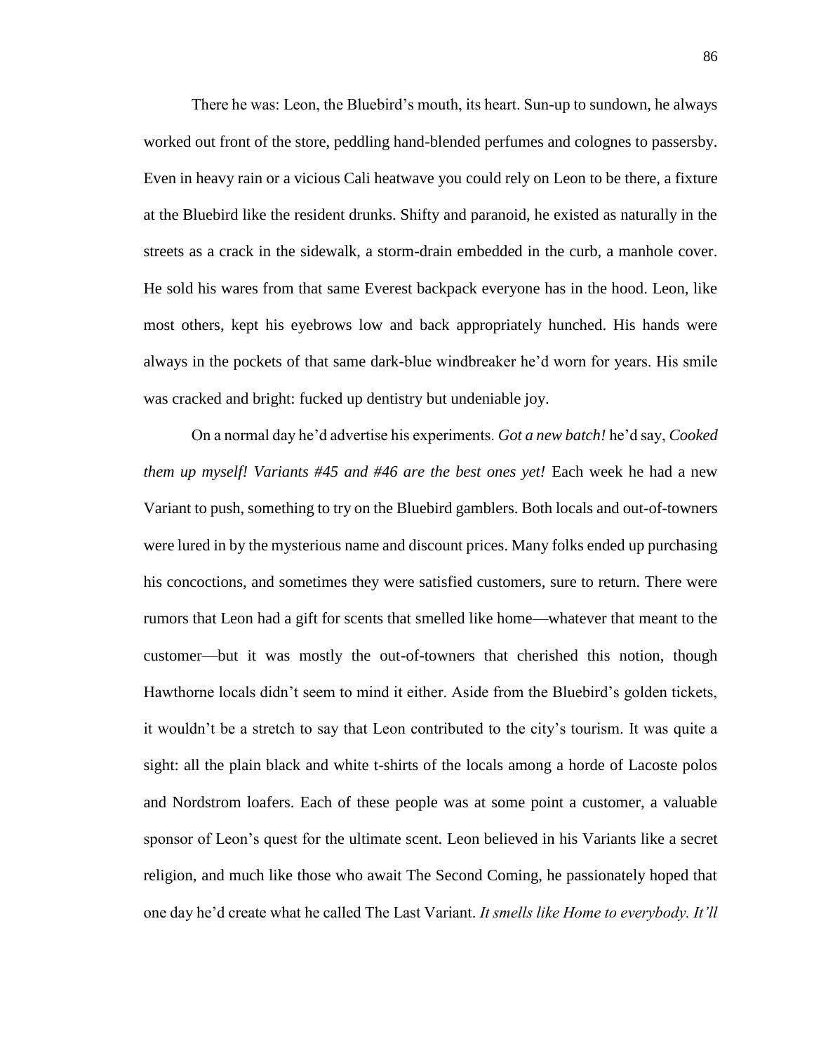There he was: Leon, the Bluebird's mouth, its heart. Sun-up to sundown, he always worked out front of the store, peddling hand-blended perfumes and colognes to passersby. Even in heavy rain or a vicious Cali heatwave you could rely on Leon to be there, a fixture at the Bluebird like the resident drunks. Shifty and paranoid, he existed as naturally in the streets as a crack in the sidewalk, a storm-drain embedded in the curb, a manhole cover. He sold his wares from that same Everest backpack everyone has in the hood. Leon, like most others, kept his eyebrows low and back appropriately hunched. His hands were always in the pockets of that same dark-blue windbreaker he'd worn for years. His smile was cracked and bright: fucked up dentistry but undeniable joy.

On a normal day he'd advertise his experiments. *Got a new batch!* he'd say, *Cooked them up myself! Variants #45 and #46 are the best ones yet!* Each week he had a new Variant to push, something to try on the Bluebird gamblers. Both locals and out-of-towners were lured in by the mysterious name and discount prices. Many folks ended up purchasing his concoctions, and sometimes they were satisfied customers, sure to return. There were rumors that Leon had a gift for scents that smelled like home—whatever that meant to the customer—but it was mostly the out-of-towners that cherished this notion, though Hawthorne locals didn't seem to mind it either. Aside from the Bluebird's golden tickets, it wouldn't be a stretch to say that Leon contributed to the city's tourism. It was quite a sight: all the plain black and white t-shirts of the locals among a horde of Lacoste polos and Nordstrom loafers. Each of these people was at some point a customer, a valuable sponsor of Leon's quest for the ultimate scent. Leon believed in his Variants like a secret religion, and much like those who await The Second Coming, he passionately hoped that one day he'd create what he called The Last Variant. *It smells like Home to everybody. It'll*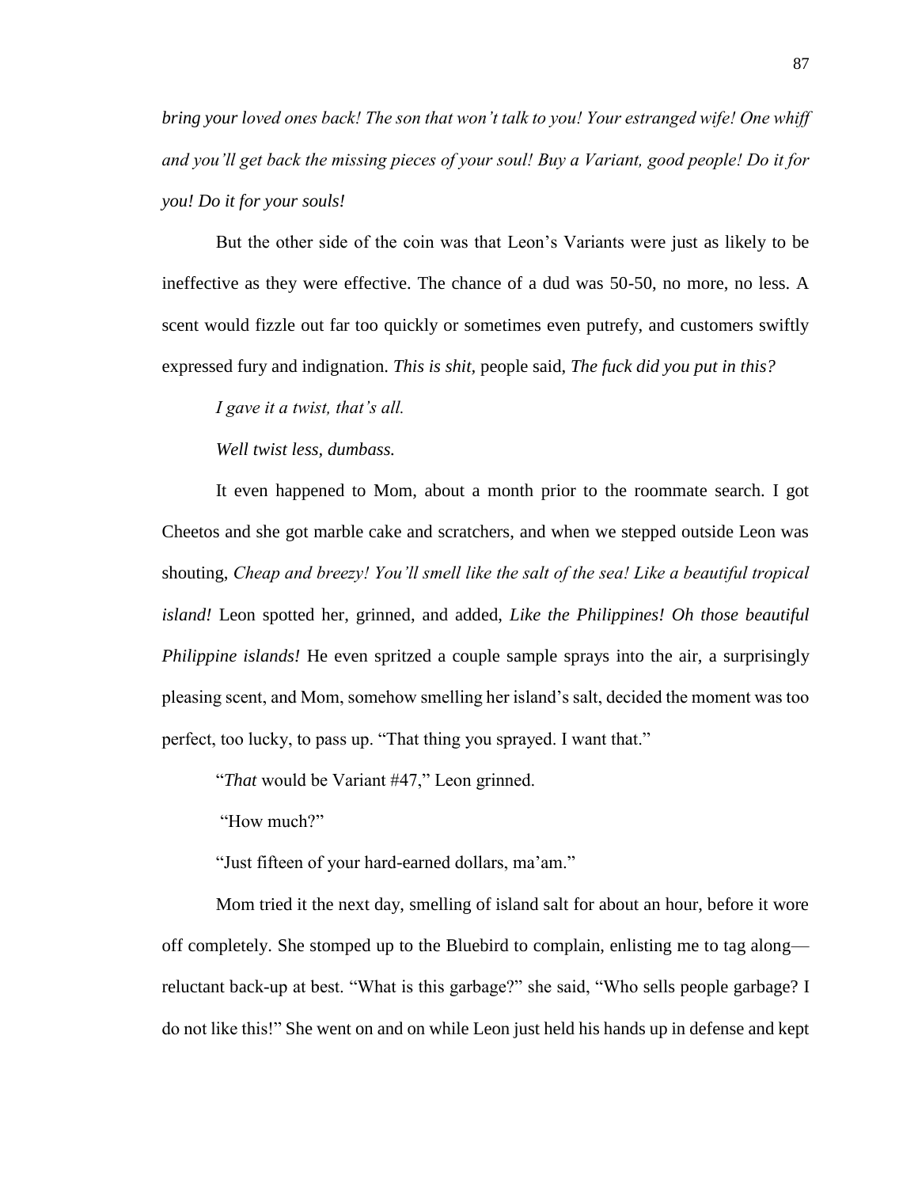*bring your loved ones back! The son that won't talk to you! Your estranged wife! One whiff and you'll get back the missing pieces of your soul! Buy a Variant, good people! Do it for you! Do it for your souls!*

But the other side of the coin was that Leon's Variants were just as likely to be ineffective as they were effective. The chance of a dud was 50-50, no more, no less. A scent would fizzle out far too quickly or sometimes even putrefy, and customers swiftly expressed fury and indignation. *This is shit*, people said, *The fuck did you put in this?*

*I gave it a twist, that's all.*

*Well twist less, dumbass.*

It even happened to Mom, about a month prior to the roommate search. I got Cheetos and she got marble cake and scratchers, and when we stepped outside Leon was shouting, *Cheap and breezy! You'll smell like the salt of the sea! Like a beautiful tropical island!* Leon spotted her, grinned, and added, *Like the Philippines! Oh those beautiful Philippine islands!* He even spritzed a couple sample sprays into the air, a surprisingly pleasing scent, and Mom, somehow smelling her island's salt, decided the moment was too perfect, too lucky, to pass up. "That thing you sprayed. I want that."

"*That* would be Variant #47," Leon grinned.

"How much?"

"Just fifteen of your hard-earned dollars, ma'am."

Mom tried it the next day, smelling of island salt for about an hour, before it wore off completely. She stomped up to the Bluebird to complain, enlisting me to tag along—reluctant back-up at best. "What is this garbage?" she said, "Who sells people garbage? I do not like this!" She went on and on while Leon just held his hands up in defense and kept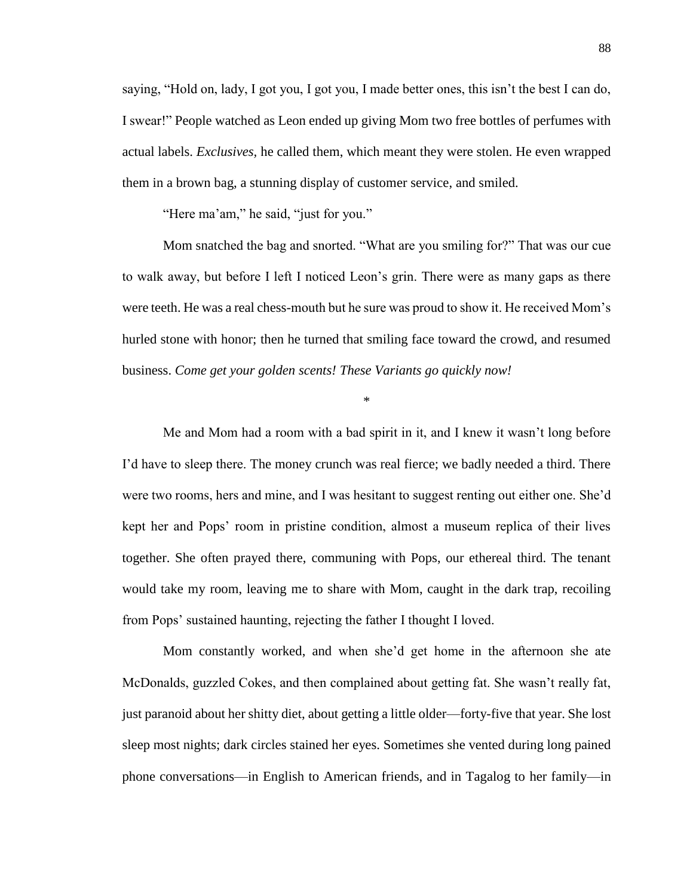saying, "Hold on, lady, I got you, I got you, I made better ones, this isn't the best I can do, I swear!" People watched as Leon ended up giving Mom two free bottles of perfumes with actual labels. *Exclusives,* he called them, which meant they were stolen. He even wrapped them in a brown bag, a stunning display of customer service, and smiled.

"Here ma'am," he said, "just for you."

Mom snatched the bag and snorted. "What are you smiling for?" That was our cue to walk away, but before I left I noticed Leon's grin. There were as many gaps as there were teeth. He was a real chess-mouth but he sure was proud to show it. He received Mom's hurled stone with honor; then he turned that smiling face toward the crowd, and resumed business. *Come get your golden scents! These Variants go quickly now!*

*

Me and Mom had a room with a bad spirit in it, and I knew it wasn't long before I'd have to sleep there. The money crunch was real fierce; we badly needed a third. There were two rooms, hers and mine, and I was hesitant to suggest renting out either one. She'd kept her and Pops' room in pristine condition, almost a museum replica of their lives together. She often prayed there, communing with Pops, our ethereal third. The tenant would take my room, leaving me to share with Mom, caught in the dark trap, recoiling from Pops' sustained haunting, rejecting the father I thought I loved.

Mom constantly worked, and when she'd get home in the afternoon she ate McDonalds, guzzled Cokes, and then complained about getting fat. She wasn't really fat, just paranoid about her shitty diet, about getting a little older—forty-five that year. She lost sleep most nights; dark circles stained her eyes. Sometimes she vented during long pained phone conversations—in English to American friends, and in Tagalog to her family—in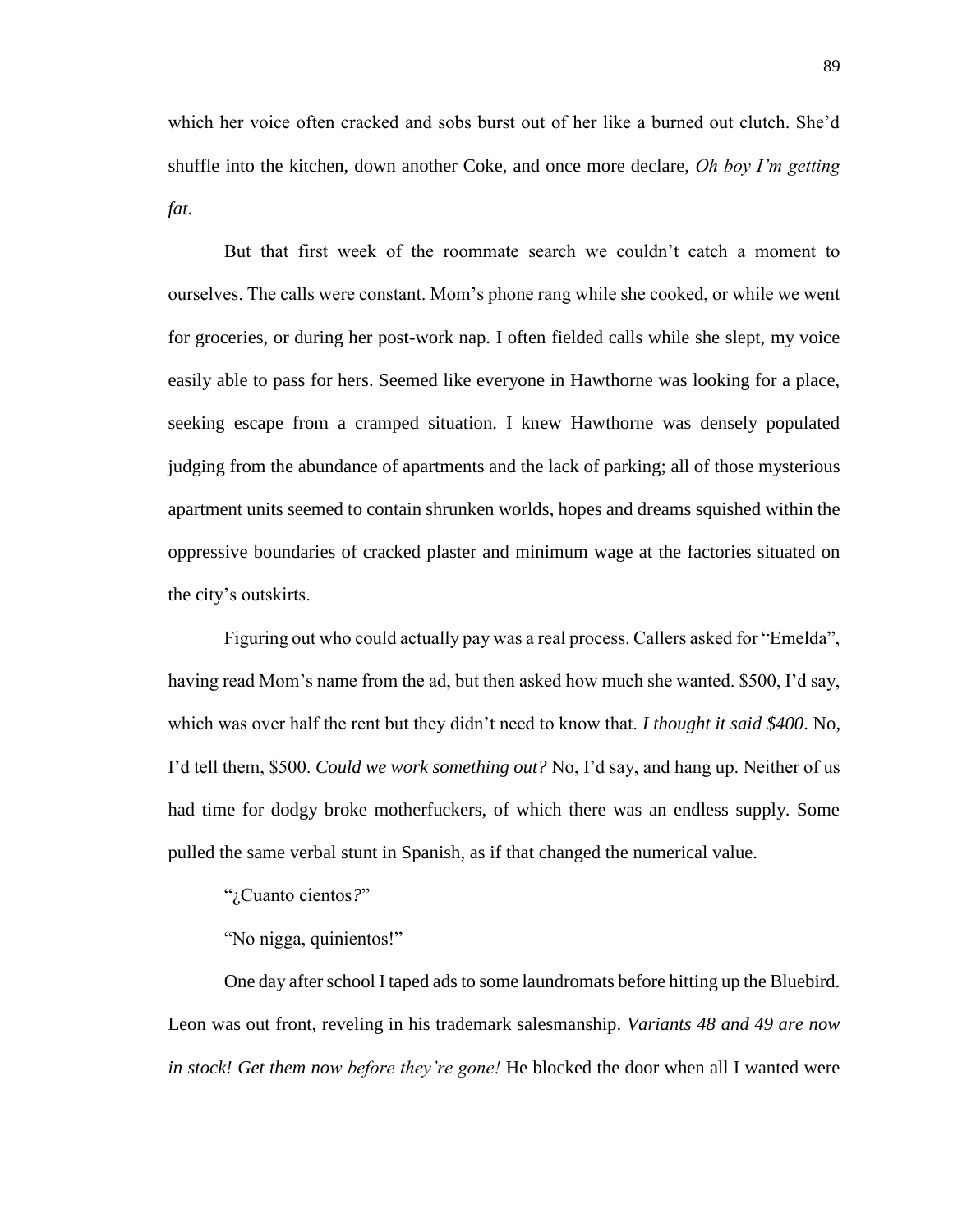which her voice often cracked and sobs burst out of her like a burned out clutch. She'd shuffle into the kitchen, down another Coke, and once more declare, *Oh boy I'm getting fat*.

But that first week of the roommate search we couldn't catch a moment to ourselves. The calls were constant. Mom's phone rang while she cooked, or while we went for groceries, or during her post-work nap. I often fielded calls while she slept, my voice easily able to pass for hers. Seemed like everyone in Hawthorne was looking for a place, seeking escape from a cramped situation. I knew Hawthorne was densely populated judging from the abundance of apartments and the lack of parking; all of those mysterious apartment units seemed to contain shrunken worlds, hopes and dreams squished within the oppressive boundaries of cracked plaster and minimum wage at the factories situated on the city's outskirts.

Figuring out who could actually pay was a real process. Callers asked for "Emelda", having read Mom's name from the ad, but then asked how much she wanted. $500, I'd say, which was over half the rent but they didn't need to know that. *I thought it said $400*. No, I'd tell them, $500. *Could we work something out?* No, I'd say, and hang up. Neither of us had time for dodgy broke motherfuckers, of which there was an endless supply. Some pulled the same verbal stunt in Spanish, as if that changed the numerical value.

"¿Cuanto cientos?"

"No nigga, quinientos!"

One day after school I taped ads to some laundromats before hitting up the Bluebird. Leon was out front, reveling in his trademark salesmanship. *Variants 48 and 49 are now in stock! Get them now before they're gone!* He blocked the door when all I wanted were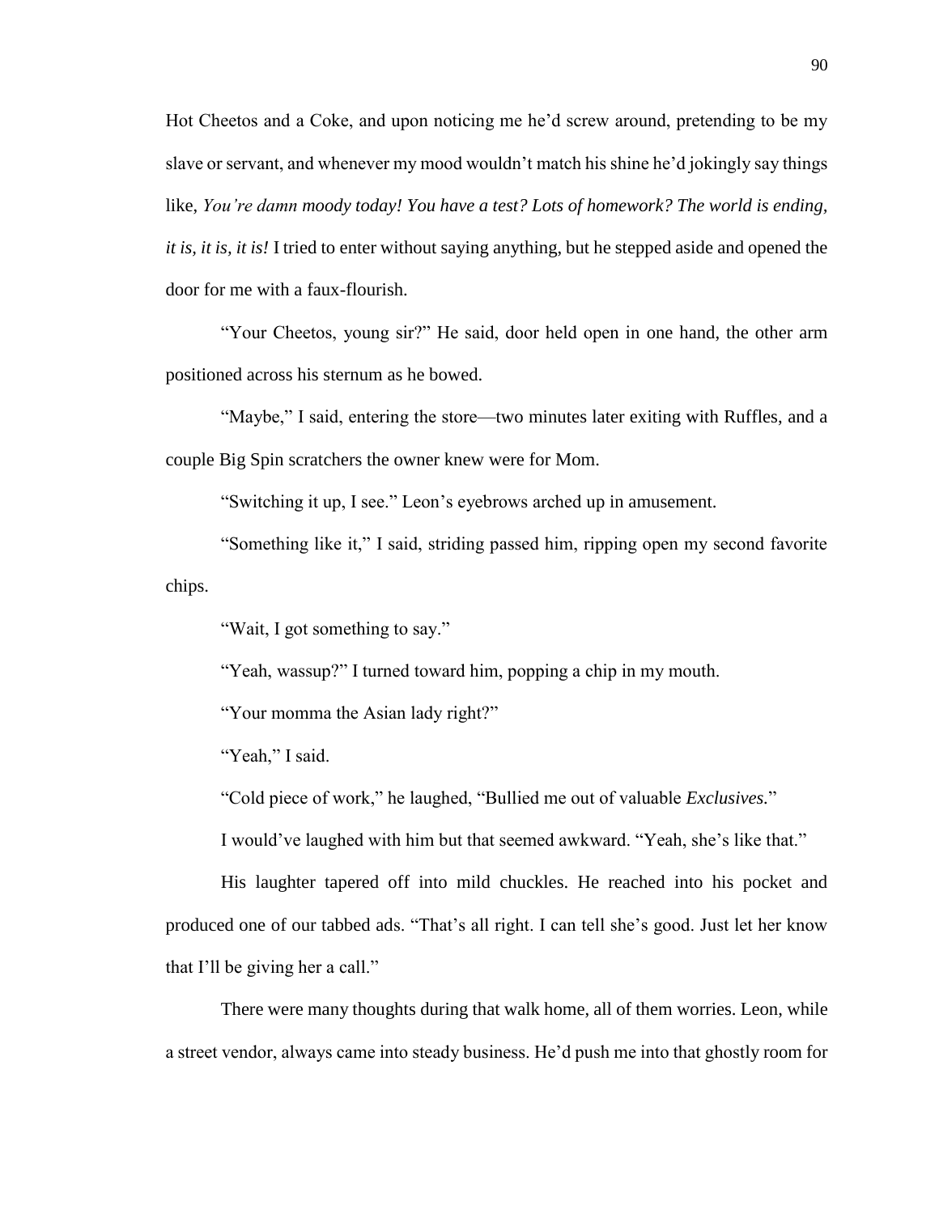Hot Cheetos and a Coke, and upon noticing me he'd screw around, pretending to be my slave or servant, and whenever my mood wouldn't match his shine he'd jokingly say things like, *You're damn moody today! You have a test? Lots of homework? The world is ending, it is, it is, it is!* I tried to enter without saying anything, but he stepped aside and opened the door for me with a faux-flourish.

"Your Cheetos, young sir?" He said, door held open in one hand, the other arm positioned across his sternum as he bowed.

"Maybe," I said, entering the store—two minutes later exiting with Ruffles, and a couple Big Spin scratchers the owner knew were for Mom.

"Switching it up, I see." Leon's eyebrows arched up in amusement.

"Something like it," I said, striding passed him, ripping open my second favorite chips.

"Wait, I got something to say."

"Yeah, wassup?" I turned toward him, popping a chip in my mouth.

"Your momma the Asian lady right?"

"Yeah," I said.

"Cold piece of work," he laughed, "Bullied me out of valuable *Exclusives*."

I would've laughed with him but that seemed awkward. "Yeah, she's like that."

His laughter tapered off into mild chuckles. He reached into his pocket and produced one of our tabbed ads. "That's all right. I can tell she's good. Just let her know that I'll be giving her a call."

There were many thoughts during that walk home, all of them worries. Leon, while a street vendor, always came into steady business. He'd push me into that ghostly room for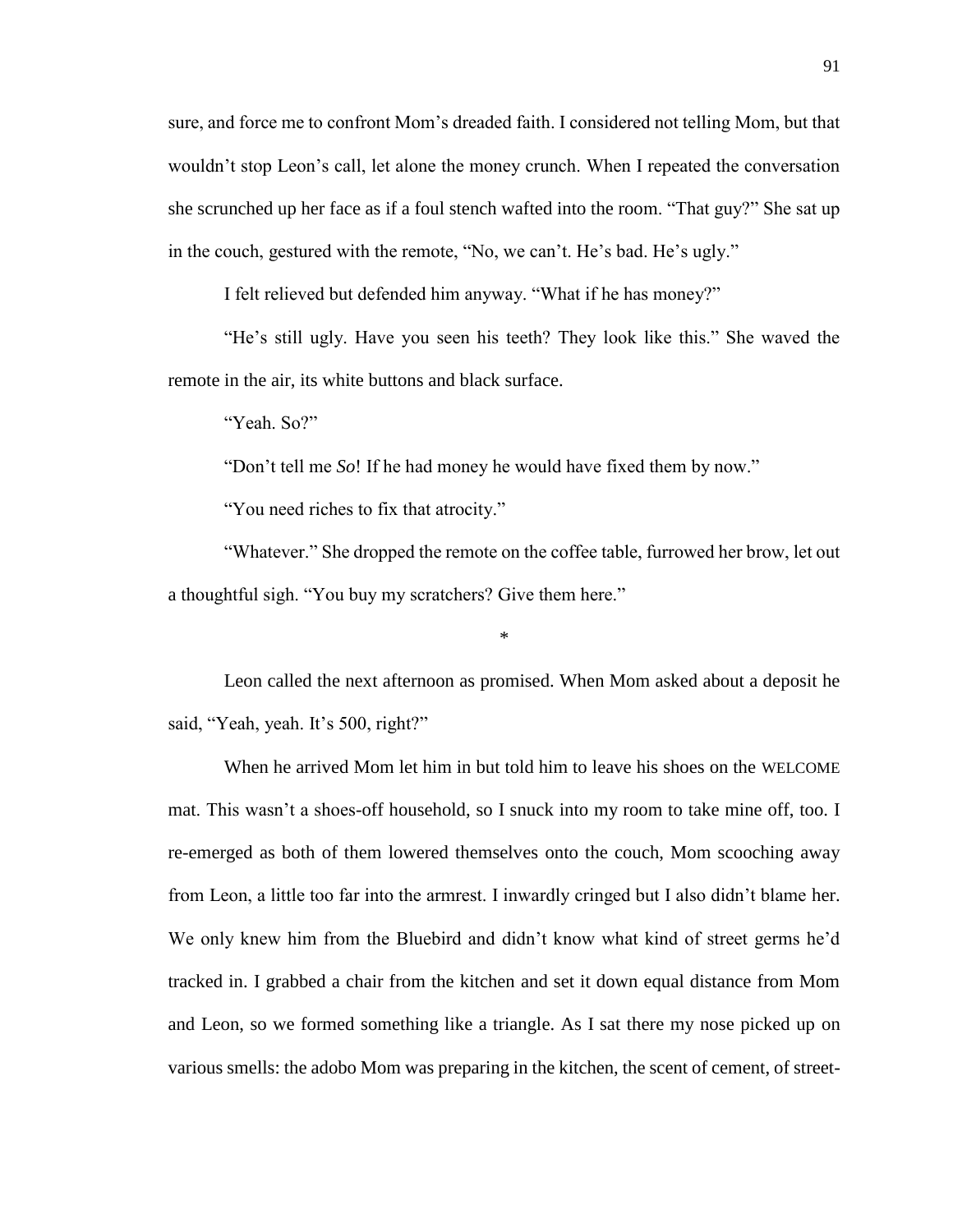sure, and force me to confront Mom's dreaded faith. I considered not telling Mom, but that wouldn't stop Leon's call, let alone the money crunch. When I repeated the conversation she scrunched up her face as if a foul stench wafted into the room. "That guy?" She sat up in the couch, gestured with the remote, "No, we can't. He's bad. He's ugly."

I felt relieved but defended him anyway. "What if he has money?"

"He's still ugly. Have you seen his teeth? They look like this." She waved the remote in the air, its white buttons and black surface.

"Yeah. So?"

"Don't tell me *So*! If he had money he would have fixed them by now."

"You need riches to fix that atrocity."

"Whatever." She dropped the remote on the coffee table, furrowed her brow, let out a thoughtful sigh. "You buy my scratchers? Give them here."

*

Leon called the next afternoon as promised. When Mom asked about a deposit he said, "Yeah, yeah. It's 500, right?"

When he arrived Mom let him in but told him to leave his shoes on the WELCOME mat. This wasn't a shoes-off household, so I snuck into my room to take mine off, too. I re-emerged as both of them lowered themselves onto the couch, Mom scooching away from Leon, a little too far into the armrest. I inwardly cringed but I also didn't blame her. We only knew him from the Bluebird and didn't know what kind of street germs he'd tracked in. I grabbed a chair from the kitchen and set it down equal distance from Mom and Leon, so we formed something like a triangle. As I sat there my nose picked up on various smells: the adobo Mom was preparing in the kitchen, the scent of cement, of street-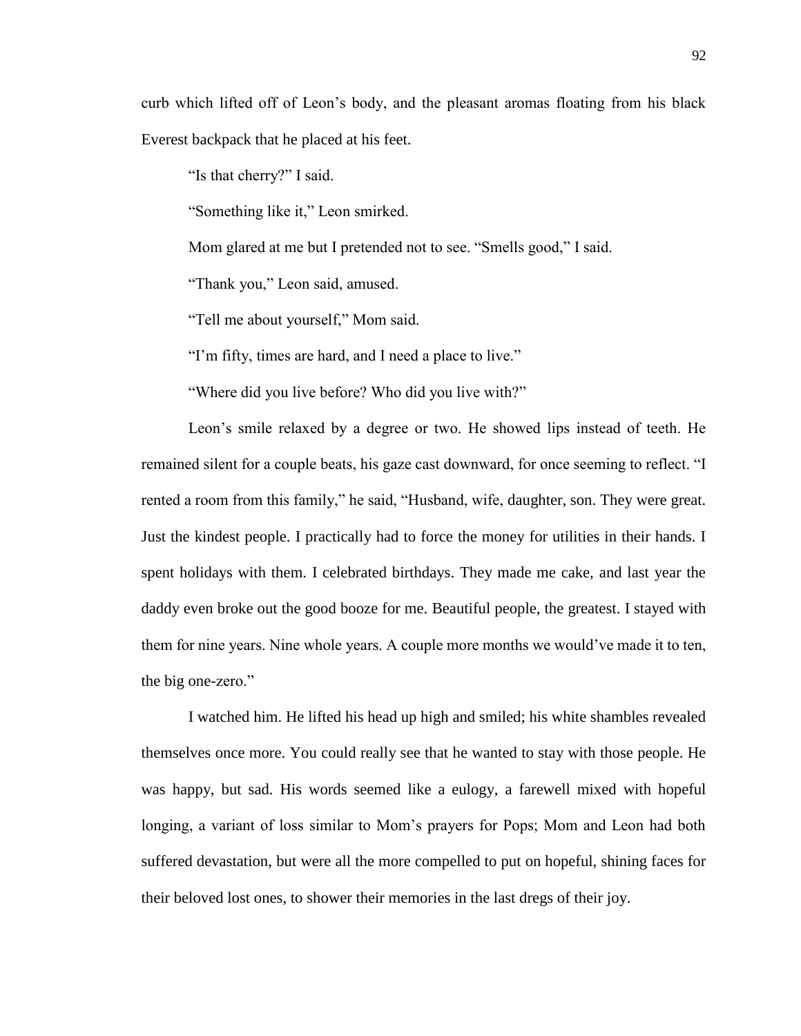curb which lifted off of Leon's body, and the pleasant aromas floating from his black Everest backpack that he placed at his feet.

"Is that cherry?" I said.

"Something like it," Leon smirked.

Mom glared at me but I pretended not to see. "Smells good," I said.

"Thank you," Leon said, amused.

"Tell me about yourself," Mom said.

"I'm fifty, times are hard, and I need a place to live."

"Where did you live before? Who did you live with?"

Leon's smile relaxed by a degree or two. He showed lips instead of teeth. He remained silent for a couple beats, his gaze cast downward, for once seeming to reflect. "I rented a room from this family," he said, "Husband, wife, daughter, son. They were great. Just the kindest people. I practically had to force the money for utilities in their hands. I spent holidays with them. I celebrated birthdays. They made me cake, and last year the daddy even broke out the good booze for me. Beautiful people, the greatest. I stayed with them for nine years. Nine whole years. A couple more months we would've made it to ten, the big one-zero."

I watched him. He lifted his head up high and smiled; his white shambles revealed themselves once more. You could really see that he wanted to stay with those people. He was happy, but sad. His words seemed like a eulogy, a farewell mixed with hopeful longing, a variant of loss similar to Mom's prayers for Pops; Mom and Leon had both suffered devastation, but were all the more compelled to put on hopeful, shining faces for their beloved lost ones, to shower their memories in the last dregs of their joy.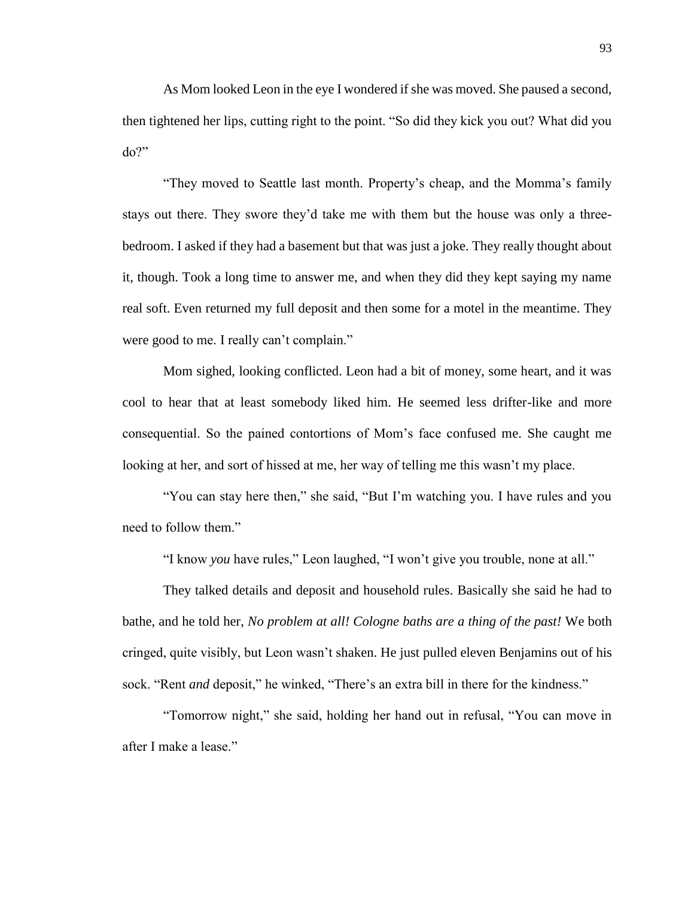As Mom looked Leon in the eye I wondered if she was moved. She paused a second, then tightened her lips, cutting right to the point. "So did they kick you out? What did you do?"

"They moved to Seattle last month. Property's cheap, and the Momma's family stays out there. They swore they'd take me with them but the house was only a three-bedroom. I asked if they had a basement but that was just a joke. They really thought about it, though. Took a long time to answer me, and when they did they kept saying my name real soft. Even returned my full deposit and then some for a motel in the meantime. They were good to me. I really can't complain."

Mom sighed, looking conflicted. Leon had a bit of money, some heart, and it was cool to hear that at least somebody liked him. He seemed less drifter-like and more consequential. So the pained contortions of Mom's face confused me. She caught me looking at her, and sort of hissed at me, her way of telling me this wasn't my place.

"You can stay here then," she said, "But I'm watching you. I have rules and you need to follow them."

"I know *you* have rules," Leon laughed, "I won't give you trouble, none at all."

They talked details and deposit and household rules. Basically she said he had to bathe, and he told her, *No problem at all! Cologne baths are a thing of the past!* We both cringed, quite visibly, but Leon wasn't shaken. He just pulled eleven Benjamins out of his sock. "Rent *and* deposit," he winked, "There's an extra bill in there for the kindness."

"Tomorrow night," she said, holding her hand out in refusal, "You can move in after I make a lease."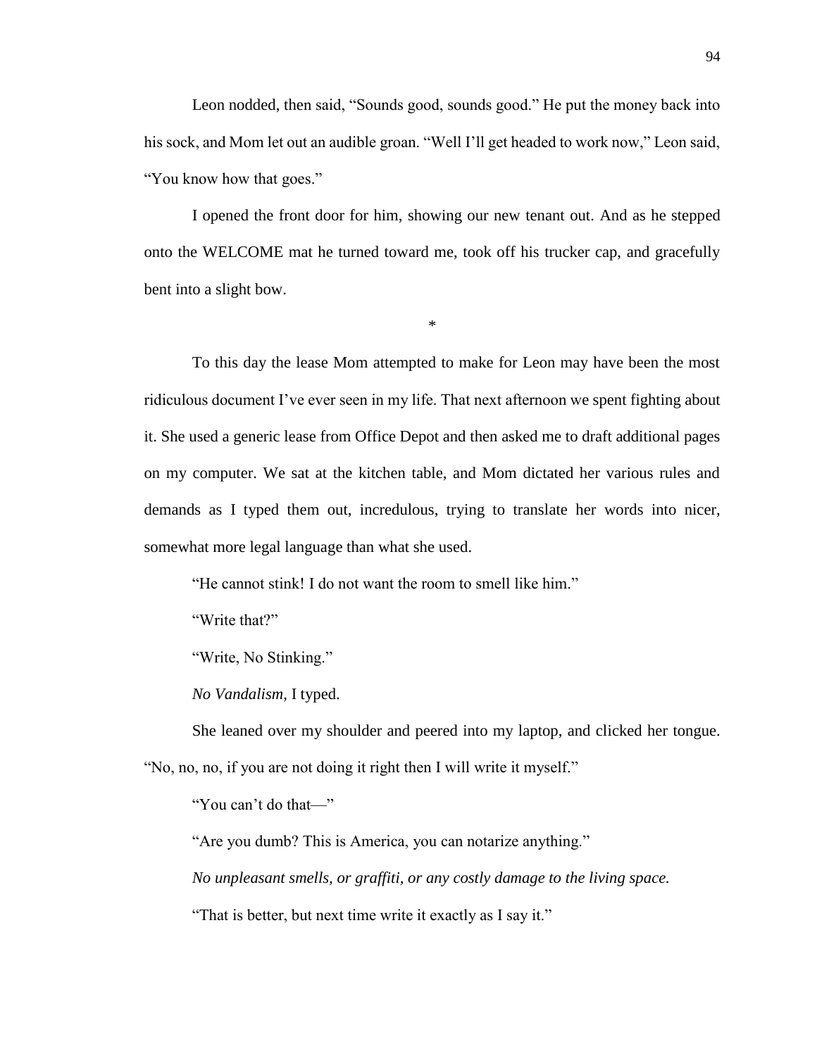Leon nodded, then said, “Sounds good, sounds good.” He put the money back into his sock, and Mom let out an audible groan. “Well I’ll get headed to work now,” Leon said, “You know how that goes.”

I opened the front door for him, showing our new tenant out. And as he stepped onto the WELCOME mat he turned toward me, took off his trucker cap, and gracefully bent into a slight bow.

*

To this day the lease Mom attempted to make for Leon may have been the most ridiculous document I’ve ever seen in my life. That next afternoon we spent fighting about it. She used a generic lease from Office Depot and then asked me to draft additional pages on my computer. We sat at the kitchen table, and Mom dictated her various rules and demands as I typed them out, incredulous, trying to translate her words into nicer, somewhat more legal language than what she used.

“He cannot stink! I do not want the room to smell like him.”

“Write that?”

“Write, No Stinking.”

*No Vandalism*, I typed.

She leaned over my shoulder and peered into my laptop, and clicked her tongue. “No, no, no, if you are not doing it right then I will write it myself.”

“You can’t do that—”

“Are you dumb? This is America, you can notarize anything.”

*No unpleasant smells, or graffiti, or any costly damage to the living space.*

“That is better, but next time write it exactly as I say it.”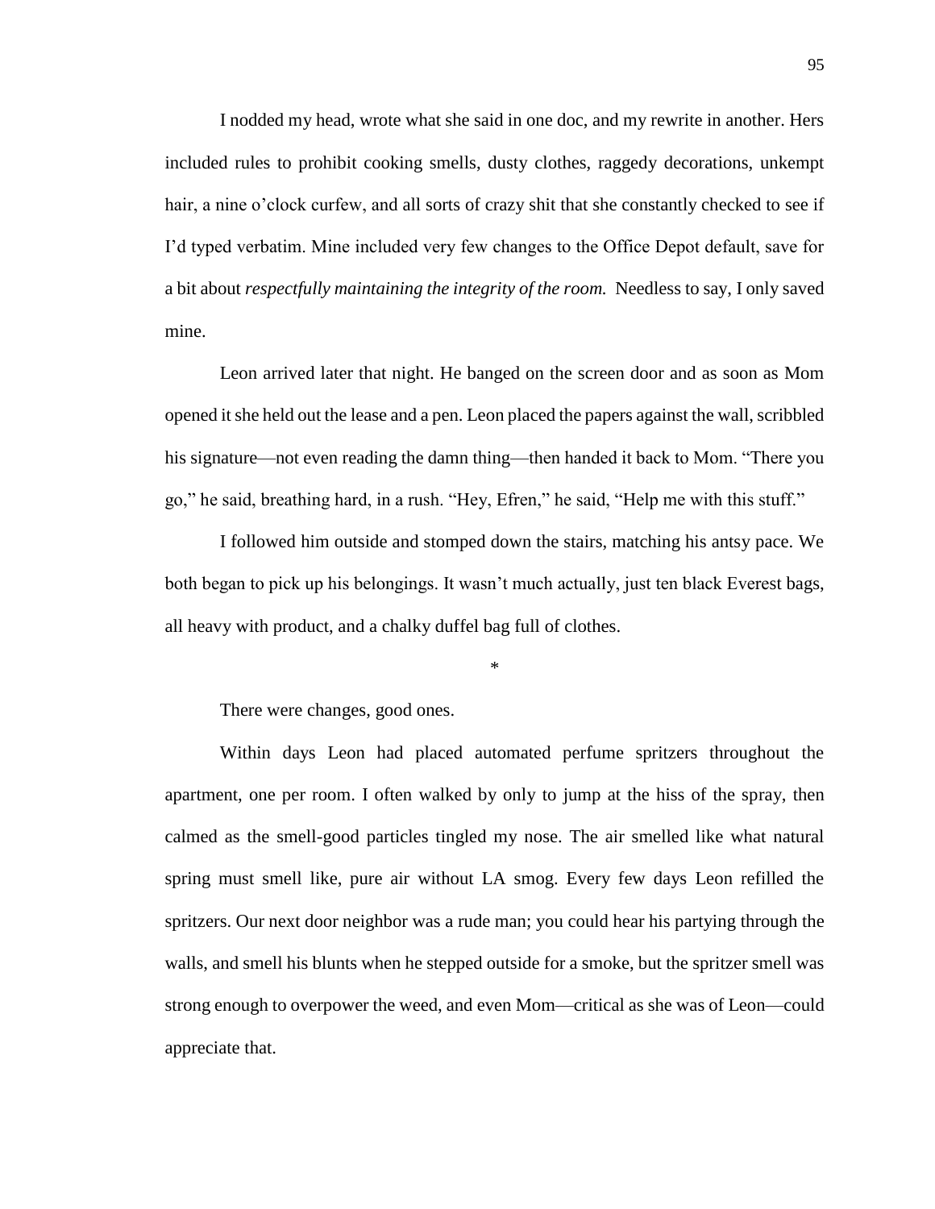I nodded my head, wrote what she said in one doc, and my rewrite in another. Hers included rules to prohibit cooking smells, dusty clothes, raggedy decorations, unkempt hair, a nine o'clock curfew, and all sorts of crazy shit that she constantly checked to see if I'd typed verbatim. Mine included very few changes to the Office Depot default, save for a bit about *respectfully maintaining the integrity of the room.* Needless to say, I only saved mine.

Leon arrived later that night. He banged on the screen door and as soon as Mom opened it she held out the lease and a pen. Leon placed the papers against the wall, scribbled his signature—not even reading the damn thing—then handed it back to Mom. "There you go," he said, breathing hard, in a rush. "Hey, Efren," he said, "Help me with this stuff."

I followed him outside and stomped down the stairs, matching his antsy pace. We both began to pick up his belongings. It wasn't much actually, just ten black Everest bags, all heavy with product, and a chalky duffel bag full of clothes.

*

There were changes, good ones.

Within days Leon had placed automated perfume spritzers throughout the apartment, one per room. I often walked by only to jump at the hiss of the spray, then calmed as the smell-good particles tingled my nose. The air smelled like what natural spring must smell like, pure air without LA smog. Every few days Leon refilled the spritzers. Our next door neighbor was a rude man; you could hear his partying through the walls, and smell his blunts when he stepped outside for a smoke, but the spritzer smell was strong enough to overpower the weed, and even Mom—critical as she was of Leon—could appreciate that.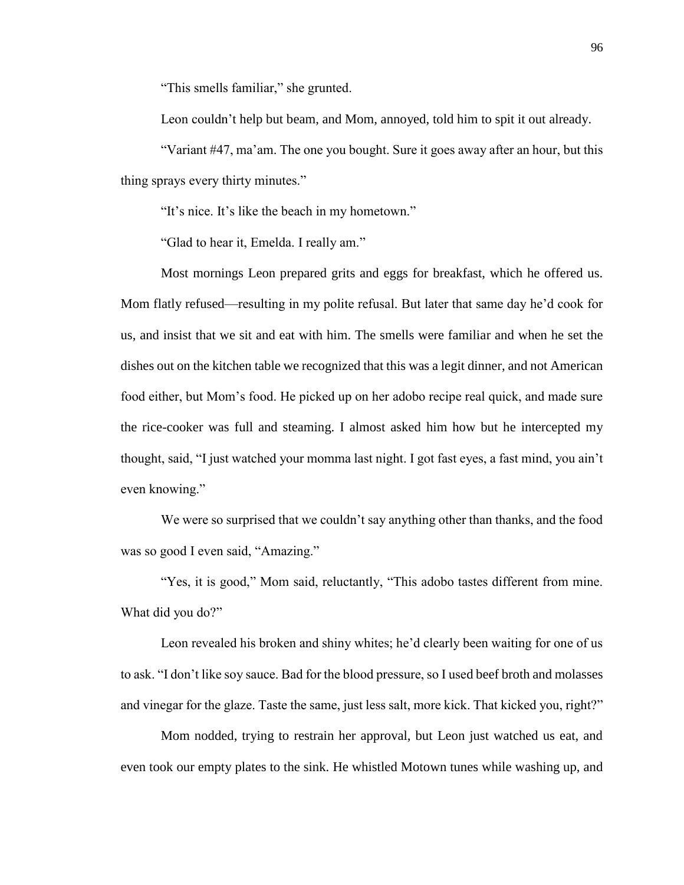"This smells familiar," she grunted.

Leon couldn't help but beam, and Mom, annoyed, told him to spit it out already.

"Variant #47, ma'am. The one you bought. Sure it goes away after an hour, but this thing sprays every thirty minutes."

"It's nice. It's like the beach in my hometown."

"Glad to hear it, Emelda. I really am."

Most mornings Leon prepared grits and eggs for breakfast, which he offered us. Mom flatly refused—resulting in my polite refusal. But later that same day he'd cook for us, and insist that we sit and eat with him. The smells were familiar and when he set the dishes out on the kitchen table we recognized that this was a legit dinner, and not American food either, but Mom's food. He picked up on her adobo recipe real quick, and made sure the rice-cooker was full and steaming. I almost asked him how but he intercepted my thought, said, "I just watched your momma last night. I got fast eyes, a fast mind, you ain't even knowing."

We were so surprised that we couldn't say anything other than thanks, and the food was so good I even said, "Amazing."

"Yes, it is good," Mom said, reluctantly, "This adobo tastes different from mine. What did you do?"

Leon revealed his broken and shiny whites; he'd clearly been waiting for one of us to ask. "I don't like soy sauce. Bad for the blood pressure, so I used beef broth and molasses and vinegar for the glaze. Taste the same, just less salt, more kick. That kicked you, right?"

Mom nodded, trying to restrain her approval, but Leon just watched us eat, and even took our empty plates to the sink. He whistled Motown tunes while washing up, and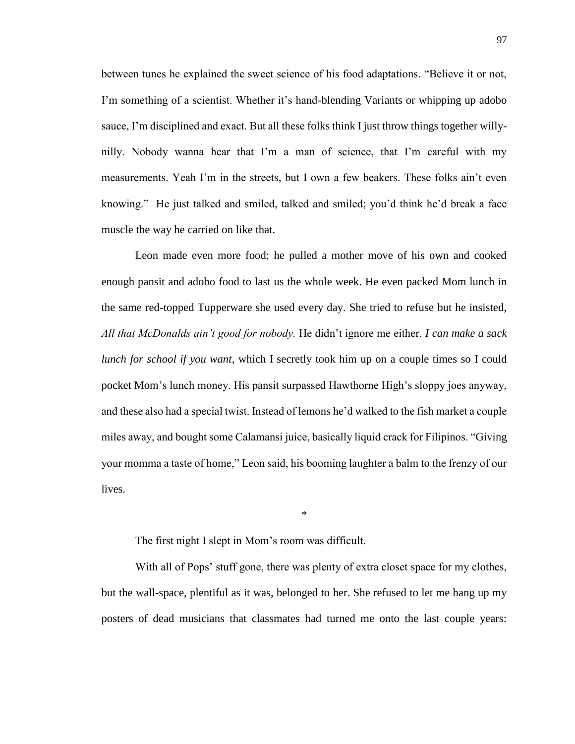between tunes he explained the sweet science of his food adaptations. "Believe it or not, I'm something of a scientist. Whether it's hand-blending Variants or whipping up adobo sauce, I'm disciplined and exact. But all these folks think I just throw things together willy-nilly. Nobody wanna hear that I'm a man of science, that I'm careful with my measurements. Yeah I'm in the streets, but I own a few beakers. These folks ain't even knowing." He just talked and smiled, talked and smiled; you'd think he'd break a face muscle the way he carried on like that.

Leon made even more food; he pulled a mother move of his own and cooked enough pansit and adobo food to last us the whole week. He even packed Mom lunch in the same red-topped Tupperware she used every day. She tried to refuse but he insisted, *All that McDonalds ain't good for nobody.* He didn't ignore me either. *I can make a sack lunch for school if you want*, which I secretly took him up on a couple times so I could pocket Mom's lunch money. His pansit surpassed Hawthorne High's sloppy joes anyway, and these also had a special twist. Instead of lemons he'd walked to the fish market a couple miles away, and bought some Calamansi juice, basically liquid crack for Filipinos. "Giving your momma a taste of home," Leon said, his booming laughter a balm to the frenzy of our lives.

*

The first night I slept in Mom's room was difficult.

With all of Pops' stuff gone, there was plenty of extra closet space for my clothes, but the wall-space, plentiful as it was, belonged to her. She refused to let me hang up my posters of dead musicians that classmates had turned me onto the last couple years: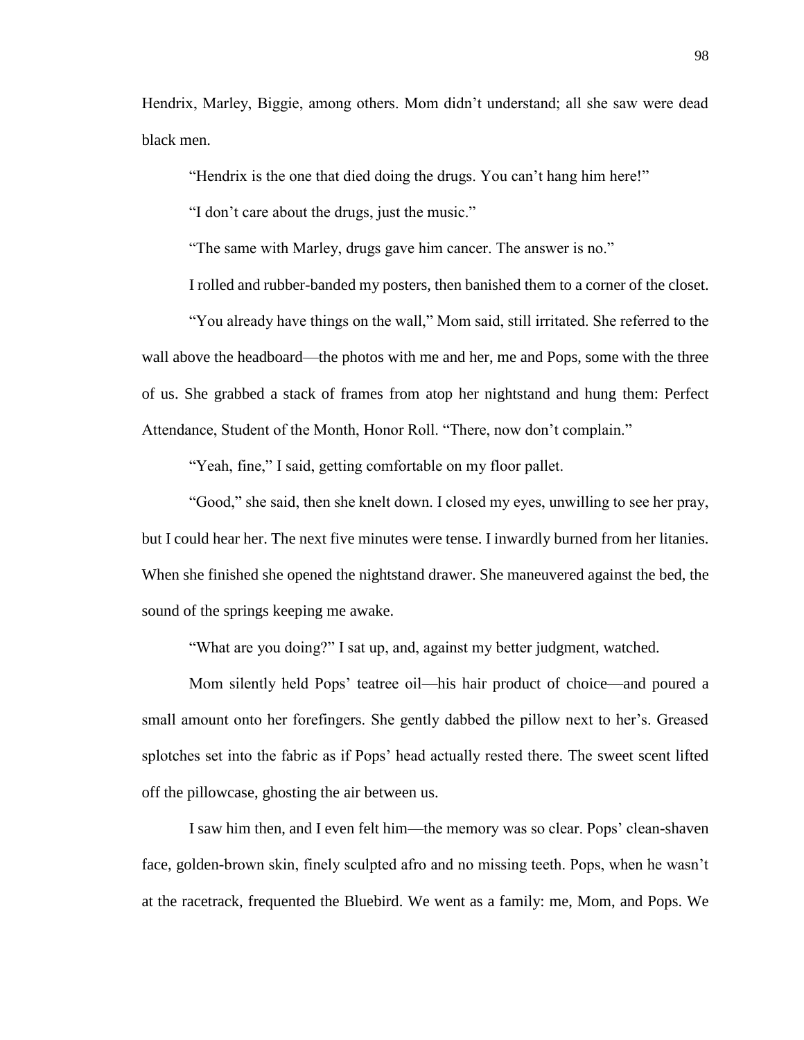Hendrix, Marley, Biggie, among others. Mom didn't understand; all she saw were dead black men.

"Hendrix is the one that died doing the drugs. You can't hang him here!"

"I don't care about the drugs, just the music."

"The same with Marley, drugs gave him cancer. The answer is no."

I rolled and rubber-banded my posters, then banished them to a corner of the closet.

"You already have things on the wall," Mom said, still irritated. She referred to the wall above the headboard—the photos with me and her, me and Pops, some with the three of us. She grabbed a stack of frames from atop her nightstand and hung them: Perfect Attendance, Student of the Month, Honor Roll. "There, now don't complain."

"Yeah, fine," I said, getting comfortable on my floor pallet.

"Good," she said, then she knelt down. I closed my eyes, unwilling to see her pray, but I could hear her. The next five minutes were tense. I inwardly burned from her litanies. When she finished she opened the nightstand drawer. She maneuvered against the bed, the sound of the springs keeping me awake.

"What are you doing?" I sat up, and, against my better judgment, watched.

Mom silently held Pops' teatree oil—his hair product of choice—and poured a small amount onto her forefingers. She gently dabbed the pillow next to her's. Greased splotches set into the fabric as if Pops' head actually rested there. The sweet scent lifted off the pillowcase, ghosting the air between us.

I saw him then, and I even felt him—the memory was so clear. Pops' clean-shaven face, golden-brown skin, finely sculpted afro and no missing teeth. Pops, when he wasn't at the racetrack, frequented the Bluebird. We went as a family: me, Mom, and Pops. We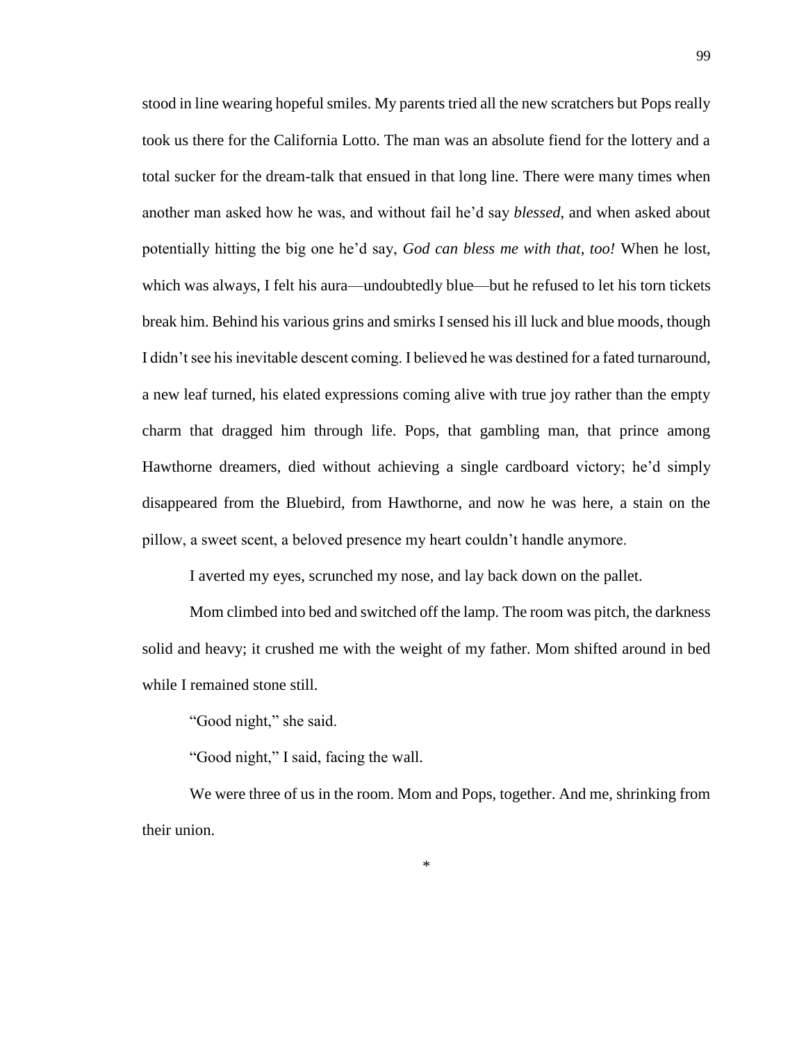stood in line wearing hopeful smiles. My parents tried all the new scratchers but Pops really took us there for the California Lotto. The man was an absolute fiend for the lottery and a total sucker for the dream-talk that ensued in that long line. There were many times when another man asked how he was, and without fail he'd say *blessed*, and when asked about potentially hitting the big one he'd say, *God can bless me with that, too!* When he lost, which was always, I felt his aura—undoubtedly blue—but he refused to let his torn tickets break him. Behind his various grins and smirks I sensed his ill luck and blue moods, though I didn't see his inevitable descent coming. I believed he was destined for a fated turnaround, a new leaf turned, his elated expressions coming alive with true joy rather than the empty charm that dragged him through life. Pops, that gambling man, that prince among Hawthorne dreamers, died without achieving a single cardboard victory; he'd simply disappeared from the Bluebird, from Hawthorne, and now he was here, a stain on the pillow, a sweet scent, a beloved presence my heart couldn't handle anymore.

I averted my eyes, scrunched my nose, and lay back down on the pallet.

Mom climbed into bed and switched off the lamp. The room was pitch, the darkness solid and heavy; it crushed me with the weight of my father. Mom shifted around in bed while I remained stone still.

"Good night," she said.

"Good night," I said, facing the wall.

We were three of us in the room. Mom and Pops, together. And me, shrinking from their union.

*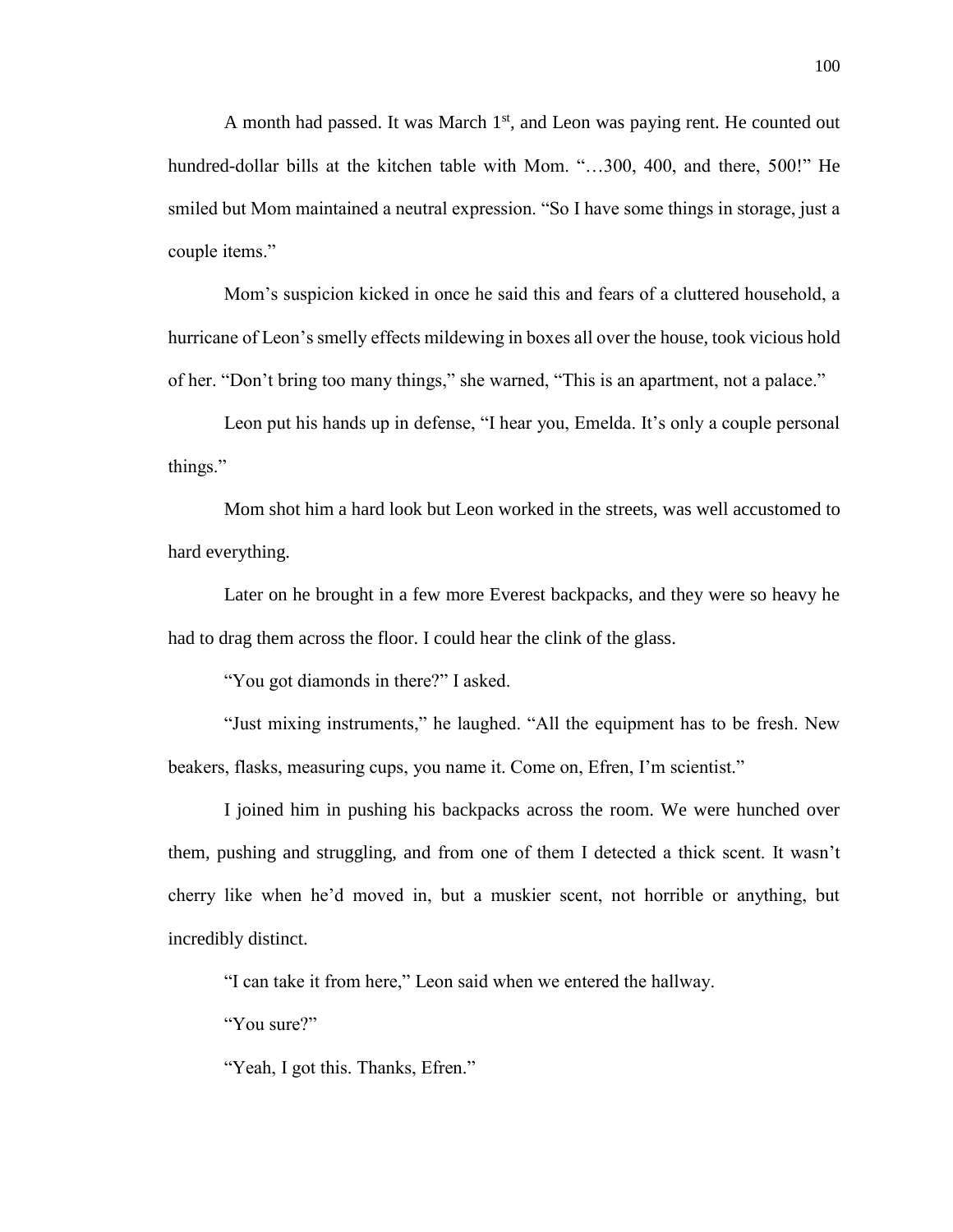A month had passed. It was March 1st, and Leon was paying rent. He counted out hundred-dollar bills at the kitchen table with Mom. "…300, 400, and there, 500!" He smiled but Mom maintained a neutral expression. "So I have some things in storage, just a couple items."

Mom's suspicion kicked in once he said this and fears of a cluttered household, a hurricane of Leon's smelly effects mildewing in boxes all over the house, took vicious hold of her. "Don't bring too many things," she warned, "This is an apartment, not a palace."

Leon put his hands up in defense, "I hear you, Emelda. It's only a couple personal things."

Mom shot him a hard look but Leon worked in the streets, was well accustomed to hard everything.

Later on he brought in a few more Everest backpacks, and they were so heavy he had to drag them across the floor. I could hear the clink of the glass.

"You got diamonds in there?" I asked.

"Just mixing instruments," he laughed. "All the equipment has to be fresh. New beakers, flasks, measuring cups, you name it. Come on, Efren, I'm scientist."

I joined him in pushing his backpacks across the room. We were hunched over them, pushing and struggling, and from one of them I detected a thick scent. It wasn't cherry like when he'd moved in, but a muskier scent, not horrible or anything, but incredibly distinct.

"I can take it from here," Leon said when we entered the hallway.

"You sure?"

"Yeah, I got this. Thanks, Efren."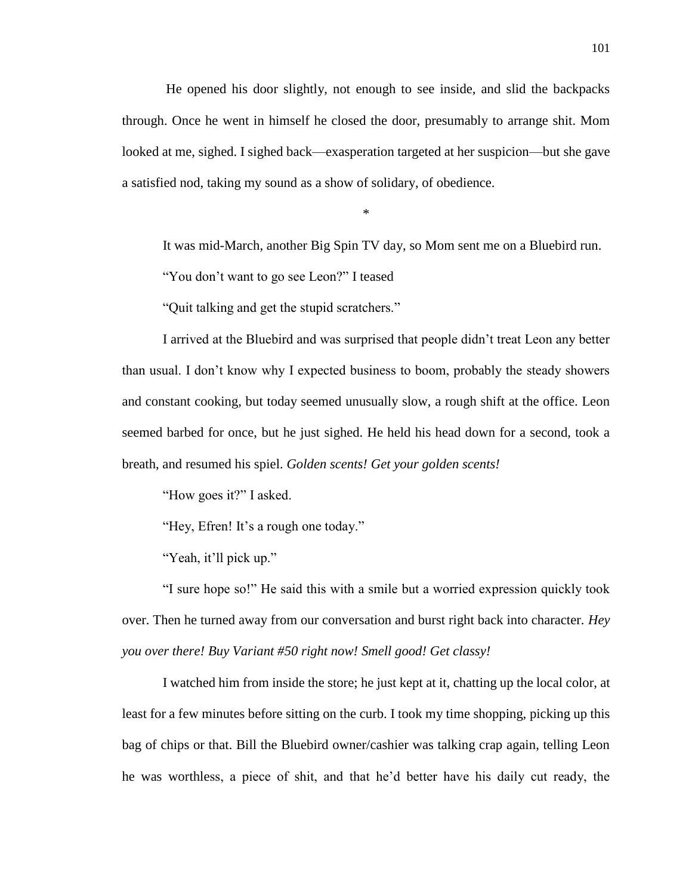He opened his door slightly, not enough to see inside, and slid the backpacks through. Once he went in himself he closed the door, presumably to arrange shit. Mom looked at me, sighed. I sighed back—exasperation targeted at her suspicion—but she gave a satisfied nod, taking my sound as a show of solidary, of obedience.

*

It was mid-March, another Big Spin TV day, so Mom sent me on a Bluebird run.

"You don't want to go see Leon?" I teased

"Quit talking and get the stupid scratchers."

I arrived at the Bluebird and was surprised that people didn't treat Leon any better than usual. I don't know why I expected business to boom, probably the steady showers and constant cooking, but today seemed unusually slow, a rough shift at the office. Leon seemed barbed for once, but he just sighed. He held his head down for a second, took a breath, and resumed his spiel. *Golden scents! Get your golden scents!*

"How goes it?" I asked.

"Hey, Efren! It's a rough one today."

"Yeah, it'll pick up."

"I sure hope so!" He said this with a smile but a worried expression quickly took over. Then he turned away from our conversation and burst right back into character. *Hey you over there! Buy Variant #50 right now! Smell good! Get classy!*

I watched him from inside the store; he just kept at it, chatting up the local color, at least for a few minutes before sitting on the curb. I took my time shopping, picking up this bag of chips or that. Bill the Bluebird owner/cashier was talking crap again, telling Leon he was worthless, a piece of shit, and that he'd better have his daily cut ready, the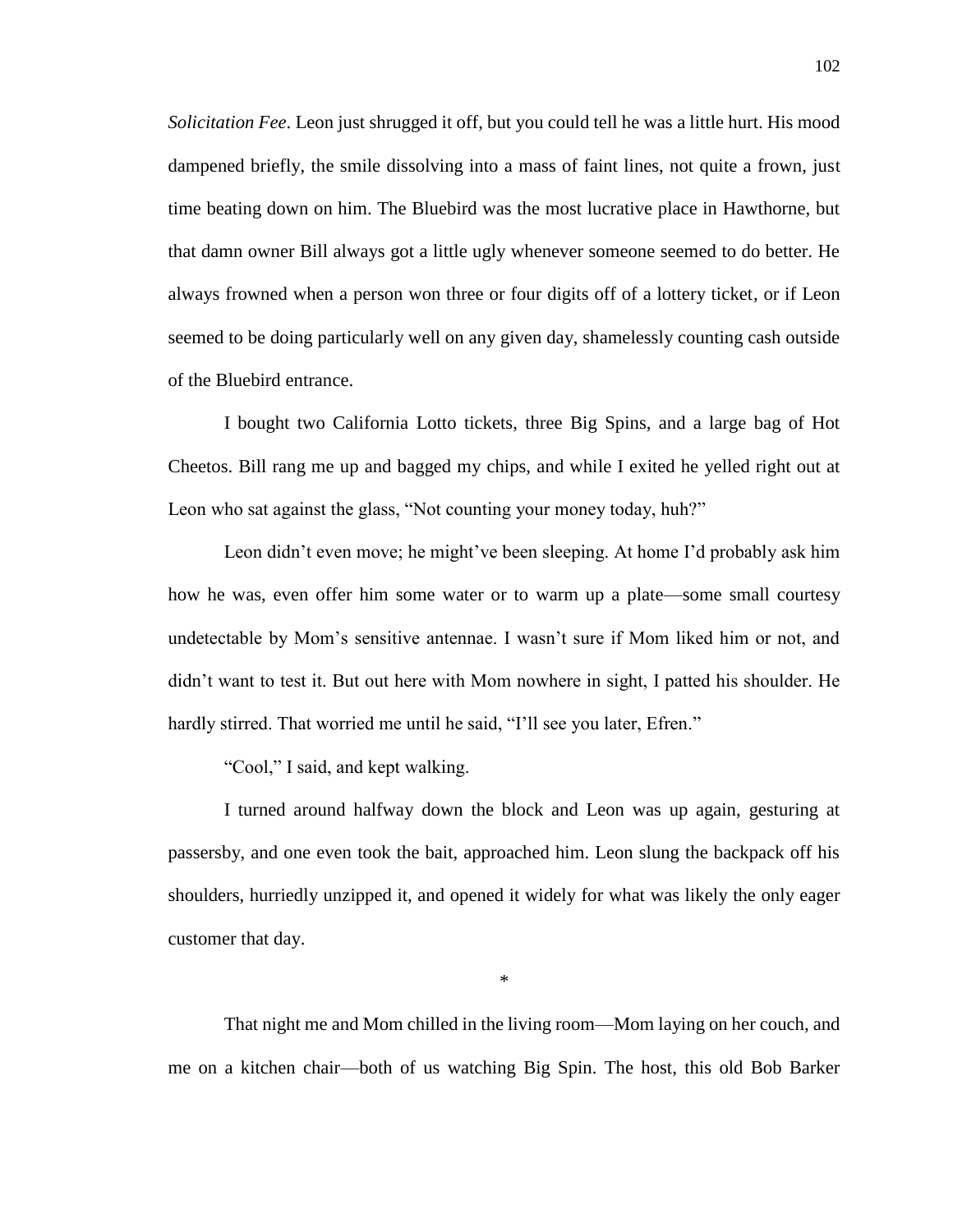*Solicitation Fee*. Leon just shrugged it off, but you could tell he was a little hurt. His mood dampened briefly, the smile dissolving into a mass of faint lines, not quite a frown, just time beating down on him. The Bluebird was the most lucrative place in Hawthorne, but that damn owner Bill always got a little ugly whenever someone seemed to do better. He always frowned when a person won three or four digits off of a lottery ticket, or if Leon seemed to be doing particularly well on any given day, shamelessly counting cash outside of the Bluebird entrance.

I bought two California Lotto tickets, three Big Spins, and a large bag of Hot Cheetos. Bill rang me up and bagged my chips, and while I exited he yelled right out at Leon who sat against the glass, "Not counting your money today, huh?"

Leon didn't even move; he might've been sleeping. At home I'd probably ask him how he was, even offer him some water or to warm up a plate—some small courtesy undetectable by Mom's sensitive antennae. I wasn't sure if Mom liked him or not, and didn't want to test it. But out here with Mom nowhere in sight, I patted his shoulder. He hardly stirred. That worried me until he said, "I'll see you later, Efren."

"Cool," I said, and kept walking.

I turned around halfway down the block and Leon was up again, gesturing at passersby, and one even took the bait, approached him. Leon slung the backpack off his shoulders, hurriedly unzipped it, and opened it widely for what was likely the only eager customer that day.

*

That night me and Mom chilled in the living room—Mom laying on her couch, and me on a kitchen chair—both of us watching Big Spin. The host, this old Bob Barker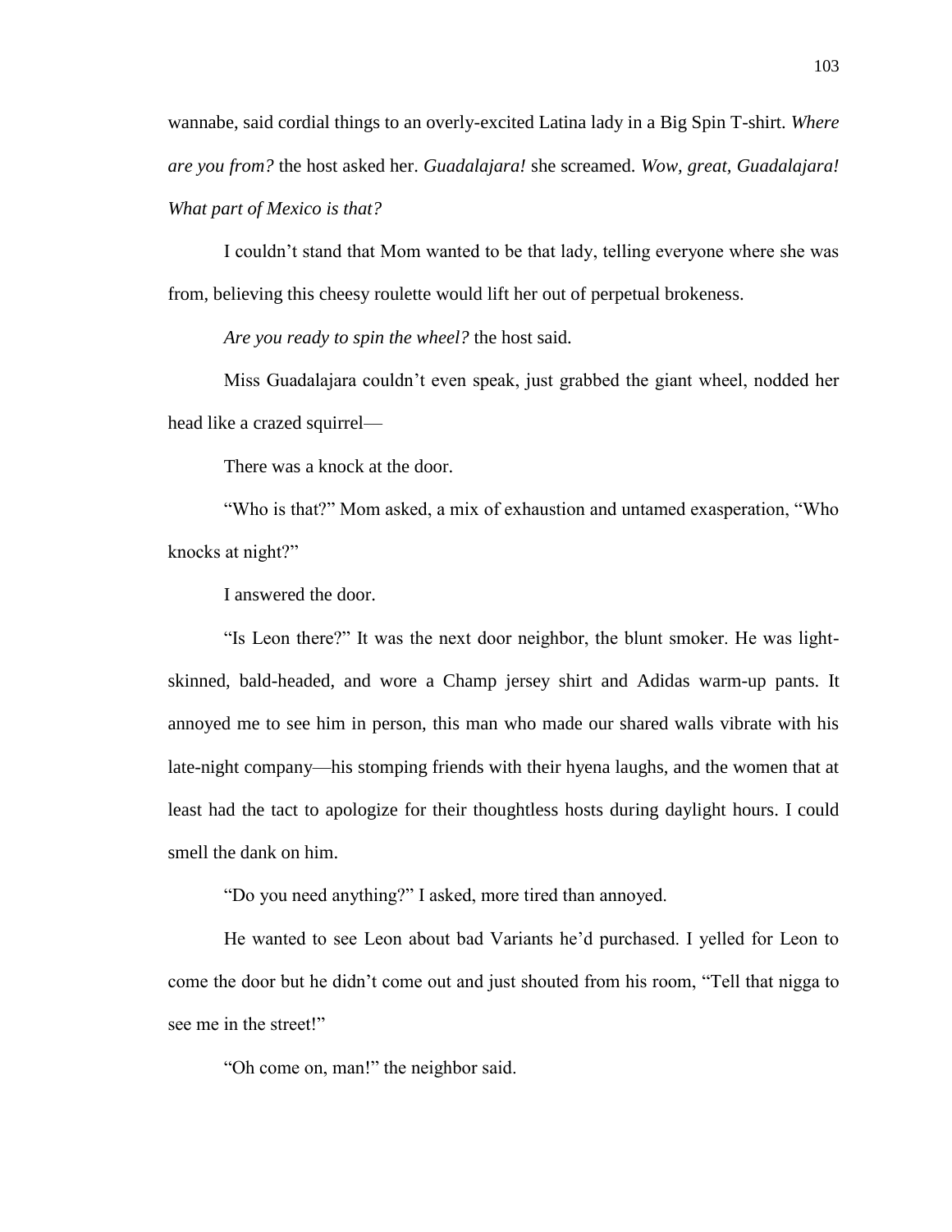wannabe, said cordial things to an overly-excited Latina lady in a Big Spin T-shirt. *Where are you from?* the host asked her. *Guadalajara!* she screamed. *Wow, great, Guadalajara! What part of Mexico is that?*

I couldn't stand that Mom wanted to be that lady, telling everyone where she was from, believing this cheesy roulette would lift her out of perpetual brokeness.

*Are you ready to spin the wheel?* the host said.

Miss Guadalajara couldn't even speak, just grabbed the giant wheel, nodded her head like a crazed squirrel—

There was a knock at the door.

"Who is that?" Mom asked, a mix of exhaustion and untamed exasperation, "Who knocks at night?"

I answered the door.

"Is Leon there?" It was the next door neighbor, the blunt smoker. He was light-skinned, bald-headed, and wore a Champ jersey shirt and Adidas warm-up pants. It annoyed me to see him in person, this man who made our shared walls vibrate with his late-night company—his stomping friends with their hyena laughs, and the women that at least had the tact to apologize for their thoughtless hosts during daylight hours. I could smell the dank on him.

"Do you need anything?" I asked, more tired than annoyed.

He wanted to see Leon about bad Variants he'd purchased. I yelled for Leon to come the door but he didn't come out and just shouted from his room, "Tell that nigga to see me in the street!"

"Oh come on, man!" the neighbor said.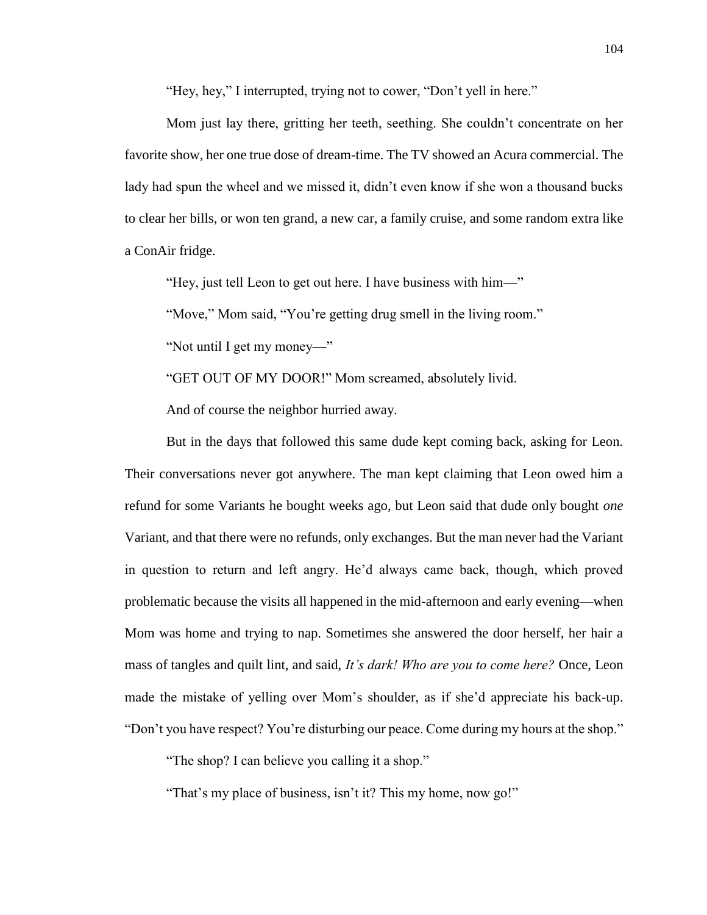"Hey, hey," I interrupted, trying not to cower, "Don't yell in here."

Mom just lay there, gritting her teeth, seething. She couldn't concentrate on her favorite show, her one true dose of dream-time. The TV showed an Acura commercial. The lady had spun the wheel and we missed it, didn't even know if she won a thousand bucks to clear her bills, or won ten grand, a new car, a family cruise, and some random extra like a ConAir fridge.

"Hey, just tell Leon to get out here. I have business with him—"

"Move," Mom said, "You're getting drug smell in the living room."

"Not until I get my money—"

"GET OUT OF MY DOOR!" Mom screamed, absolutely livid.

And of course the neighbor hurried away.

But in the days that followed this same dude kept coming back, asking for Leon. Their conversations never got anywhere. The man kept claiming that Leon owed him a refund for some Variants he bought weeks ago, but Leon said that dude only bought *one* Variant, and that there were no refunds, only exchanges. But the man never had the Variant in question to return and left angry. He'd always came back, though, which proved problematic because the visits all happened in the mid-afternoon and early evening—when Mom was home and trying to nap. Sometimes she answered the door herself, her hair a mass of tangles and quilt lint, and said, *It's dark! Who are you to come here?* Once, Leon made the mistake of yelling over Mom's shoulder, as if she'd appreciate his back-up. "Don't you have respect? You're disturbing our peace. Come during my hours at the shop."

"The shop? I can believe you calling it a shop."

"That's my place of business, isn't it? This my home, now go!"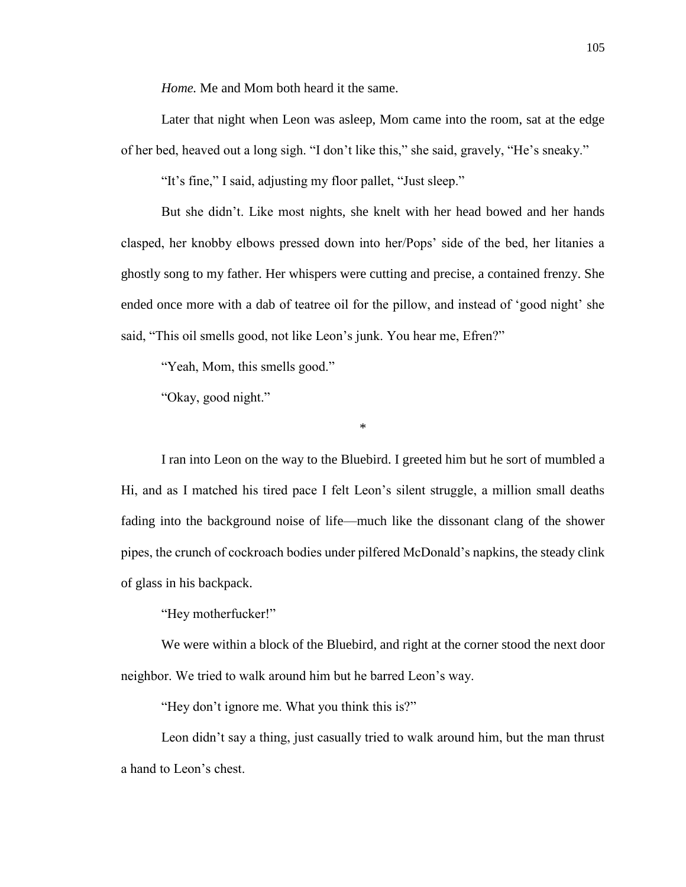*Home.* Me and Mom both heard it the same.

Later that night when Leon was asleep, Mom came into the room, sat at the edge of her bed, heaved out a long sigh. "I don't like this," she said, gravely, "He's sneaky."

"It's fine," I said, adjusting my floor pallet, "Just sleep."

But she didn't. Like most nights, she knelt with her head bowed and her hands clasped, her knobby elbows pressed down into her/Pops' side of the bed, her litanies a ghostly song to my father. Her whispers were cutting and precise, a contained frenzy. She ended once more with a dab of teatree oil for the pillow, and instead of 'good night' she said, "This oil smells good, not like Leon's junk. You hear me, Efren?"

"Yeah, Mom, this smells good."

"Okay, good night."

*

I ran into Leon on the way to the Bluebird. I greeted him but he sort of mumbled a Hi, and as I matched his tired pace I felt Leon's silent struggle, a million small deaths fading into the background noise of life—much like the dissonant clang of the shower pipes, the crunch of cockroach bodies under pilfered McDonald's napkins, the steady clink of glass in his backpack.

"Hey motherfucker!"

We were within a block of the Bluebird, and right at the corner stood the next door neighbor. We tried to walk around him but he barred Leon's way.

"Hey don't ignore me. What you think this is?"

Leon didn't say a thing, just casually tried to walk around him, but the man thrust a hand to Leon's chest.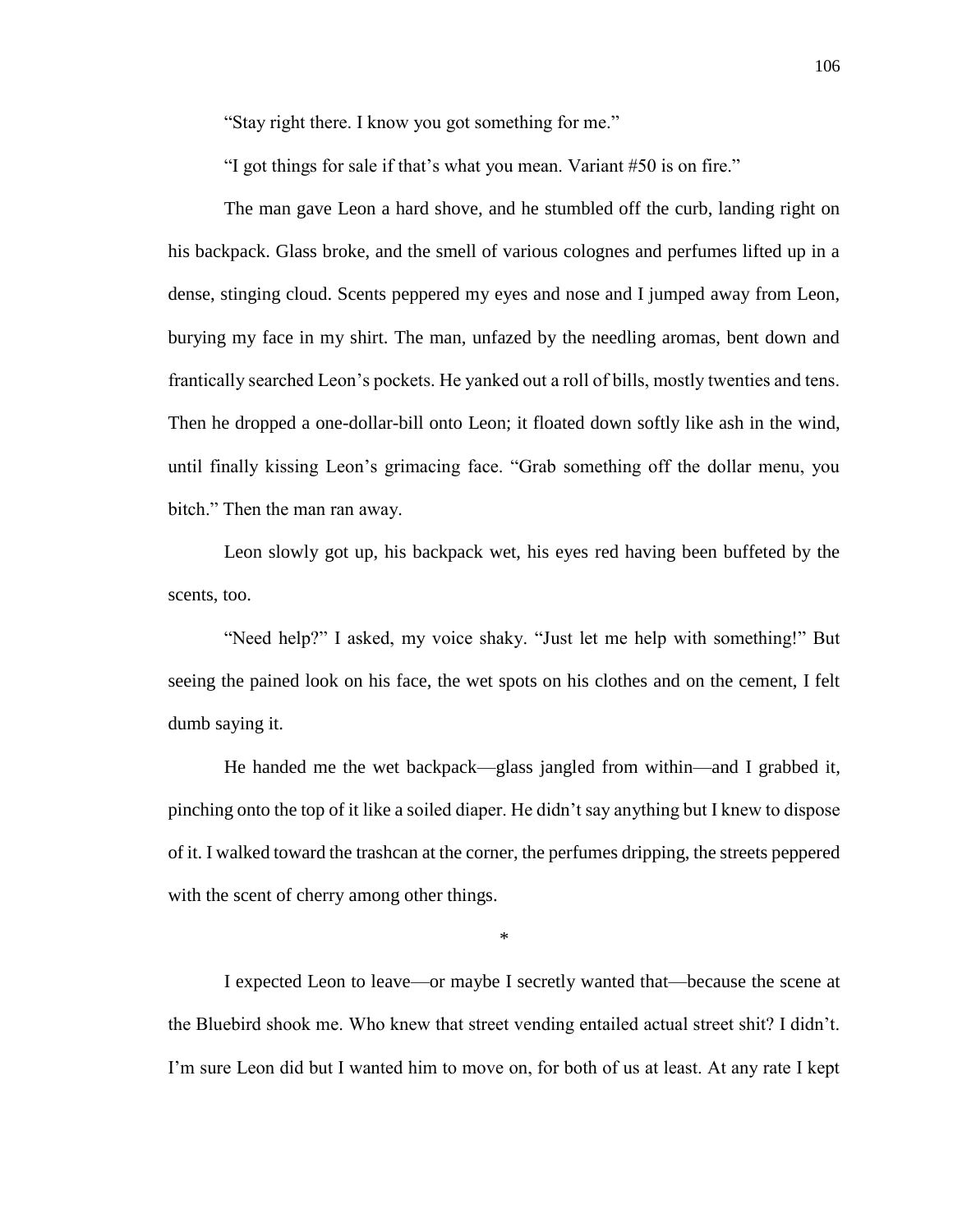"Stay right there. I know you got something for me."

"I got things for sale if that's what you mean. Variant #50 is on fire."

The man gave Leon a hard shove, and he stumbled off the curb, landing right on his backpack. Glass broke, and the smell of various colognes and perfumes lifted up in a dense, stinging cloud. Scents peppered my eyes and nose and I jumped away from Leon, burying my face in my shirt. The man, unfazed by the needling aromas, bent down and frantically searched Leon's pockets. He yanked out a roll of bills, mostly twenties and tens. Then he dropped a one-dollar-bill onto Leon; it floated down softly like ash in the wind, until finally kissing Leon's grimacing face. "Grab something off the dollar menu, you bitch." Then the man ran away.

Leon slowly got up, his backpack wet, his eyes red having been buffeted by the scents, too.

"Need help?" I asked, my voice shaky. "Just let me help with something!" But seeing the pained look on his face, the wet spots on his clothes and on the cement, I felt dumb saying it.

He handed me the wet backpack—glass jangled from within—and I grabbed it, pinching onto the top of it like a soiled diaper. He didn't say anything but I knew to dispose of it. I walked toward the trashcan at the corner, the perfumes dripping, the streets peppered with the scent of cherry among other things.

*

I expected Leon to leave—or maybe I secretly wanted that—because the scene at the Bluebird shook me. Who knew that street vending entailed actual street shit? I didn't. I'm sure Leon did but I wanted him to move on, for both of us at least. At any rate I kept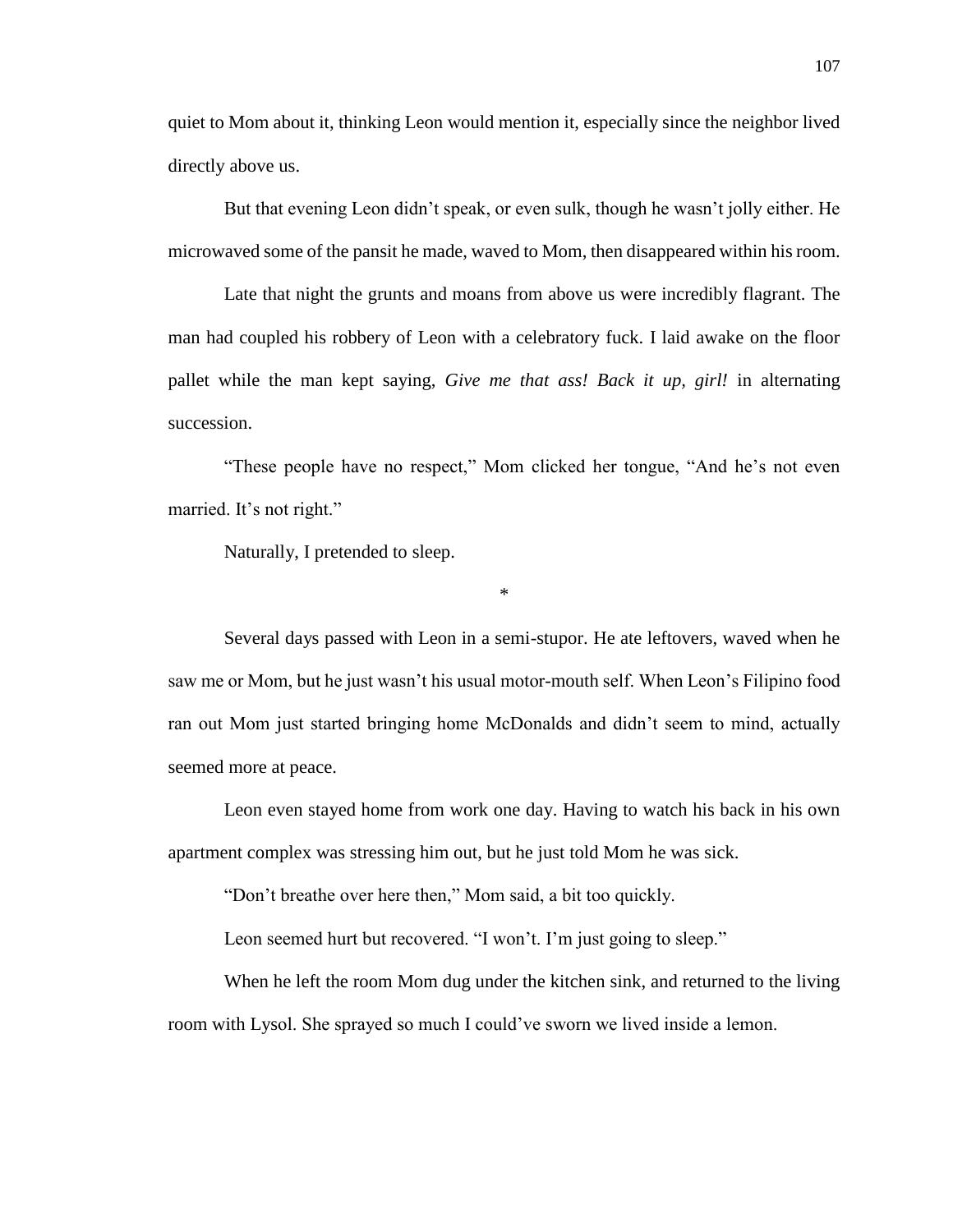quiet to Mom about it, thinking Leon would mention it, especially since the neighbor lived directly above us.

But that evening Leon didn't speak, or even sulk, though he wasn't jolly either. He microwaved some of the pansit he made, waved to Mom, then disappeared within his room.

Late that night the grunts and moans from above us were incredibly flagrant. The man had coupled his robbery of Leon with a celebratory fuck. I laid awake on the floor pallet while the man kept saying, *Give me that ass! Back it up, girl!* in alternating succession.

"These people have no respect," Mom clicked her tongue, "And he's not even married. It's not right."

Naturally, I pretended to sleep.

*

Several days passed with Leon in a semi-stupor. He ate leftovers, waved when he saw me or Mom, but he just wasn't his usual motor-mouth self. When Leon's Filipino food ran out Mom just started bringing home McDonalds and didn't seem to mind, actually seemed more at peace.

Leon even stayed home from work one day. Having to watch his back in his own apartment complex was stressing him out, but he just told Mom he was sick.

"Don't breathe over here then," Mom said, a bit too quickly.

Leon seemed hurt but recovered. "I won't. I'm just going to sleep."

When he left the room Mom dug under the kitchen sink, and returned to the living room with Lysol. She sprayed so much I could've sworn we lived inside a lemon.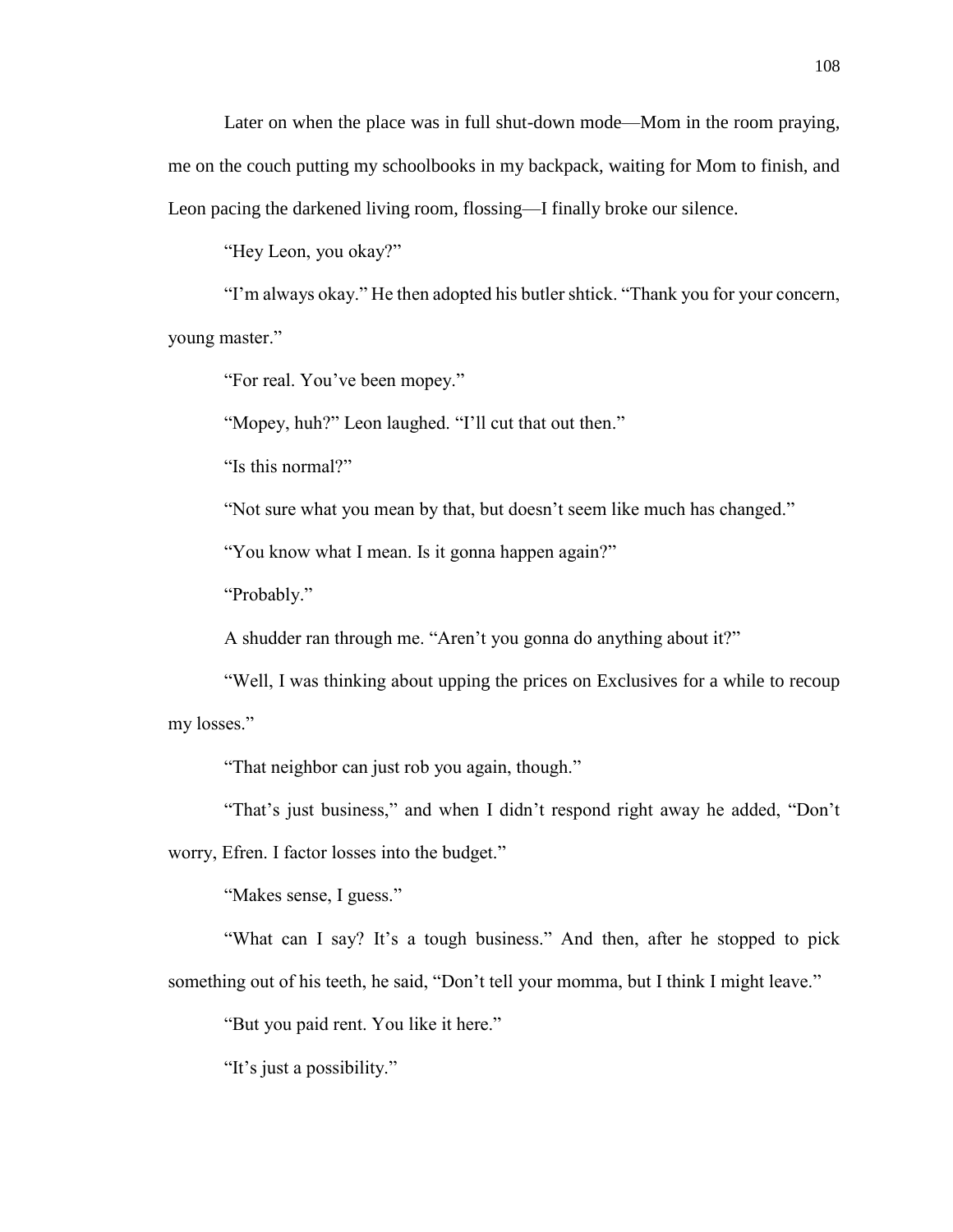Later on when the place was in full shut-down mode—Mom in the room praying, me on the couch putting my schoolbooks in my backpack, waiting for Mom to finish, and Leon pacing the darkened living room, flossing—I finally broke our silence.

"Hey Leon, you okay?"

"I'm always okay." He then adopted his butler shtick. "Thank you for your concern, young master."

"For real. You've been mopey."

"Mopey, huh?" Leon laughed. "I'll cut that out then."

"Is this normal?"

"Not sure what you mean by that, but doesn't seem like much has changed."

"You know what I mean. Is it gonna happen again?"

"Probably."

A shudder ran through me. "Aren't you gonna do anything about it?"

"Well, I was thinking about upping the prices on Exclusives for a while to recoup my losses."

"That neighbor can just rob you again, though."

"That's just business," and when I didn't respond right away he added, "Don't worry, Efren. I factor losses into the budget."

"Makes sense, I guess."

"What can I say? It's a tough business." And then, after he stopped to pick something out of his teeth, he said, "Don't tell your momma, but I think I might leave."

"But you paid rent. You like it here."

"It's just a possibility."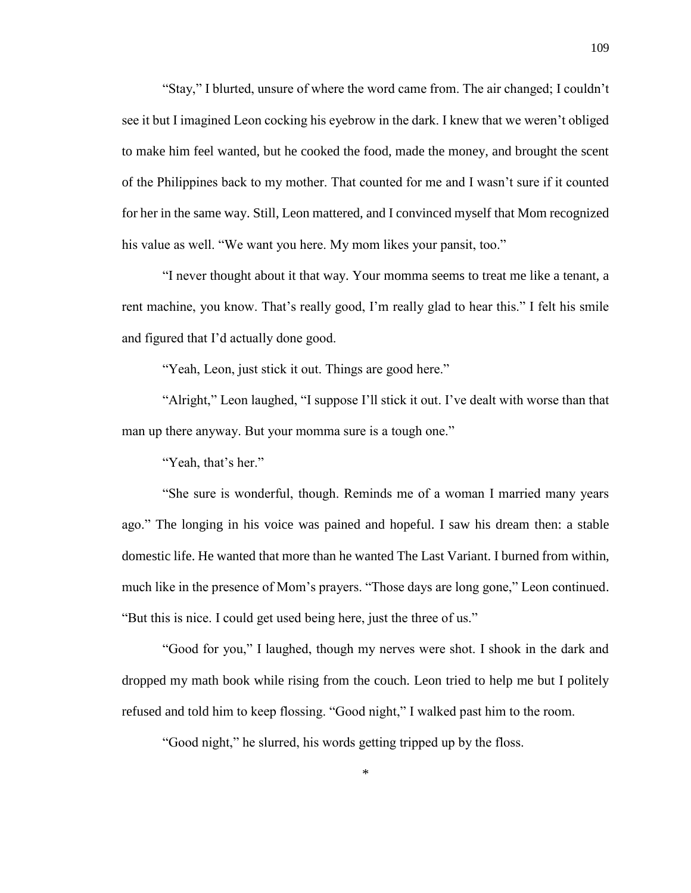"Stay," I blurted, unsure of where the word came from. The air changed; I couldn't see it but I imagined Leon cocking his eyebrow in the dark. I knew that we weren't obliged to make him feel wanted, but he cooked the food, made the money, and brought the scent of the Philippines back to my mother. That counted for me and I wasn't sure if it counted for her in the same way. Still, Leon mattered, and I convinced myself that Mom recognized his value as well. "We want you here. My mom likes your pansit, too."

"I never thought about it that way. Your momma seems to treat me like a tenant, a rent machine, you know. That's really good, I'm really glad to hear this." I felt his smile and figured that I'd actually done good.

"Yeah, Leon, just stick it out. Things are good here."

"Alright," Leon laughed, "I suppose I'll stick it out. I've dealt with worse than that man up there anyway. But your momma sure is a tough one."

"Yeah, that's her."

"She sure is wonderful, though. Reminds me of a woman I married many years ago." The longing in his voice was pained and hopeful. I saw his dream then: a stable domestic life. He wanted that more than he wanted The Last Variant. I burned from within, much like in the presence of Mom's prayers. "Those days are long gone," Leon continued. "But this is nice. I could get used being here, just the three of us."

"Good for you," I laughed, though my nerves were shot. I shook in the dark and dropped my math book while rising from the couch. Leon tried to help me but I politely refused and told him to keep flossing. "Good night," I walked past him to the room.

"Good night," he slurred, his words getting tripped up by the floss.

*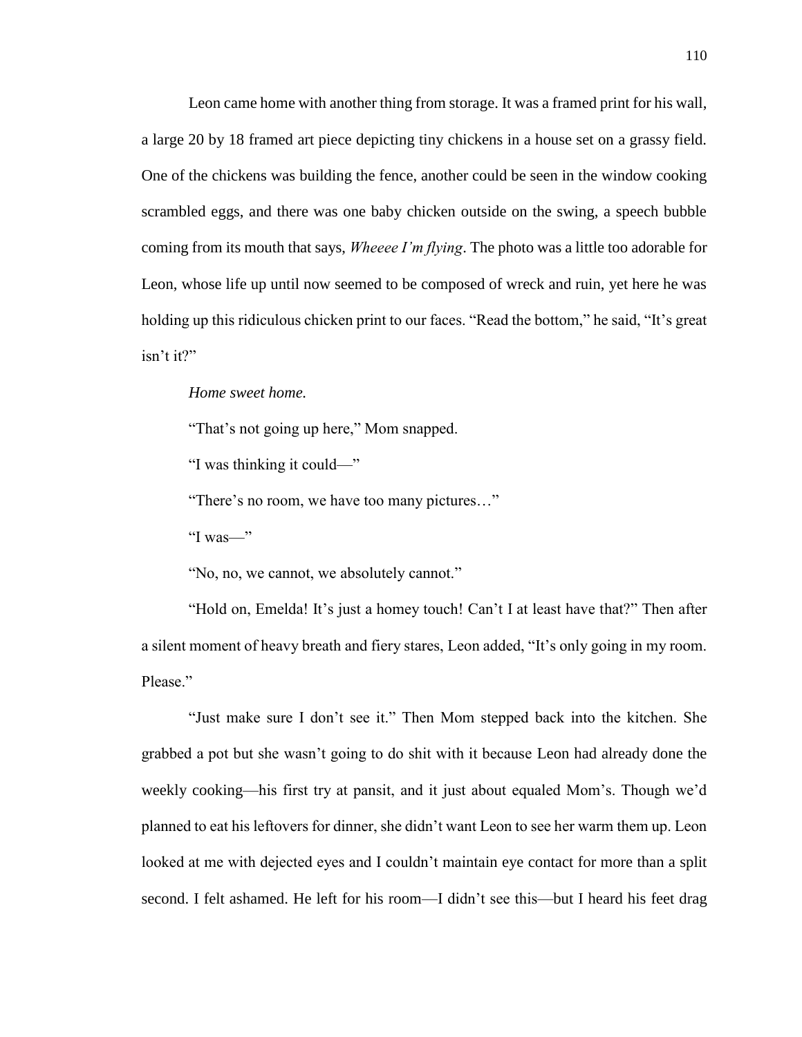Leon came home with another thing from storage. It was a framed print for his wall, a large 20 by 18 framed art piece depicting tiny chickens in a house set on a grassy field. One of the chickens was building the fence, another could be seen in the window cooking scrambled eggs, and there was one baby chicken outside on the swing, a speech bubble coming from its mouth that says, *Wheeee I'm flying*. The photo was a little too adorable for Leon, whose life up until now seemed to be composed of wreck and ruin, yet here he was holding up this ridiculous chicken print to our faces. "Read the bottom," he said, "It's great isn't it?"

*Home sweet home.*

"That's not going up here," Mom snapped.

"I was thinking it could—"

"There's no room, we have too many pictures…"

"I was—"

"No, no, we cannot, we absolutely cannot."

"Hold on, Emelda! It's just a homey touch! Can't I at least have that?" Then after a silent moment of heavy breath and fiery stares, Leon added, "It's only going in my room. Please."

"Just make sure I don't see it." Then Mom stepped back into the kitchen. She grabbed a pot but she wasn't going to do shit with it because Leon had already done the weekly cooking—his first try at pansit, and it just about equaled Mom's. Though we'd planned to eat his leftovers for dinner, she didn't want Leon to see her warm them up. Leon looked at me with dejected eyes and I couldn't maintain eye contact for more than a split second. I felt ashamed. He left for his room—I didn't see this—but I heard his feet drag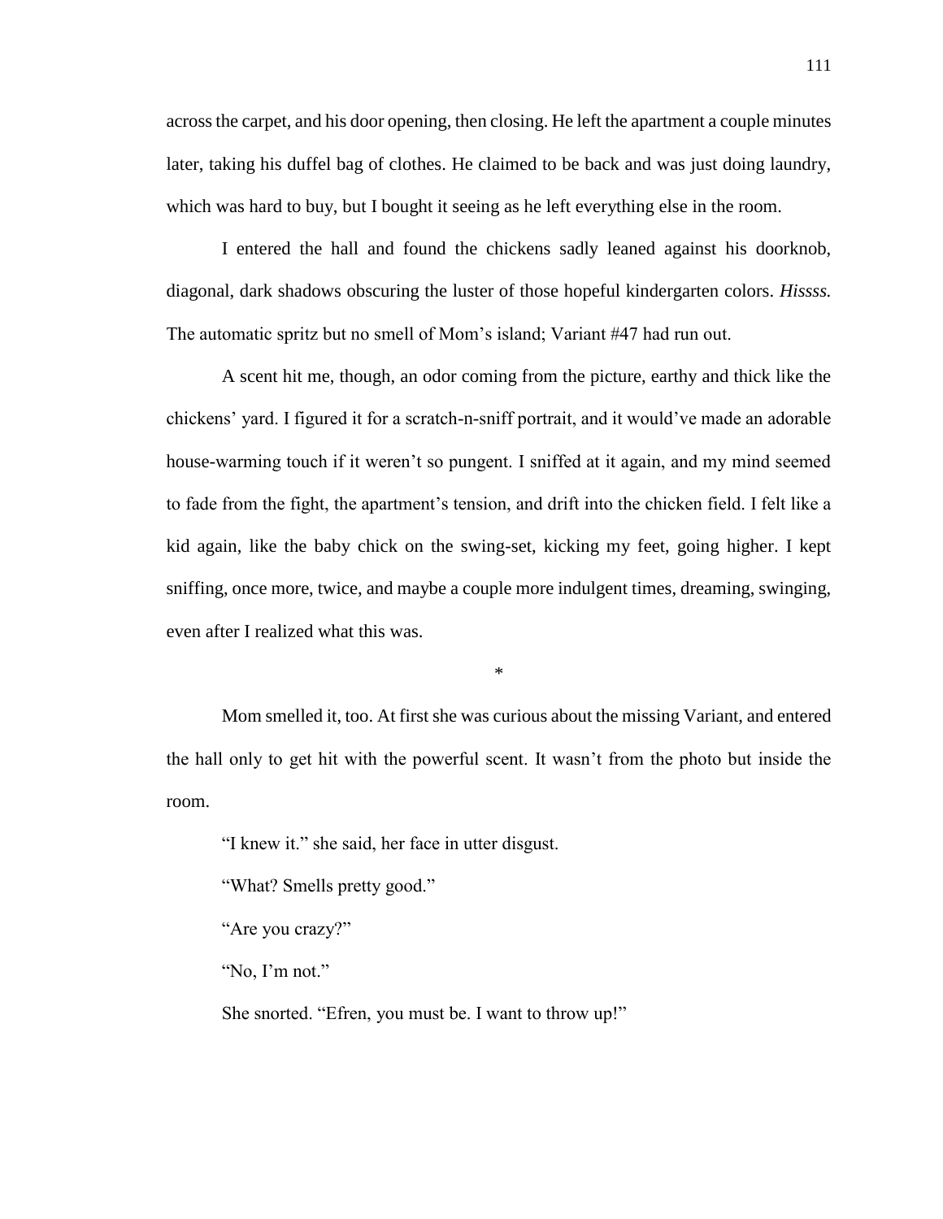across the carpet, and his door opening, then closing. He left the apartment a couple minutes later, taking his duffel bag of clothes. He claimed to be back and was just doing laundry, which was hard to buy, but I bought it seeing as he left everything else in the room.

I entered the hall and found the chickens sadly leaned against his doorknob, diagonal, dark shadows obscuring the luster of those hopeful kindergarten colors. *Hissss.* The automatic spritz but no smell of Mom's island; Variant #47 had run out.

A scent hit me, though, an odor coming from the picture, earthy and thick like the chickens' yard. I figured it for a scratch-n-sniff portrait, and it would've made an adorable house-warming touch if it weren't so pungent. I sniffed at it again, and my mind seemed to fade from the fight, the apartment's tension, and drift into the chicken field. I felt like a kid again, like the baby chick on the swing-set, kicking my feet, going higher. I kept sniffing, once more, twice, and maybe a couple more indulgent times, dreaming, swinging, even after I realized what this was.

*

Mom smelled it, too. At first she was curious about the missing Variant, and entered the hall only to get hit with the powerful scent. It wasn't from the photo but inside the room.

"I knew it." she said, her face in utter disgust.

"What? Smells pretty good."

"Are you crazy?"

"No, I'm not."

She snorted. "Efren, you must be. I want to throw up!"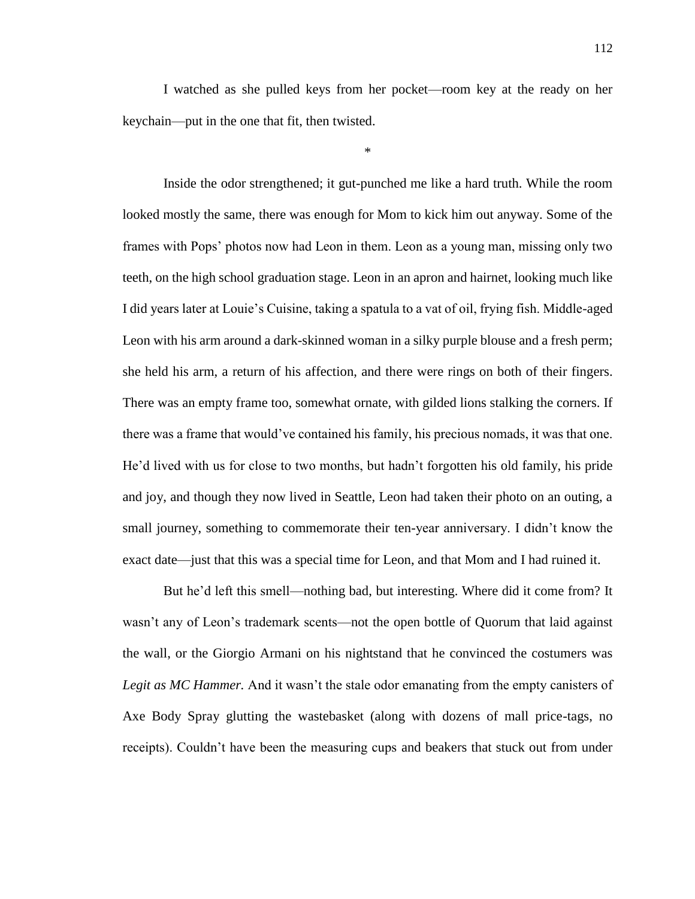I watched as she pulled keys from her pocket—room key at the ready on her keychain—put in the one that fit, then twisted.

*

Inside the odor strengthened; it gut-punched me like a hard truth. While the room looked mostly the same, there was enough for Mom to kick him out anyway. Some of the frames with Pops' photos now had Leon in them. Leon as a young man, missing only two teeth, on the high school graduation stage. Leon in an apron and hairnet, looking much like I did years later at Louie's Cuisine, taking a spatula to a vat of oil, frying fish. Middle-aged Leon with his arm around a dark-skinned woman in a silky purple blouse and a fresh perm; she held his arm, a return of his affection, and there were rings on both of their fingers. There was an empty frame too, somewhat ornate, with gilded lions stalking the corners. If there was a frame that would've contained his family, his precious nomads, it was that one. He'd lived with us for close to two months, but hadn't forgotten his old family, his pride and joy, and though they now lived in Seattle, Leon had taken their photo on an outing, a small journey, something to commemorate their ten-year anniversary. I didn't know the exact date—just that this was a special time for Leon, and that Mom and I had ruined it.

But he'd left this smell—nothing bad, but interesting. Where did it come from? It wasn't any of Leon's trademark scents—not the open bottle of Quorum that laid against the wall, or the Giorgio Armani on his nightstand that he convinced the costumers was *Legit as MC Hammer.* And it wasn't the stale odor emanating from the empty canisters of Axe Body Spray glutting the wastebasket (along with dozens of mall price-tags, no receipts). Couldn't have been the measuring cups and beakers that stuck out from under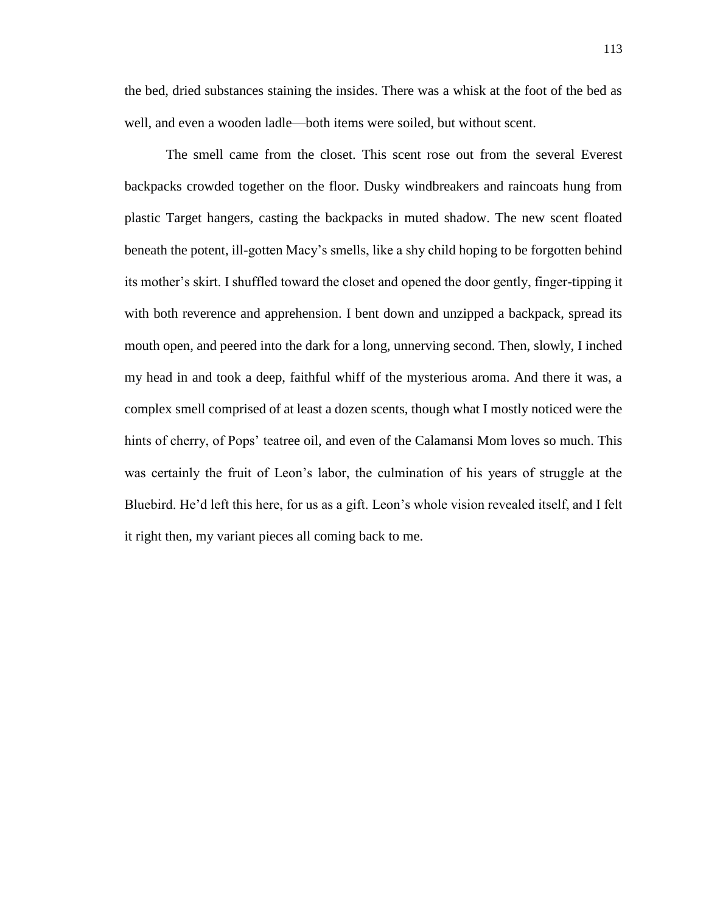the bed, dried substances staining the insides. There was a whisk at the foot of the bed as well, and even a wooden ladle—both items were soiled, but without scent.

The smell came from the closet. This scent rose out from the several Everest backpacks crowded together on the floor. Dusky windbreakers and raincoats hung from plastic Target hangers, casting the backpacks in muted shadow. The new scent floated beneath the potent, ill-gotten Macy's smells, like a shy child hoping to be forgotten behind its mother's skirt. I shuffled toward the closet and opened the door gently, finger-tipping it with both reverence and apprehension. I bent down and unzipped a backpack, spread its mouth open, and peered into the dark for a long, unnerving second. Then, slowly, I inched my head in and took a deep, faithful whiff of the mysterious aroma. And there it was, a complex smell comprised of at least a dozen scents, though what I mostly noticed were the hints of cherry, of Pops' teatree oil, and even of the Calamansi Mom loves so much. This was certainly the fruit of Leon's labor, the culmination of his years of struggle at the Bluebird. He'd left this here, for us as a gift. Leon's whole vision revealed itself, and I felt it right then, my variant pieces all coming back to me.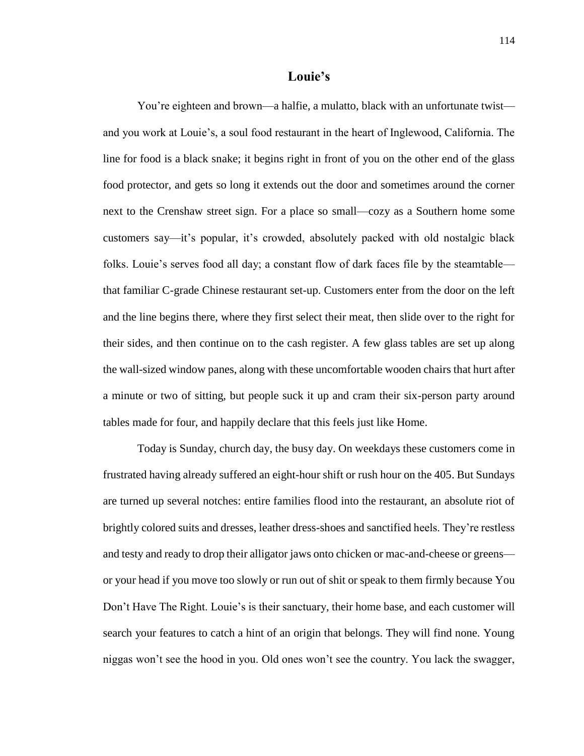# Louie's

You're eighteen and brown—a halfie, a mulatto, black with an unfortunate twist—and you work at Louie's, a soul food restaurant in the heart of Inglewood, California. The line for food is a black snake; it begins right in front of you on the other end of the glass food protector, and gets so long it extends out the door and sometimes around the corner next to the Crenshaw street sign. For a place so small—cozy as a Southern home some customers say—it's popular, it's crowded, absolutely packed with old nostalgic black folks. Louie's serves food all day; a constant flow of dark faces file by the steamtable—that familiar C-grade Chinese restaurant set-up. Customers enter from the door on the left and the line begins there, where they first select their meat, then slide over to the right for their sides, and then continue on to the cash register. A few glass tables are set up along the wall-sized window panes, along with these uncomfortable wooden chairs that hurt after a minute or two of sitting, but people suck it up and cram their six-person party around tables made for four, and happily declare that this feels just like Home.

Today is Sunday, church day, the busy day. On weekdays these customers come in frustrated having already suffered an eight-hour shift or rush hour on the 405. But Sundays are turned up several notches: entire families flood into the restaurant, an absolute riot of brightly colored suits and dresses, leather dress-shoes and sanctified heels. They're restless and testy and ready to drop their alligator jaws onto chicken or mac-and-cheese or greens—or your head if you move too slowly or run out of shit or speak to them firmly because You Don't Have The Right. Louie's is their sanctuary, their home base, and each customer will search your features to catch a hint of an origin that belongs. They will find none. Young niggas won't see the hood in you. Old ones won't see the country. You lack the swagger,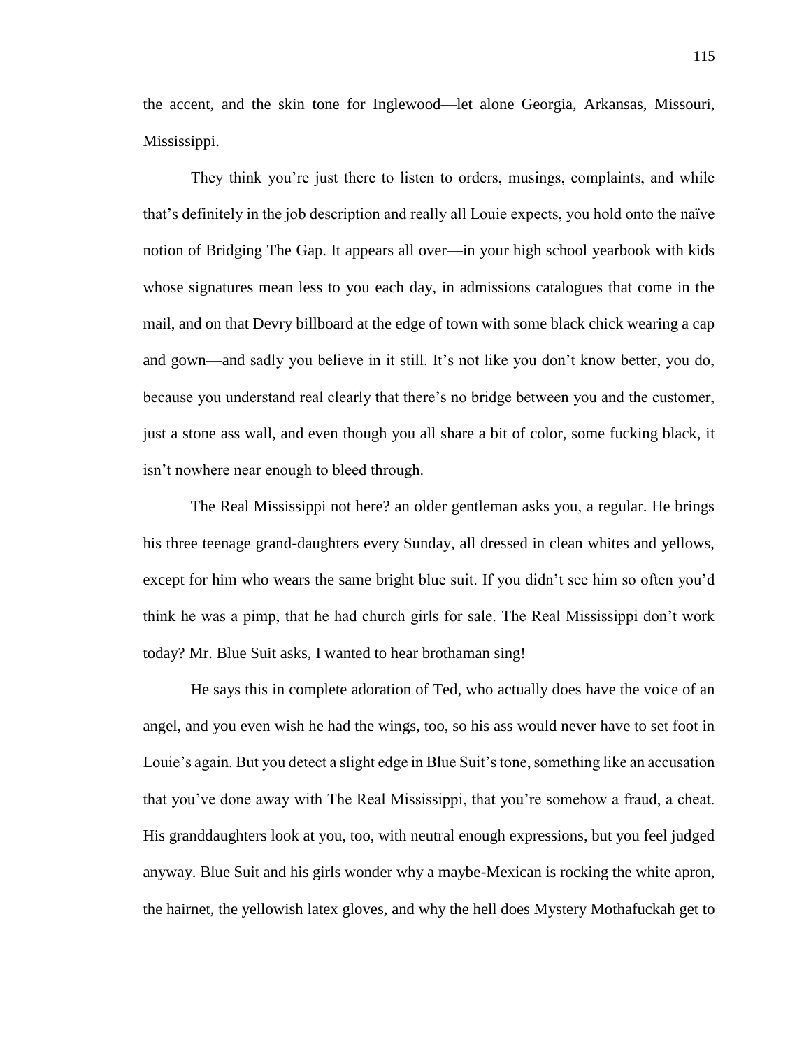the accent, and the skin tone for Inglewood—let alone Georgia, Arkansas, Missouri, Mississippi.

They think you're just there to listen to orders, musings, complaints, and while that's definitely in the job description and really all Louie expects, you hold onto the naïve notion of Bridging The Gap. It appears all over—in your high school yearbook with kids whose signatures mean less to you each day, in admissions catalogues that come in the mail, and on that Devry billboard at the edge of town with some black chick wearing a cap and gown—and sadly you believe in it still. It's not like you don't know better, you do, because you understand real clearly that there's no bridge between you and the customer, just a stone ass wall, and even though you all share a bit of color, some fucking black, it isn't nowhere near enough to bleed through.

The Real Mississippi not here? an older gentleman asks you, a regular. He brings his three teenage grand-daughters every Sunday, all dressed in clean whites and yellows, except for him who wears the same bright blue suit. If you didn't see him so often you'd think he was a pimp, that he had church girls for sale. The Real Mississippi don't work today? Mr. Blue Suit asks, I wanted to hear brothaman sing!

He says this in complete adoration of Ted, who actually does have the voice of an angel, and you even wish he had the wings, too, so his ass would never have to set foot in Louie's again. But you detect a slight edge in Blue Suit's tone, something like an accusation that you've done away with The Real Mississippi, that you're somehow a fraud, a cheat. His granddaughters look at you, too, with neutral enough expressions, but you feel judged anyway. Blue Suit and his girls wonder why a maybe-Mexican is rocking the white apron, the hairnet, the yellowish latex gloves, and why the hell does Mystery Mothafuckah get to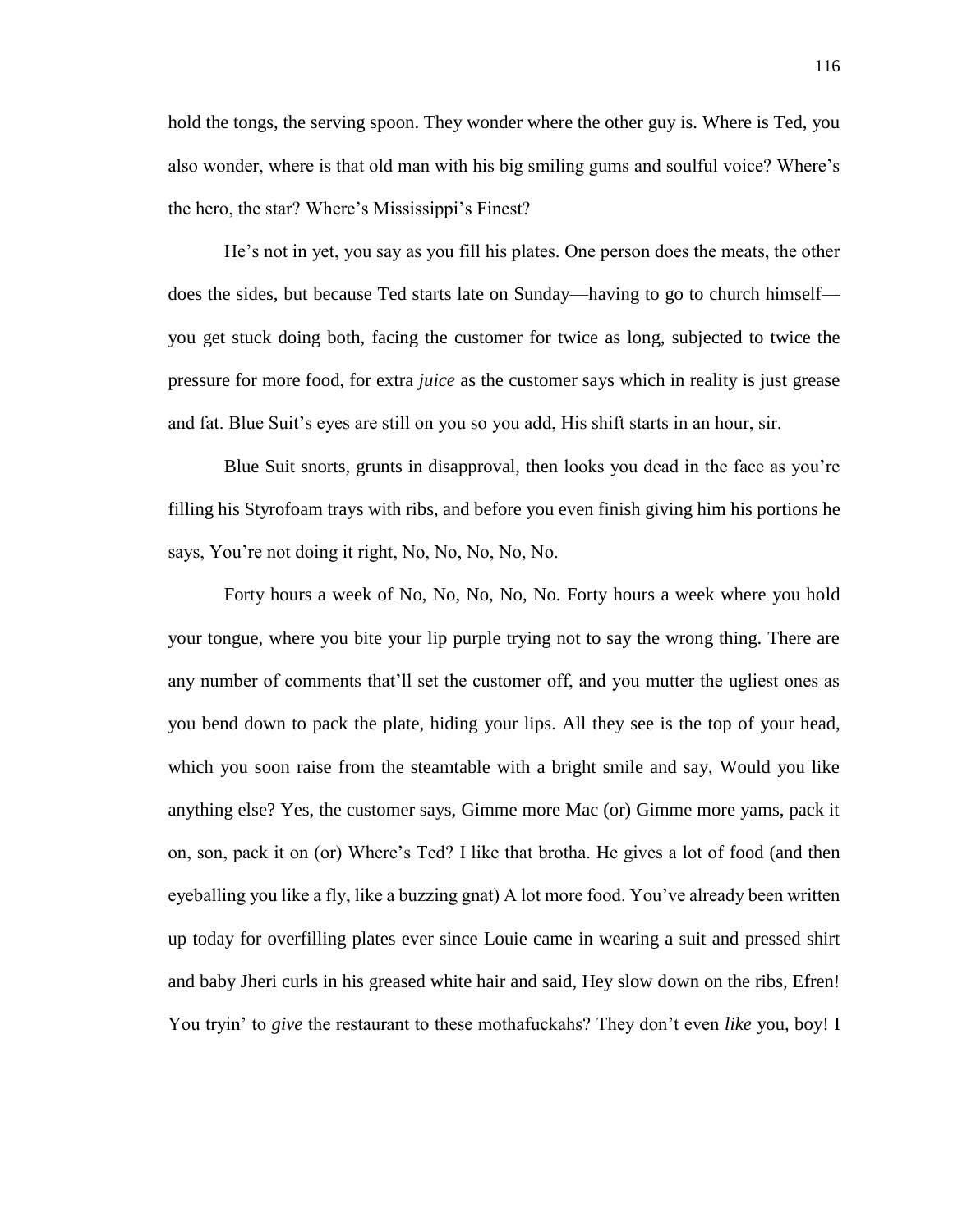hold the tongs, the serving spoon. They wonder where the other guy is. Where is Ted, you also wonder, where is that old man with his big smiling gums and soulful voice? Where's the hero, the star? Where's Mississippi's Finest?

He's not in yet, you say as you fill his plates. One person does the meats, the other does the sides, but because Ted starts late on Sunday—having to go to church himself—you get stuck doing both, facing the customer for twice as long, subjected to twice the pressure for more food, for extra *juice* as the customer says which in reality is just grease and fat. Blue Suit's eyes are still on you so you add, His shift starts in an hour, sir.

Blue Suit snorts, grunts in disapproval, then looks you dead in the face as you're filling his Styrofoam trays with ribs, and before you even finish giving him his portions he says, You're not doing it right, No, No, No, No, No.

Forty hours a week of No, No, No, No, No. Forty hours a week where you hold your tongue, where you bite your lip purple trying not to say the wrong thing. There are any number of comments that'll set the customer off, and you mutter the ugliest ones as you bend down to pack the plate, hiding your lips. All they see is the top of your head, which you soon raise from the steamtable with a bright smile and say, Would you like anything else? Yes, the customer says, Gimme more Mac (or) Gimme more yams, pack it on, son, pack it on (or) Where's Ted? I like that brotha. He gives a lot of food (and then eyeballing you like a fly, like a buzzing gnat) A lot more food. You've already been written up today for overfilling plates ever since Louie came in wearing a suit and pressed shirt and baby Jheri curls in his greased white hair and said, Hey slow down on the ribs, Efren! You tryin' to *give* the restaurant to these mothafuckahs? They don't even *like* you, boy! I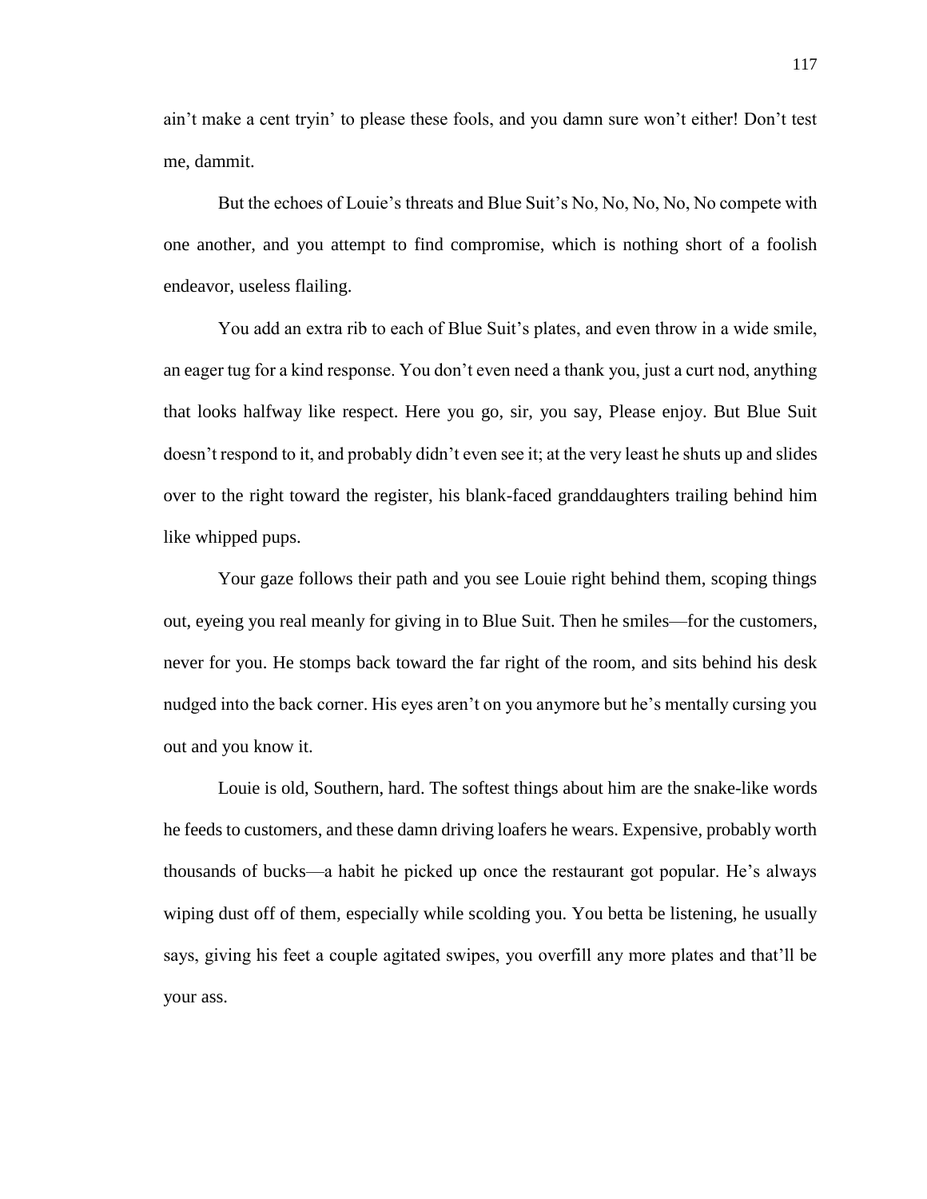ain't make a cent tryin' to please these fools, and you damn sure won't either! Don't test me, dammit.

But the echoes of Louie's threats and Blue Suit's No, No, No, No, No compete with one another, and you attempt to find compromise, which is nothing short of a foolish endeavor, useless flailing.

You add an extra rib to each of Blue Suit's plates, and even throw in a wide smile, an eager tug for a kind response. You don't even need a thank you, just a curt nod, anything that looks halfway like respect. Here you go, sir, you say, Please enjoy. But Blue Suit doesn't respond to it, and probably didn't even see it; at the very least he shuts up and slides over to the right toward the register, his blank-faced granddaughters trailing behind him like whipped pups.

Your gaze follows their path and you see Louie right behind them, scoping things out, eyeing you real meanly for giving in to Blue Suit. Then he smiles—for the customers, never for you. He stomps back toward the far right of the room, and sits behind his desk nudged into the back corner. His eyes aren't on you anymore but he's mentally cursing you out and you know it.

Louie is old, Southern, hard. The softest things about him are the snake-like words he feeds to customers, and these damn driving loafers he wears. Expensive, probably worth thousands of bucks—a habit he picked up once the restaurant got popular. He's always wiping dust off of them, especially while scolding you. You betta be listening, he usually says, giving his feet a couple agitated swipes, you overfill any more plates and that'll be your ass.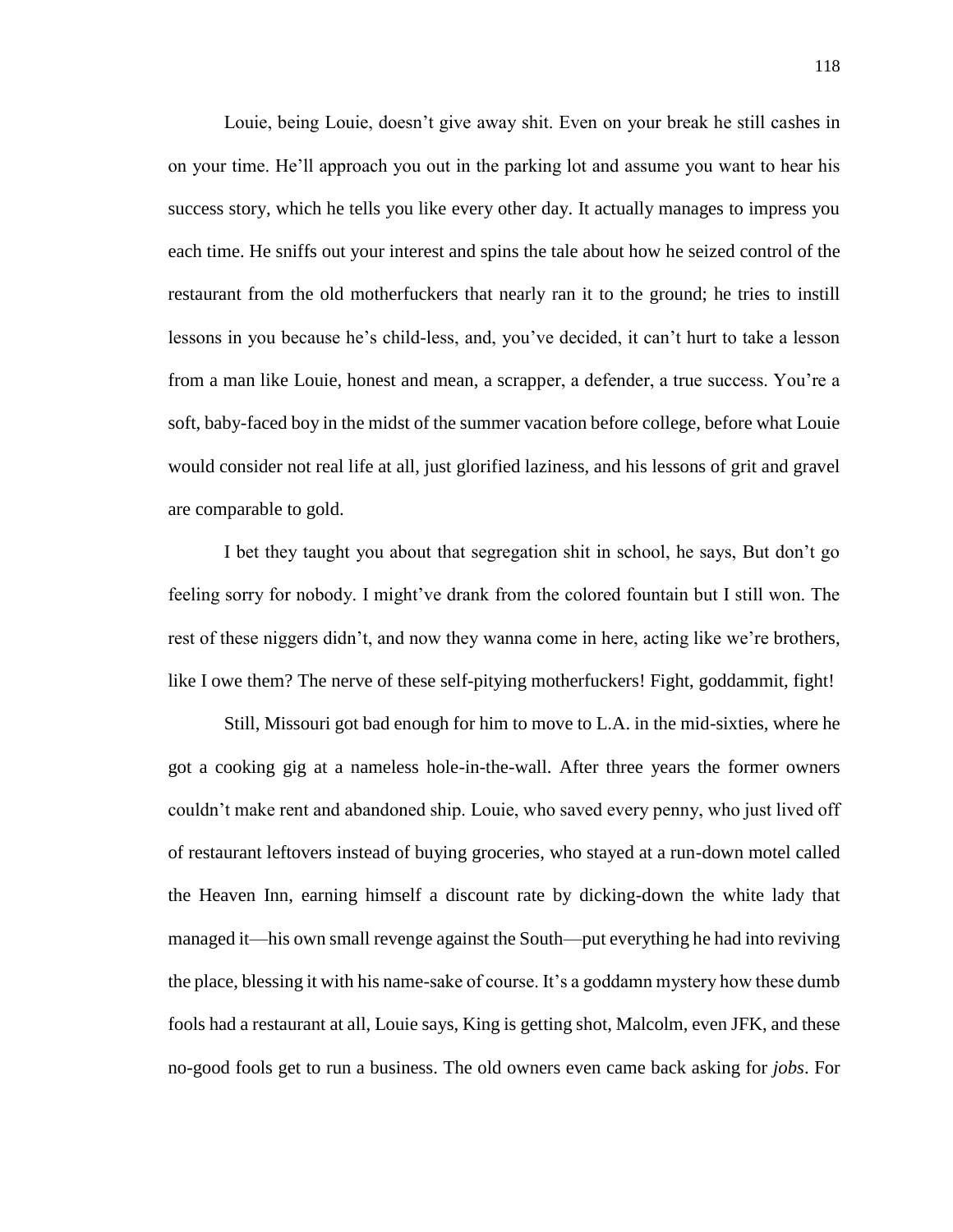Louie, being Louie, doesn't give away shit. Even on your break he still cashes in on your time. He'll approach you out in the parking lot and assume you want to hear his success story, which he tells you like every other day. It actually manages to impress you each time. He sniffs out your interest and spins the tale about how he seized control of the restaurant from the old motherfuckers that nearly ran it to the ground; he tries to instill lessons in you because he's child-less, and, you've decided, it can't hurt to take a lesson from a man like Louie, honest and mean, a scrapper, a defender, a true success. You're a soft, baby-faced boy in the midst of the summer vacation before college, before what Louie would consider not real life at all, just glorified laziness, and his lessons of grit and gravel are comparable to gold.

I bet they taught you about that segregation shit in school, he says, But don't go feeling sorry for nobody. I might've drank from the colored fountain but I still won. The rest of these niggers didn't, and now they wanna come in here, acting like we're brothers, like I owe them? The nerve of these self-pitying motherfuckers! Fight, goddammit, fight!

Still, Missouri got bad enough for him to move to L.A. in the mid-sixties, where he got a cooking gig at a nameless hole-in-the-wall. After three years the former owners couldn't make rent and abandoned ship. Louie, who saved every penny, who just lived off of restaurant leftovers instead of buying groceries, who stayed at a run-down motel called the Heaven Inn, earning himself a discount rate by dicking-down the white lady that managed it—his own small revenge against the South—put everything he had into reviving the place, blessing it with his name-sake of course. It's a goddamn mystery how these dumb fools had a restaurant at all, Louie says, King is getting shot, Malcolm, even JFK, and these no-good fools get to run a business. The old owners even came back asking for *jobs*. For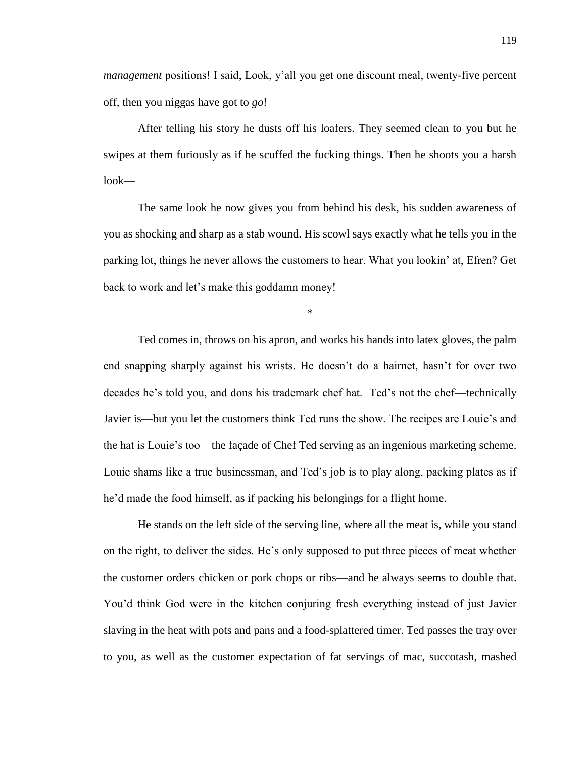*management* positions! I said, Look, y'all you get one discount meal, twenty-five percent off, then you niggas have got to *go*!

After telling his story he dusts off his loafers. They seemed clean to you but he swipes at them furiously as if he scuffed the fucking things. Then he shoots you a harsh look—

The same look he now gives you from behind his desk, his sudden awareness of you as shocking and sharp as a stab wound. His scowl says exactly what he tells you in the parking lot, things he never allows the customers to hear. What you lookin' at, Efren? Get back to work and let's make this goddamn money!

*

Ted comes in, throws on his apron, and works his hands into latex gloves, the palm end snapping sharply against his wrists. He doesn't do a hairnet, hasn't for over two decades he's told you, and dons his trademark chef hat. Ted's not the chef—technically Javier is—but you let the customers think Ted runs the show. The recipes are Louie's and the hat is Louie's too—the façade of Chef Ted serving as an ingenious marketing scheme. Louie shams like a true businessman, and Ted's job is to play along, packing plates as if he'd made the food himself, as if packing his belongings for a flight home.

He stands on the left side of the serving line, where all the meat is, while you stand on the right, to deliver the sides. He's only supposed to put three pieces of meat whether the customer orders chicken or pork chops or ribs—and he always seems to double that. You'd think God were in the kitchen conjuring fresh everything instead of just Javier slaving in the heat with pots and pans and a food-splattered timer. Ted passes the tray over to you, as well as the customer expectation of fat servings of mac, succotash, mashed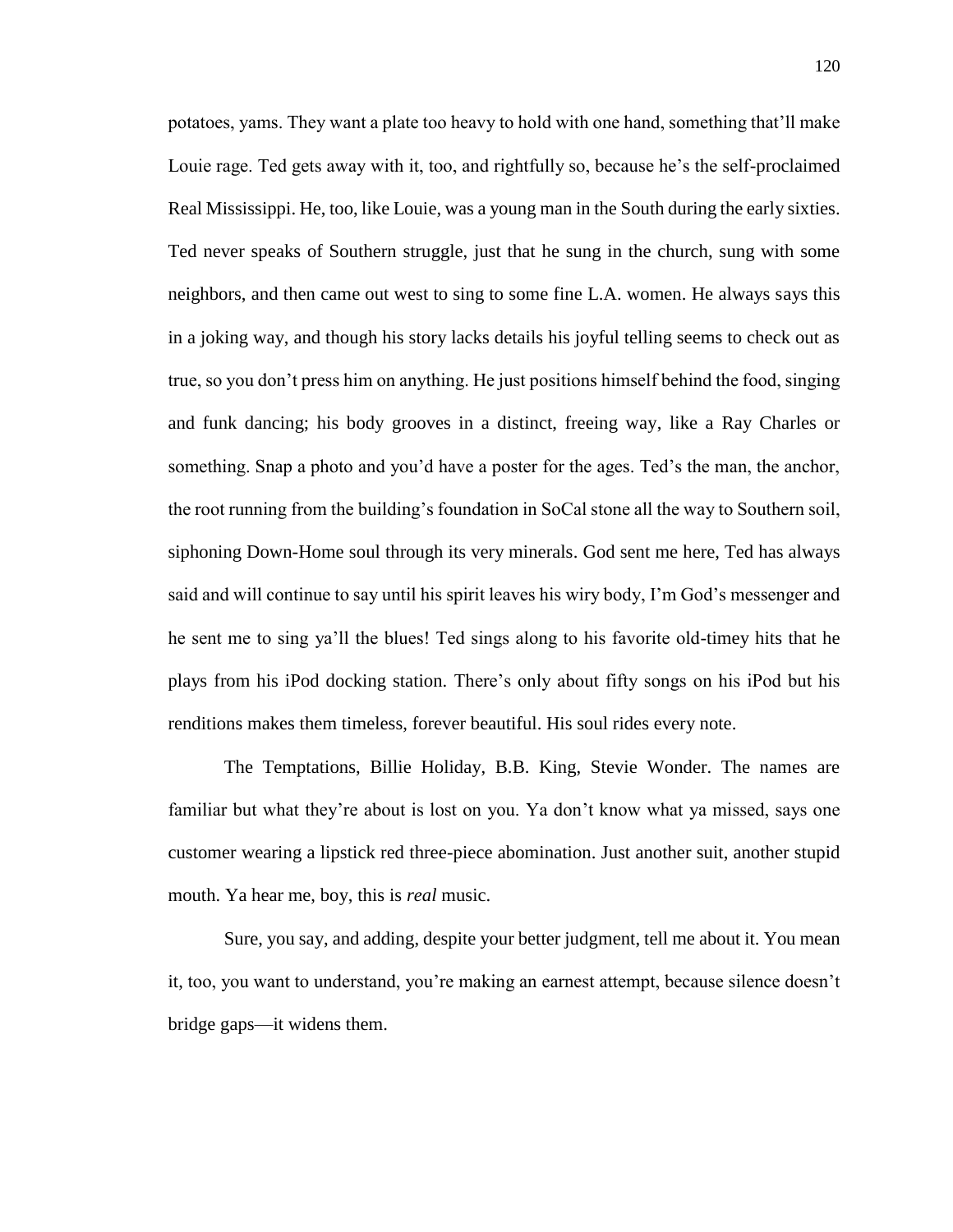potatoes, yams. They want a plate too heavy to hold with one hand, something that'll make Louie rage. Ted gets away with it, too, and rightfully so, because he's the self-proclaimed Real Mississippi. He, too, like Louie, was a young man in the South during the early sixties. Ted never speaks of Southern struggle, just that he sung in the church, sung with some neighbors, and then came out west to sing to some fine L.A. women. He always says this in a joking way, and though his story lacks details his joyful telling seems to check out as true, so you don't press him on anything. He just positions himself behind the food, singing and funk dancing; his body grooves in a distinct, freeing way, like a Ray Charles or something. Snap a photo and you'd have a poster for the ages. Ted's the man, the anchor, the root running from the building's foundation in SoCal stone all the way to Southern soil, siphoning Down-Home soul through its very minerals. God sent me here, Ted has always said and will continue to say until his spirit leaves his wiry body, I'm God's messenger and he sent me to sing ya'll the blues! Ted sings along to his favorite old-timey hits that he plays from his iPod docking station. There's only about fifty songs on his iPod but his renditions makes them timeless, forever beautiful. His soul rides every note.

The Temptations, Billie Holiday, B.B. King, Stevie Wonder. The names are familiar but what they're about is lost on you. Ya don't know what ya missed, says one customer wearing a lipstick red three-piece abomination. Just another suit, another stupid mouth. Ya hear me, boy, this is *real* music.

Sure, you say, and adding, despite your better judgment, tell me about it. You mean it, too, you want to understand, you're making an earnest attempt, because silence doesn't bridge gaps—it widens them.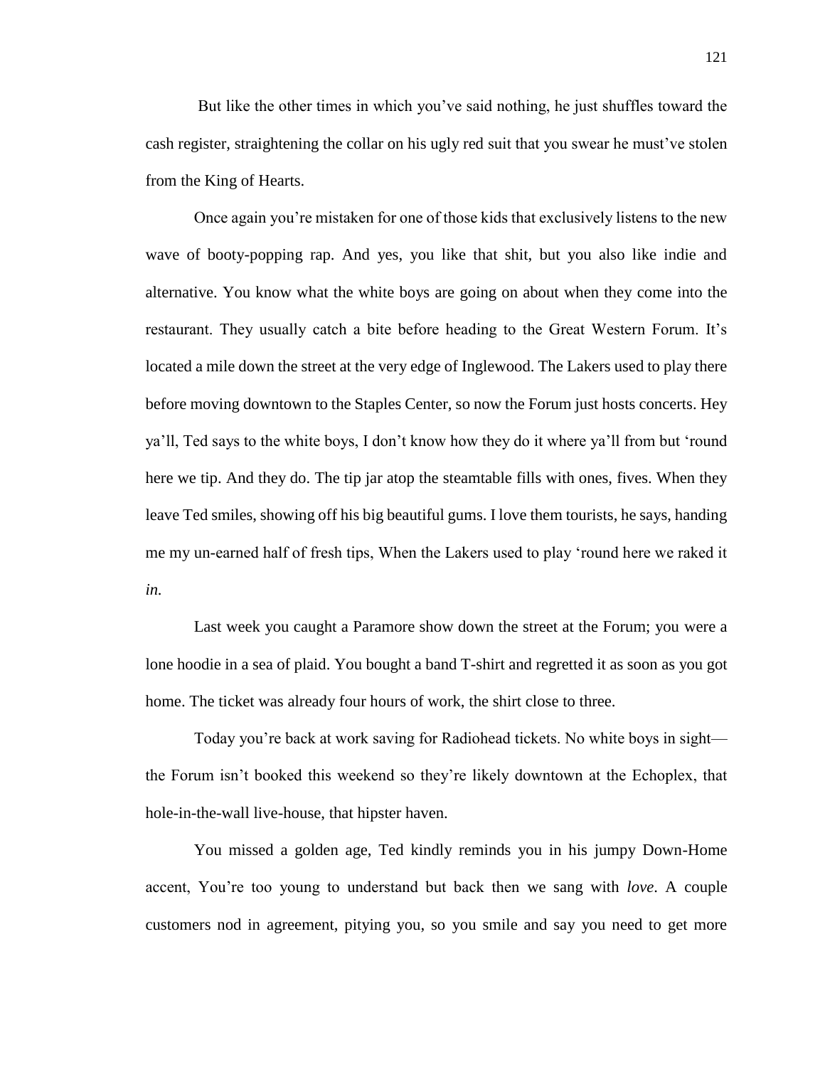But like the other times in which you've said nothing, he just shuffles toward the cash register, straightening the collar on his ugly red suit that you swear he must've stolen from the King of Hearts.

Once again you're mistaken for one of those kids that exclusively listens to the new wave of booty-popping rap. And yes, you like that shit, but you also like indie and alternative. You know what the white boys are going on about when they come into the restaurant. They usually catch a bite before heading to the Great Western Forum. It's located a mile down the street at the very edge of Inglewood. The Lakers used to play there before moving downtown to the Staples Center, so now the Forum just hosts concerts. Hey ya'll, Ted says to the white boys, I don't know how they do it where ya'll from but 'round here we tip. And they do. The tip jar atop the steamtable fills with ones, fives. When they leave Ted smiles, showing off his big beautiful gums. I love them tourists, he says, handing me my un-earned half of fresh tips, When the Lakers used to play 'round here we raked it *in.*

Last week you caught a Paramore show down the street at the Forum; you were a lone hoodie in a sea of plaid. You bought a band T-shirt and regretted it as soon as you got home. The ticket was already four hours of work, the shirt close to three.

Today you're back at work saving for Radiohead tickets. No white boys in sight—the Forum isn't booked this weekend so they're likely downtown at the Echoplex, that hole-in-the-wall live-house, that hipster haven.

You missed a golden age, Ted kindly reminds you in his jumpy Down-Home accent, You're too young to understand but back then we sang with *love*. A couple customers nod in agreement, pitying you, so you smile and say you need to get more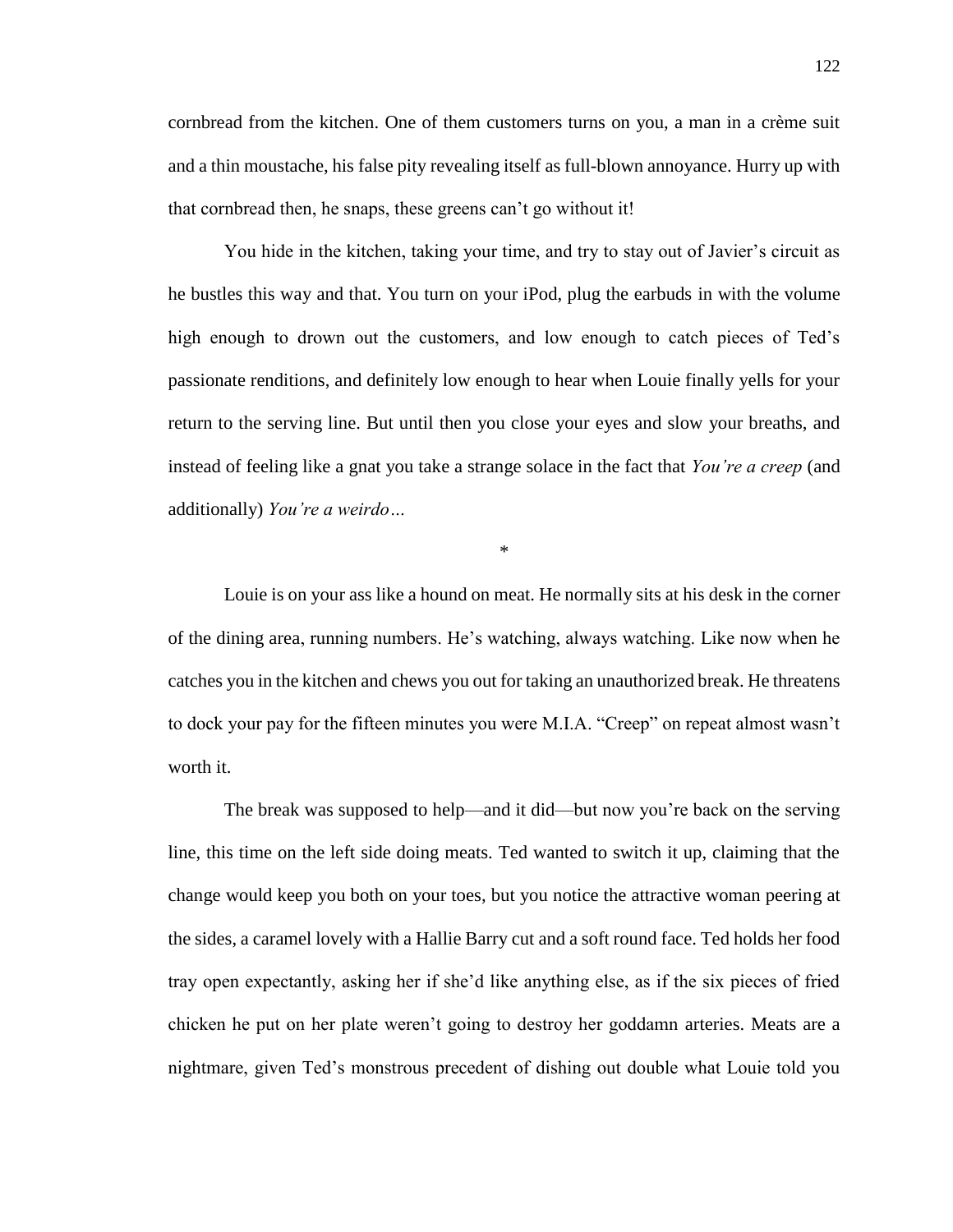cornbread from the kitchen. One of them customers turns on you, a man in a crème suit and a thin moustache, his false pity revealing itself as full-blown annoyance. Hurry up with that cornbread then, he snaps, these greens can't go without it!

You hide in the kitchen, taking your time, and try to stay out of Javier's circuit as he bustles this way and that. You turn on your iPod, plug the earbuds in with the volume high enough to drown out the customers, and low enough to catch pieces of Ted's passionate renditions, and definitely low enough to hear when Louie finally yells for your return to the serving line. But until then you close your eyes and slow your breaths, and instead of feeling like a gnat you take a strange solace in the fact that *You're a creep* (and additionally) *You're a weirdo…*

*

Louie is on your ass like a hound on meat. He normally sits at his desk in the corner of the dining area, running numbers. He's watching, always watching. Like now when he catches you in the kitchen and chews you out for taking an unauthorized break. He threatens to dock your pay for the fifteen minutes you were M.I.A. "Creep" on repeat almost wasn't worth it.

The break was supposed to help—and it did—but now you're back on the serving line, this time on the left side doing meats. Ted wanted to switch it up, claiming that the change would keep you both on your toes, but you notice the attractive woman peering at the sides, a caramel lovely with a Hallie Barry cut and a soft round face. Ted holds her food tray open expectantly, asking her if she'd like anything else, as if the six pieces of fried chicken he put on her plate weren't going to destroy her goddamn arteries. Meats are a nightmare, given Ted's monstrous precedent of dishing out double what Louie told you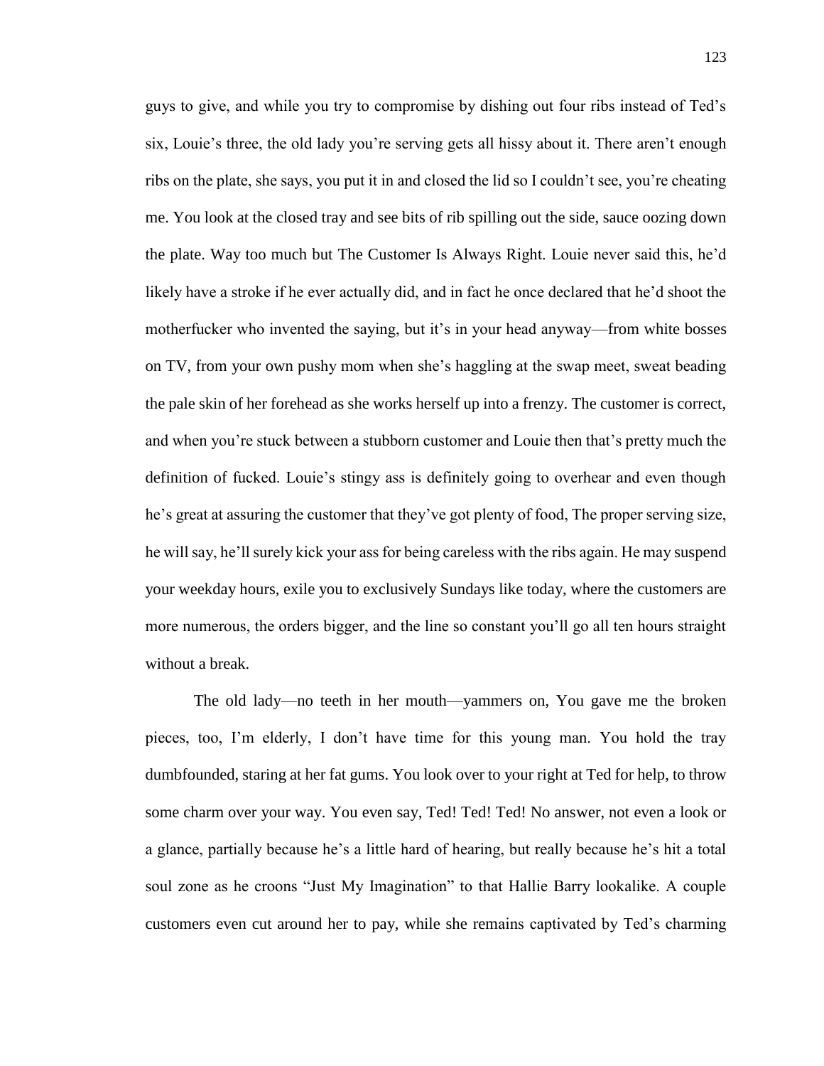guys to give, and while you try to compromise by dishing out four ribs instead of Ted's six, Louie's three, the old lady you're serving gets all hissy about it. There aren't enough ribs on the plate, she says, you put it in and closed the lid so I couldn't see, you're cheating me. You look at the closed tray and see bits of rib spilling out the side, sauce oozing down the plate. Way too much but The Customer Is Always Right. Louie never said this, he'd likely have a stroke if he ever actually did, and in fact he once declared that he'd shoot the motherfucker who invented the saying, but it's in your head anyway—from white bosses on TV, from your own pushy mom when she's haggling at the swap meet, sweat beading the pale skin of her forehead as she works herself up into a frenzy. The customer is correct, and when you're stuck between a stubborn customer and Louie then that's pretty much the definition of fucked. Louie's stingy ass is definitely going to overhear and even though he's great at assuring the customer that they've got plenty of food, The proper serving size, he will say, he'll surely kick your ass for being careless with the ribs again. He may suspend your weekday hours, exile you to exclusively Sundays like today, where the customers are more numerous, the orders bigger, and the line so constant you'll go all ten hours straight without a break.

The old lady—no teeth in her mouth—yammers on, You gave me the broken pieces, too, I'm elderly, I don't have time for this young man. You hold the tray dumbfounded, staring at her fat gums. You look over to your right at Ted for help, to throw some charm over your way. You even say, Ted! Ted! Ted! No answer, not even a look or a glance, partially because he's a little hard of hearing, but really because he's hit a total soul zone as he croons "Just My Imagination" to that Hallie Barry lookalike. A couple customers even cut around her to pay, while she remains captivated by Ted's charming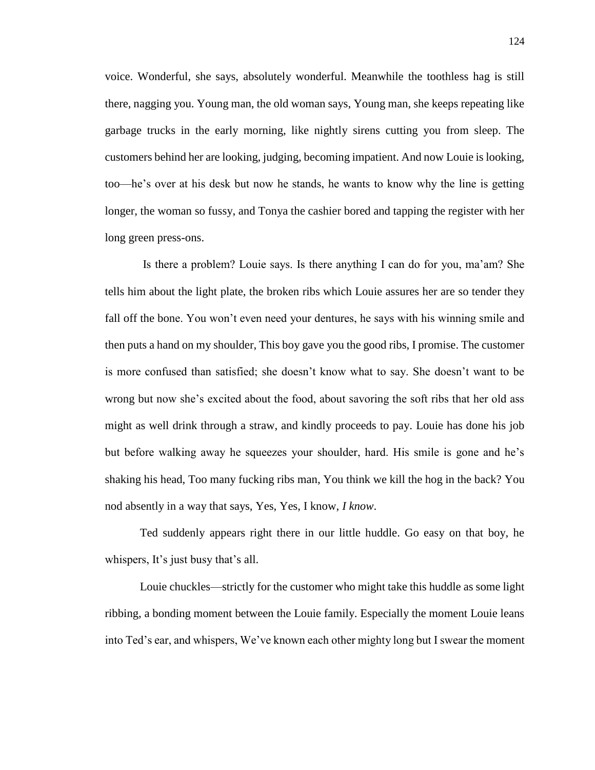voice. Wonderful, she says, absolutely wonderful. Meanwhile the toothless hag is still there, nagging you. Young man, the old woman says, Young man, she keeps repeating like garbage trucks in the early morning, like nightly sirens cutting you from sleep. The customers behind her are looking, judging, becoming impatient. And now Louie is looking, too—he's over at his desk but now he stands, he wants to know why the line is getting longer, the woman so fussy, and Tonya the cashier bored and tapping the register with her long green press-ons.

Is there a problem? Louie says. Is there anything I can do for you, ma'am? She tells him about the light plate, the broken ribs which Louie assures her are so tender they fall off the bone. You won't even need your dentures, he says with his winning smile and then puts a hand on my shoulder, This boy gave you the good ribs, I promise. The customer is more confused than satisfied; she doesn't know what to say. She doesn't want to be wrong but now she's excited about the food, about savoring the soft ribs that her old ass might as well drink through a straw, and kindly proceeds to pay. Louie has done his job but before walking away he squeezes your shoulder, hard. His smile is gone and he's shaking his head, Too many fucking ribs man, You think we kill the hog in the back? You nod absently in a way that says, Yes, Yes, I know, *I know*.

Ted suddenly appears right there in our little huddle. Go easy on that boy, he whispers, It's just busy that's all.

Louie chuckles—strictly for the customer who might take this huddle as some light ribbing, a bonding moment between the Louie family. Especially the moment Louie leans into Ted's ear, and whispers, We've known each other mighty long but I swear the moment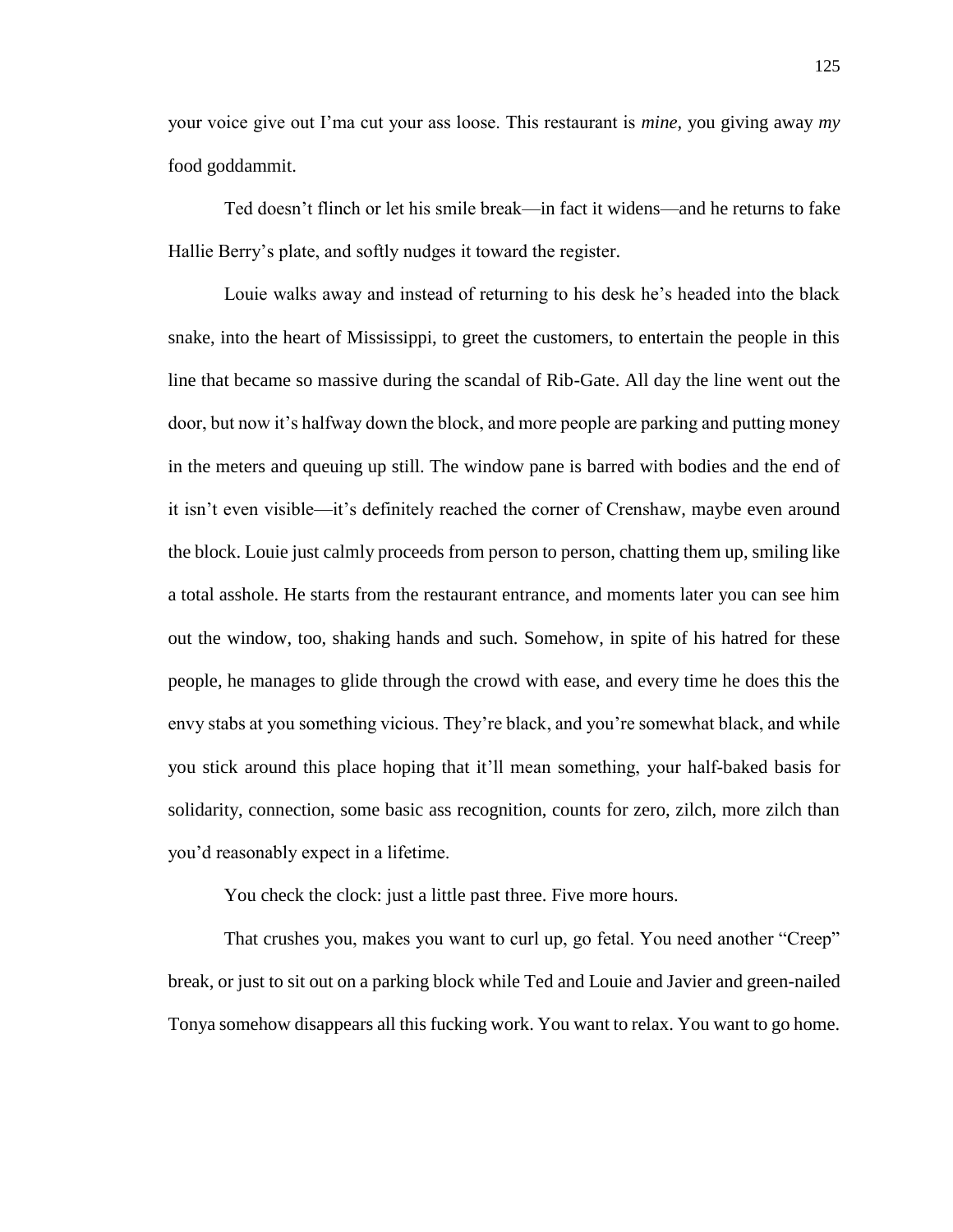your voice give out I'ma cut your ass loose. This restaurant is *mine*, you giving away *my* food goddammit.

Ted doesn't flinch or let his smile break—in fact it widens—and he returns to fake Hallie Berry's plate, and softly nudges it toward the register.

Louie walks away and instead of returning to his desk he's headed into the black snake, into the heart of Mississippi, to greet the customers, to entertain the people in this line that became so massive during the scandal of Rib-Gate. All day the line went out the door, but now it's halfway down the block, and more people are parking and putting money in the meters and queuing up still. The window pane is barred with bodies and the end of it isn't even visible—it's definitely reached the corner of Crenshaw, maybe even around the block. Louie just calmly proceeds from person to person, chatting them up, smiling like a total asshole. He starts from the restaurant entrance, and moments later you can see him out the window, too, shaking hands and such. Somehow, in spite of his hatred for these people, he manages to glide through the crowd with ease, and every time he does this the envy stabs at you something vicious. They're black, and you're somewhat black, and while you stick around this place hoping that it'll mean something, your half-baked basis for solidarity, connection, some basic ass recognition, counts for zero, zilch, more zilch than you'd reasonably expect in a lifetime.

You check the clock: just a little past three. Five more hours.

That crushes you, makes you want to curl up, go fetal. You need another "Creep" break, or just to sit out on a parking block while Ted and Louie and Javier and green-nailed Tonya somehow disappears all this fucking work. You want to relax. You want to go home.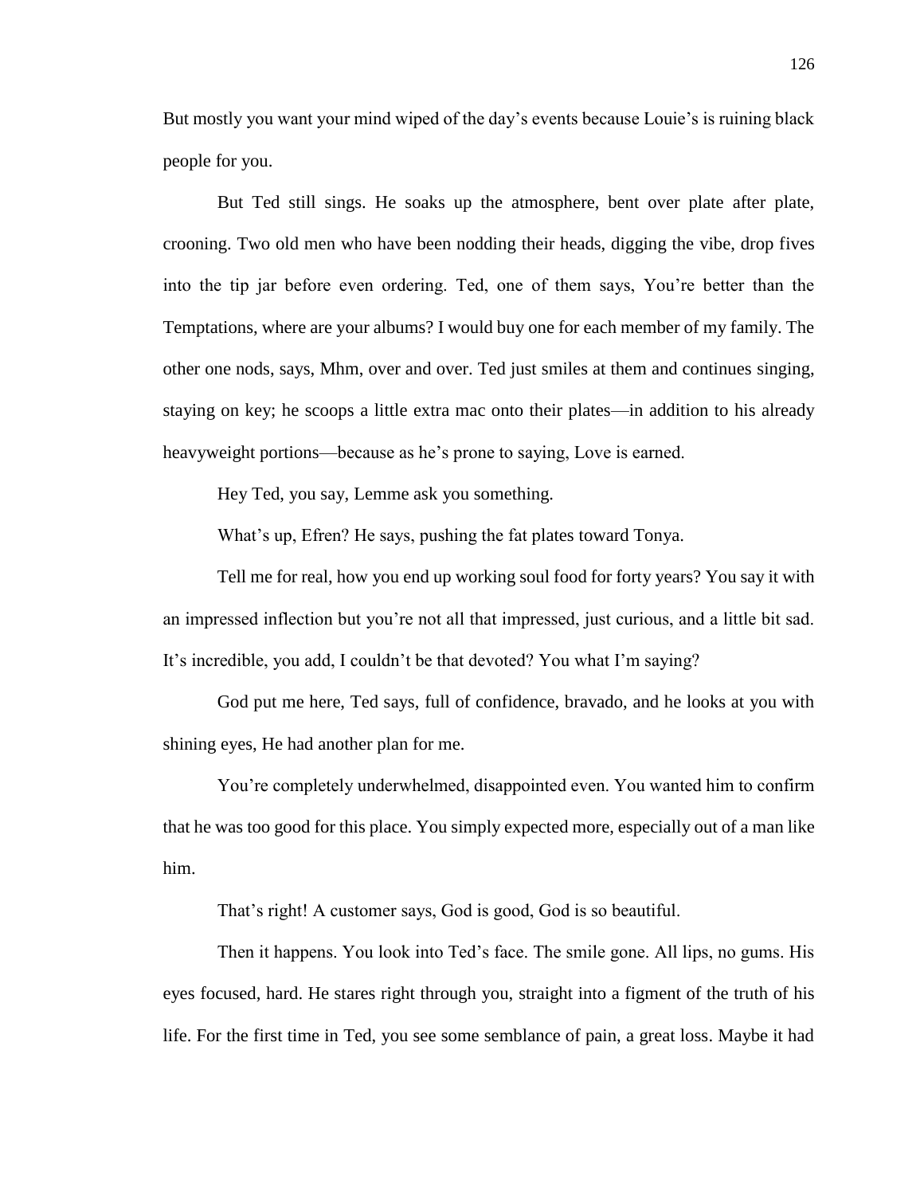But mostly you want your mind wiped of the day's events because Louie's is ruining black people for you.

But Ted still sings. He soaks up the atmosphere, bent over plate after plate, crooning. Two old men who have been nodding their heads, digging the vibe, drop fives into the tip jar before even ordering. Ted, one of them says, You're better than the Temptations, where are your albums? I would buy one for each member of my family. The other one nods, says, Mhm, over and over. Ted just smiles at them and continues singing, staying on key; he scoops a little extra mac onto their plates—in addition to his already heavyweight portions—because as he's prone to saying, Love is earned.

Hey Ted, you say, Lemme ask you something.

What's up, Efren? He says, pushing the fat plates toward Tonya.

Tell me for real, how you end up working soul food for forty years? You say it with an impressed inflection but you're not all that impressed, just curious, and a little bit sad. It's incredible, you add, I couldn't be that devoted? You what I'm saying?

God put me here, Ted says, full of confidence, bravado, and he looks at you with shining eyes, He had another plan for me.

You're completely underwhelmed, disappointed even. You wanted him to confirm that he was too good for this place. You simply expected more, especially out of a man like him.

That's right! A customer says, God is good, God is so beautiful.

Then it happens. You look into Ted's face. The smile gone. All lips, no gums. His eyes focused, hard. He stares right through you, straight into a figment of the truth of his life. For the first time in Ted, you see some semblance of pain, a great loss. Maybe it had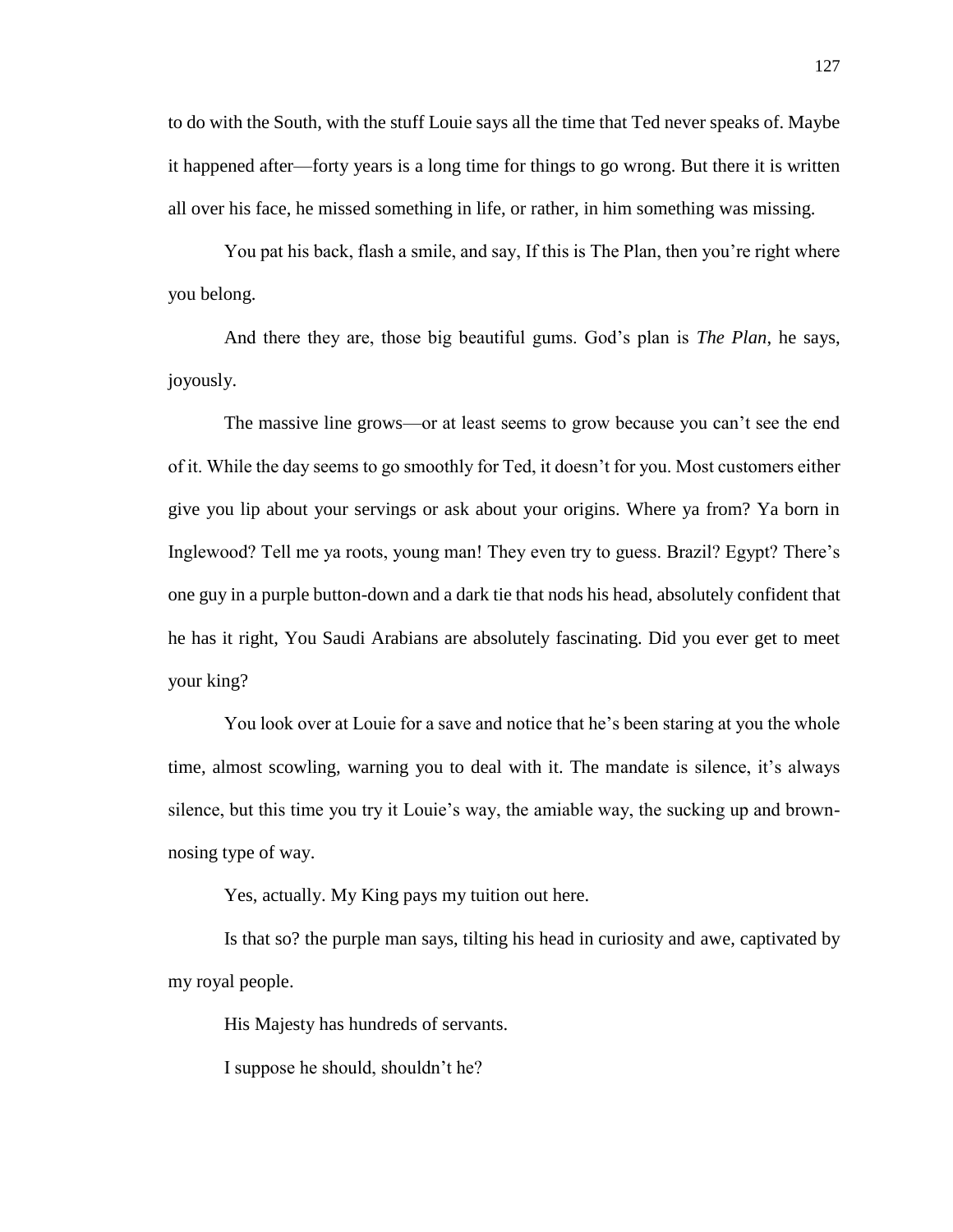to do with the South, with the stuff Louie says all the time that Ted never speaks of. Maybe it happened after—forty years is a long time for things to go wrong. But there it is written all over his face, he missed something in life, or rather, in him something was missing.

You pat his back, flash a smile, and say, If this is The Plan, then you're right where you belong.

And there they are, those big beautiful gums. God's plan is *The Plan*, he says, joyously.

The massive line grows—or at least seems to grow because you can't see the end of it. While the day seems to go smoothly for Ted, it doesn't for you. Most customers either give you lip about your servings or ask about your origins. Where ya from? Ya born in Inglewood? Tell me ya roots, young man! They even try to guess. Brazil? Egypt? There's one guy in a purple button-down and a dark tie that nods his head, absolutely confident that he has it right, You Saudi Arabians are absolutely fascinating. Did you ever get to meet your king?

You look over at Louie for a save and notice that he's been staring at you the whole time, almost scowling, warning you to deal with it. The mandate is silence, it's always silence, but this time you try it Louie's way, the amiable way, the sucking up and brown-nosing type of way.

Yes, actually. My King pays my tuition out here.

Is that so? the purple man says, tilting his head in curiosity and awe, captivated by my royal people.

His Majesty has hundreds of servants.

I suppose he should, shouldn't he?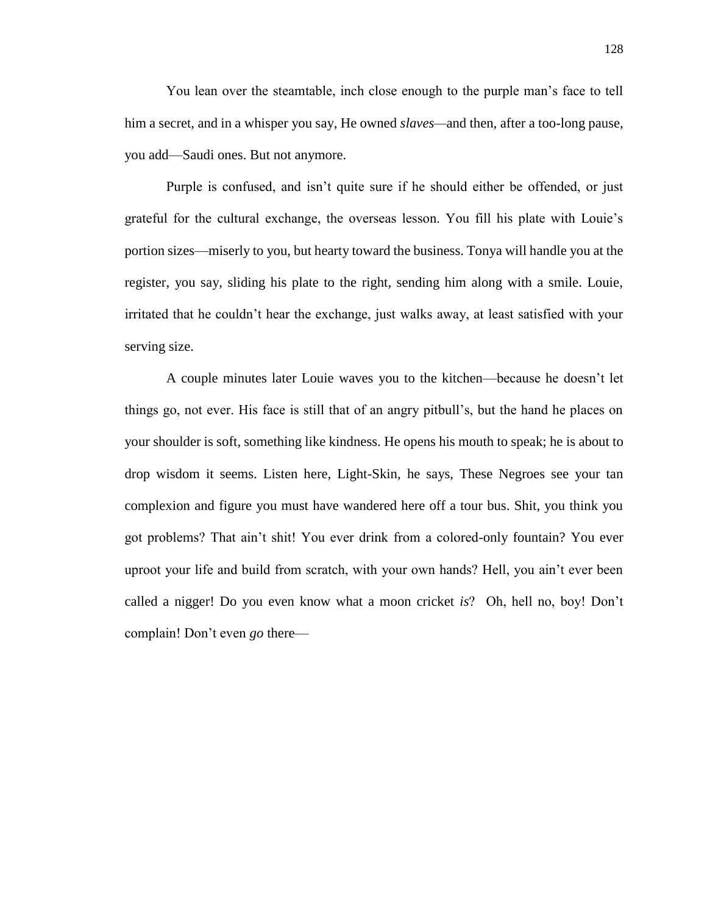You lean over the steamtable, inch close enough to the purple man's face to tell him a secret, and in a whisper you say, He owned *slaves*—and then, after a too-long pause, you add—Saudi ones. But not anymore.

Purple is confused, and isn't quite sure if he should either be offended, or just grateful for the cultural exchange, the overseas lesson. You fill his plate with Louie's portion sizes—miserly to you, but hearty toward the business. Tonya will handle you at the register, you say, sliding his plate to the right, sending him along with a smile. Louie, irritated that he couldn't hear the exchange, just walks away, at least satisfied with your serving size.

A couple minutes later Louie waves you to the kitchen—because he doesn't let things go, not ever. His face is still that of an angry pitbull's, but the hand he places on your shoulder is soft, something like kindness. He opens his mouth to speak; he is about to drop wisdom it seems. Listen here, Light-Skin, he says, These Negroes see your tan complexion and figure you must have wandered here off a tour bus. Shit, you think you got problems? That ain't shit! You ever drink from a colored-only fountain? You ever uproot your life and build from scratch, with your own hands? Hell, you ain't ever been called a nigger! Do you even know what a moon cricket *is*? Oh, hell no, boy! Don't complain! Don't even *go* there—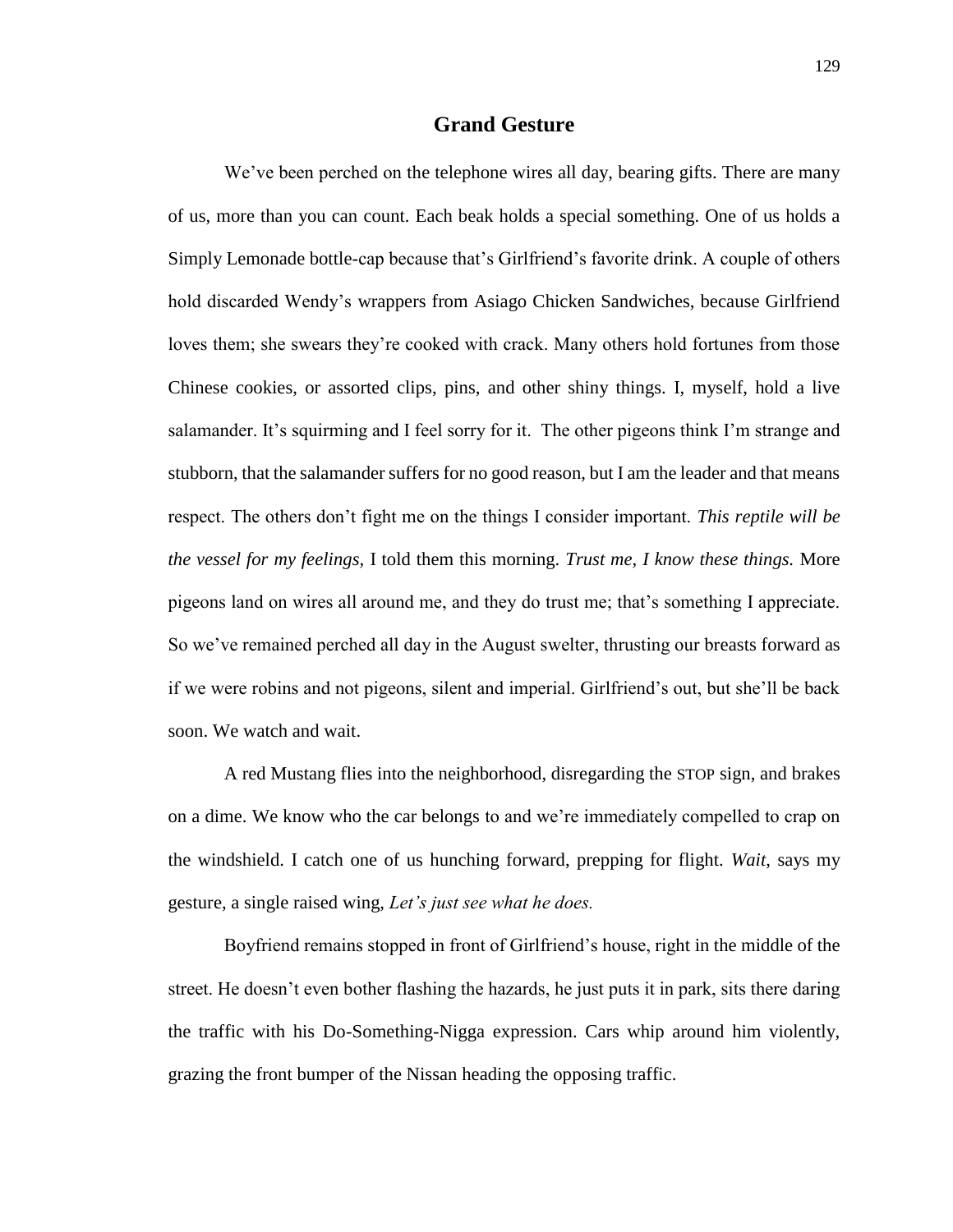## Grand Gesture

We've been perched on the telephone wires all day, bearing gifts. There are many of us, more than you can count. Each beak holds a special something. One of us holds a Simply Lemonade bottle-cap because that's Girlfriend's favorite drink. A couple of others hold discarded Wendy's wrappers from Asiago Chicken Sandwiches, because Girlfriend loves them; she swears they're cooked with crack. Many others hold fortunes from those Chinese cookies, or assorted clips, pins, and other shiny things. I, myself, hold a live salamander. It's squirming and I feel sorry for it. The other pigeons think I'm strange and stubborn, that the salamander suffers for no good reason, but I am the leader and that means respect. The others don't fight me on the things I consider important. *This reptile will be the vessel for my feelings,* I told them this morning. *Trust me, I know these things.* More pigeons land on wires all around me, and they do trust me; that's something I appreciate. So we've remained perched all day in the August swelter, thrusting our breasts forward as if we were robins and not pigeons, silent and imperial. Girlfriend's out, but she'll be back soon. We watch and wait.

A red Mustang flies into the neighborhood, disregarding the STOP sign, and brakes on a dime. We know who the car belongs to and we're immediately compelled to crap on the windshield. I catch one of us hunching forward, prepping for flight. *Wait*, says my gesture, a single raised wing, *Let's just see what he does.*

Boyfriend remains stopped in front of Girlfriend's house, right in the middle of the street. He doesn't even bother flashing the hazards, he just puts it in park, sits there daring the traffic with his Do-Something-Nigga expression. Cars whip around him violently, grazing the front bumper of the Nissan heading the opposing traffic.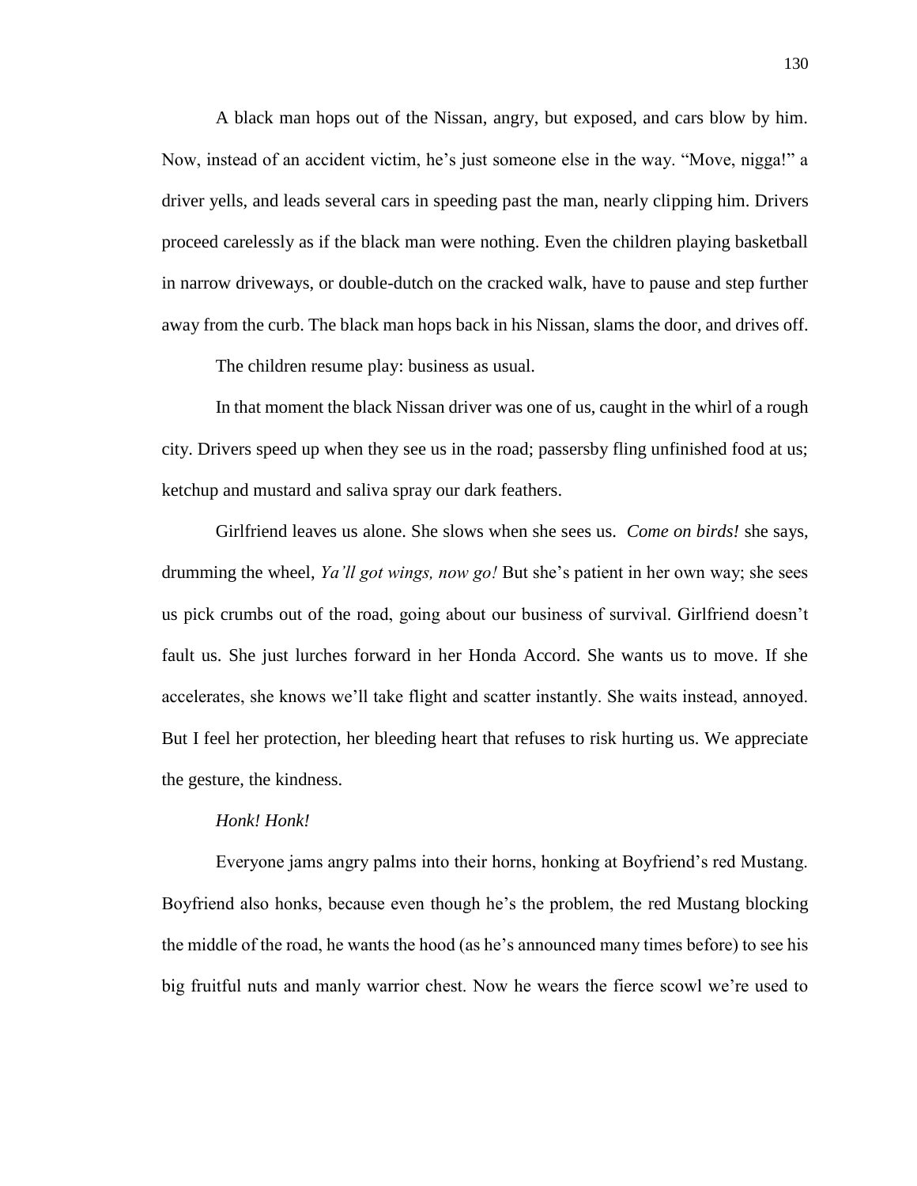A black man hops out of the Nissan, angry, but exposed, and cars blow by him. Now, instead of an accident victim, he's just someone else in the way. "Move, nigga!" a driver yells, and leads several cars in speeding past the man, nearly clipping him. Drivers proceed carelessly as if the black man were nothing. Even the children playing basketball in narrow driveways, or double-dutch on the cracked walk, have to pause and step further away from the curb. The black man hops back in his Nissan, slams the door, and drives off.

The children resume play: business as usual.

In that moment the black Nissan driver was one of us, caught in the whirl of a rough city. Drivers speed up when they see us in the road; passersby fling unfinished food at us; ketchup and mustard and saliva spray our dark feathers.

Girlfriend leaves us alone. She slows when she sees us. *Come on birds!* she says, drumming the wheel, *Ya'll got wings, now go!* But she's patient in her own way; she sees us pick crumbs out of the road, going about our business of survival. Girlfriend doesn't fault us. She just lurches forward in her Honda Accord. She wants us to move. If she accelerates, she knows we'll take flight and scatter instantly. She waits instead, annoyed. But I feel her protection, her bleeding heart that refuses to risk hurting us. We appreciate the gesture, the kindness.

*Honk! Honk!*

Everyone jams angry palms into their horns, honking at Boyfriend's red Mustang. Boyfriend also honks, because even though he's the problem, the red Mustang blocking the middle of the road, he wants the hood (as he's announced many times before) to see his big fruitful nuts and manly warrior chest. Now he wears the fierce scowl we're used to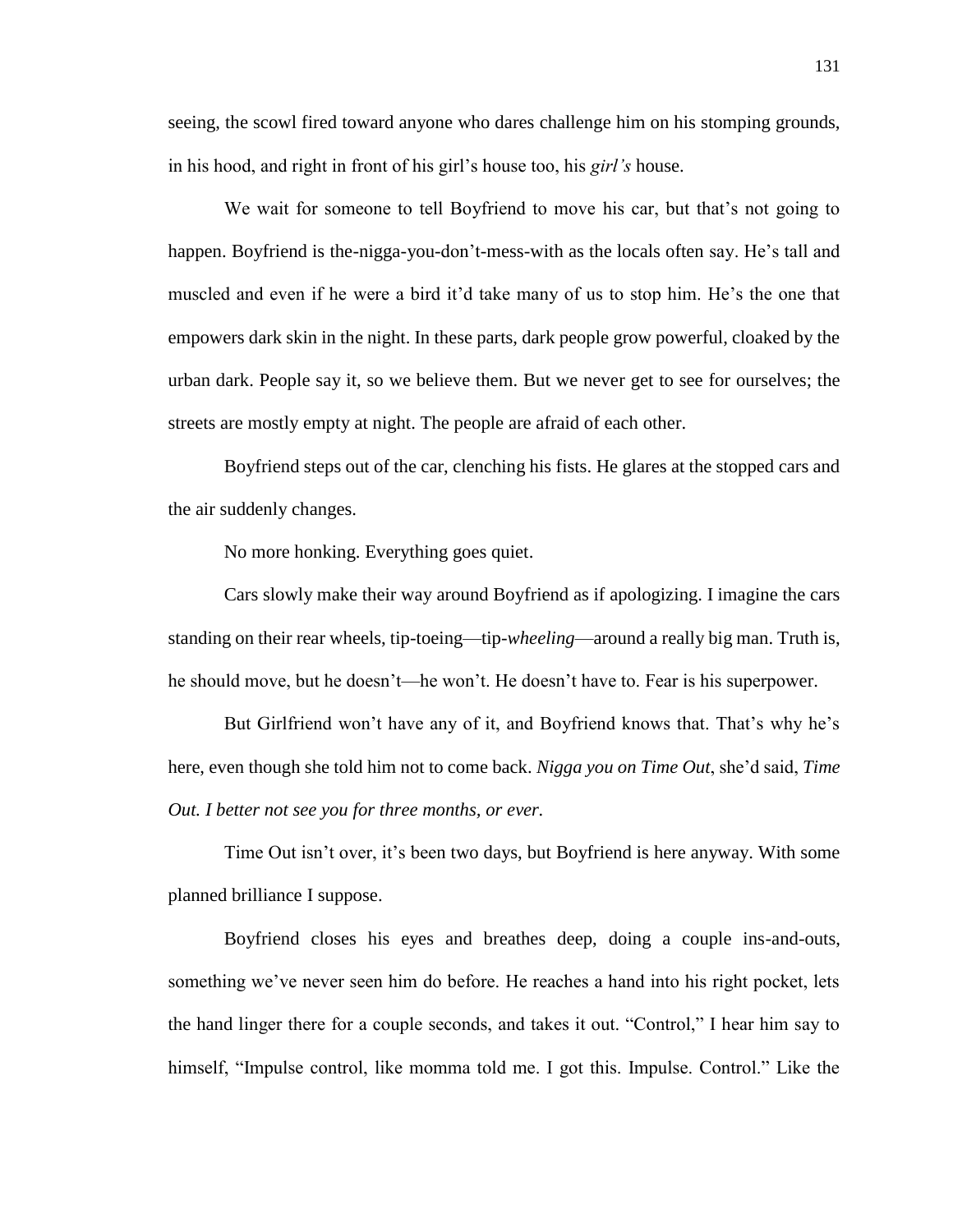seeing, the scowl fired toward anyone who dares challenge him on his stomping grounds, in his hood, and right in front of his girl's house too, his *girl's* house.

We wait for someone to tell Boyfriend to move his car, but that's not going to happen. Boyfriend is the-nigga-you-don't-mess-with as the locals often say. He's tall and muscled and even if he were a bird it'd take many of us to stop him. He's the one that empowers dark skin in the night. In these parts, dark people grow powerful, cloaked by the urban dark. People say it, so we believe them. But we never get to see for ourselves; the streets are mostly empty at night. The people are afraid of each other.

Boyfriend steps out of the car, clenching his fists. He glares at the stopped cars and the air suddenly changes.

No more honking. Everything goes quiet.

Cars slowly make their way around Boyfriend as if apologizing. I imagine the cars standing on their rear wheels, tip-toeing—tip-*wheeling*—around a really big man. Truth is, he should move, but he doesn't—he won't. He doesn't have to. Fear is his superpower.

But Girlfriend won't have any of it, and Boyfriend knows that. That's why he's here, even though she told him not to come back. *Nigga you on Time Out*, she'd said, *Time Out. I better not see you for three months, or ever.*

Time Out isn't over, it's been two days, but Boyfriend is here anyway. With some planned brilliance I suppose.

Boyfriend closes his eyes and breathes deep, doing a couple ins-and-outs, something we've never seen him do before. He reaches a hand into his right pocket, lets the hand linger there for a couple seconds, and takes it out. "Control," I hear him say to himself, "Impulse control, like momma told me. I got this. Impulse. Control." Like the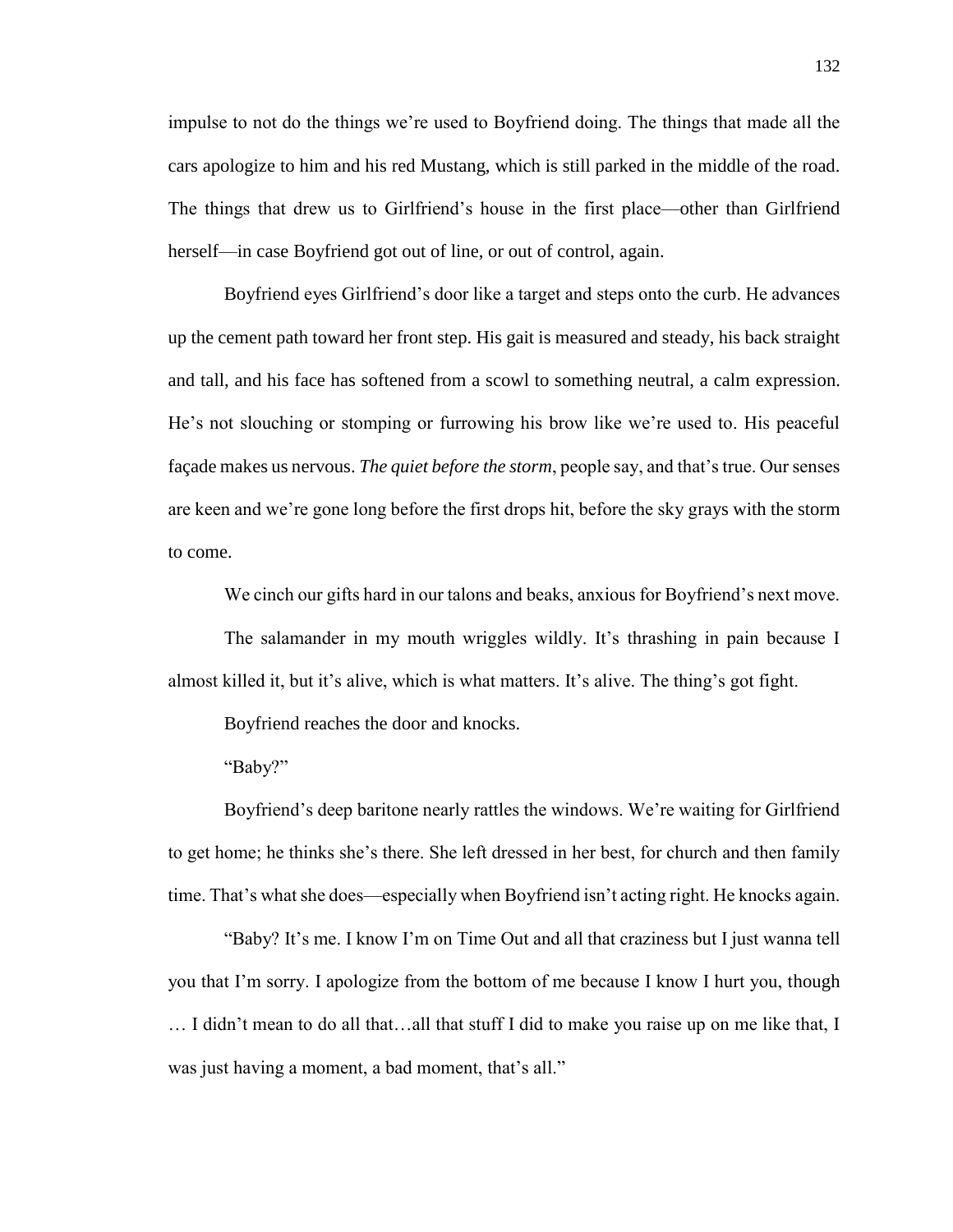impulse to not do the things we're used to Boyfriend doing. The things that made all the cars apologize to him and his red Mustang, which is still parked in the middle of the road. The things that drew us to Girlfriend's house in the first place—other than Girlfriend herself—in case Boyfriend got out of line, or out of control, again.

Boyfriend eyes Girlfriend's door like a target and steps onto the curb. He advances up the cement path toward her front step. His gait is measured and steady, his back straight and tall, and his face has softened from a scowl to something neutral, a calm expression. He's not slouching or stomping or furrowing his brow like we're used to. His peaceful façade makes us nervous. *The quiet before the storm*, people say, and that's true. Our senses are keen and we're gone long before the first drops hit, before the sky grays with the storm to come.

We cinch our gifts hard in our talons and beaks, anxious for Boyfriend's next move.

The salamander in my mouth wriggles wildly. It's thrashing in pain because I almost killed it, but it's alive, which is what matters. It's alive. The thing's got fight.

Boyfriend reaches the door and knocks.

"Baby?"

Boyfriend's deep baritone nearly rattles the windows. We're waiting for Girlfriend to get home; he thinks she's there. She left dressed in her best, for church and then family time. That's what she does—especially when Boyfriend isn't acting right. He knocks again.

"Baby? It's me. I know I'm on Time Out and all that craziness but I just wanna tell you that I'm sorry. I apologize from the bottom of me because I know I hurt you, though … I didn't mean to do all that…all that stuff I did to make you raise up on me like that, I was just having a moment, a bad moment, that's all."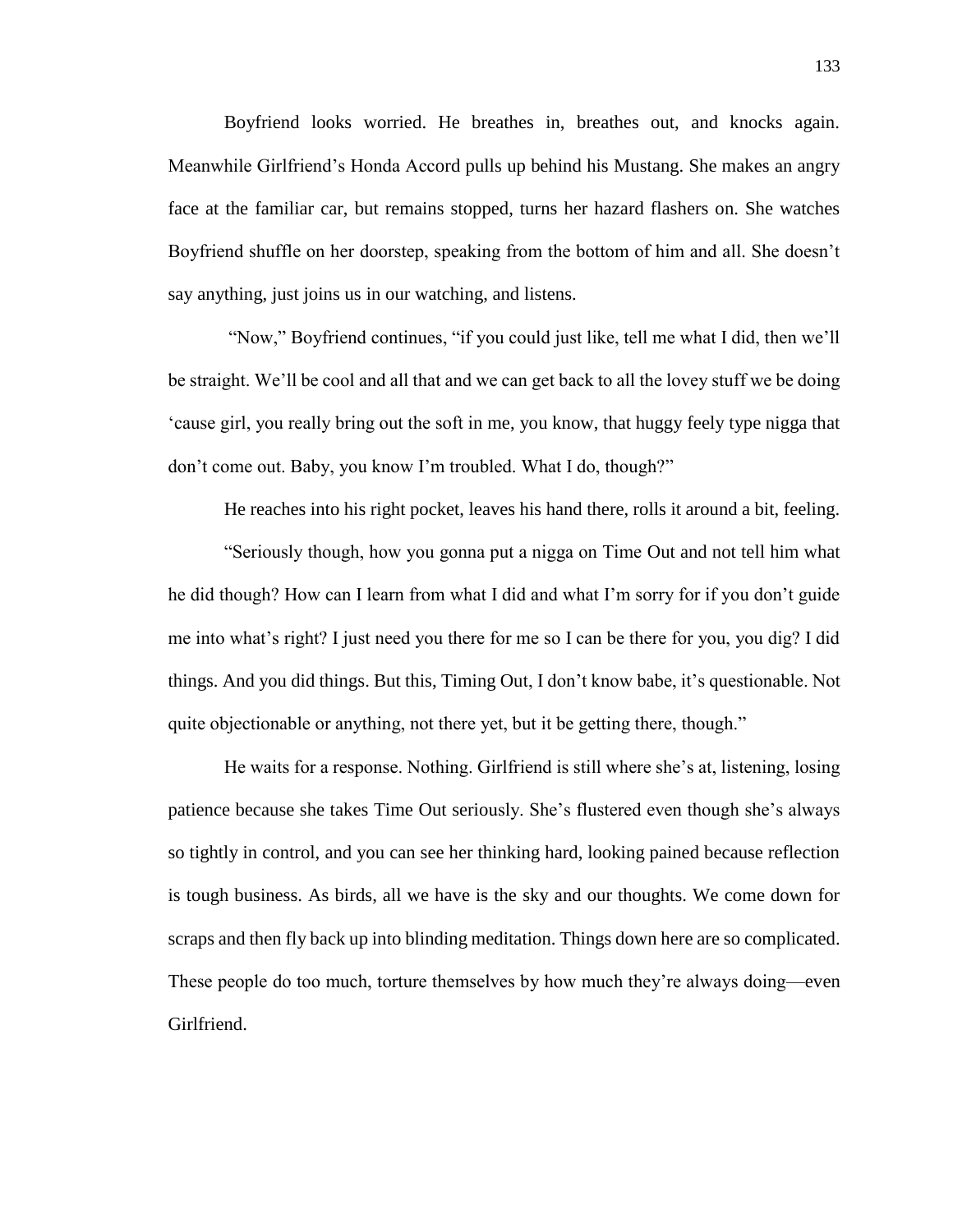Boyfriend looks worried. He breathes in, breathes out, and knocks again. Meanwhile Girlfriend's Honda Accord pulls up behind his Mustang. She makes an angry face at the familiar car, but remains stopped, turns her hazard flashers on. She watches Boyfriend shuffle on her doorstep, speaking from the bottom of him and all. She doesn't say anything, just joins us in our watching, and listens.

"Now," Boyfriend continues, "if you could just like, tell me what I did, then we'll be straight. We'll be cool and all that and we can get back to all the lovey stuff we be doing 'cause girl, you really bring out the soft in me, you know, that huggy feely type nigga that don't come out. Baby, you know I'm troubled. What I do, though?"

He reaches into his right pocket, leaves his hand there, rolls it around a bit, feeling.

"Seriously though, how you gonna put a nigga on Time Out and not tell him what he did though? How can I learn from what I did and what I'm sorry for if you don't guide me into what's right? I just need you there for me so I can be there for you, you dig? I did things. And you did things. But this, Timing Out, I don't know babe, it's questionable. Not quite objectionable or anything, not there yet, but it be getting there, though."

He waits for a response. Nothing. Girlfriend is still where she's at, listening, losing patience because she takes Time Out seriously. She's flustered even though she's always so tightly in control, and you can see her thinking hard, looking pained because reflection is tough business. As birds, all we have is the sky and our thoughts. We come down for scraps and then fly back up into blinding meditation. Things down here are so complicated. These people do too much, torture themselves by how much they're always doing—even Girlfriend.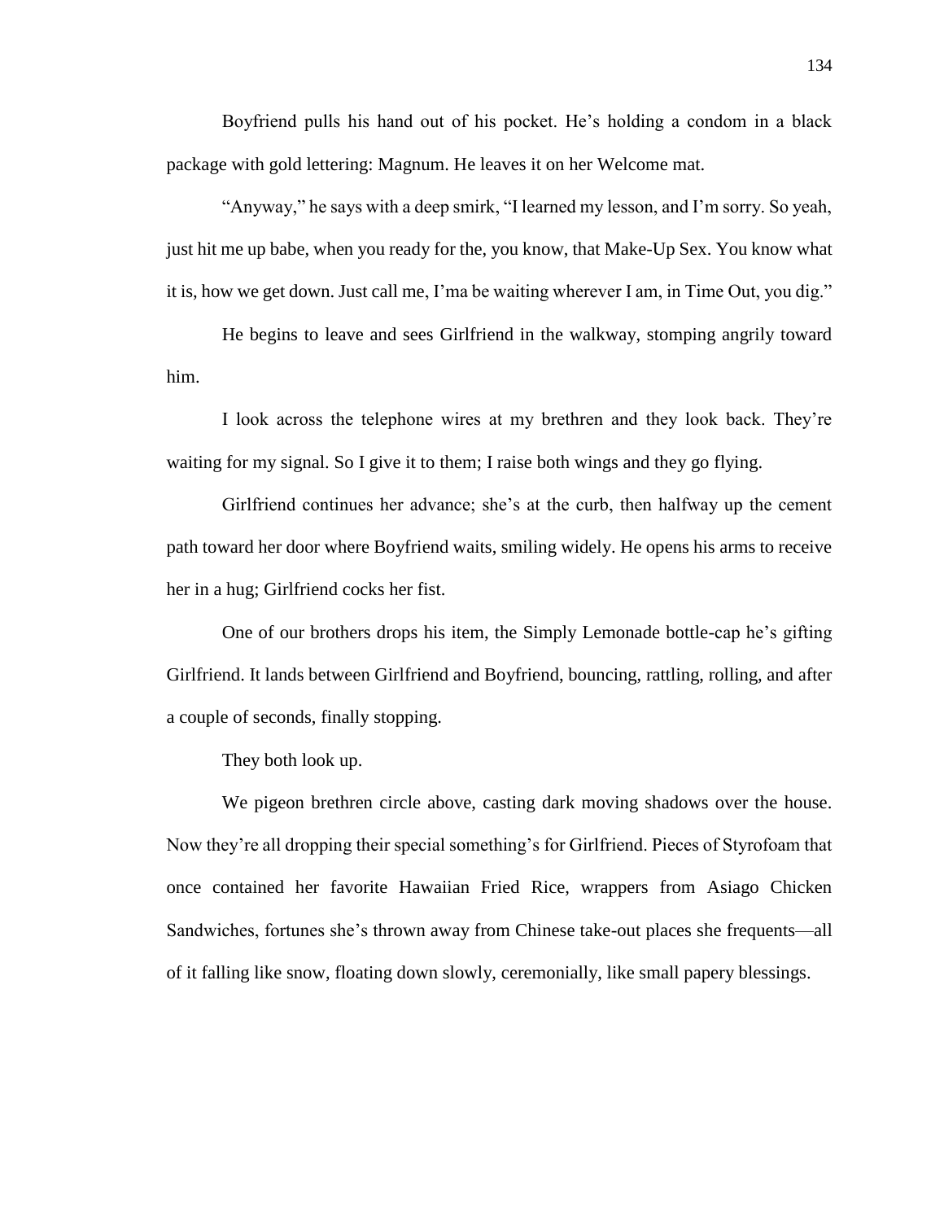Boyfriend pulls his hand out of his pocket. He's holding a condom in a black package with gold lettering: Magnum. He leaves it on her Welcome mat.

"Anyway," he says with a deep smirk, "I learned my lesson, and I'm sorry. So yeah, just hit me up babe, when you ready for the, you know, that Make-Up Sex. You know what it is, how we get down. Just call me, I'ma be waiting wherever I am, in Time Out, you dig."

He begins to leave and sees Girlfriend in the walkway, stomping angrily toward him.

I look across the telephone wires at my brethren and they look back. They're waiting for my signal. So I give it to them; I raise both wings and they go flying.

Girlfriend continues her advance; she's at the curb, then halfway up the cement path toward her door where Boyfriend waits, smiling widely. He opens his arms to receive her in a hug; Girlfriend cocks her fist.

One of our brothers drops his item, the Simply Lemonade bottle-cap he's gifting Girlfriend. It lands between Girlfriend and Boyfriend, bouncing, rattling, rolling, and after a couple of seconds, finally stopping.

They both look up.

We pigeon brethren circle above, casting dark moving shadows over the house. Now they're all dropping their special something's for Girlfriend. Pieces of Styrofoam that once contained her favorite Hawaiian Fried Rice, wrappers from Asiago Chicken Sandwiches, fortunes she's thrown away from Chinese take-out places she frequents—all of it falling like snow, floating down slowly, ceremonially, like small papery blessings.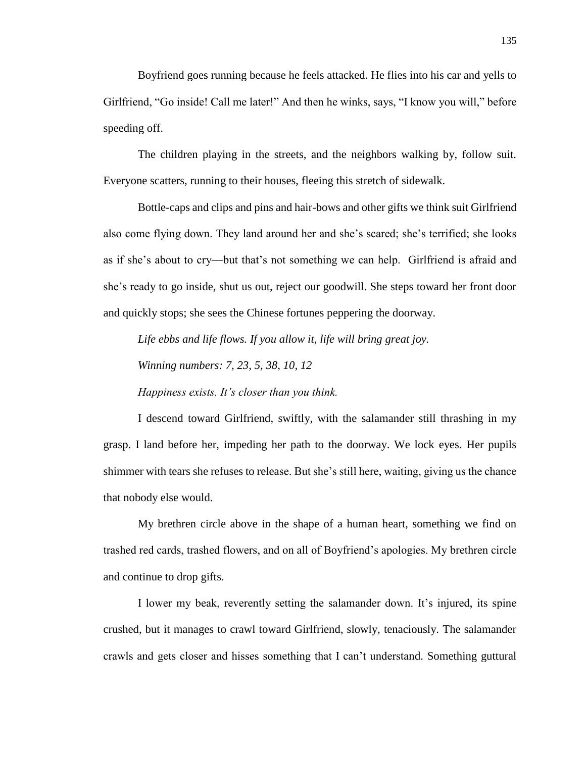Boyfriend goes running because he feels attacked. He flies into his car and yells to Girlfriend, "Go inside! Call me later!" And then he winks, says, "I know you will," before speeding off.

The children playing in the streets, and the neighbors walking by, follow suit. Everyone scatters, running to their houses, fleeing this stretch of sidewalk.

Bottle-caps and clips and pins and hair-bows and other gifts we think suit Girlfriend also come flying down. They land around her and she's scared; she's terrified; she looks as if she's about to cry—but that's not something we can help. Girlfriend is afraid and she's ready to go inside, shut us out, reject our goodwill. She steps toward her front door and quickly stops; she sees the Chinese fortunes peppering the doorway.

*Life ebbs and life flows. If you allow it, life will bring great joy.*

*Winning numbers: 7, 23, 5, 38, 10, 12*

*Happiness exists. It's closer than you think.*

I descend toward Girlfriend, swiftly, with the salamander still thrashing in my grasp. I land before her, impeding her path to the doorway. We lock eyes. Her pupils shimmer with tears she refuses to release. But she's still here, waiting, giving us the chance that nobody else would.

My brethren circle above in the shape of a human heart, something we find on trashed red cards, trashed flowers, and on all of Boyfriend's apologies. My brethren circle and continue to drop gifts.

I lower my beak, reverently setting the salamander down. It's injured, its spine crushed, but it manages to crawl toward Girlfriend, slowly, tenaciously. The salamander crawls and gets closer and hisses something that I can't understand. Something guttural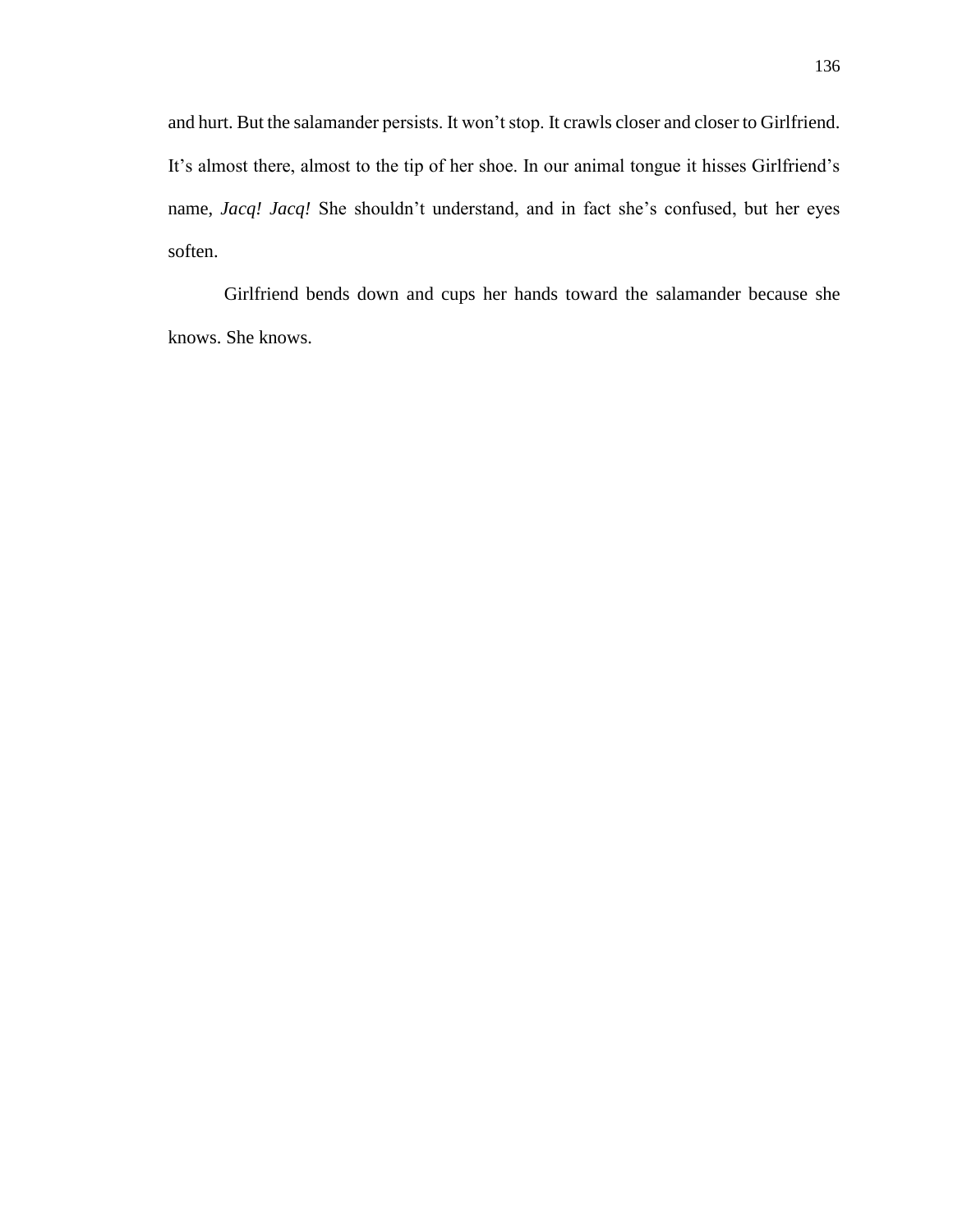and hurt. But the salamander persists. It won't stop. It crawls closer and closer to Girlfriend. It's almost there, almost to the tip of her shoe. In our animal tongue it hisses Girlfriend's name, *Jacq! Jacq!* She shouldn't understand, and in fact she's confused, but her eyes soften.

Girlfriend bends down and cups her hands toward the salamander because she knows. She knows.